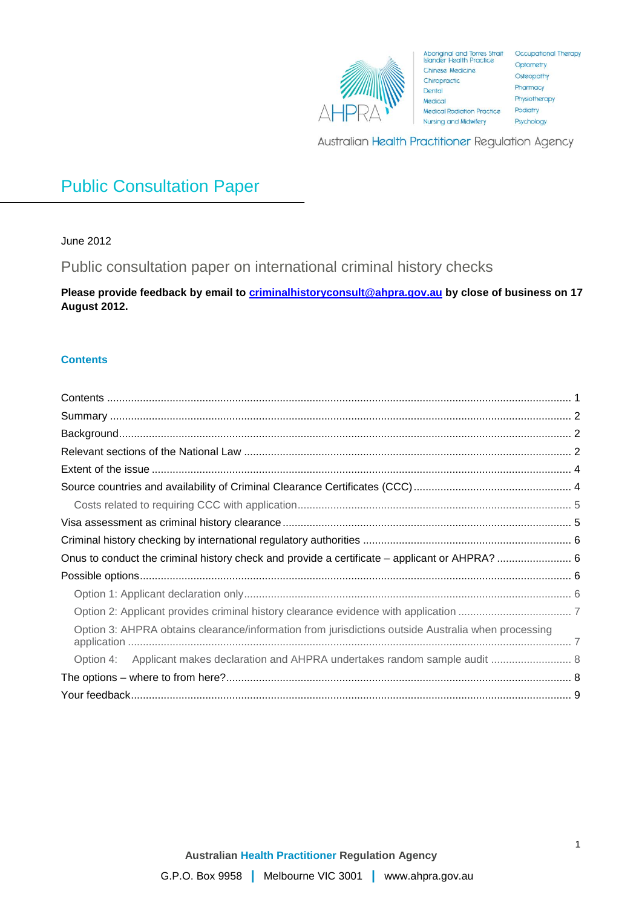AHPRA

Aboriginal and Torres Strait Islander Health Practice
Chinese Medicine
Chiropractic
Dental
Medical
Medical Radiation Practice
Nursing and Midwifery
Occupational Therapy
Optometry
Osteopathy
Pharmacy
Physiotherapy
Podiatry
Psychology

Australian Health Practitioner Regulation Agency

# Public Consultation Paper

June 2012

## Public consultation paper on international criminal history checks

**Please provide feedback by email to criminalhistoryconsult@ahpra.gov.au by close of business on 17 August 2012.**

### Contents

Contents ........................................................................ 1
Summary ........................................................................ 2
Background ........................................................................ 2
Relevant sections of the National Law ........................................................................ 2
Extent of the issue ........................................................................ 4
Source countries and availability of Criminal Clearance Certificates (CCC) ........................................................................ 4
  Costs related to requiring CCC with application ........................................................................ 5
Visa assessment as criminal history clearance ........................................................................ 5
Criminal history checking by international regulatory authorities ........................................................................ 6
Onus to conduct the criminal history check and provide a certificate – applicant or AHPRA? ........................................................................ 6
Possible options ........................................................................ 6
  Option 1: Applicant declaration only ........................................................................ 6
  Option 2: Applicant provides criminal history clearance evidence with application ........................................................................ 7
  Option 3: AHPRA obtains clearance/information from jurisdictions outside Australia when processing application ........................................................................ 7
  Option 4: Applicant makes declaration and AHPRA undertakes random sample audit ........................................................................ 8
The options – where to from here? ........................................................................ 8
Your feedback ........................................................................ 9

Australian Health Practitioner Regulation Agency

G.P.O. Box 9958 | Melbourne VIC 3001 | www.ahpra.gov.au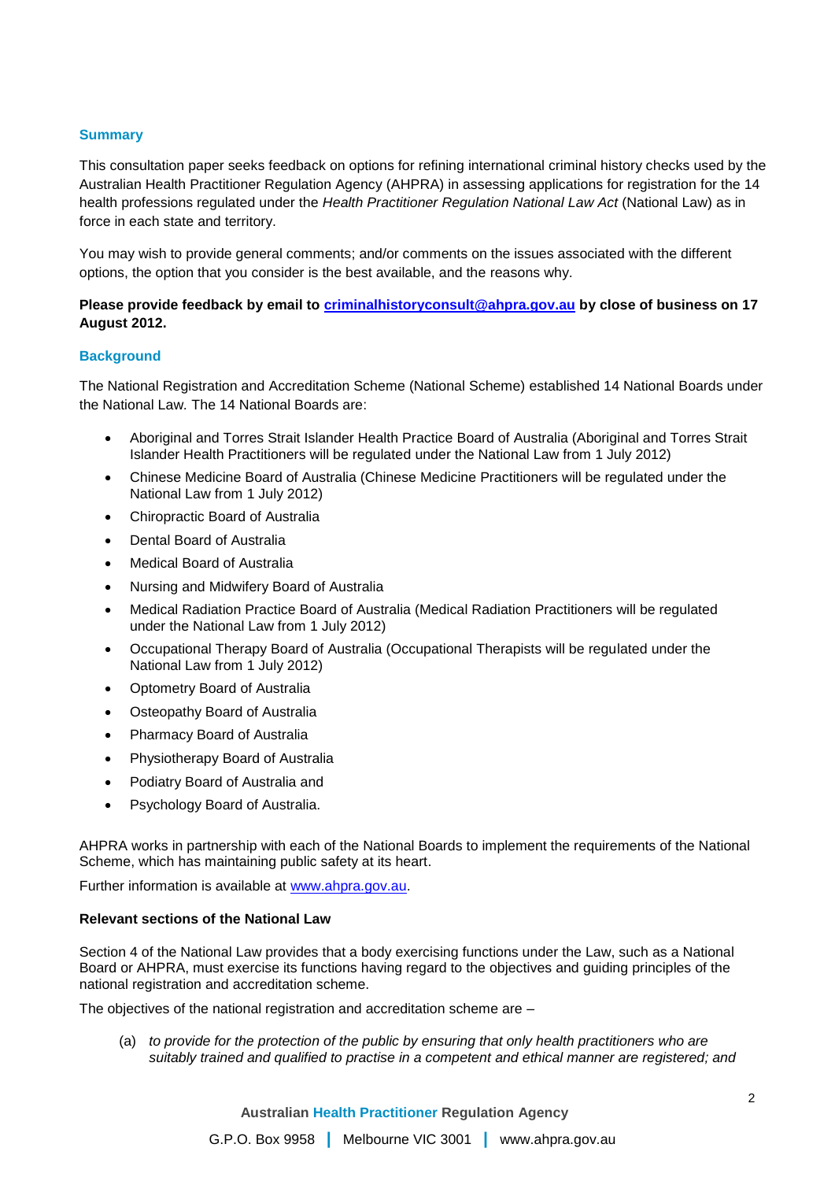## Summary

This consultation paper seeks feedback on options for refining international criminal history checks used by the Australian Health Practitioner Regulation Agency (AHPRA) in assessing applications for registration for the 14 health professions regulated under the *Health Practitioner Regulation National Law Act* (National Law) as in force in each state and territory.

You may wish to provide general comments; and/or comments on the issues associated with the different options, the option that you consider is the best available, and the reasons why.

**Please provide feedback by email to [criminalhistoryconsult@ahpra.gov.au](mailto:criminalhistoryconsult@ahpra.gov.au) by close of business on 17 August 2012.**

## Background

The National Registration and Accreditation Scheme (National Scheme) established 14 National Boards under the National Law. The 14 National Boards are:

- Aboriginal and Torres Strait Islander Health Practice Board of Australia (Aboriginal and Torres Strait Islander Health Practitioners will be regulated under the National Law from 1 July 2012)
- Chinese Medicine Board of Australia (Chinese Medicine Practitioners will be regulated under the National Law from 1 July 2012)
- Chiropractic Board of Australia
- Dental Board of Australia
- Medical Board of Australia
- Nursing and Midwifery Board of Australia
- Medical Radiation Practice Board of Australia (Medical Radiation Practitioners will be regulated under the National Law from 1 July 2012)
- Occupational Therapy Board of Australia (Occupational Therapists will be regulated under the National Law from 1 July 2012)
- Optometry Board of Australia
- Osteopathy Board of Australia
- Pharmacy Board of Australia
- Physiotherapy Board of Australia
- Podiatry Board of Australia and
- Psychology Board of Australia.

AHPRA works in partnership with each of the National Boards to implement the requirements of the National Scheme, which has maintaining public safety at its heart.

Further information is available at [www.ahpra.gov.au](http://www.ahpra.gov.au).

### Relevant sections of the National Law

Section 4 of the National Law provides that a body exercising functions under the Law, such as a National Board or AHPRA, must exercise its functions having regard to the objectives and guiding principles of the national registration and accreditation scheme.

The objectives of the national registration and accreditation scheme are –

(a) *to provide for the protection of the public by ensuring that only health practitioners who are suitably trained and qualified to practise in a competent and ethical manner are registered; and*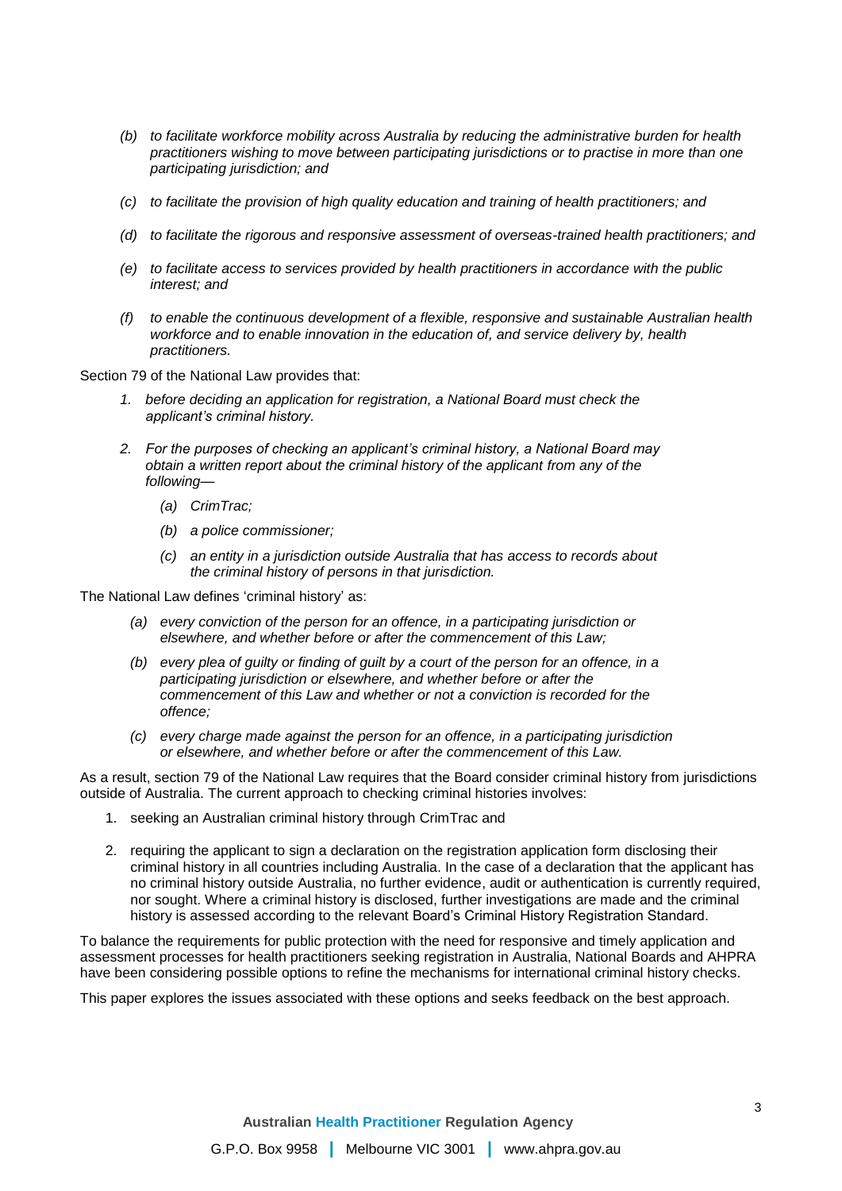- *(b) to facilitate workforce mobility across Australia by reducing the administrative burden for health practitioners wishing to move between participating jurisdictions or to practise in more than one participating jurisdiction; and*

- *(c) to facilitate the provision of high quality education and training of health practitioners; and*

- *(d) to facilitate the rigorous and responsive assessment of overseas-trained health practitioners; and*

- *(e) to facilitate access to services provided by health practitioners in accordance with the public interest; and*

- *(f) to enable the continuous development of a flexible, responsive and sustainable Australian health workforce and to enable innovation in the education of, and service delivery by, health practitioners.*

Section 79 of the National Law provides that:

1. *before deciding an application for registration, a National Board must check the applicant's criminal history.*

2. *For the purposes of checking an applicant's criminal history, a National Board may obtain a written report about the criminal history of the applicant from any of the following—*
   - *(a) CrimTrac;*
   - *(b) a police commissioner;*
   - *(c) an entity in a jurisdiction outside Australia that has access to records about the criminal history of persons in that jurisdiction.*

The National Law defines 'criminal history' as:

- *(a) every conviction of the person for an offence, in a participating jurisdiction or elsewhere, and whether before or after the commencement of this Law;*
- *(b) every plea of guilty or finding of guilt by a court of the person for an offence, in a participating jurisdiction or elsewhere, and whether before or after the commencement of this Law and whether or not a conviction is recorded for the offence;*
- *(c) every charge made against the person for an offence, in a participating jurisdiction or elsewhere, and whether before or after the commencement of this Law.*

As a result, section 79 of the National Law requires that the Board consider criminal history from jurisdictions outside of Australia. The current approach to checking criminal histories involves:

1. seeking an Australian criminal history through CrimTrac and

2. requiring the applicant to sign a declaration on the registration application form disclosing their criminal history in all countries including Australia. In the case of a declaration that the applicant has no criminal history outside Australia, no further evidence, audit or authentication is currently required, nor sought. Where a criminal history is disclosed, further investigations are made and the criminal history is assessed according to the relevant Board's Criminal History Registration Standard.

To balance the requirements for public protection with the need for responsive and timely application and assessment processes for health practitioners seeking registration in Australia, National Boards and AHPRA have been considering possible options to refine the mechanisms for international criminal history checks.

This paper explores the issues associated with these options and seeks feedback on the best approach.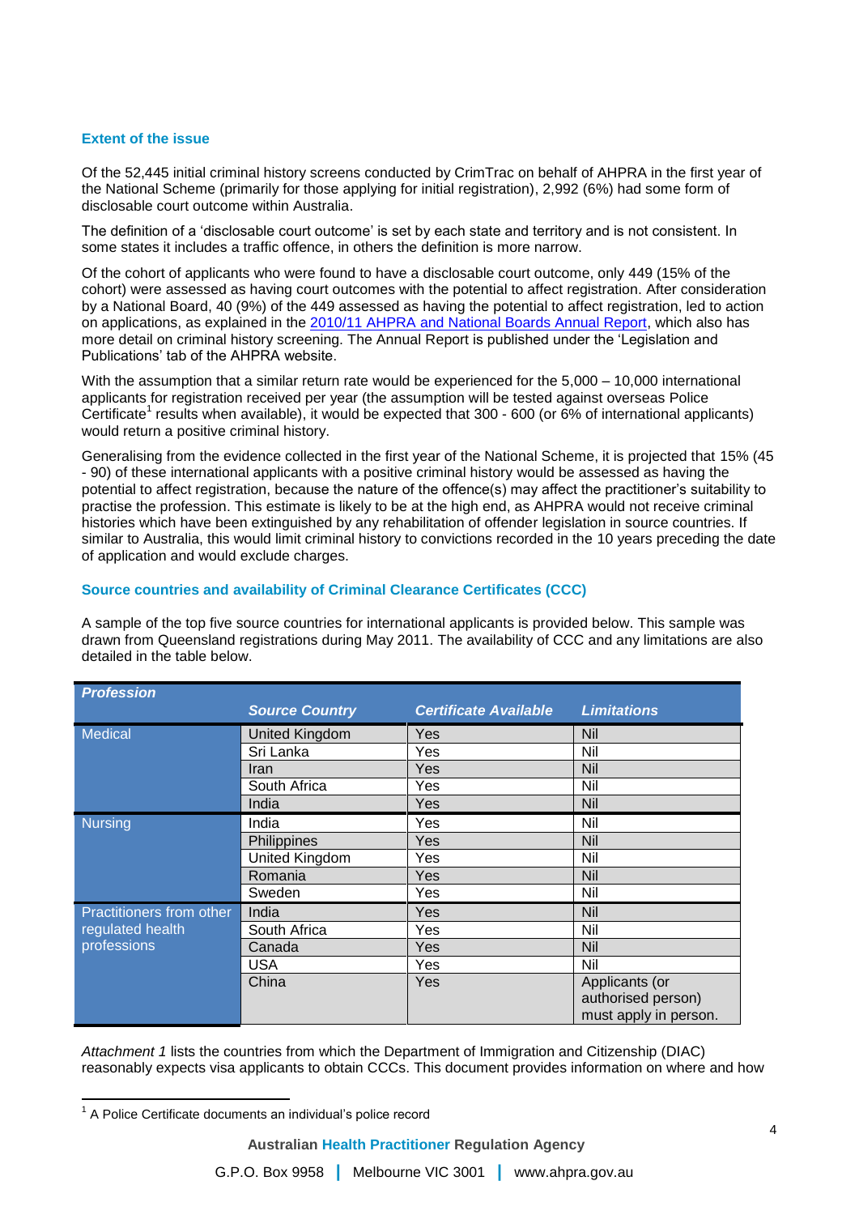## Extent of the issue

Of the 52,445 initial criminal history screens conducted by CrimTrac on behalf of AHPRA in the first year of the National Scheme (primarily for those applying for initial registration), 2,992 (6%) had some form of disclosable court outcome within Australia.

The definition of a 'disclosable court outcome' is set by each state and territory and is not consistent. In some states it includes a traffic offence, in others the definition is more narrow.

Of the cohort of applicants who were found to have a disclosable court outcome, only 449 (15% of the cohort) were assessed as having court outcomes with the potential to affect registration. After consideration by a National Board, 40 (9%) of the 449 assessed as having the potential to affect registration, led to action on applications, as explained in the 2010/11 AHPRA and National Boards Annual Report, which also has more detail on criminal history screening. The Annual Report is published under the 'Legislation and Publications' tab of the AHPRA website.

With the assumption that a similar return rate would be experienced for the 5,000 – 10,000 international applicants for registration received per year (the assumption will be tested against overseas Police Certificate[1] results when available), it would be expected that 300 - 600 (or 6% of international applicants) would return a positive criminal history.

Generalising from the evidence collected in the first year of the National Scheme, it is projected that 15% (45 - 90) of these international applicants with a positive criminal history would be assessed as having the potential to affect registration, because the nature of the offence(s) may affect the practitioner's suitability to practise the profession. This estimate is likely to be at the high end, as AHPRA would not receive criminal histories which have been extinguished by any rehabilitation of offender legislation in source countries. If similar to Australia, this would limit criminal history to convictions recorded in the 10 years preceding the date of application and would exclude charges.

## Source countries and availability of Criminal Clearance Certificates (CCC)

A sample of the top five source countries for international applicants is provided below. This sample was drawn from Queensland registrations during May 2011. The availability of CCC and any limitations are also detailed in the table below.

| *Profession* | *Source Country* | *Certificate Available* | *Limitations* |
|---|---|---|---|
| Medical | United Kingdom | Yes | Nil |
| | Sri Lanka | Yes | Nil |
| | Iran | Yes | Nil |
| | South Africa | Yes | Nil |
| | India | Yes | Nil |
| Nursing | India | Yes | Nil |
| | Philippines | Yes | Nil |
| | United Kingdom | Yes | Nil |
| | Romania | Yes | Nil |
| | Sweden | Yes | Nil |
| Practitioners from other regulated health professions | India | Yes | Nil |
| | South Africa | Yes | Nil |
| | Canada | Yes | Nil |
| | USA | Yes | Nil |
| | China | Yes | Applicants (or authorised person) must apply in person. |

*Attachment 1* lists the countries from which the Department of Immigration and Citizenship (DIAC) reasonably expects visa applicants to obtain CCCs. This document provides information on where and how

[1] A Police Certificate documents an individual's police record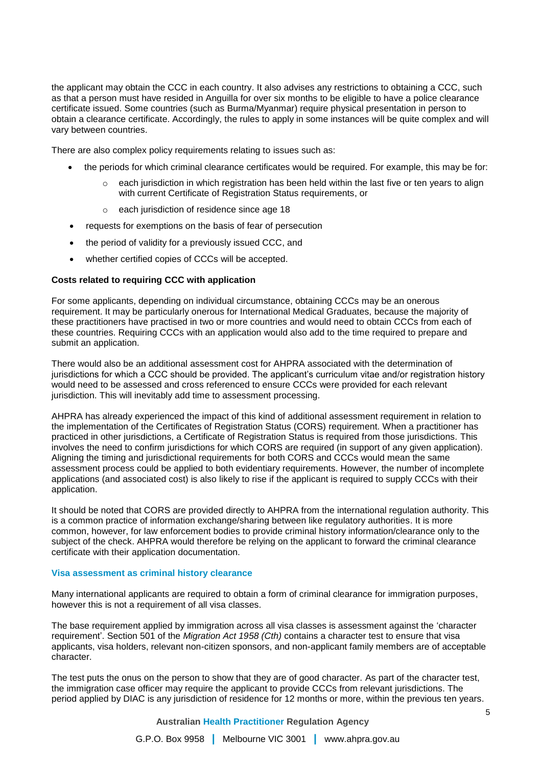the applicant may obtain the CCC in each country. It also advises any restrictions to obtaining a CCC, such as that a person must have resided in Anguilla for over six months to be eligible to have a police clearance certificate issued. Some countries (such as Burma/Myanmar) require physical presentation in person to obtain a clearance certificate. Accordingly, the rules to apply in some instances will be quite complex and will vary between countries.

There are also complex policy requirements relating to issues such as:

- the periods for which criminal clearance certificates would be required. For example, this may be for:
  - each jurisdiction in which registration has been held within the last five or ten years to align with current Certificate of Registration Status requirements, or
  - each jurisdiction of residence since age 18
- requests for exemptions on the basis of fear of persecution
- the period of validity for a previously issued CCC, and
- whether certified copies of CCCs will be accepted.

**Costs related to requiring CCC with application**

For some applicants, depending on individual circumstance, obtaining CCCs may be an onerous requirement. It may be particularly onerous for International Medical Graduates, because the majority of these practitioners have practised in two or more countries and would need to obtain CCCs from each of these countries. Requiring CCCs with an application would also add to the time required to prepare and submit an application.

There would also be an additional assessment cost for AHPRA associated with the determination of jurisdictions for which a CCC should be provided. The applicant's curriculum vitae and/or registration history would need to be assessed and cross referenced to ensure CCCs were provided for each relevant jurisdiction. This will inevitably add time to assessment processing.

AHPRA has already experienced the impact of this kind of additional assessment requirement in relation to the implementation of the Certificates of Registration Status (CORS) requirement. When a practitioner has practiced in other jurisdictions, a Certificate of Registration Status is required from those jurisdictions. This involves the need to confirm jurisdictions for which CORS are required (in support of any given application). Aligning the timing and jurisdictional requirements for both CORS and CCCs would mean the same assessment process could be applied to both evidentiary requirements. However, the number of incomplete applications (and associated cost) is also likely to rise if the applicant is required to supply CCCs with their application.

It should be noted that CORS are provided directly to AHPRA from the international regulation authority. This is a common practice of information exchange/sharing between like regulatory authorities. It is more common, however, for law enforcement bodies to provide criminal history information/clearance only to the subject of the check. AHPRA would therefore be relying on the applicant to forward the criminal clearance certificate with their application documentation.

### Visa assessment as criminal history clearance

Many international applicants are required to obtain a form of criminal clearance for immigration purposes, however this is not a requirement of all visa classes.

The base requirement applied by immigration across all visa classes is assessment against the 'character requirement'. Section 501 of the *Migration Act 1958 (Cth)* contains a character test to ensure that visa applicants, visa holders, relevant non-citizen sponsors, and non-applicant family members are of acceptable character.

The test puts the onus on the person to show that they are of good character. As part of the character test, the immigration case officer may require the applicant to provide CCCs from relevant jurisdictions. The period applied by DIAC is any jurisdiction of residence for 12 months or more, within the previous ten years.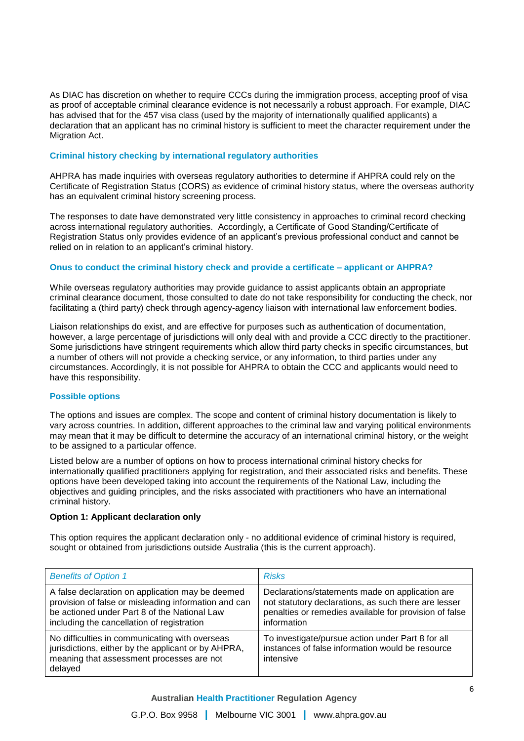As DIAC has discretion on whether to require CCCs during the immigration process, accepting proof of visa as proof of acceptable criminal clearance evidence is not necessarily a robust approach. For example, DIAC has advised that for the 457 visa class (used by the majority of internationally qualified applicants) a declaration that an applicant has no criminal history is sufficient to meet the character requirement under the Migration Act.

### Criminal history checking by international regulatory authorities

AHPRA has made inquiries with overseas regulatory authorities to determine if AHPRA could rely on the Certificate of Registration Status (CORS) as evidence of criminal history status, where the overseas authority has an equivalent criminal history screening process.

The responses to date have demonstrated very little consistency in approaches to criminal record checking across international regulatory authorities. Accordingly, a Certificate of Good Standing/Certificate of Registration Status only provides evidence of an applicant's previous professional conduct and cannot be relied on in relation to an applicant's criminal history.

### Onus to conduct the criminal history check and provide a certificate – applicant or AHPRA?

While overseas regulatory authorities may provide guidance to assist applicants obtain an appropriate criminal clearance document, those consulted to date do not take responsibility for conducting the check, nor facilitating a (third party) check through agency-agency liaison with international law enforcement bodies.

Liaison relationships do exist, and are effective for purposes such as authentication of documentation, however, a large percentage of jurisdictions will only deal with and provide a CCC directly to the practitioner. Some jurisdictions have stringent requirements which allow third party checks in specific circumstances, but a number of others will not provide a checking service, or any information, to third parties under any circumstances. Accordingly, it is not possible for AHPRA to obtain the CCC and applicants would need to have this responsibility.

### Possible options

The options and issues are complex. The scope and content of criminal history documentation is likely to vary across countries. In addition, different approaches to the criminal law and varying political environments may mean that it may be difficult to determine the accuracy of an international criminal history, or the weight to be assigned to a particular offence.

Listed below are a number of options on how to process international criminal history checks for internationally qualified practitioners applying for registration, and their associated risks and benefits. These options have been developed taking into account the requirements of the National Law, including the objectives and guiding principles, and the risks associated with practitioners who have an international criminal history.

**Option 1: Applicant declaration only**

This option requires the applicant declaration only - no additional evidence of criminal history is required, sought or obtained from jurisdictions outside Australia (this is the current approach).

| *Benefits of Option 1* | *Risks* |
| --- | --- |
| A false declaration on application may be deemed provision of false or misleading information and can be actioned under Part 8 of the National Law including the cancellation of registration | Declarations/statements made on application are not statutory declarations, as such there are lesser penalties or remedies available for provision of false information |
| No difficulties in communicating with overseas jurisdictions, either by the applicant or by AHPRA, meaning that assessment processes are not delayed | To investigate/pursue action under Part 8 for all instances of false information would be resource intensive |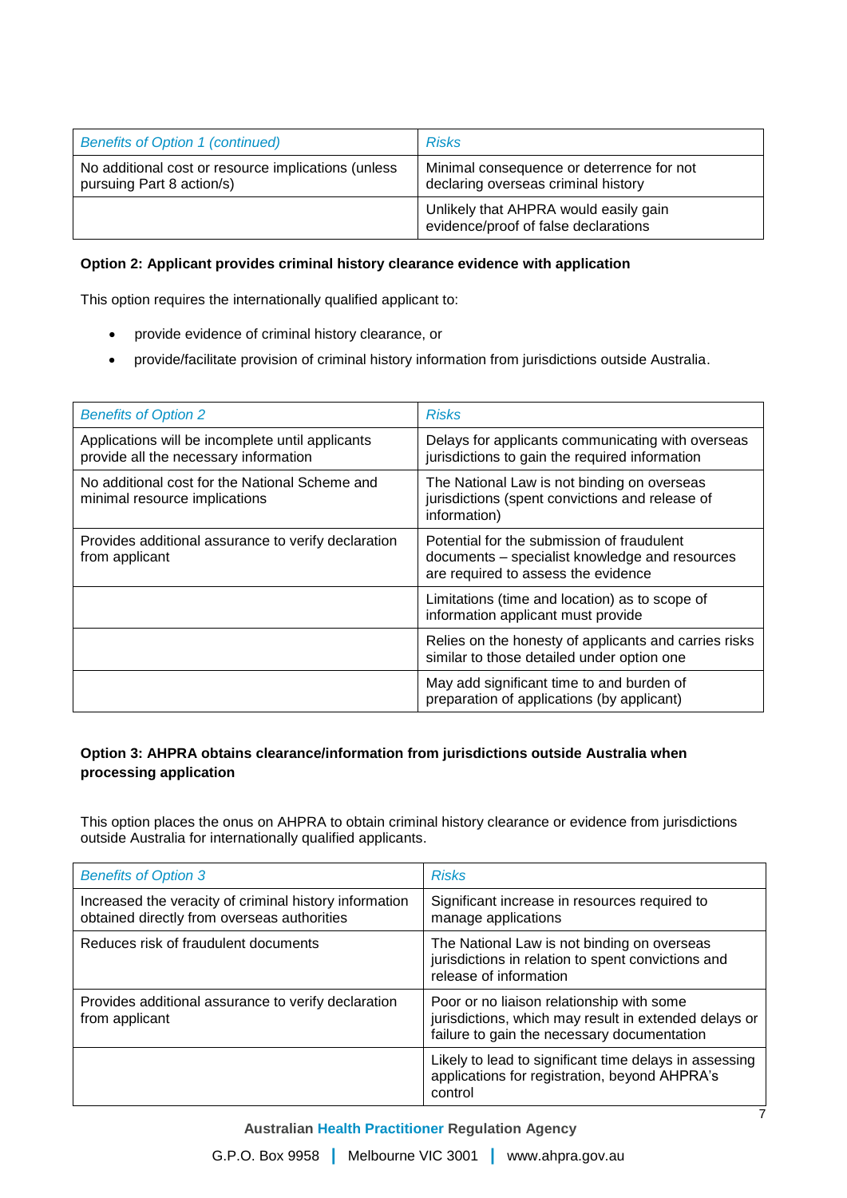| *Benefits of Option 1 (continued)* | *Risks* |
| --- | --- |
| No additional cost or resource implications (unless pursuing Part 8 action/s) | Minimal consequence or deterrence for not declaring overseas criminal history |
| | Unlikely that AHPRA would easily gain evidence/proof of false declarations |

**Option 2: Applicant provides criminal history clearance evidence with application**

This option requires the internationally qualified applicant to:

- provide evidence of criminal history clearance, or
- provide/facilitate provision of criminal history information from jurisdictions outside Australia.

| *Benefits of Option 2* | *Risks* |
| --- | --- |
| Applications will be incomplete until applicants provide all the necessary information | Delays for applicants communicating with overseas jurisdictions to gain the required information |
| No additional cost for the National Scheme and minimal resource implications | The National Law is not binding on overseas jurisdictions (spent convictions and release of information) |
| Provides additional assurance to verify declaration from applicant | Potential for the submission of fraudulent documents – specialist knowledge and resources are required to assess the evidence |
| | Limitations (time and location) as to scope of information applicant must provide |
| | Relies on the honesty of applicants and carries risks similar to those detailed under option one |
| | May add significant time to and burden of preparation of applications (by applicant) |

**Option 3: AHPRA obtains clearance/information from jurisdictions outside Australia when processing application**

This option places the onus on AHPRA to obtain criminal history clearance or evidence from jurisdictions outside Australia for internationally qualified applicants.

| *Benefits of Option 3* | *Risks* |
| --- | --- |
| Increased the veracity of criminal history information obtained directly from overseas authorities | Significant increase in resources required to manage applications |
| Reduces risk of fraudulent documents | The National Law is not binding on overseas jurisdictions in relation to spent convictions and release of information |
| Provides additional assurance to verify declaration from applicant | Poor or no liaison relationship with some jurisdictions, which may result in extended delays or failure to gain the necessary documentation |
| | Likely to lead to significant time delays in assessing applications for registration, beyond AHPRA's control |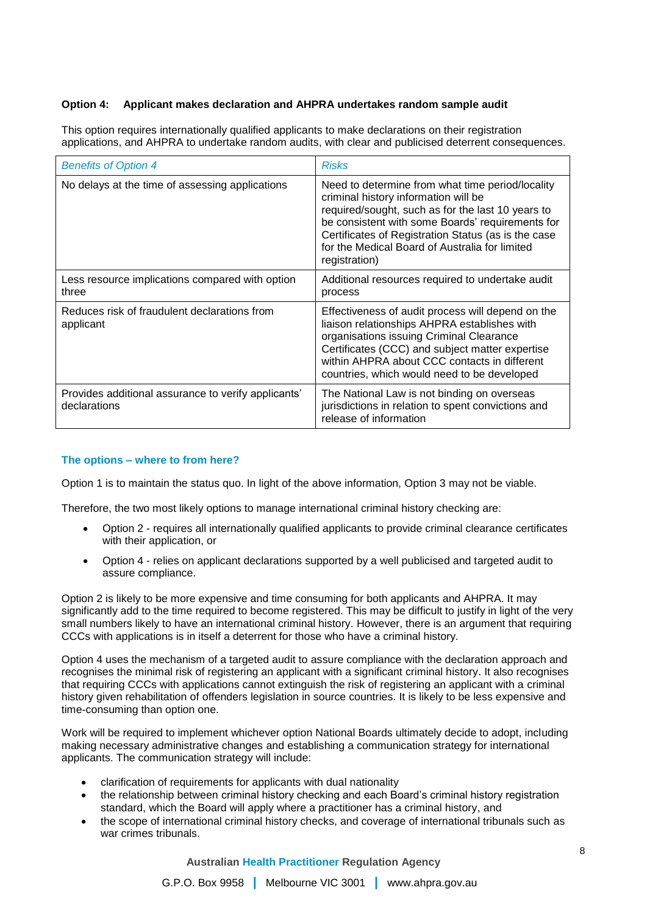**Option 4: Applicant makes declaration and AHPRA undertakes random sample audit**

This option requires internationally qualified applicants to make declarations on their registration applications, and AHPRA to undertake random audits, with clear and publicised deterrent consequences.

| *Benefits of Option 4* | *Risks* |
|---|---|
| No delays at the time of assessing applications | Need to determine from what time period/locality criminal history information will be required/sought, such as for the last 10 years to be consistent with some Boards' requirements for Certificates of Registration Status (as is the case for the Medical Board of Australia for limited registration) |
| Less resource implications compared with option three | Additional resources required to undertake audit process |
| Reduces risk of fraudulent declarations from applicant | Effectiveness of audit process will depend on the liaison relationships AHPRA establishes with organisations issuing Criminal Clearance Certificates (CCC) and subject matter expertise within AHPRA about CCC contacts in different countries, which would need to be developed |
| Provides additional assurance to verify applicants' declarations | The National Law is not binding on overseas jurisdictions in relation to spent convictions and release of information |

### The options – where to from here?

Option 1 is to maintain the status quo. In light of the above information, Option 3 may not be viable.

Therefore, the two most likely options to manage international criminal history checking are:

- Option 2 - requires all internationally qualified applicants to provide criminal clearance certificates with their application, or
- Option 4 - relies on applicant declarations supported by a well publicised and targeted audit to assure compliance.

Option 2 is likely to be more expensive and time consuming for both applicants and AHPRA. It may significantly add to the time required to become registered. This may be difficult to justify in light of the very small numbers likely to have an international criminal history. However, there is an argument that requiring CCCs with applications is in itself a deterrent for those who have a criminal history.

Option 4 uses the mechanism of a targeted audit to assure compliance with the declaration approach and recognises the minimal risk of registering an applicant with a significant criminal history. It also recognises that requiring CCCs with applications cannot extinguish the risk of registering an applicant with a criminal history given rehabilitation of offenders legislation in source countries. It is likely to be less expensive and time-consuming than option one.

Work will be required to implement whichever option National Boards ultimately decide to adopt, including making necessary administrative changes and establishing a communication strategy for international applicants. The communication strategy will include:

- clarification of requirements for applicants with dual nationality
- the relationship between criminal history checking and each Board's criminal history registration standard, which the Board will apply where a practitioner has a criminal history, and
- the scope of international criminal history checks, and coverage of international tribunals such as war crimes tribunals.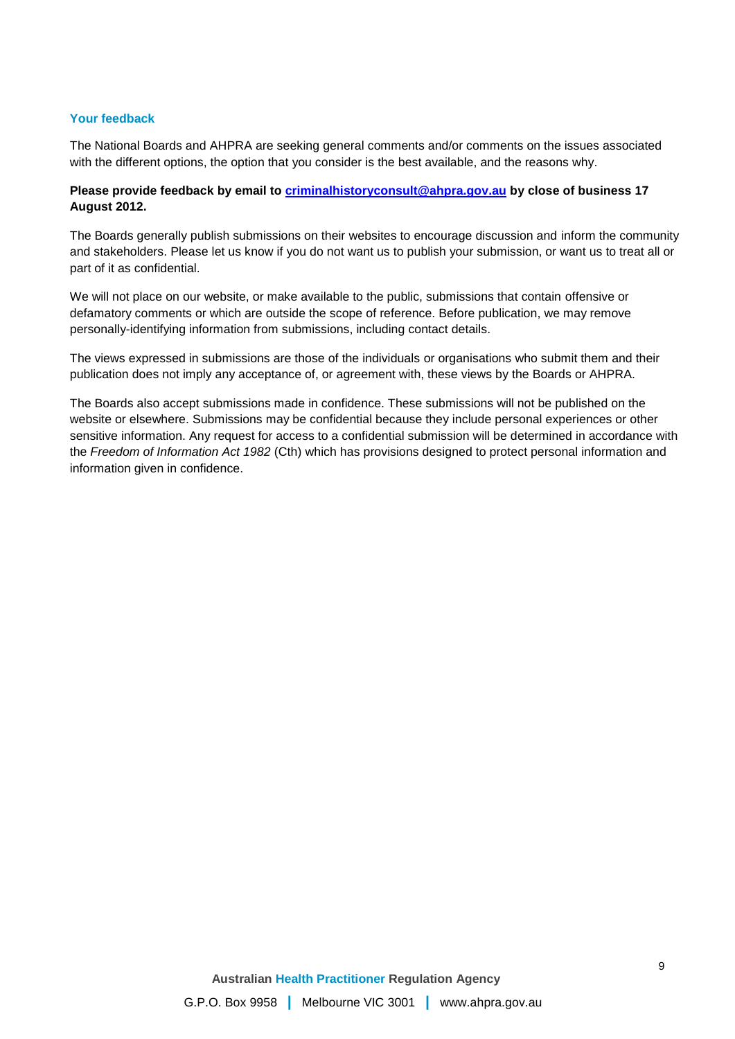## Your feedback

The National Boards and AHPRA are seeking general comments and/or comments on the issues associated with the different options, the option that you consider is the best available, and the reasons why.

**Please provide feedback by email to criminalhistoryconsult@ahpra.gov.au by close of business 17 August 2012.**

The Boards generally publish submissions on their websites to encourage discussion and inform the community and stakeholders. Please let us know if you do not want us to publish your submission, or want us to treat all or part of it as confidential.

We will not place on our website, or make available to the public, submissions that contain offensive or defamatory comments or which are outside the scope of reference. Before publication, we may remove personally-identifying information from submissions, including contact details.

The views expressed in submissions are those of the individuals or organisations who submit them and their publication does not imply any acceptance of, or agreement with, these views by the Boards or AHPRA.

The Boards also accept submissions made in confidence. These submissions will not be published on the website or elsewhere. Submissions may be confidential because they include personal experiences or other sensitive information. Any request for access to a confidential submission will be determined in accordance with the *Freedom of Information Act 1982* (Cth) which has provisions designed to protect personal information and information given in confidence.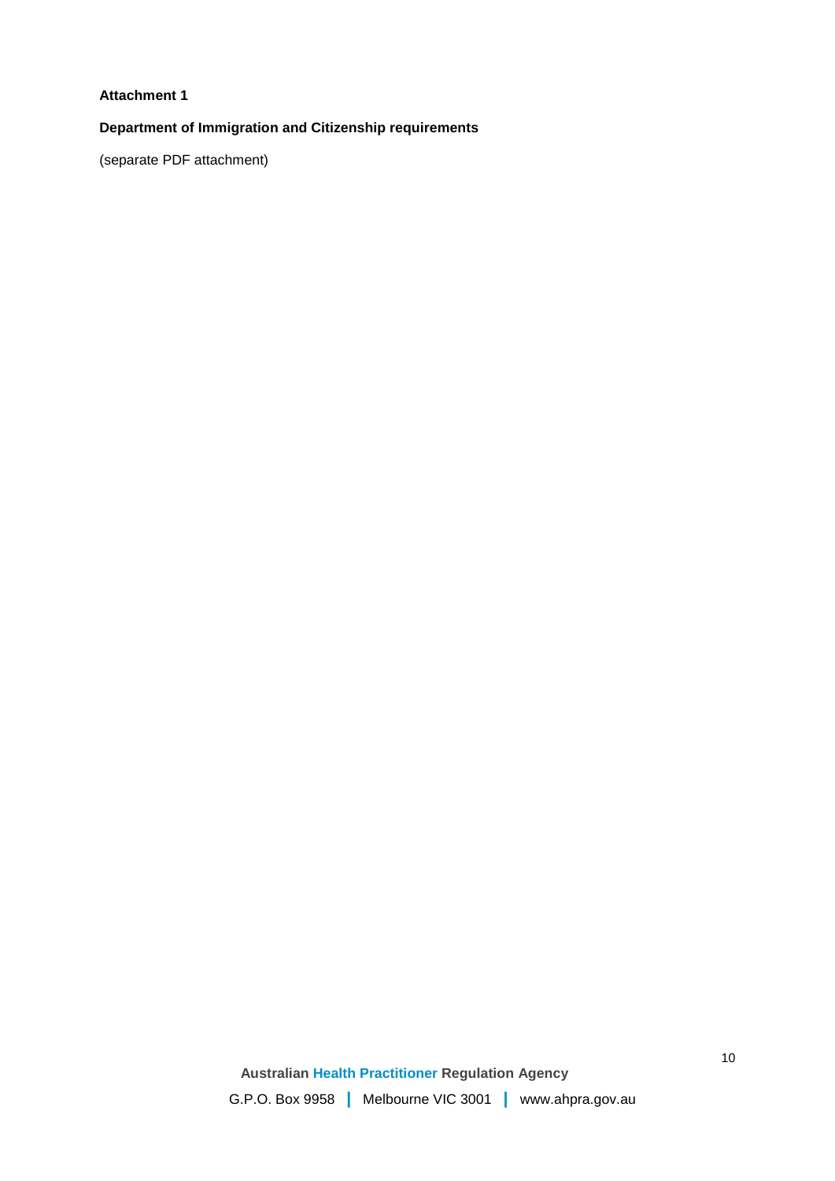**Attachment 1**

**Department of Immigration and Citizenship requirements**

(separate PDF attachment)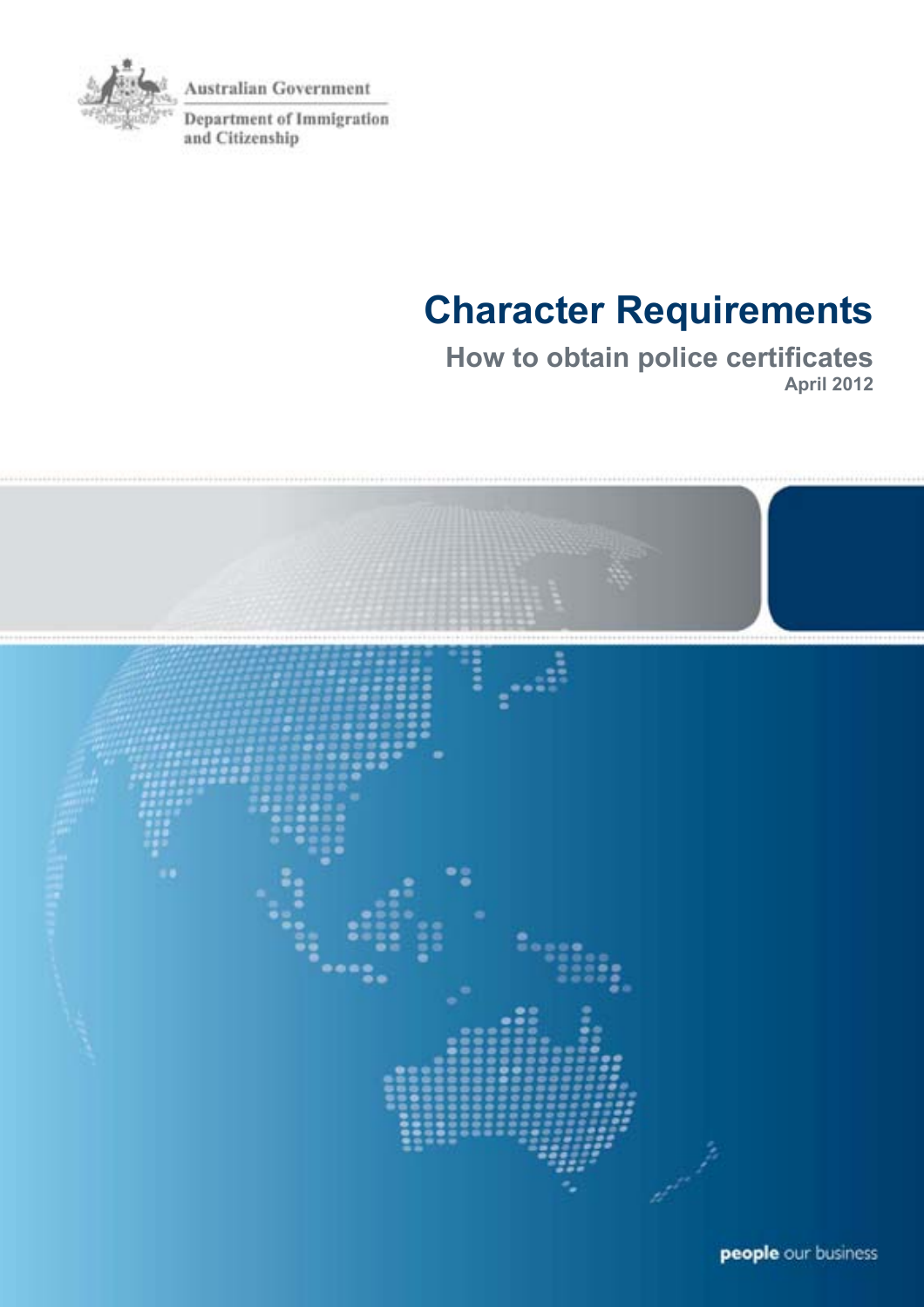Australian Government

Department of Immigration and Citizenship

# Character Requirements

## How to obtain police certificates

**April 2012**

**people** our business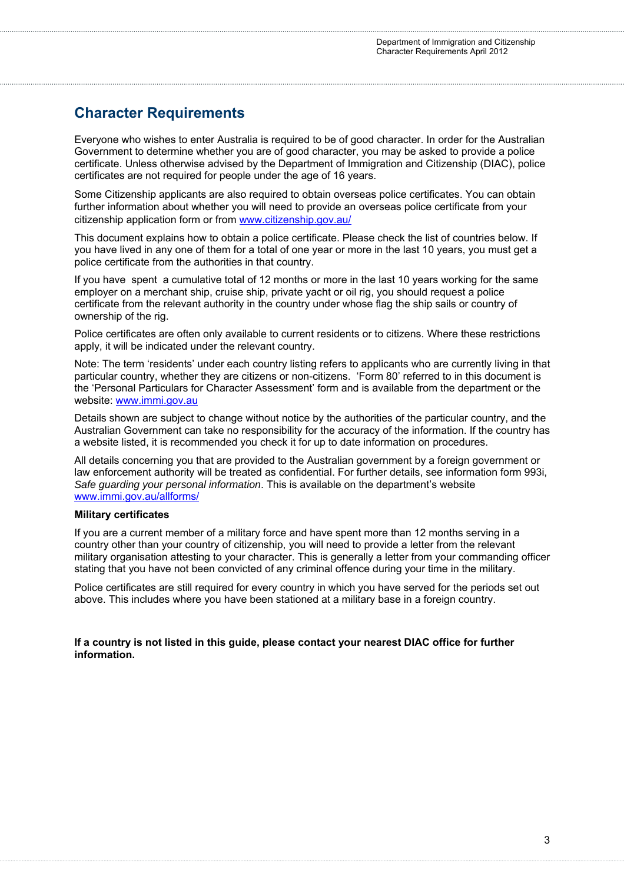## Character Requirements

Everyone who wishes to enter Australia is required to be of good character. In order for the Australian Government to determine whether you are of good character, you may be asked to provide a police certificate. Unless otherwise advised by the Department of Immigration and Citizenship (DIAC), police certificates are not required for people under the age of 16 years.

Some Citizenship applicants are also required to obtain overseas police certificates. You can obtain further information about whether you will need to provide an overseas police certificate from your citizenship application form or from www.citizenship.gov.au/

This document explains how to obtain a police certificate. Please check the list of countries below. If you have lived in any one of them for a total of one year or more in the last 10 years, you must get a police certificate from the authorities in that country.

If you have spent a cumulative total of 12 months or more in the last 10 years working for the same employer on a merchant ship, cruise ship, private yacht or oil rig, you should request a police certificate from the relevant authority in the country under whose flag the ship sails or country of ownership of the rig.

Police certificates are often only available to current residents or to citizens. Where these restrictions apply, it will be indicated under the relevant country.

Note: The term 'residents' under each country listing refers to applicants who are currently living in that particular country, whether they are citizens or non-citizens. 'Form 80' referred to in this document is the 'Personal Particulars for Character Assessment' form and is available from the department or the website: www.immi.gov.au

Details shown are subject to change without notice by the authorities of the particular country, and the Australian Government can take no responsibility for the accuracy of the information. If the country has a website listed, it is recommended you check it for up to date information on procedures.

All details concerning you that are provided to the Australian government by a foreign government or law enforcement authority will be treated as confidential. For further details, see information form 993i, *Safe guarding your personal information*. This is available on the department's website www.immi.gov.au/allforms/

**Military certificates**

If you are a current member of a military force and have spent more than 12 months serving in a country other than your country of citizenship, you will need to provide a letter from the relevant military organisation attesting to your character. This is generally a letter from your commanding officer stating that you have not been convicted of any criminal offence during your time in the military.

Police certificates are still required for every country in which you have served for the periods set out above. This includes where you have been stationed at a military base in a foreign country.

**If a country is not listed in this guide, please contact your nearest DIAC office for further information.**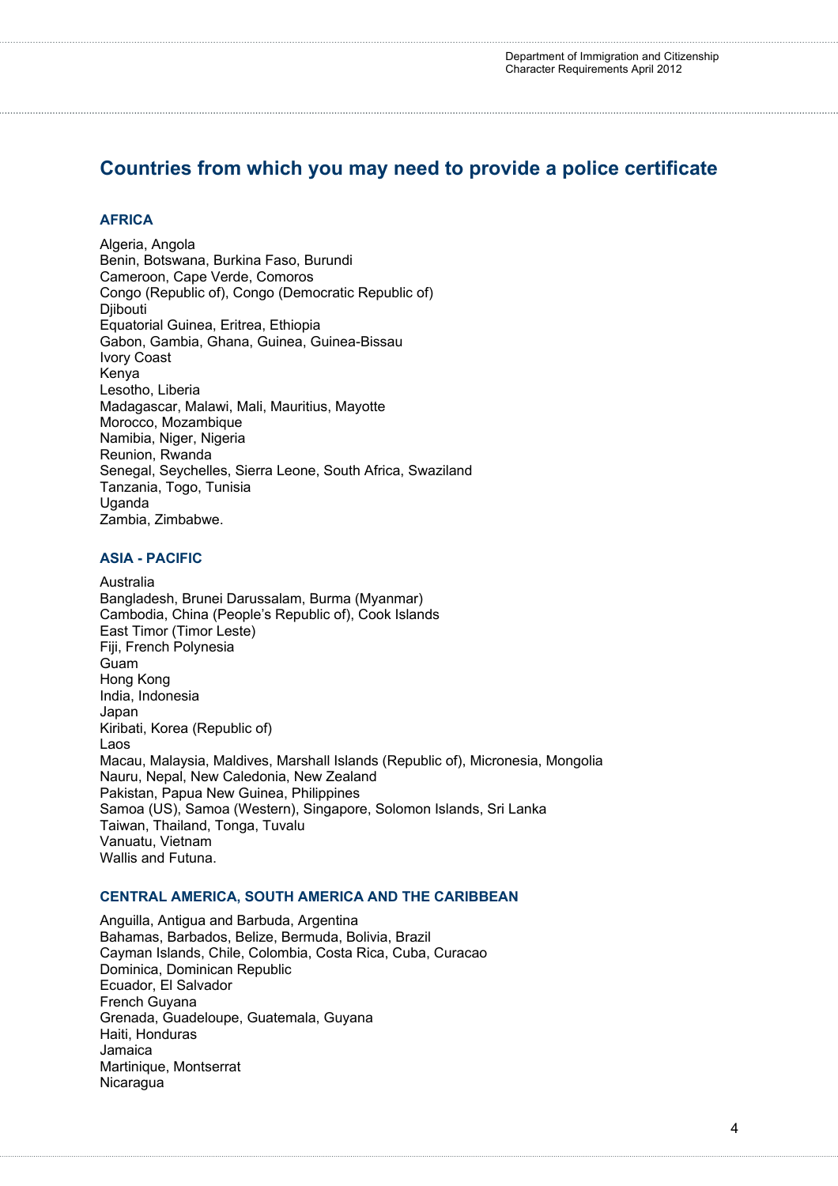## Countries from which you may need to provide a police certificate

### AFRICA

Algeria, Angola
Benin, Botswana, Burkina Faso, Burundi
Cameroon, Cape Verde, Comoros
Congo (Republic of), Congo (Democratic Republic of)
Djibouti
Equatorial Guinea, Eritrea, Ethiopia
Gabon, Gambia, Ghana, Guinea, Guinea-Bissau
Ivory Coast
Kenya
Lesotho, Liberia
Madagascar, Malawi, Mali, Mauritius, Mayotte
Morocco, Mozambique
Namibia, Niger, Nigeria
Reunion, Rwanda
Senegal, Seychelles, Sierra Leone, South Africa, Swaziland
Tanzania, Togo, Tunisia
Uganda
Zambia, Zimbabwe.

### ASIA - PACIFIC

Australia
Bangladesh, Brunei Darussalam, Burma (Myanmar)
Cambodia, China (People's Republic of), Cook Islands
East Timor (Timor Leste)
Fiji, French Polynesia
Guam
Hong Kong
India, Indonesia
Japan
Kiribati, Korea (Republic of)
Laos
Macau, Malaysia, Maldives, Marshall Islands (Republic of), Micronesia, Mongolia
Nauru, Nepal, New Caledonia, New Zealand
Pakistan, Papua New Guinea, Philippines
Samoa (US), Samoa (Western), Singapore, Solomon Islands, Sri Lanka
Taiwan, Thailand, Tonga, Tuvalu
Vanuatu, Vietnam
Wallis and Futuna.

### CENTRAL AMERICA, SOUTH AMERICA AND THE CARIBBEAN

Anguilla, Antigua and Barbuda, Argentina
Bahamas, Barbados, Belize, Bermuda, Bolivia, Brazil
Cayman Islands, Chile, Colombia, Costa Rica, Cuba, Curacao
Dominica, Dominican Republic
Ecuador, El Salvador
French Guyana
Grenada, Guadeloupe, Guatemala, Guyana
Haiti, Honduras
Jamaica
Martinique, Montserrat
Nicaragua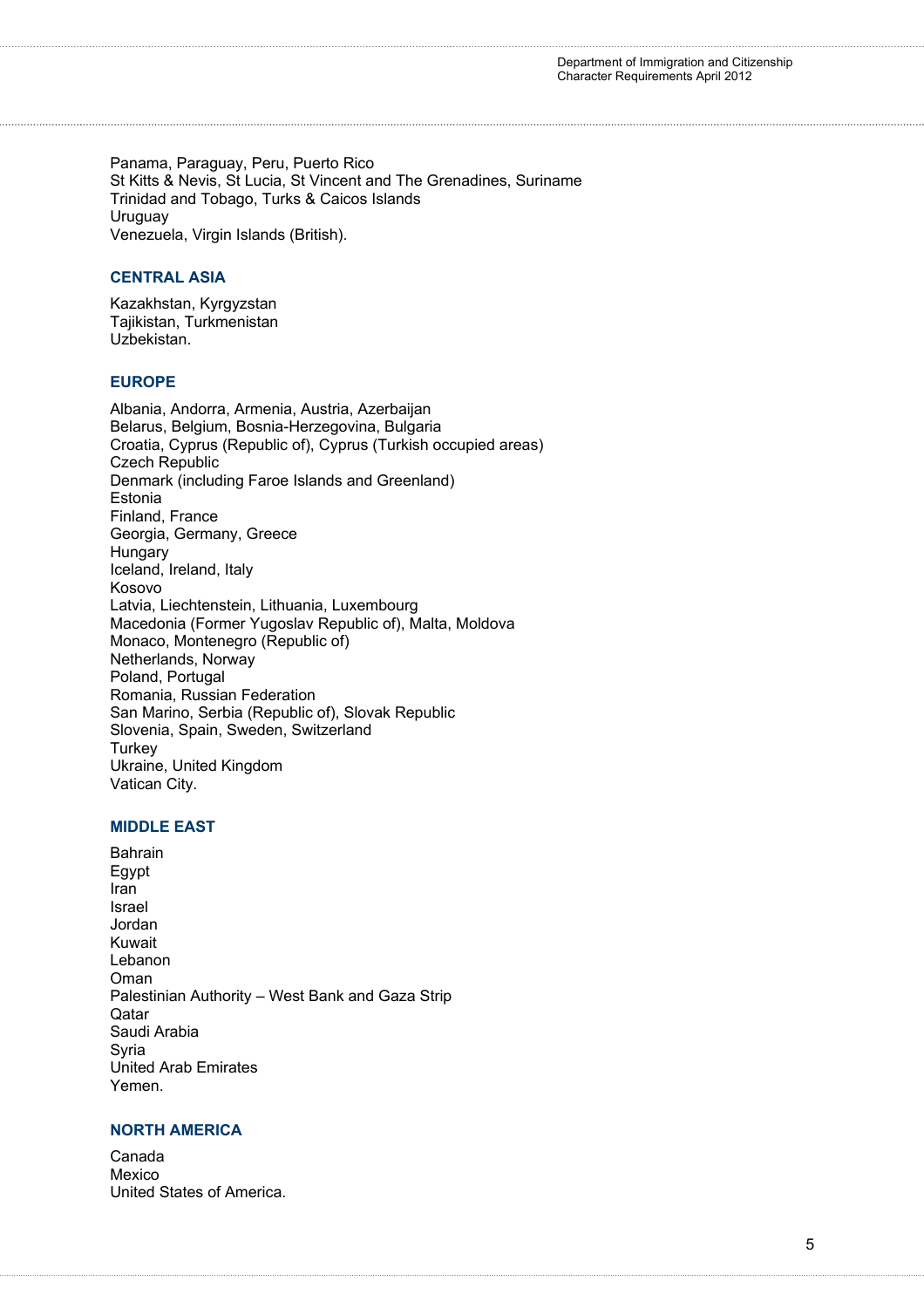Panama, Paraguay, Peru, Puerto Rico
St Kitts & Nevis, St Lucia, St Vincent and The Grenadines, Suriname
Trinidad and Tobago, Turks & Caicos Islands
Uruguay
Venezuela, Virgin Islands (British).

### CENTRAL ASIA

Kazakhstan, Kyrgyzstan
Tajikistan, Turkmenistan
Uzbekistan.

### EUROPE

Albania, Andorra, Armenia, Austria, Azerbaijan
Belarus, Belgium, Bosnia-Herzegovina, Bulgaria
Croatia, Cyprus (Republic of), Cyprus (Turkish occupied areas)
Czech Republic
Denmark (including Faroe Islands and Greenland)
Estonia
Finland, France
Georgia, Germany, Greece
Hungary
Iceland, Ireland, Italy
Kosovo
Latvia, Liechtenstein, Lithuania, Luxembourg
Macedonia (Former Yugoslav Republic of), Malta, Moldova
Monaco, Montenegro (Republic of)
Netherlands, Norway
Poland, Portugal
Romania, Russian Federation
San Marino, Serbia (Republic of), Slovak Republic
Slovenia, Spain, Sweden, Switzerland
Turkey
Ukraine, United Kingdom
Vatican City.

### MIDDLE EAST

Bahrain
Egypt
Iran
Israel
Jordan
Kuwait
Lebanon
Oman
Palestinian Authority – West Bank and Gaza Strip
Qatar
Saudi Arabia
Syria
United Arab Emirates
Yemen.

### NORTH AMERICA

Canada
Mexico
United States of America.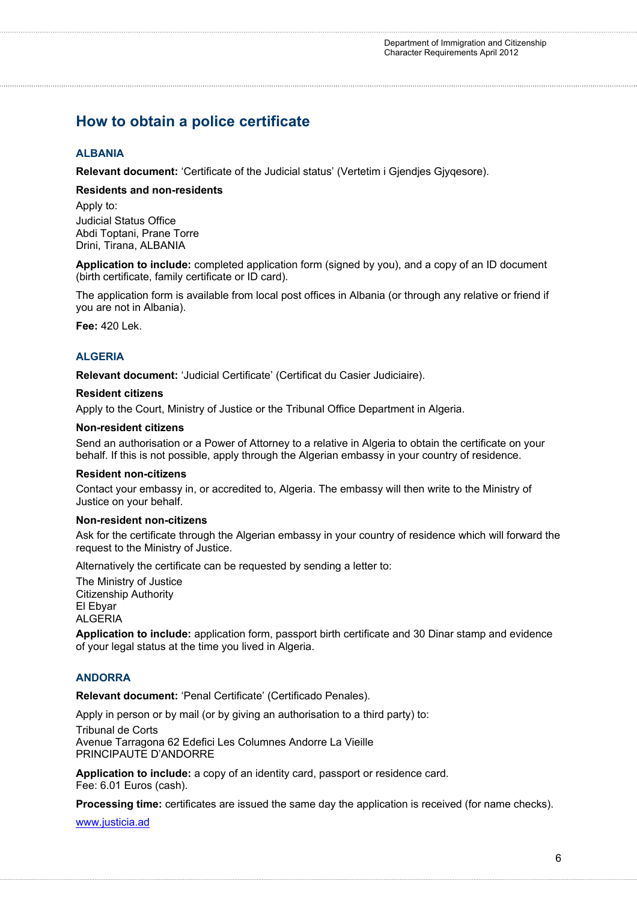# How to obtain a police certificate

## ALBANIA

**Relevant document:** 'Certificate of the Judicial status' (Vertetim i Gjendjes Gjyqesore).

**Residents and non-residents**

Apply to:
Judicial Status Office
Abdi Toptani, Prane Torre
Drini, Tirana, ALBANIA

**Application to include:** completed application form (signed by you), and a copy of an ID document (birth certificate, family certificate or ID card).

The application form is available from local post offices in Albania (or through any relative or friend if you are not in Albania).

**Fee:** 420 Lek.

## ALGERIA

**Relevant document:** 'Judicial Certificate' (Certificat du Casier Judiciaire).

**Resident citizens**

Apply to the Court, Ministry of Justice or the Tribunal Office Department in Algeria.

**Non-resident citizens**

Send an authorisation or a Power of Attorney to a relative in Algeria to obtain the certificate on your behalf. If this is not possible, apply through the Algerian embassy in your country of residence.

**Resident non-citizens**

Contact your embassy in, or accredited to, Algeria. The embassy will then write to the Ministry of Justice on your behalf.

**Non-resident non-citizens**

Ask for the certificate through the Algerian embassy in your country of residence which will forward the request to the Ministry of Justice.

Alternatively the certificate can be requested by sending a letter to:

The Ministry of Justice
Citizenship Authority
El Ebyar
ALGERIA

**Application to include:** application form, passport birth certificate and 30 Dinar stamp and evidence of your legal status at the time you lived in Algeria.

## ANDORRA

**Relevant document:** 'Penal Certificate' (Certificado Penales).

Apply in person or by mail (or by giving an authorisation to a third party) to:

Tribunal de Corts
Avenue Tarragona 62 Edefici Les Columnes Andorre La Vieille
PRINCIPAUTE D'ANDORRE

**Application to include:** a copy of an identity card, passport or residence card.
Fee: 6.01 Euros (cash).

**Processing time:** certificates are issued the same day the application is received (for name checks).

www.justicia.ad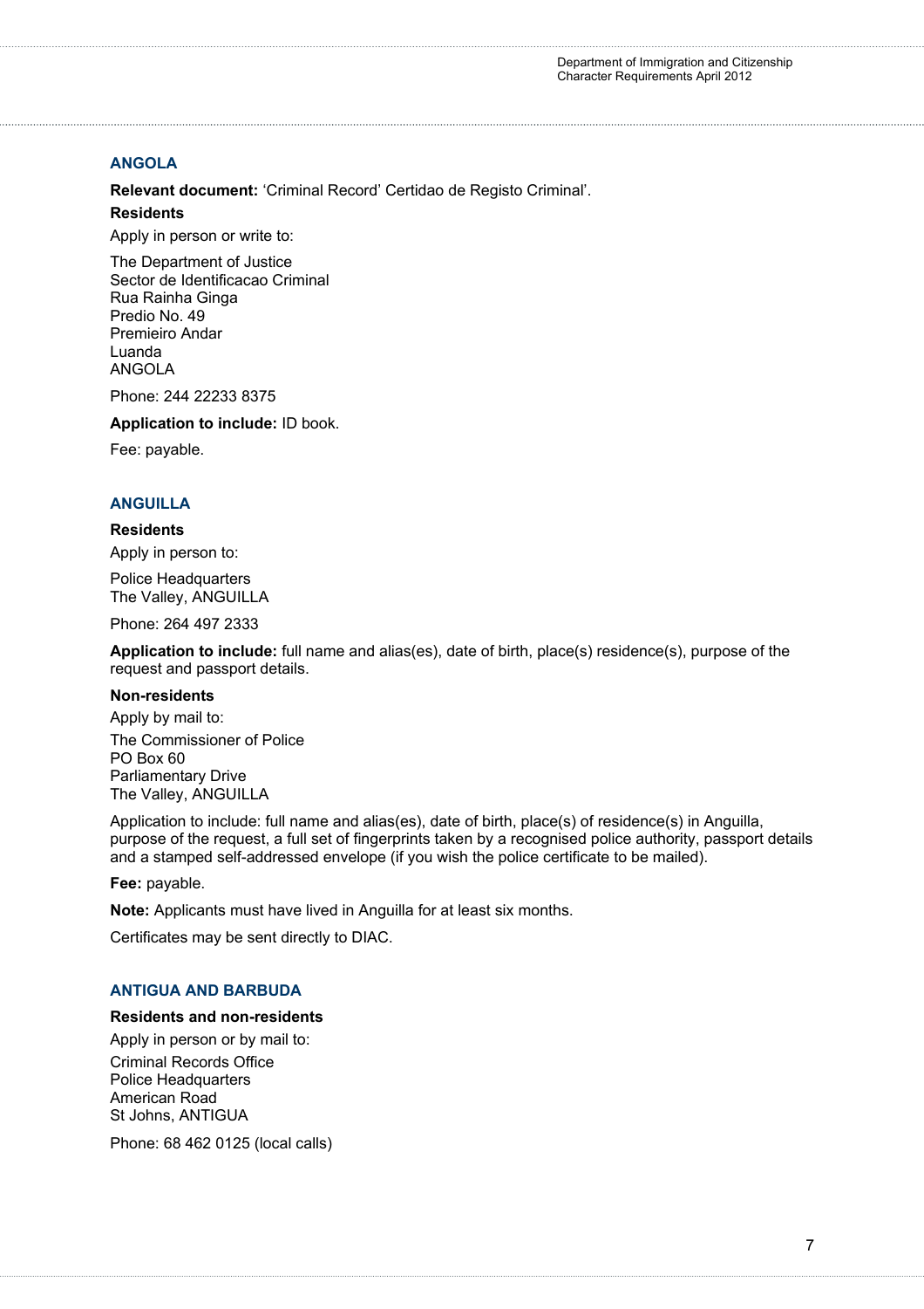## ANGOLA

**Relevant document:** 'Criminal Record' Certidao de Registo Criminal'.

**Residents**

Apply in person or write to:

The Department of Justice
Sector de Identificacao Criminal
Rua Rainha Ginga
Predio No. 49
Premieiro Andar
Luanda
ANGOLA

Phone: 244 22233 8375

**Application to include:** ID book.

Fee: payable.

## ANGUILLA

**Residents**

Apply in person to:

Police Headquarters
The Valley, ANGUILLA

Phone: 264 497 2333

**Application to include:** full name and alias(es), date of birth, place(s) residence(s), purpose of the request and passport details.

**Non-residents**

Apply by mail to:

The Commissioner of Police
PO Box 60
Parliamentary Drive
The Valley, ANGUILLA

Application to include: full name and alias(es), date of birth, place(s) of residence(s) in Anguilla, purpose of the request, a full set of fingerprints taken by a recognised police authority, passport details and a stamped self-addressed envelope (if you wish the police certificate to be mailed).

**Fee:** payable.

**Note:** Applicants must have lived in Anguilla for at least six months.

Certificates may be sent directly to DIAC.

## ANTIGUA AND BARBUDA

**Residents and non-residents**

Apply in person or by mail to:

Criminal Records Office
Police Headquarters
American Road
St Johns, ANTIGUA

Phone: 68 462 0125 (local calls)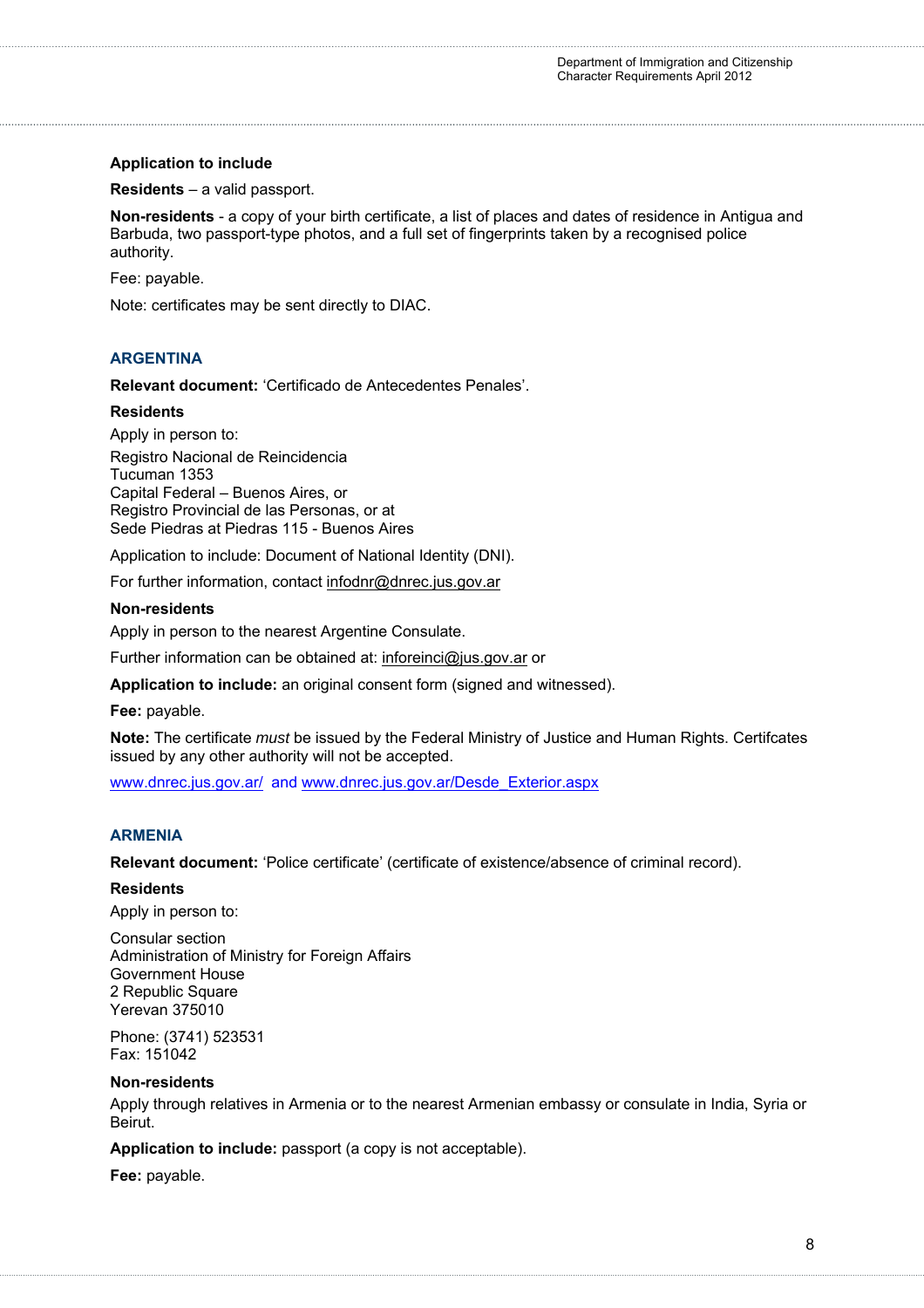**Application to include**

**Residents** – a valid passport.

**Non-residents** - a copy of your birth certificate, a list of places and dates of residence in Antigua and Barbuda, two passport-type photos, and a full set of fingerprints taken by a recognised police authority.

Fee: payable.

Note: certificates may be sent directly to DIAC.

## ARGENTINA

**Relevant document:** 'Certificado de Antecedentes Penales'.

**Residents**

Apply in person to:

Registro Nacional de Reincidencia
Tucuman 1353
Capital Federal – Buenos Aires, or
Registro Provincial de las Personas, or at
Sede Piedras at Piedras 115 - Buenos Aires

Application to include: Document of National Identity (DNI).

For further information, contact infodnr@dnrec.jus.gov.ar

**Non-residents**

Apply in person to the nearest Argentine Consulate.

Further information can be obtained at: inforeinci@jus.gov.ar or

**Application to include:** an original consent form (signed and witnessed).

**Fee:** payable.

**Note:** The certificate *must* be issued by the Federal Ministry of Justice and Human Rights. Certifcates issued by any other authority will not be accepted.

www.dnrec.jus.gov.ar/ and www.dnrec.jus.gov.ar/Desde_Exterior.aspx

## ARMENIA

**Relevant document:** 'Police certificate' (certificate of existence/absence of criminal record).

**Residents**

Apply in person to:

Consular section
Administration of Ministry for Foreign Affairs
Government House
2 Republic Square
Yerevan 375010

Phone: (3741) 523531
Fax: 151042

**Non-residents**

Apply through relatives in Armenia or to the nearest Armenian embassy or consulate in India, Syria or Beirut.

**Application to include:** passport (a copy is not acceptable).

**Fee:** payable.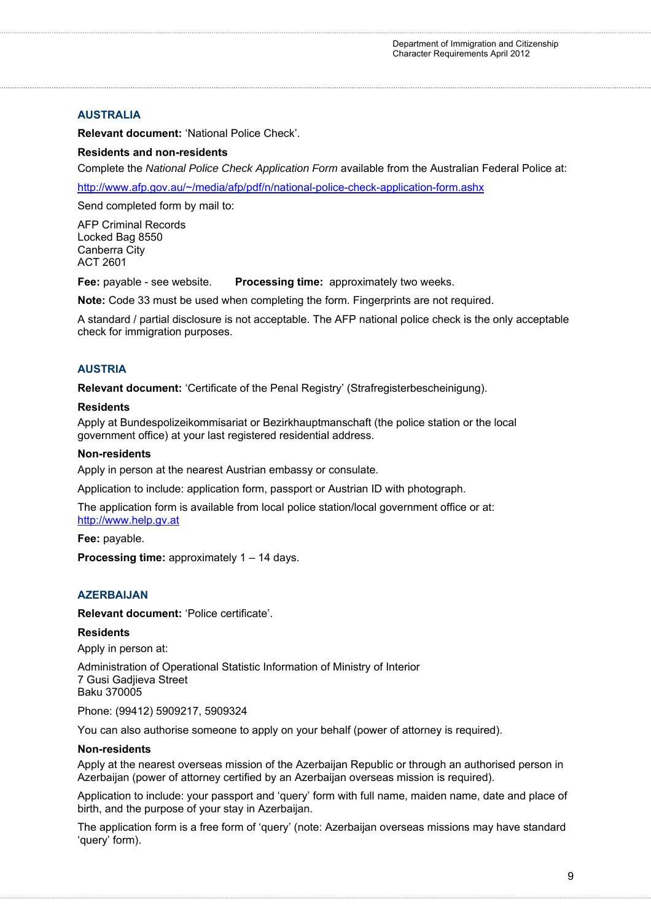## AUSTRALIA

**Relevant document:** 'National Police Check'.

**Residents and non-residents**

Complete the *National Police Check Application Form* available from the Australian Federal Police at:

http://www.afp.gov.au/~/media/afp/pdf/n/national-police-check-application-form.ashx

Send completed form by mail to:

AFP Criminal Records
Locked Bag 8550
Canberra City
ACT 2601

**Fee:** payable - see website. **Processing time:** approximately two weeks.

**Note:** Code 33 must be used when completing the form. Fingerprints are not required.

A standard / partial disclosure is not acceptable. The AFP national police check is the only acceptable check for immigration purposes.

## AUSTRIA

**Relevant document:** 'Certificate of the Penal Registry' (Strafregisterbescheinigung).

**Residents**

Apply at Bundespolizeikommisariat or Bezirkhauptmanschaft (the police station or the local government office) at your last registered residential address.

**Non-residents**

Apply in person at the nearest Austrian embassy or consulate.

Application to include: application form, passport or Austrian ID with photograph.

The application form is available from local police station/local government office or at: http://www.help.gv.at

**Fee:** payable.

**Processing time:** approximately 1 – 14 days.

## AZERBAIJAN

**Relevant document:** 'Police certificate'.

**Residents**

Apply in person at:

Administration of Operational Statistic Information of Ministry of Interior
7 Gusi Gadjieva Street
Baku 370005

Phone: (99412) 5909217, 5909324

You can also authorise someone to apply on your behalf (power of attorney is required).

**Non-residents**

Apply at the nearest overseas mission of the Azerbaijan Republic or through an authorised person in Azerbaijan (power of attorney certified by an Azerbaijan overseas mission is required).

Application to include: your passport and 'query' form with full name, maiden name, date and place of birth, and the purpose of your stay in Azerbaijan.

The application form is a free form of 'query' (note: Azerbaijan overseas missions may have standard 'query' form).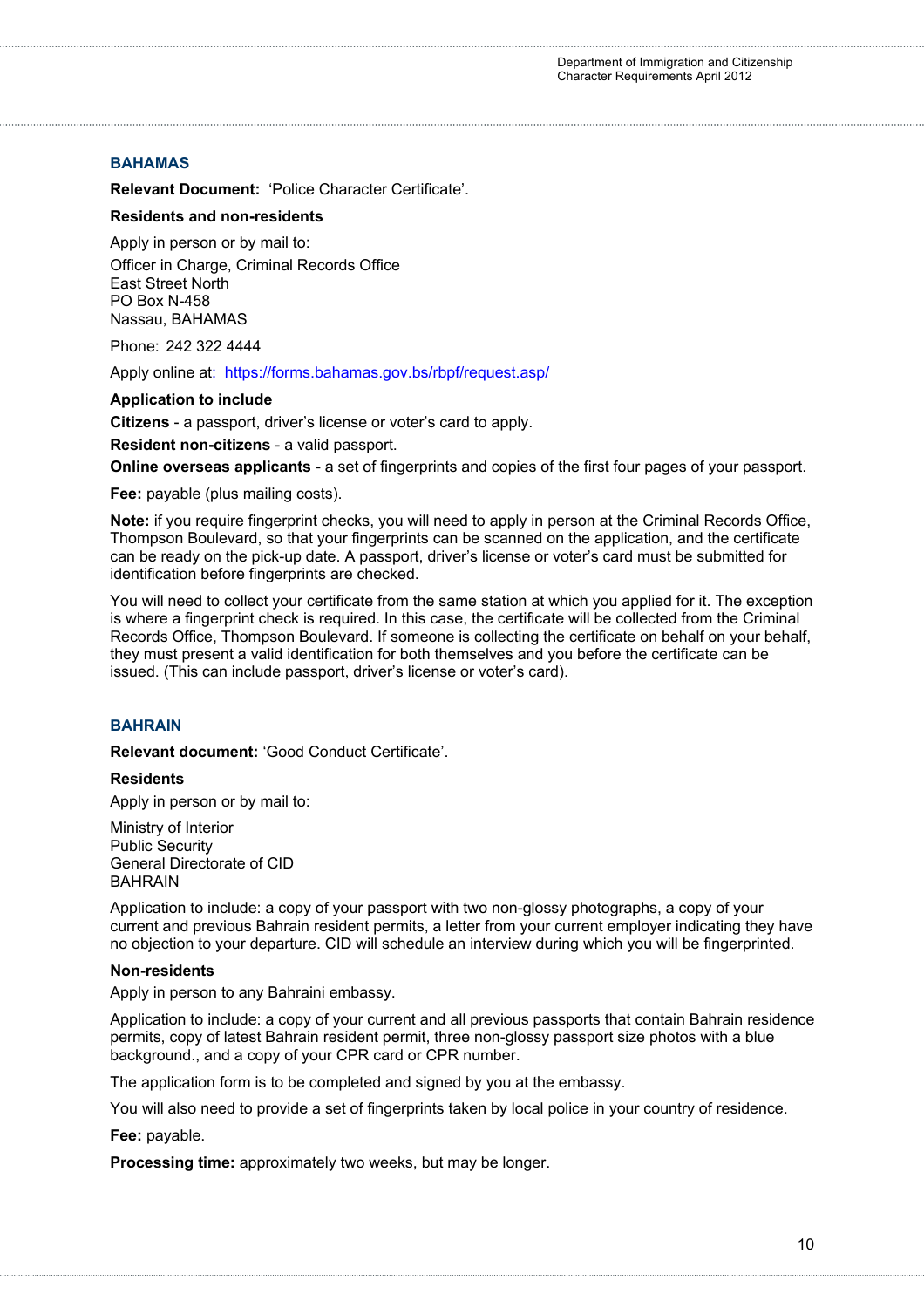## BAHAMAS

**Relevant Document:** 'Police Character Certificate'.

**Residents and non-residents**

Apply in person or by mail to:

Officer in Charge, Criminal Records Office
East Street North
PO Box N-458
Nassau, BAHAMAS

Phone: 242 322 4444

Apply online at: https://forms.bahamas.gov.bs/rbpf/request.asp/

**Application to include**

**Citizens** - a passport, driver's license or voter's card to apply.

**Resident non-citizens** - a valid passport.

**Online overseas applicants** - a set of fingerprints and copies of the first four pages of your passport.

**Fee:** payable (plus mailing costs).

**Note:** if you require fingerprint checks, you will need to apply in person at the Criminal Records Office, Thompson Boulevard, so that your fingerprints can be scanned on the application, and the certificate can be ready on the pick-up date. A passport, driver's license or voter's card must be submitted for identification before fingerprints are checked.

You will need to collect your certificate from the same station at which you applied for it. The exception is where a fingerprint check is required. In this case, the certificate will be collected from the Criminal Records Office, Thompson Boulevard. If someone is collecting the certificate on behalf on your behalf, they must present a valid identification for both themselves and you before the certificate can be issued. (This can include passport, driver's license or voter's card).

## BAHRAIN

**Relevant document:** 'Good Conduct Certificate'.

**Residents**

Apply in person or by mail to:

Ministry of Interior
Public Security
General Directorate of CID
BAHRAIN

Application to include: a copy of your passport with two non-glossy photographs, a copy of your current and previous Bahrain resident permits, a letter from your current employer indicating they have no objection to your departure. CID will schedule an interview during which you will be fingerprinted.

**Non-residents**

Apply in person to any Bahraini embassy.

Application to include: a copy of your current and all previous passports that contain Bahrain residence permits, copy of latest Bahrain resident permit, three non-glossy passport size photos with a blue background., and a copy of your CPR card or CPR number.

The application form is to be completed and signed by you at the embassy.

You will also need to provide a set of fingerprints taken by local police in your country of residence.

**Fee:** payable.

**Processing time:** approximately two weeks, but may be longer.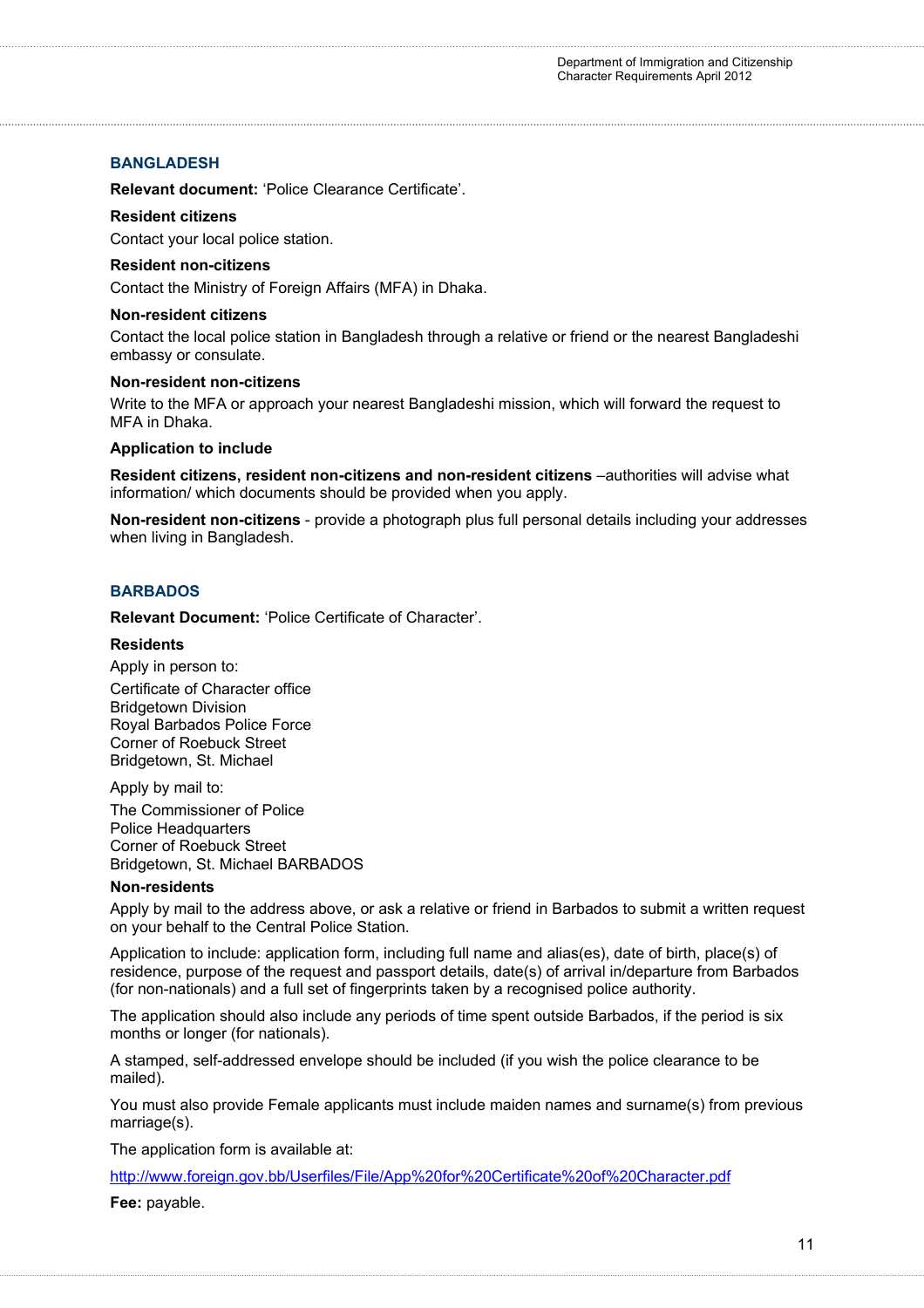## BANGLADESH

**Relevant document:** 'Police Clearance Certificate'.

**Resident citizens**

Contact your local police station.

**Resident non-citizens**

Contact the Ministry of Foreign Affairs (MFA) in Dhaka.

**Non-resident citizens**

Contact the local police station in Bangladesh through a relative or friend or the nearest Bangladeshi embassy or consulate.

**Non-resident non-citizens**

Write to the MFA or approach your nearest Bangladeshi mission, which will forward the request to MFA in Dhaka.

**Application to include**

**Resident citizens, resident non-citizens and non-resident citizens** –authorities will advise what information/ which documents should be provided when you apply.

**Non-resident non-citizens** - provide a photograph plus full personal details including your addresses when living in Bangladesh.

## BARBADOS

**Relevant Document:** 'Police Certificate of Character'.

**Residents**

Apply in person to:

Certificate of Character office
Bridgetown Division
Royal Barbados Police Force
Corner of Roebuck Street
Bridgetown, St. Michael

Apply by mail to:

The Commissioner of Police
Police Headquarters
Corner of Roebuck Street
Bridgetown, St. Michael BARBADOS

**Non-residents**

Apply by mail to the address above, or ask a relative or friend in Barbados to submit a written request on your behalf to the Central Police Station.

Application to include: application form, including full name and alias(es), date of birth, place(s) of residence, purpose of the request and passport details, date(s) of arrival in/departure from Barbados (for non-nationals) and a full set of fingerprints taken by a recognised police authority.

The application should also include any periods of time spent outside Barbados, if the period is six months or longer (for nationals).

A stamped, self-addressed envelope should be included (if you wish the police clearance to be mailed).

You must also provide Female applicants must include maiden names and surname(s) from previous marriage(s).

The application form is available at:

http://www.foreign.gov.bb/Userfiles/File/App%20for%20Certificate%20of%20Character.pdf

**Fee:** payable.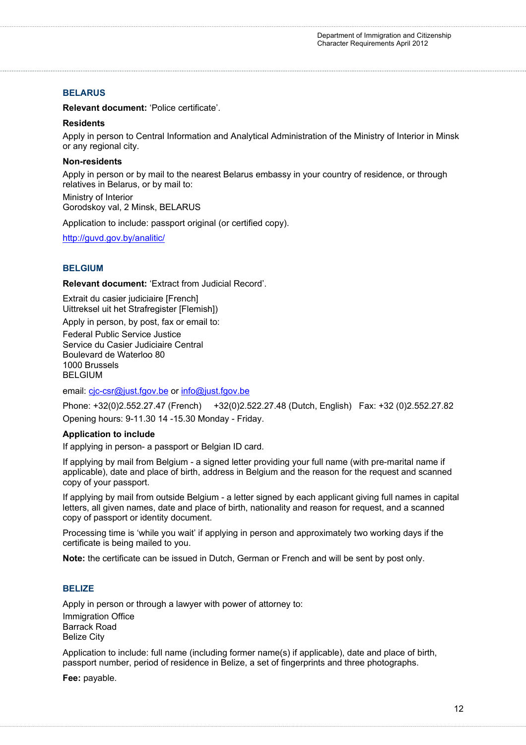## BELARUS

**Relevant document:** 'Police certificate'.

**Residents**

Apply in person to Central Information and Analytical Administration of the Ministry of Interior in Minsk or any regional city.

**Non-residents**

Apply in person or by mail to the nearest Belarus embassy in your country of residence, or through relatives in Belarus, or by mail to:

Ministry of Interior
Gorodskoy val, 2 Minsk, BELARUS

Application to include: passport original (or certified copy).

http://guvd.gov.by/analitic/

## BELGIUM

**Relevant document:** 'Extract from Judicial Record'.

Extrait du casier judiciaire [French]
Uittreksel uit het Strafregister [Flemish])

Apply in person, by post, fax or email to:

Federal Public Service Justice
Service du Casier Judiciaire Central
Boulevard de Waterloo 80
1000 Brussels
BELGIUM

email: cjc-csr@just.fgov.be or info@just.fgov.be

Phone: +32(0)2.552.27.47 (French) +32(0)2.522.27.48 (Dutch, English) Fax: +32 (0)2.552.27.82

Opening hours: 9-11.30 14 -15.30 Monday - Friday.

**Application to include**

If applying in person- a passport or Belgian ID card.

If applying by mail from Belgium - a signed letter providing your full name (with pre-marital name if applicable), date and place of birth, address in Belgium and the reason for the request and scanned copy of your passport.

If applying by mail from outside Belgium - a letter signed by each applicant giving full names in capital letters, all given names, date and place of birth, nationality and reason for request, and a scanned copy of passport or identity document.

Processing time is 'while you wait' if applying in person and approximately two working days if the certificate is being mailed to you.

**Note:** the certificate can be issued in Dutch, German or French and will be sent by post only.

## BELIZE

Apply in person or through a lawyer with power of attorney to:

Immigration Office
Barrack Road
Belize City

Application to include: full name (including former name(s) if applicable), date and place of birth, passport number, period of residence in Belize, a set of fingerprints and three photographs.

**Fee:** payable.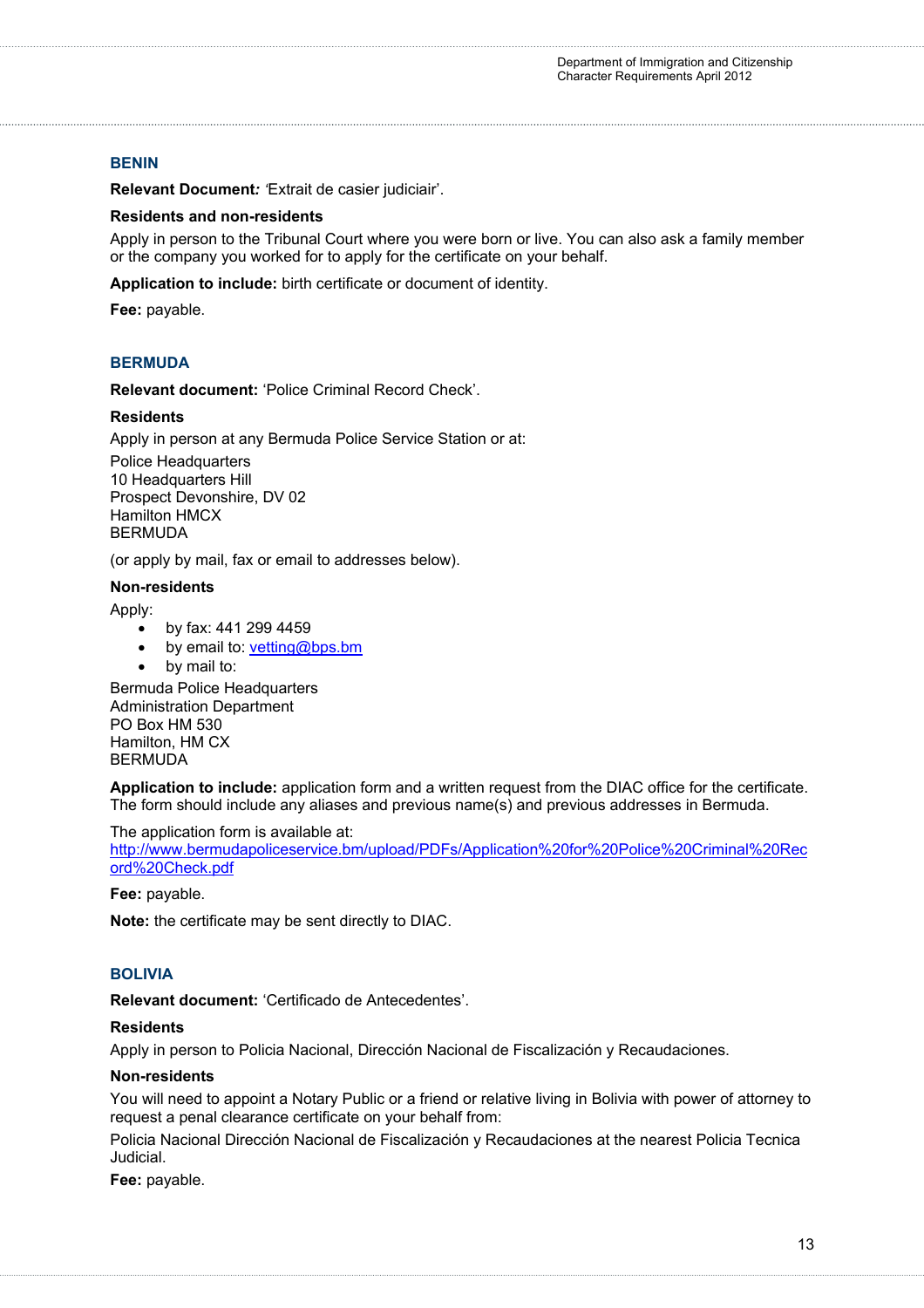## BENIN

**Relevant Document***:* 'Extrait de casier judiciair'.

**Residents and non-residents**

Apply in person to the Tribunal Court where you were born or live. You can also ask a family member or the company you worked for to apply for the certificate on your behalf.

**Application to include:** birth certificate or document of identity.

**Fee:** payable.

## BERMUDA

**Relevant document:** 'Police Criminal Record Check'.

**Residents**

Apply in person at any Bermuda Police Service Station or at:

Police Headquarters
10 Headquarters Hill
Prospect Devonshire, DV 02
Hamilton HMCX
BERMUDA

(or apply by mail, fax or email to addresses below).

**Non-residents**

Apply:

- by fax: 441 299 4459
- by email to: vetting@bps.bm
- by mail to:

Bermuda Police Headquarters
Administration Department
PO Box HM 530
Hamilton, HM CX
BERMUDA

**Application to include:** application form and a written request from the DIAC office for the certificate. The form should include any aliases and previous name(s) and previous addresses in Bermuda.

The application form is available at:
http://www.bermudapoliceservice.bm/upload/PDFs/Application%20for%20Police%20Criminal%20Record%20Check.pdf

**Fee:** payable.

**Note:** the certificate may be sent directly to DIAC.

## BOLIVIA

**Relevant document:** 'Certificado de Antecedentes'.

**Residents**

Apply in person to Policia Nacional, Dirección Nacional de Fiscalización y Recaudaciones.

**Non-residents**

You will need to appoint a Notary Public or a friend or relative living in Bolivia with power of attorney to request a penal clearance certificate on your behalf from:

Policia Nacional Dirección Nacional de Fiscalización y Recaudaciones at the nearest Policia Tecnica Judicial.

**Fee:** payable.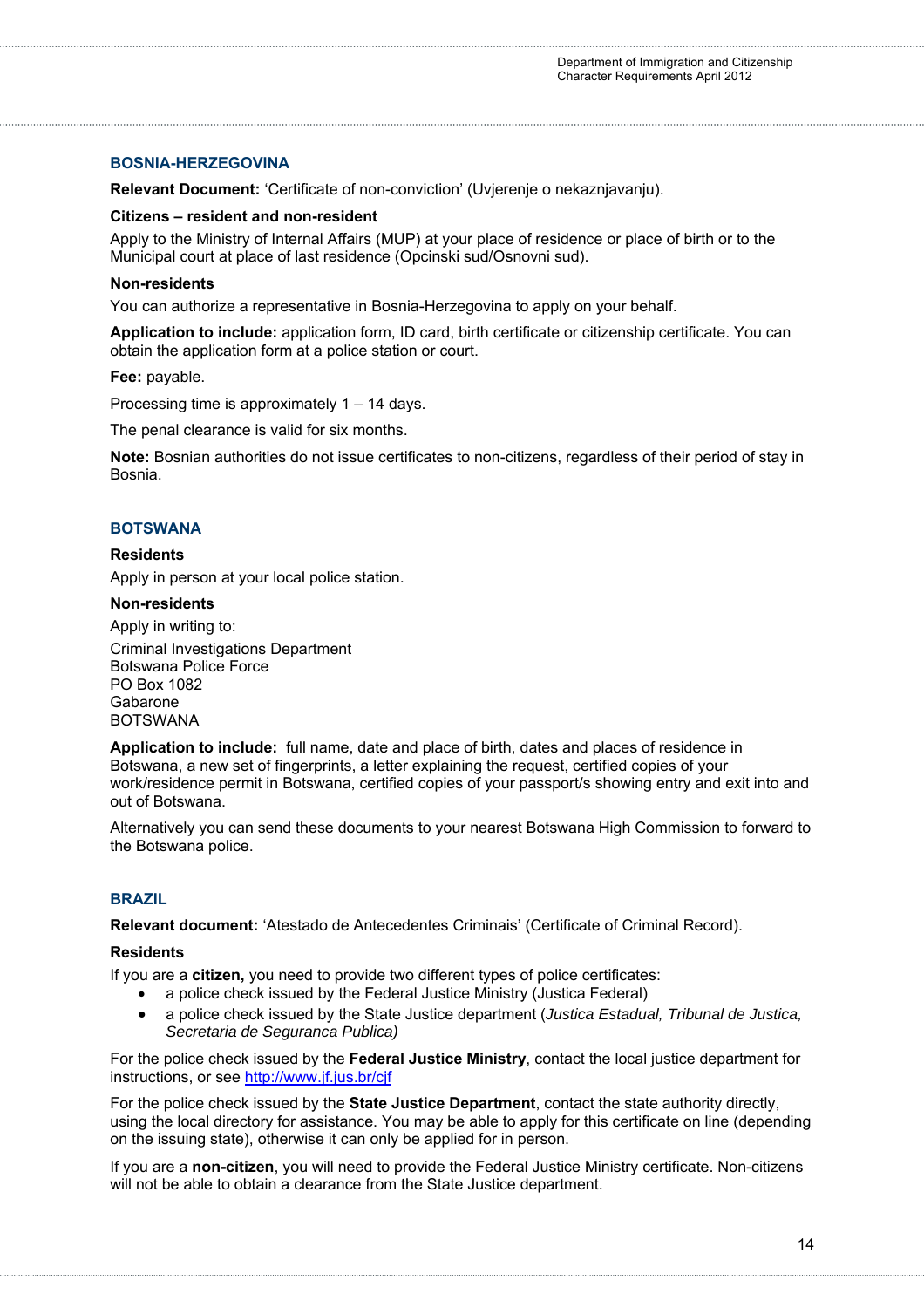## BOSNIA-HERZEGOVINA

**Relevant Document:** 'Certificate of non-conviction' (Uvjerenje o nekaznjavanju).

**Citizens – resident and non-resident**

Apply to the Ministry of Internal Affairs (MUP) at your place of residence or place of birth or to the Municipal court at place of last residence (Opcinski sud/Osnovni sud).

**Non-residents**

You can authorize a representative in Bosnia-Herzegovina to apply on your behalf.

**Application to include:** application form, ID card, birth certificate or citizenship certificate. You can obtain the application form at a police station or court.

**Fee:** payable.

Processing time is approximately 1 – 14 days.

The penal clearance is valid for six months.

**Note:** Bosnian authorities do not issue certificates to non-citizens, regardless of their period of stay in Bosnia.

## BOTSWANA

**Residents**

Apply in person at your local police station.

**Non-residents**

Apply in writing to:

Criminal Investigations Department
Botswana Police Force
PO Box 1082
Gabarone
BOTSWANA

**Application to include:** full name, date and place of birth, dates and places of residence in Botswana, a new set of fingerprints, a letter explaining the request, certified copies of your work/residence permit in Botswana, certified copies of your passport/s showing entry and exit into and out of Botswana.

Alternatively you can send these documents to your nearest Botswana High Commission to forward to the Botswana police.

## BRAZIL

**Relevant document:** 'Atestado de Antecedentes Criminais' (Certificate of Criminal Record).

**Residents**

If you are a **citizen,** you need to provide two different types of police certificates:

- a police check issued by the Federal Justice Ministry (Justica Federal)
- a police check issued by the State Justice department (*Justica Estadual, Tribunal de Justica, Secretaria de Seguranca Publica)*

For the police check issued by the **Federal Justice Ministry**, contact the local justice department for instructions, or see http://www.jf.jus.br/cjf

For the police check issued by the **State Justice Department**, contact the state authority directly, using the local directory for assistance. You may be able to apply for this certificate on line (depending on the issuing state), otherwise it can only be applied for in person.

If you are a **non-citizen**, you will need to provide the Federal Justice Ministry certificate. Non-citizens will not be able to obtain a clearance from the State Justice department.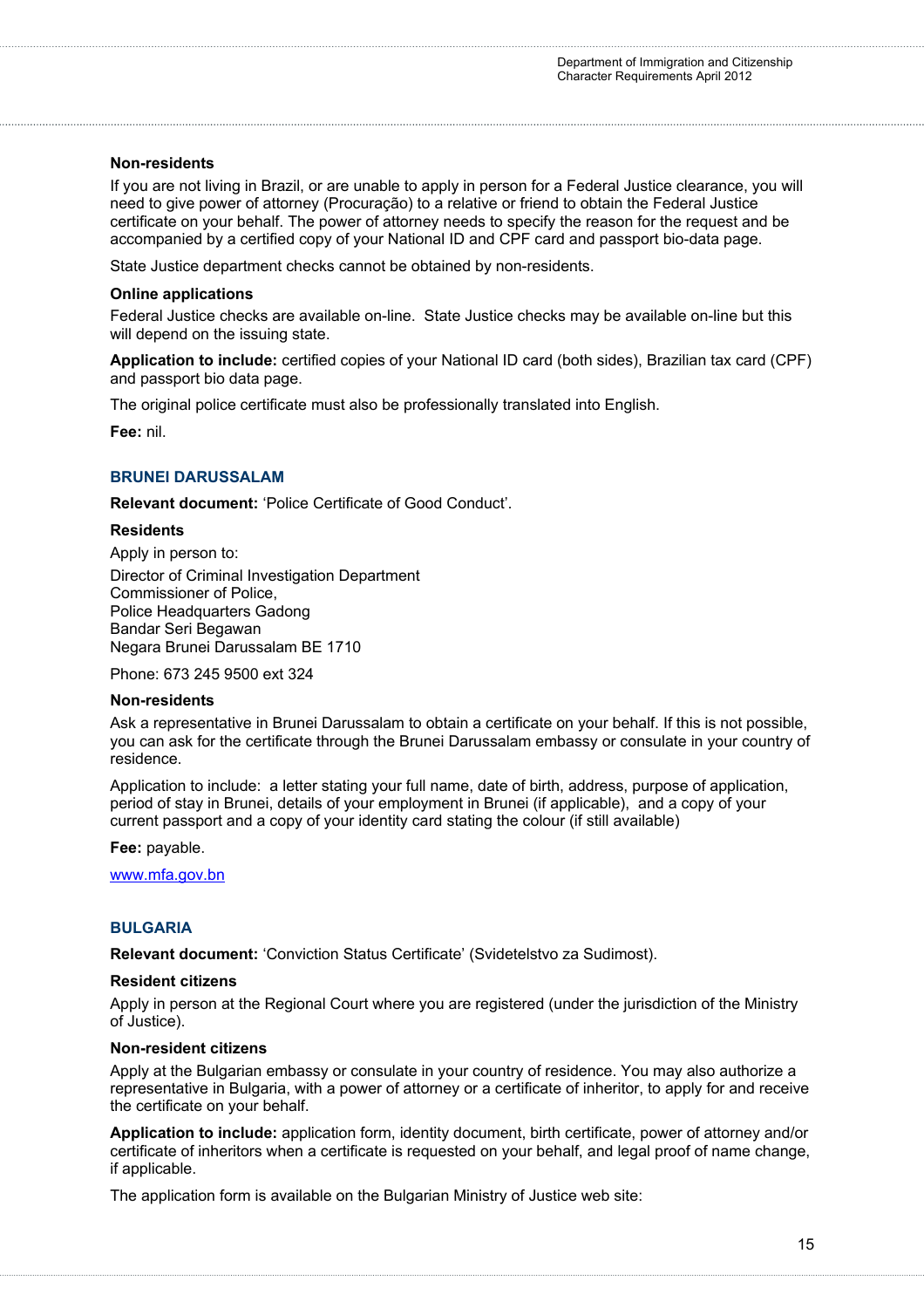**Non-residents**

If you are not living in Brazil, or are unable to apply in person for a Federal Justice clearance, you will need to give power of attorney (Procuração) to a relative or friend to obtain the Federal Justice certificate on your behalf. The power of attorney needs to specify the reason for the request and be accompanied by a certified copy of your National ID and CPF card and passport bio-data page.

State Justice department checks cannot be obtained by non-residents.

**Online applications**

Federal Justice checks are available on-line. State Justice checks may be available on-line but this will depend on the issuing state.

**Application to include:** certified copies of your National ID card (both sides), Brazilian tax card (CPF) and passport bio data page.

The original police certificate must also be professionally translated into English.

**Fee:** nil.

## BRUNEI DARUSSALAM

**Relevant document:** 'Police Certificate of Good Conduct'.

**Residents**

Apply in person to:

Director of Criminal Investigation Department
Commissioner of Police,
Police Headquarters Gadong
Bandar Seri Begawan
Negara Brunei Darussalam BE 1710

Phone: 673 245 9500 ext 324

**Non-residents**

Ask a representative in Brunei Darussalam to obtain a certificate on your behalf. If this is not possible, you can ask for the certificate through the Brunei Darussalam embassy or consulate in your country of residence.

Application to include: a letter stating your full name, date of birth, address, purpose of application, period of stay in Brunei, details of your employment in Brunei (if applicable), and a copy of your current passport and a copy of your identity card stating the colour (if still available)

**Fee:** payable.

www.mfa.gov.bn

## BULGARIA

**Relevant document:** 'Conviction Status Certificate' (Svidetelstvo za Sudimost).

**Resident citizens**

Apply in person at the Regional Court where you are registered (under the jurisdiction of the Ministry of Justice).

**Non-resident citizens**

Apply at the Bulgarian embassy or consulate in your country of residence. You may also authorize a representative in Bulgaria, with a power of attorney or a certificate of inheritor, to apply for and receive the certificate on your behalf.

**Application to include:** application form, identity document, birth certificate, power of attorney and/or certificate of inheritors when a certificate is requested on your behalf, and legal proof of name change, if applicable.

The application form is available on the Bulgarian Ministry of Justice web site: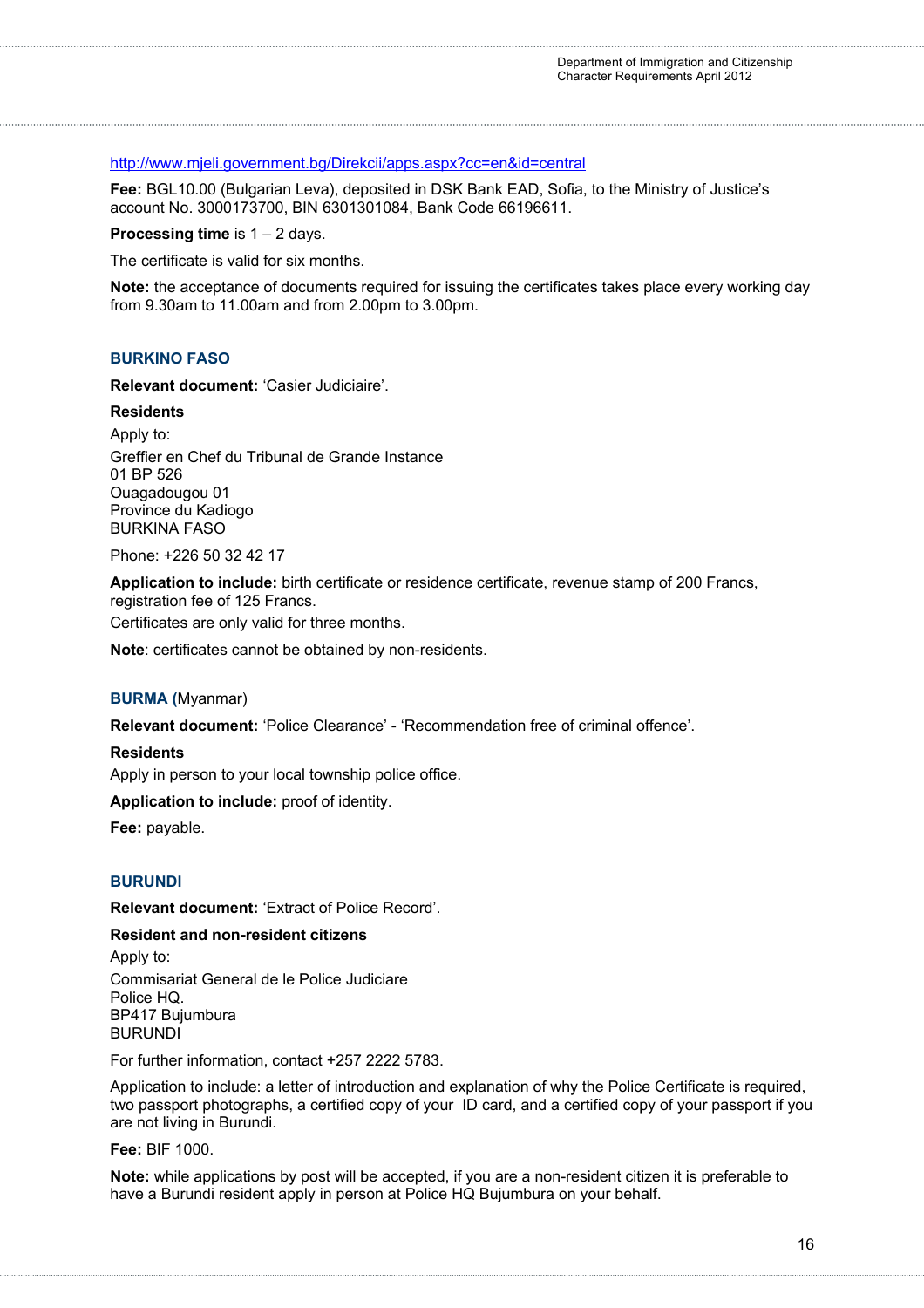http://www.mjeli.government.bg/Direkcii/apps.aspx?cc=en&id=central

**Fee:** BGL10.00 (Bulgarian Leva), deposited in DSK Bank EAD, Sofia, to the Ministry of Justice's account No. 3000173700, BIN 6301301084, Bank Code 66196611.

**Processing time** is 1 – 2 days.

The certificate is valid for six months.

**Note:** the acceptance of documents required for issuing the certificates takes place every working day from 9.30am to 11.00am and from 2.00pm to 3.00pm.

## BURKINO FASO

**Relevant document:** 'Casier Judiciaire'.

**Residents**

Apply to:

Greffier en Chef du Tribunal de Grande Instance
01 BP 526
Ouagadougou 01
Province du Kadiogo
BURKINA FASO

Phone: +226 50 32 42 17

**Application to include:** birth certificate or residence certificate, revenue stamp of 200 Francs, registration fee of 125 Francs.
Certificates are only valid for three months.

**Note**: certificates cannot be obtained by non-residents.

## BURMA (Myanmar)

**Relevant document:** 'Police Clearance' - 'Recommendation free of criminal offence'.

**Residents**

Apply in person to your local township police office.

**Application to include:** proof of identity.

**Fee:** payable.

## BURUNDI

**Relevant document:** 'Extract of Police Record'.

**Resident and non-resident citizens**

Apply to:

Commisariat General de le Police Judiciare
Police HQ.
BP417 Bujumbura
BURUNDI

For further information, contact +257 2222 5783.

Application to include: a letter of introduction and explanation of why the Police Certificate is required, two passport photographs, a certified copy of your ID card, and a certified copy of your passport if you are not living in Burundi.

**Fee:** BIF 1000.

**Note:** while applications by post will be accepted, if you are a non-resident citizen it is preferable to have a Burundi resident apply in person at Police HQ Bujumbura on your behalf.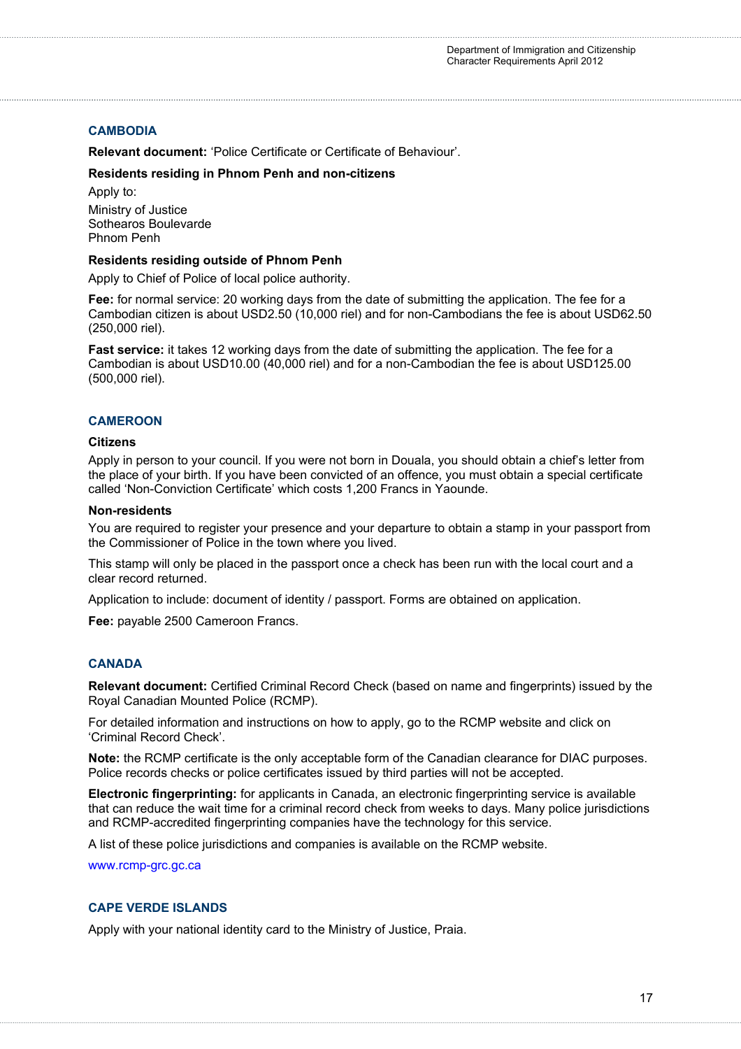## CAMBODIA

**Relevant document:** 'Police Certificate or Certificate of Behaviour'.

**Residents residing in Phnom Penh and non-citizens**

Apply to:

Ministry of Justice
Sothearos Boulevarde
Phnom Penh

**Residents residing outside of Phnom Penh**

Apply to Chief of Police of local police authority.

**Fee:** for normal service: 20 working days from the date of submitting the application. The fee for a Cambodian citizen is about USD2.50 (10,000 riel) and for non-Cambodians the fee is about USD62.50 (250,000 riel).

**Fast service:** it takes 12 working days from the date of submitting the application. The fee for a Cambodian is about USD10.00 (40,000 riel) and for a non-Cambodian the fee is about USD125.00 (500,000 riel).

## CAMEROON

**Citizens**

Apply in person to your council. If you were not born in Douala, you should obtain a chief's letter from the place of your birth. If you have been convicted of an offence, you must obtain a special certificate called 'Non-Conviction Certificate' which costs 1,200 Francs in Yaounde.

**Non-residents**

You are required to register your presence and your departure to obtain a stamp in your passport from the Commissioner of Police in the town where you lived.

This stamp will only be placed in the passport once a check has been run with the local court and a clear record returned.

Application to include: document of identity / passport. Forms are obtained on application.

**Fee:** payable 2500 Cameroon Francs.

## CANADA

**Relevant document:** Certified Criminal Record Check (based on name and fingerprints) issued by the Royal Canadian Mounted Police (RCMP).

For detailed information and instructions on how to apply, go to the RCMP website and click on 'Criminal Record Check'.

**Note:** the RCMP certificate is the only acceptable form of the Canadian clearance for DIAC purposes. Police records checks or police certificates issued by third parties will not be accepted.

**Electronic fingerprinting:** for applicants in Canada, an electronic fingerprinting service is available that can reduce the wait time for a criminal record check from weeks to days. Many police jurisdictions and RCMP-accredited fingerprinting companies have the technology for this service.

A list of these police jurisdictions and companies is available on the RCMP website.

www.rcmp-grc.gc.ca

## CAPE VERDE ISLANDS

Apply with your national identity card to the Ministry of Justice, Praia.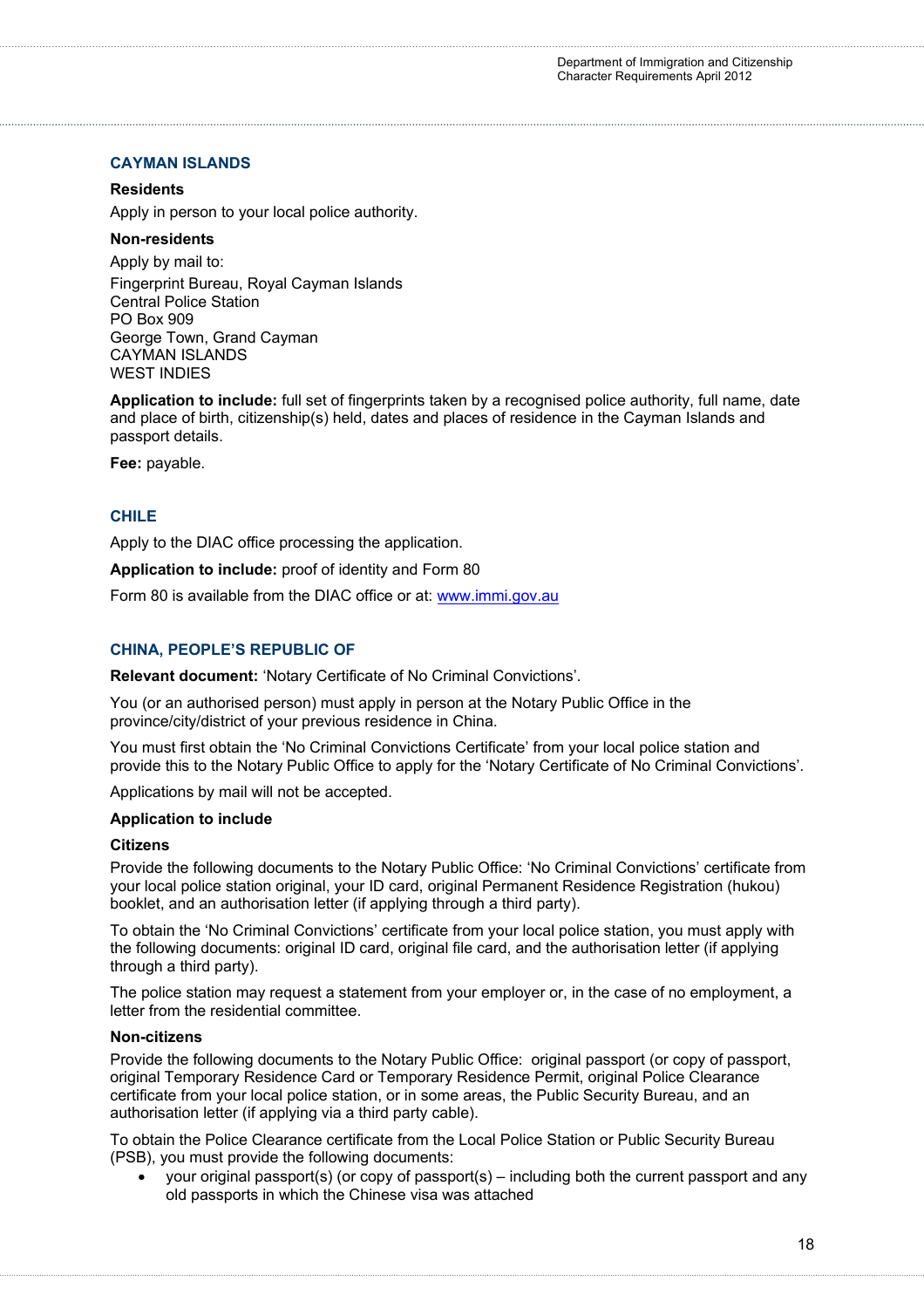## CAYMAN ISLANDS

**Residents**

Apply in person to your local police authority.

**Non-residents**

Apply by mail to:

Fingerprint Bureau, Royal Cayman Islands
Central Police Station
PO Box 909
George Town, Grand Cayman
CAYMAN ISLANDS
WEST INDIES

**Application to include:** full set of fingerprints taken by a recognised police authority, full name, date and place of birth, citizenship(s) held, dates and places of residence in the Cayman Islands and passport details.

**Fee:** payable.

## CHILE

Apply to the DIAC office processing the application.

**Application to include:** proof of identity and Form 80

Form 80 is available from the DIAC office or at: www.immi.gov.au

## CHINA, PEOPLE'S REPUBLIC OF

**Relevant document:** 'Notary Certificate of No Criminal Convictions'.

You (or an authorised person) must apply in person at the Notary Public Office in the province/city/district of your previous residence in China.

You must first obtain the 'No Criminal Convictions Certificate' from your local police station and provide this to the Notary Public Office to apply for the 'Notary Certificate of No Criminal Convictions'.

Applications by mail will not be accepted.

**Application to include**

**Citizens**

Provide the following documents to the Notary Public Office: 'No Criminal Convictions' certificate from your local police station original, your ID card, original Permanent Residence Registration (hukou) booklet, and an authorisation letter (if applying through a third party).

To obtain the 'No Criminal Convictions' certificate from your local police station, you must apply with the following documents: original ID card, original file card, and the authorisation letter (if applying through a third party).

The police station may request a statement from your employer or, in the case of no employment, a letter from the residential committee.

**Non-citizens**

Provide the following documents to the Notary Public Office: original passport (or copy of passport, original Temporary Residence Card or Temporary Residence Permit, original Police Clearance certificate from your local police station, or in some areas, the Public Security Bureau, and an authorisation letter (if applying via a third party cable).

To obtain the Police Clearance certificate from the Local Police Station or Public Security Bureau (PSB), you must provide the following documents:

- your original passport(s) (or copy of passport(s) – including both the current passport and any old passports in which the Chinese visa was attached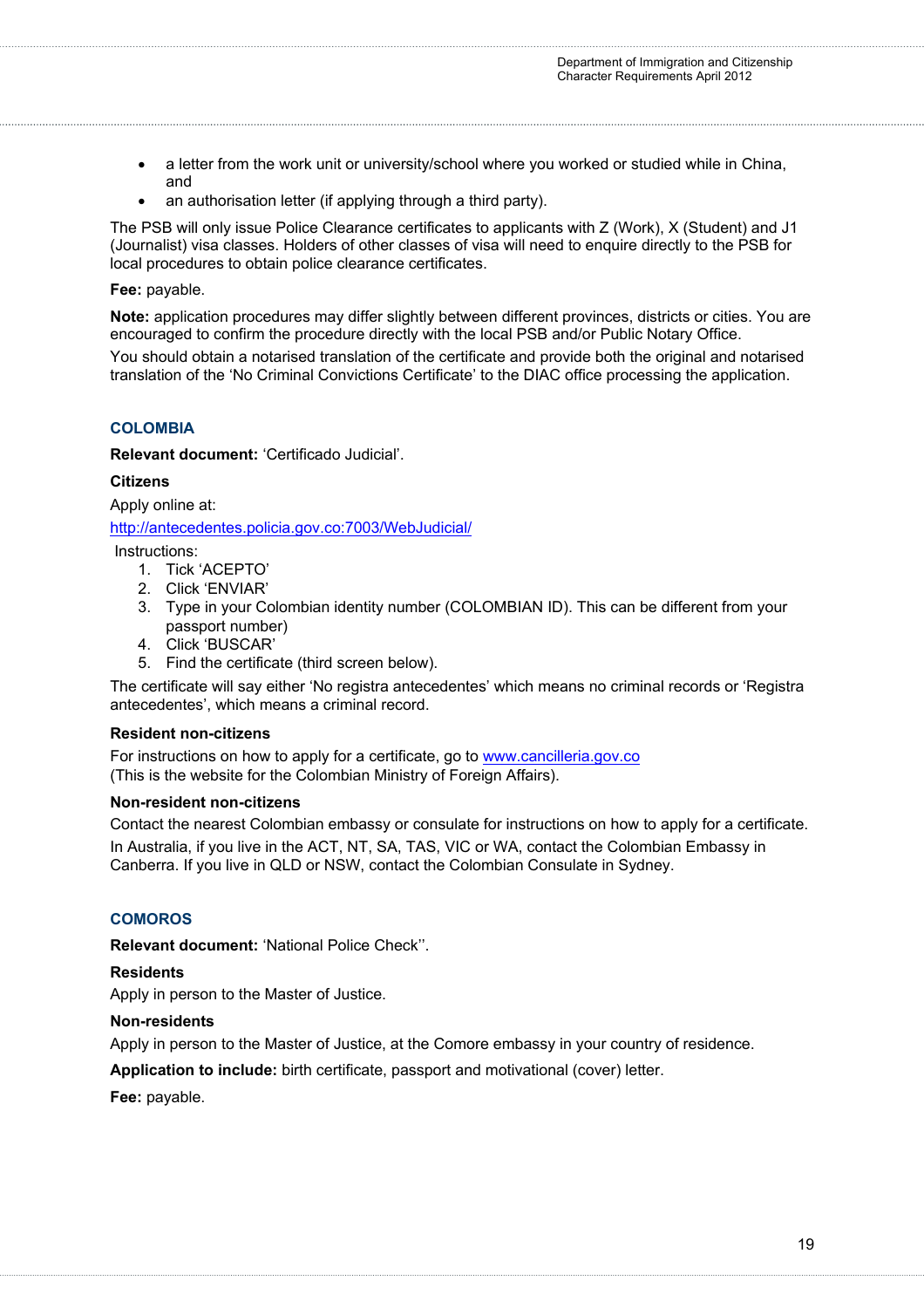- a letter from the work unit or university/school where you worked or studied while in China, and
- an authorisation letter (if applying through a third party).

The PSB will only issue Police Clearance certificates to applicants with Z (Work), X (Student) and J1 (Journalist) visa classes. Holders of other classes of visa will need to enquire directly to the PSB for local procedures to obtain police clearance certificates.

**Fee:** payable.

**Note:** application procedures may differ slightly between different provinces, districts or cities. You are encouraged to confirm the procedure directly with the local PSB and/or Public Notary Office.

You should obtain a notarised translation of the certificate and provide both the original and notarised translation of the 'No Criminal Convictions Certificate' to the DIAC office processing the application.

## COLOMBIA

**Relevant document:** 'Certificado Judicial'.

**Citizens**

Apply online at:

http://antecedentes.policia.gov.co:7003/WebJudicial/

Instructions:

1. Tick 'ACEPTO'
2. Click 'ENVIAR'
3. Type in your Colombian identity number (COLOMBIAN ID). This can be different from your passport number)
4. Click 'BUSCAR'
5. Find the certificate (third screen below).

The certificate will say either 'No registra antecedentes' which means no criminal records or 'Registra antecedentes', which means a criminal record.

**Resident non-citizens**

For instructions on how to apply for a certificate, go to www.cancilleria.gov.co
(This is the website for the Colombian Ministry of Foreign Affairs).

**Non-resident non-citizens**

Contact the nearest Colombian embassy or consulate for instructions on how to apply for a certificate.

In Australia, if you live in the ACT, NT, SA, TAS, VIC or WA, contact the Colombian Embassy in Canberra. If you live in QLD or NSW, contact the Colombian Consulate in Sydney.

## COMOROS

**Relevant document:** 'National Police Check''.

**Residents**

Apply in person to the Master of Justice.

**Non-residents**

Apply in person to the Master of Justice, at the Comore embassy in your country of residence.

**Application to include:** birth certificate, passport and motivational (cover) letter.

**Fee:** payable.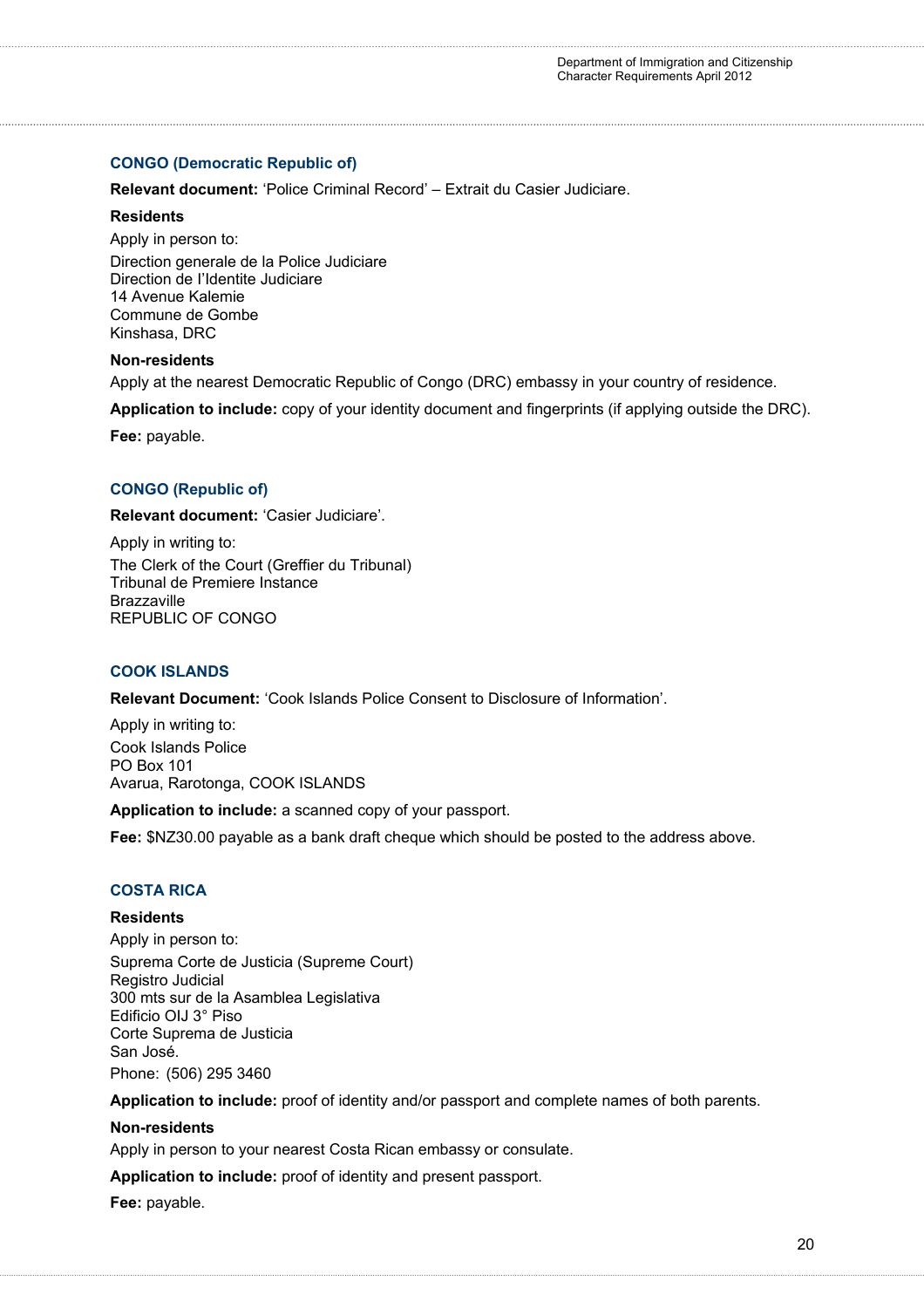### CONGO (Democratic Republic of)

**Relevant document:** 'Police Criminal Record' – Extrait du Casier Judiciare.

**Residents**

Apply in person to:

Direction generale de la Police Judiciare
Direction de l'Identite Judiciare
14 Avenue Kalemie
Commune de Gombe
Kinshasa, DRC

**Non-residents**

Apply at the nearest Democratic Republic of Congo (DRC) embassy in your country of residence.

**Application to include:** copy of your identity document and fingerprints (if applying outside the DRC).

**Fee:** payable.

### CONGO (Republic of)

**Relevant document:** 'Casier Judiciare'.

Apply in writing to:

The Clerk of the Court (Greffier du Tribunal)
Tribunal de Premiere Instance
Brazzaville
REPUBLIC OF CONGO

### COOK ISLANDS

**Relevant Document:** 'Cook Islands Police Consent to Disclosure of Information'.

Apply in writing to:

Cook Islands Police
PO Box 101
Avarua, Rarotonga, COOK ISLANDS

**Application to include:** a scanned copy of your passport.

**Fee:** $NZ30.00 payable as a bank draft cheque which should be posted to the address above.

### COSTA RICA

**Residents**

Apply in person to:

Suprema Corte de Justicia (Supreme Court)
Registro Judicial
300 mts sur de la Asamblea Legislativa
Edificio OIJ 3° Piso
Corte Suprema de Justicia
San José.

Phone: (506) 295 3460

**Application to include:** proof of identity and/or passport and complete names of both parents.

**Non-residents**

Apply in person to your nearest Costa Rican embassy or consulate.

**Application to include:** proof of identity and present passport.

**Fee:** payable.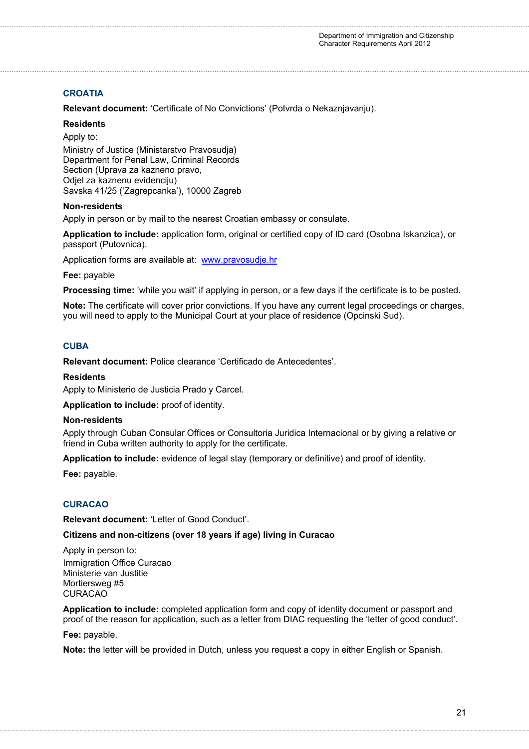## CROATIA

**Relevant document:** 'Certificate of No Convictions' (Potvrda o Nekaznjavanju).

**Residents**

Apply to:

Ministry of Justice (Ministarstvo Pravosudja)
Department for Penal Law, Criminal Records
Section (Uprava za kazneno pravo,
Odjel za kaznenu evidenciju)
Savska 41/25 ('Zagrepcanka'), 10000 Zagreb

**Non-residents**

Apply in person or by mail to the nearest Croatian embassy or consulate.

**Application to include:** application form, original or certified copy of ID card (Osobna Iskanzica), or passport (Putovnica).

Application forms are available at: [www.pravosudje.hr](www.pravosudje.hr)

**Fee:** payable

**Processing time:** 'while you wait' if applying in person, or a few days if the certificate is to be posted.

**Note:** The certificate will cover prior convictions. If you have any current legal proceedings or charges, you will need to apply to the Municipal Court at your place of residence (Opcinski Sud).

## CUBA

**Relevant document:** Police clearance 'Certificado de Antecedentes'.

**Residents**

Apply to Ministerio de Justicia Prado y Carcel.

**Application to include:** proof of identity.

**Non-residents**

Apply through Cuban Consular Offices or Consultoria Juridica Internacional or by giving a relative or friend in Cuba written authority to apply for the certificate.

**Application to include:** evidence of legal stay (temporary or definitive) and proof of identity.

**Fee:** payable.

## CURACAO

**Relevant document:** 'Letter of Good Conduct'.

**Citizens and non-citizens (over 18 years if age) living in Curacao**

Apply in person to:

Immigration Office Curacao
Ministerie van Justitie
Mortiersweg #5
CURACAO

**Application to include:** completed application form and copy of identity document or passport and proof of the reason for application, such as a letter from DIAC requesting the 'letter of good conduct'.

**Fee:** payable.

**Note:** the letter will be provided in Dutch, unless you request a copy in either English or Spanish.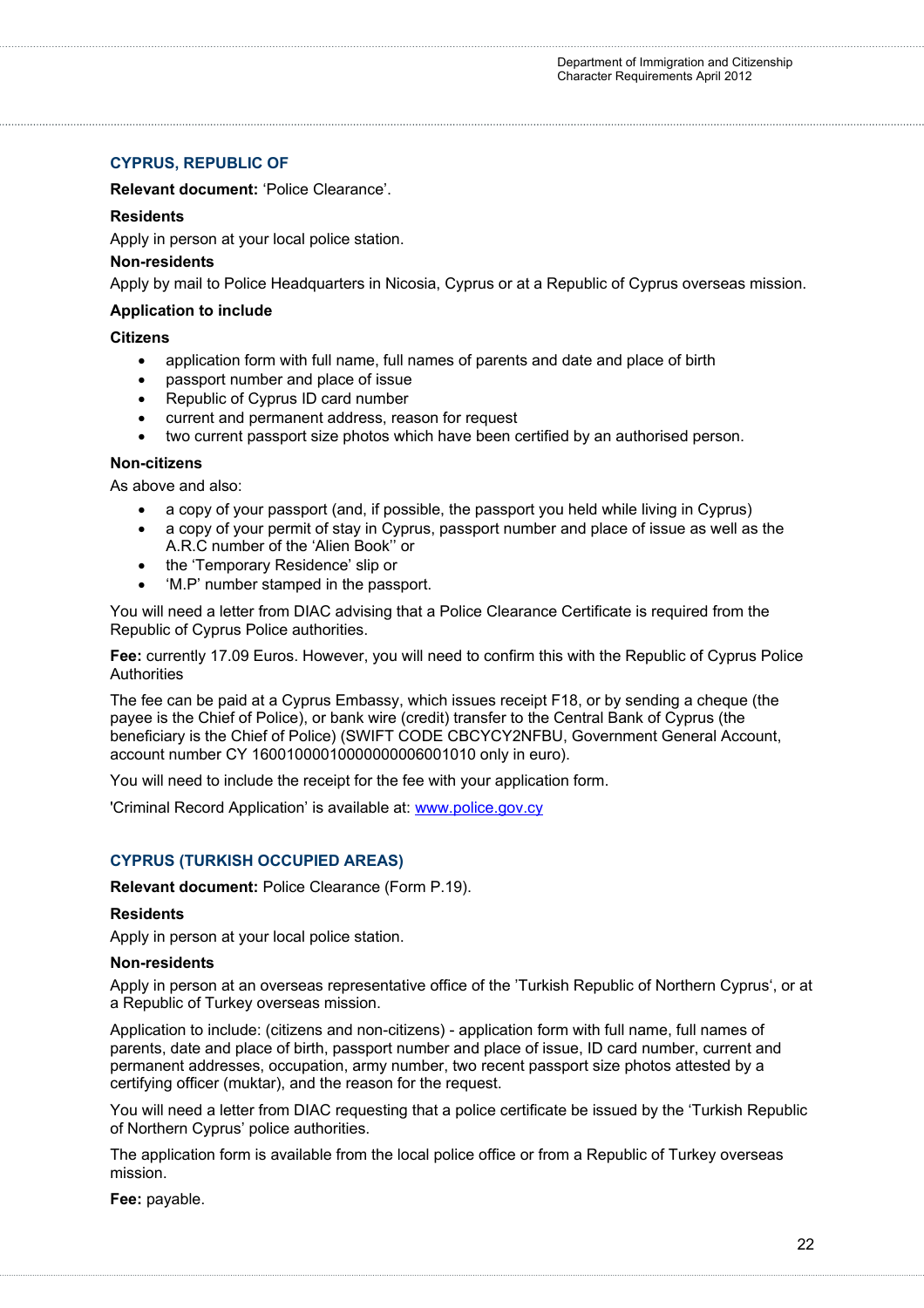## CYPRUS, REPUBLIC OF

**Relevant document:** 'Police Clearance'.

**Residents**

Apply in person at your local police station.

**Non-residents**

Apply by mail to Police Headquarters in Nicosia, Cyprus or at a Republic of Cyprus overseas mission.

**Application to include**

**Citizens**

- application form with full name, full names of parents and date and place of birth
- passport number and place of issue
- Republic of Cyprus ID card number
- current and permanent address, reason for request
- two current passport size photos which have been certified by an authorised person.

**Non-citizens**

As above and also:

- a copy of your passport (and, if possible, the passport you held while living in Cyprus)
- a copy of your permit of stay in Cyprus, passport number and place of issue as well as the A.R.C number of the 'Alien Book'' or
- the 'Temporary Residence' slip or
- 'M.P' number stamped in the passport.

You will need a letter from DIAC advising that a Police Clearance Certificate is required from the Republic of Cyprus Police authorities.

**Fee:** currently 17.09 Euros. However, you will need to confirm this with the Republic of Cyprus Police Authorities

The fee can be paid at a Cyprus Embassy, which issues receipt F18, or by sending a cheque (the payee is the Chief of Police), or bank wire (credit) transfer to the Central Bank of Cyprus (the beneficiary is the Chief of Police) (SWIFT CODE CBCYCY2NFBU, Government General Account, account number CY 16001000010000000006001010 only in euro).

You will need to include the receipt for the fee with your application form.

'Criminal Record Application' is available at: www.police.gov.cy

## CYPRUS (TURKISH OCCUPIED AREAS)

**Relevant document:** Police Clearance (Form P.19).

**Residents**

Apply in person at your local police station.

**Non-residents**

Apply in person at an overseas representative office of the 'Turkish Republic of Northern Cyprus', or at a Republic of Turkey overseas mission.

Application to include: (citizens and non-citizens) - application form with full name, full names of parents, date and place of birth, passport number and place of issue, ID card number, current and permanent addresses, occupation, army number, two recent passport size photos attested by a certifying officer (muktar), and the reason for the request.

You will need a letter from DIAC requesting that a police certificate be issued by the 'Turkish Republic of Northern Cyprus' police authorities.

The application form is available from the local police office or from a Republic of Turkey overseas mission.

**Fee:** payable.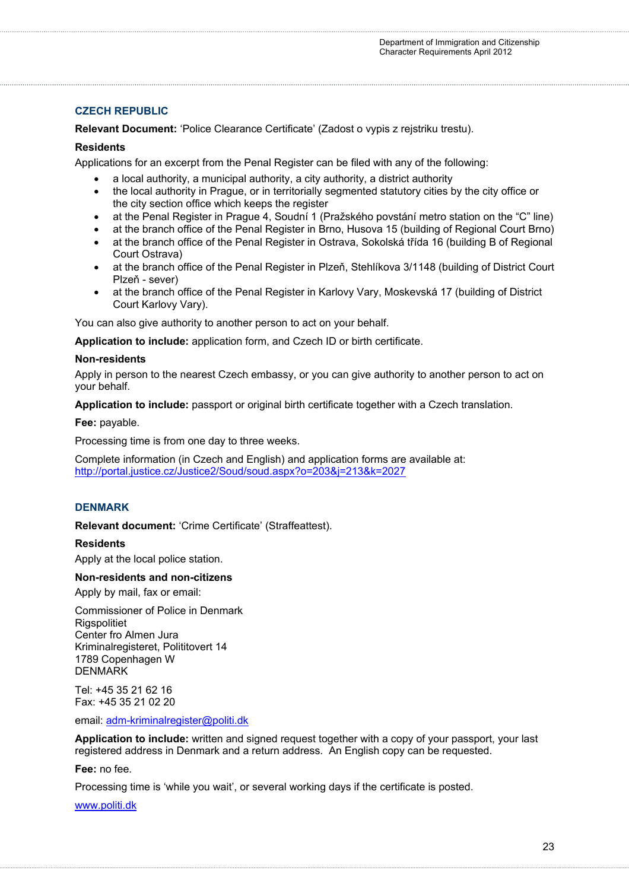## CZECH REPUBLIC

**Relevant Document:** 'Police Clearance Certificate' (Zadost o vypis z rejstriku trestu).

**Residents**

Applications for an excerpt from the Penal Register can be filed with any of the following:

- a local authority, a municipal authority, a city authority, a district authority
- the local authority in Prague, or in territorially segmented statutory cities by the city office or the city section office which keeps the register
- at the Penal Register in Prague 4, Soudní 1 (Pražského povstání metro station on the "C" line)
- at the branch office of the Penal Register in Brno, Husova 15 (building of Regional Court Brno)
- at the branch office of the Penal Register in Ostrava, Sokolská třída 16 (building B of Regional Court Ostrava)
- at the branch office of the Penal Register in Plzeň, Stehlíkova 3/1148 (building of District Court Plzeň - sever)
- at the branch office of the Penal Register in Karlovy Vary, Moskevská 17 (building of District Court Karlovy Vary).

You can also give authority to another person to act on your behalf.

**Application to include:** application form, and Czech ID or birth certificate.

**Non-residents**

Apply in person to the nearest Czech embassy, or you can give authority to another person to act on your behalf.

**Application to include:** passport or original birth certificate together with a Czech translation.

**Fee:** payable.

Processing time is from one day to three weeks.

Complete information (in Czech and English) and application forms are available at:
http://portal.justice.cz/Justice2/Soud/soud.aspx?o=203&j=213&k=2027

## DENMARK

**Relevant document:** 'Crime Certificate' (Straffeattest).

**Residents**

Apply at the local police station.

**Non-residents and non-citizens**

Apply by mail, fax or email:

Commissioner of Police in Denmark
Rigspolitiet
Center fro Almen Jura
Kriminalregisteret, Polititovert 14
1789 Copenhagen W
DENMARK

Tel: +45 35 21 62 16
Fax: +45 35 21 02 20

email: adm-kriminalregister@politi.dk

**Application to include:** written and signed request together with a copy of your passport, your last registered address in Denmark and a return address. An English copy can be requested.

**Fee:** no fee.

Processing time is 'while you wait', or several working days if the certificate is posted.

www.politi.dk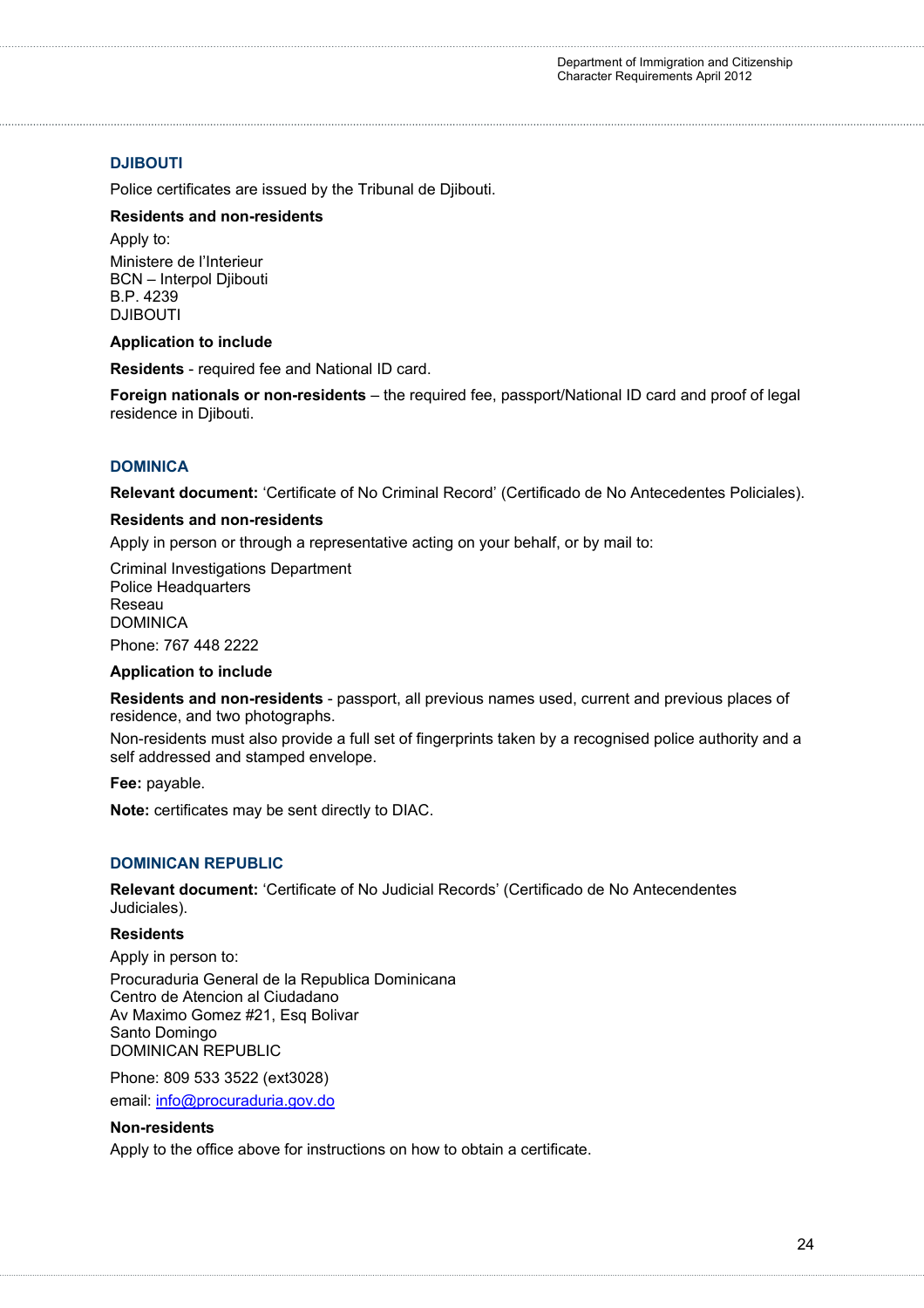## DJIBOUTI

Police certificates are issued by the Tribunal de Djibouti.

**Residents and non-residents**

Apply to:

Ministere de l'Interieur
BCN – Interpol Djibouti
B.P. 4239
DJIBOUTI

**Application to include**

**Residents** - required fee and National ID card.

**Foreign nationals or non-residents** – the required fee, passport/National ID card and proof of legal residence in Djibouti.

## DOMINICA

**Relevant document:** 'Certificate of No Criminal Record' (Certificado de No Antecedentes Policiales).

**Residents and non-residents**

Apply in person or through a representative acting on your behalf, or by mail to:

Criminal Investigations Department
Police Headquarters
Reseau
DOMINICA

Phone: 767 448 2222

**Application to include**

**Residents and non-residents** - passport, all previous names used, current and previous places of residence, and two photographs.

Non-residents must also provide a full set of fingerprints taken by a recognised police authority and a self addressed and stamped envelope.

**Fee:** payable.

**Note:** certificates may be sent directly to DIAC.

## DOMINICAN REPUBLIC

**Relevant document:** 'Certificate of No Judicial Records' (Certificado de No Antecendentes Judiciales).

**Residents**

Apply in person to:

Procuraduria General de la Republica Dominicana
Centro de Atencion al Ciudadano
Av Maximo Gomez #21, Esq Bolivar
Santo Domingo
DOMINICAN REPUBLIC

Phone: 809 533 3522 (ext3028)

email: info@procuraduria.gov.do

**Non-residents**

Apply to the office above for instructions on how to obtain a certificate.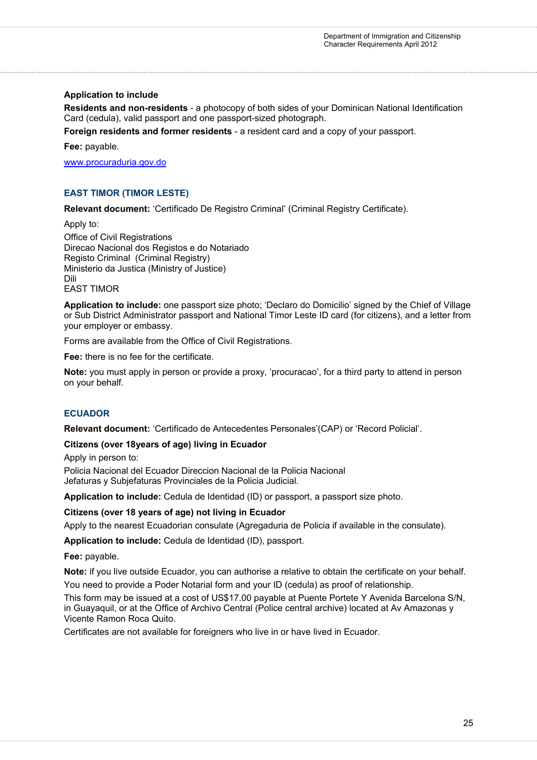**Application to include**

**Residents and non-residents** - a photocopy of both sides of your Dominican National Identification Card (cedula), valid passport and one passport-sized photograph.

**Foreign residents and former residents** - a resident card and a copy of your passport.

**Fee:** payable.

[www.procuraduria.gov.do](http://www.procuraduria.gov.do)

## EAST TIMOR (TIMOR LESTE)

**Relevant document:** 'Certificado De Registro Criminal' (Criminal Registry Certificate).

Apply to:

Office of Civil Registrations
Direcao Nacional dos Registos e do Notariado
Registo Criminal (Criminal Registry)
Ministerio da Justica (Ministry of Justice)
Dili
EAST TIMOR

**Application to include:** one passport size photo; 'Declaro do Domicilio' signed by the Chief of Village or Sub District Administrator passport and National Timor Leste ID card (for citizens), and a letter from your employer or embassy.

Forms are available from the Office of Civil Registrations.

**Fee:** there is no fee for the certificate.

**Note:** you must apply in person or provide a proxy, 'procuracao', for a third party to attend in person on your behalf.

## ECUADOR

**Relevant document:** 'Certificado de Antecedentes Personales'(CAP) or 'Record Policial'.

**Citizens (over 18years of age) living in Ecuador**

Apply in person to:

Policia Nacional del Ecuador Direccion Nacional de la Policia Nacional
Jefaturas y Subjefaturas Provinciales de la Policia Judicial.

**Application to include:** Cedula de Identidad (ID) or passport, a passport size photo.

**Citizens (over 18 years of age) not living in Ecuador**

Apply to the nearest Ecuadorian consulate (Agregaduria de Policia if available in the consulate).

**Application to include:** Cedula de Identidad (ID), passport.

**Fee:** payable.

**Note:** if you live outside Ecuador, you can authorise a relative to obtain the certificate on your behalf.

You need to provide a Poder Notarial form and your ID (cedula) as proof of relationship.

This form may be issued at a cost of US$17.00 payable at Puente Portete Y Avenida Barcelona S/N, in Guayaquil, or at the Office of Archivo Central (Police central archive) located at Av Amazonas y Vicente Ramon Roca Quito.

Certificates are not available for foreigners who live in or have lived in Ecuador.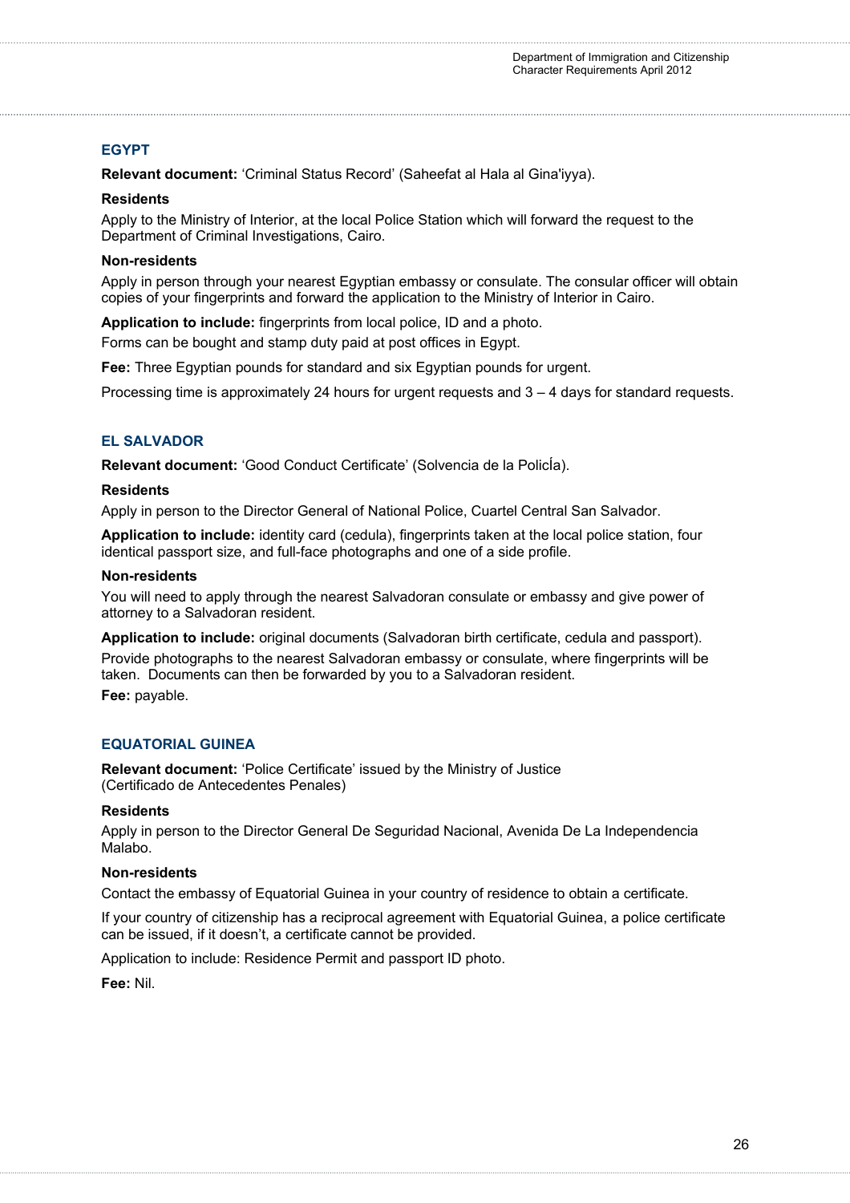## EGYPT

**Relevant document:** 'Criminal Status Record' (Saheefat al Hala al Gina'iyya).

**Residents**

Apply to the Ministry of Interior, at the local Police Station which will forward the request to the Department of Criminal Investigations, Cairo.

**Non-residents**

Apply in person through your nearest Egyptian embassy or consulate. The consular officer will obtain copies of your fingerprints and forward the application to the Ministry of Interior in Cairo.

**Application to include:** fingerprints from local police, ID and a photo.

Forms can be bought and stamp duty paid at post offices in Egypt.

**Fee:** Three Egyptian pounds for standard and six Egyptian pounds for urgent.

Processing time is approximately 24 hours for urgent requests and 3 – 4 days for standard requests.

## EL SALVADOR

**Relevant document:** 'Good Conduct Certificate' (Solvencia de la PolicÍa).

**Residents**

Apply in person to the Director General of National Police, Cuartel Central San Salvador.

**Application to include:** identity card (cedula), fingerprints taken at the local police station, four identical passport size, and full-face photographs and one of a side profile.

**Non-residents**

You will need to apply through the nearest Salvadoran consulate or embassy and give power of attorney to a Salvadoran resident.

**Application to include:** original documents (Salvadoran birth certificate, cedula and passport).

Provide photographs to the nearest Salvadoran embassy or consulate, where fingerprints will be taken. Documents can then be forwarded by you to a Salvadoran resident.

**Fee:** payable.

## EQUATORIAL GUINEA

**Relevant document:** 'Police Certificate' issued by the Ministry of Justice (Certificado de Antecedentes Penales)

**Residents**

Apply in person to the Director General De Seguridad Nacional, Avenida De La Independencia Malabo.

**Non-residents**

Contact the embassy of Equatorial Guinea in your country of residence to obtain a certificate.

If your country of citizenship has a reciprocal agreement with Equatorial Guinea, a police certificate can be issued, if it doesn't, a certificate cannot be provided.

Application to include: Residence Permit and passport ID photo.

**Fee:** Nil.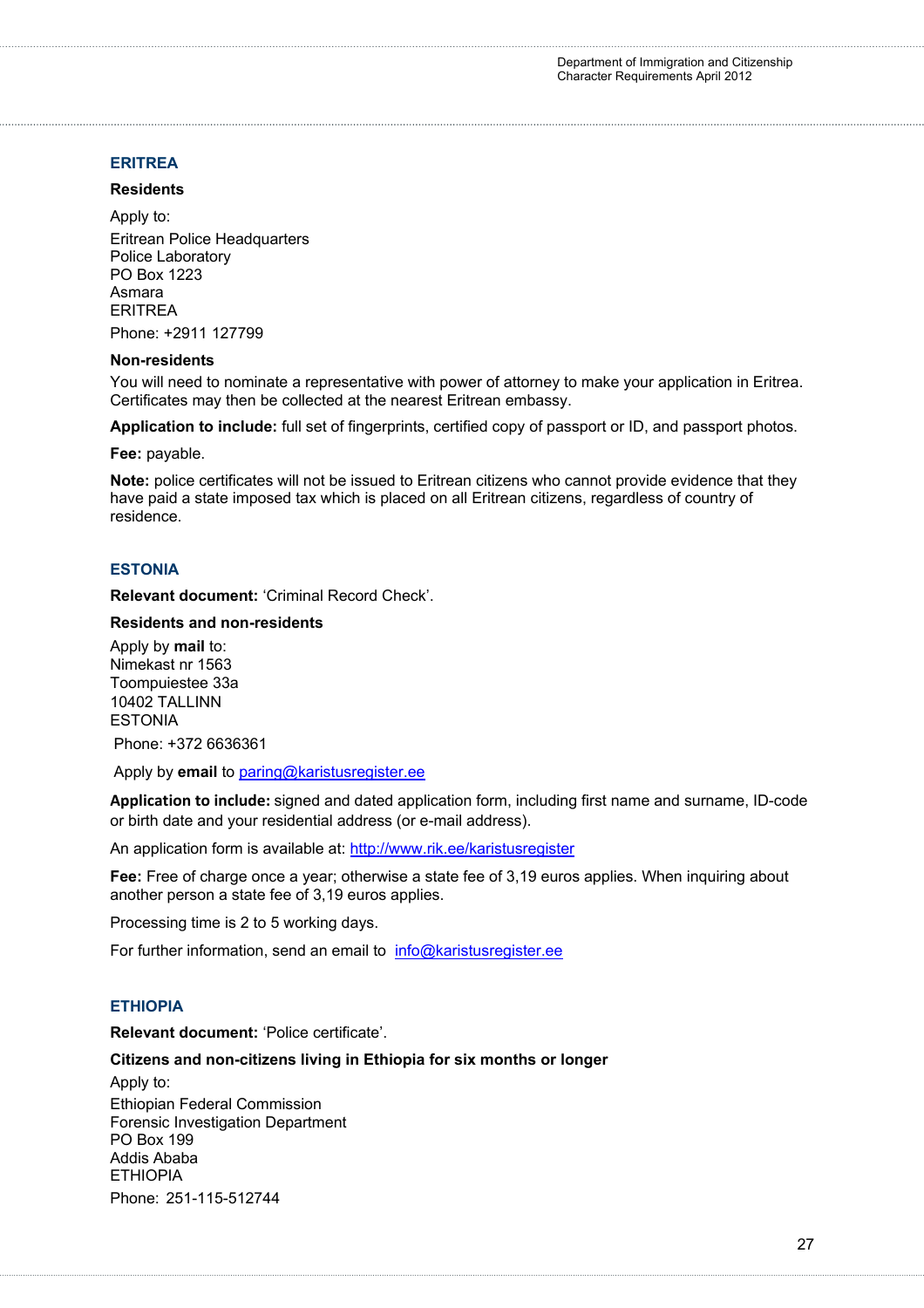## ERITREA

**Residents**

Apply to:

Eritrean Police Headquarters
Police Laboratory
PO Box 1223
Asmara
ERITREA

Phone: +2911 127799

**Non-residents**

You will need to nominate a representative with power of attorney to make your application in Eritrea. Certificates may then be collected at the nearest Eritrean embassy.

**Application to include:** full set of fingerprints, certified copy of passport or ID, and passport photos.

**Fee:** payable.

**Note:** police certificates will not be issued to Eritrean citizens who cannot provide evidence that they have paid a state imposed tax which is placed on all Eritrean citizens, regardless of country of residence.

## ESTONIA

**Relevant document:** 'Criminal Record Check'.

**Residents and non-residents**

Apply by **mail** to:
Nimekast nr 1563
Toompuiestee 33a
10402 TALLINN
ESTONIA

Phone: +372 6636361

Apply by **email** to paring@karistusregister.ee

**Application to include:** signed and dated application form, including first name and surname, ID-code or birth date and your residential address (or e-mail address).

An application form is available at: http://www.rik.ee/karistusregister

**Fee:** Free of charge once a year; otherwise a state fee of 3,19 euros applies. When inquiring about another person a state fee of 3,19 euros applies.

Processing time is 2 to 5 working days.

For further information, send an email to info@karistusregister.ee

## ETHIOPIA

**Relevant document:** 'Police certificate'.

**Citizens and non-citizens living in Ethiopia for six months or longer**

Apply to:

Ethiopian Federal Commission
Forensic Investigation Department
PO Box 199
Addis Ababa
ETHIOPIA

Phone: 251-115-512744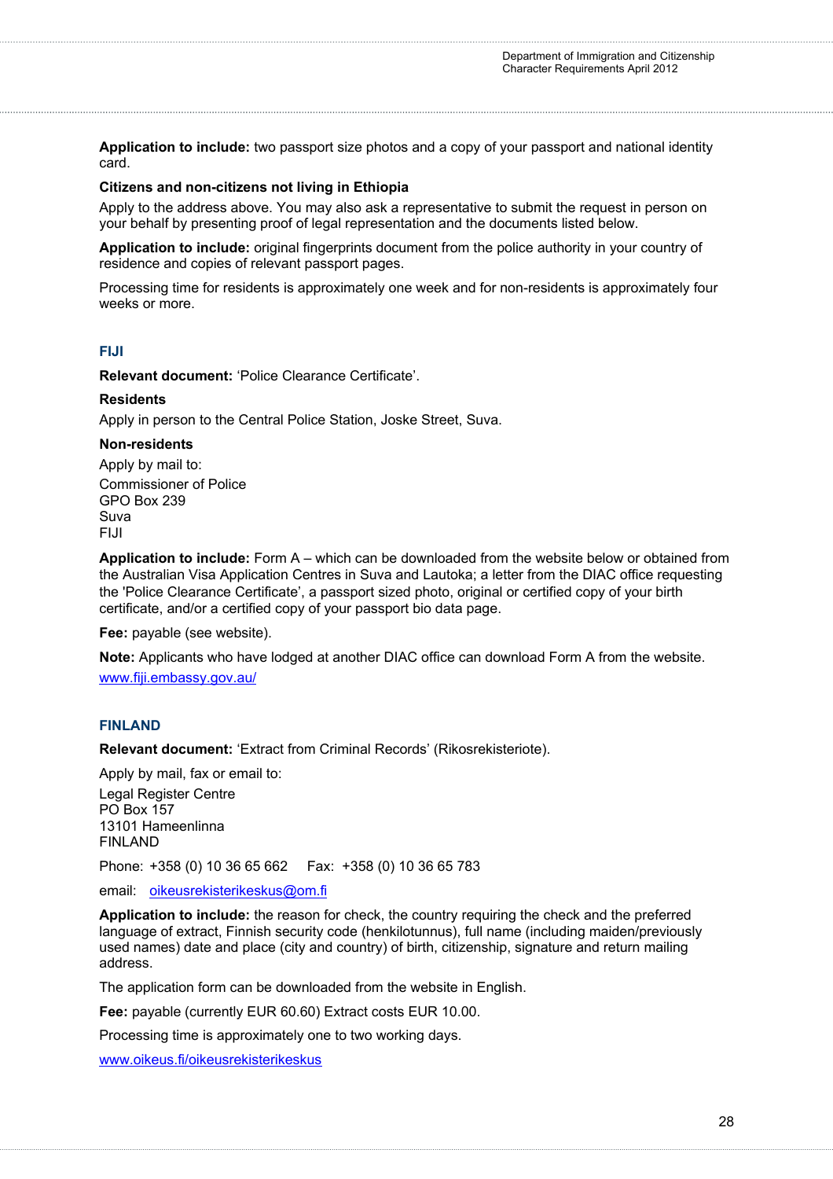**Application to include:** two passport size photos and a copy of your passport and national identity card.

**Citizens and non-citizens not living in Ethiopia**

Apply to the address above. You may also ask a representative to submit the request in person on your behalf by presenting proof of legal representation and the documents listed below.

**Application to include:** original fingerprints document from the police authority in your country of residence and copies of relevant passport pages.

Processing time for residents is approximately one week and for non-residents is approximately four weeks or more.

## FIJI

**Relevant document:** 'Police Clearance Certificate'.

**Residents**

Apply in person to the Central Police Station, Joske Street, Suva.

**Non-residents**

Apply by mail to:

Commissioner of Police  
GPO Box 239  
Suva  
FIJI

**Application to include:** Form A – which can be downloaded from the website below or obtained from the Australian Visa Application Centres in Suva and Lautoka; a letter from the DIAC office requesting the 'Police Clearance Certificate', a passport sized photo, original or certified copy of your birth certificate, and/or a certified copy of your passport bio data page.

**Fee:** payable (see website).

**Note:** Applicants who have lodged at another DIAC office can download Form A from the website.

www.fiji.embassy.gov.au/

## FINLAND

**Relevant document:** 'Extract from Criminal Records' (Rikosrekisteriote).

Apply by mail, fax or email to:

Legal Register Centre  
PO Box 157  
13101 Hameenlinna  
FINLAND

Phone: +358 (0) 10 36 65 662 Fax: +358 (0) 10 36 65 783

email: oikeusrekisterikeskus@om.fi

**Application to include:** the reason for check, the country requiring the check and the preferred language of extract, Finnish security code (henkilotunnus), full name (including maiden/previously used names) date and place (city and country) of birth, citizenship, signature and return mailing address.

The application form can be downloaded from the website in English.

**Fee:** payable (currently EUR 60.60) Extract costs EUR 10.00.

Processing time is approximately one to two working days.

www.oikeus.fi/oikeusrekisterikeskus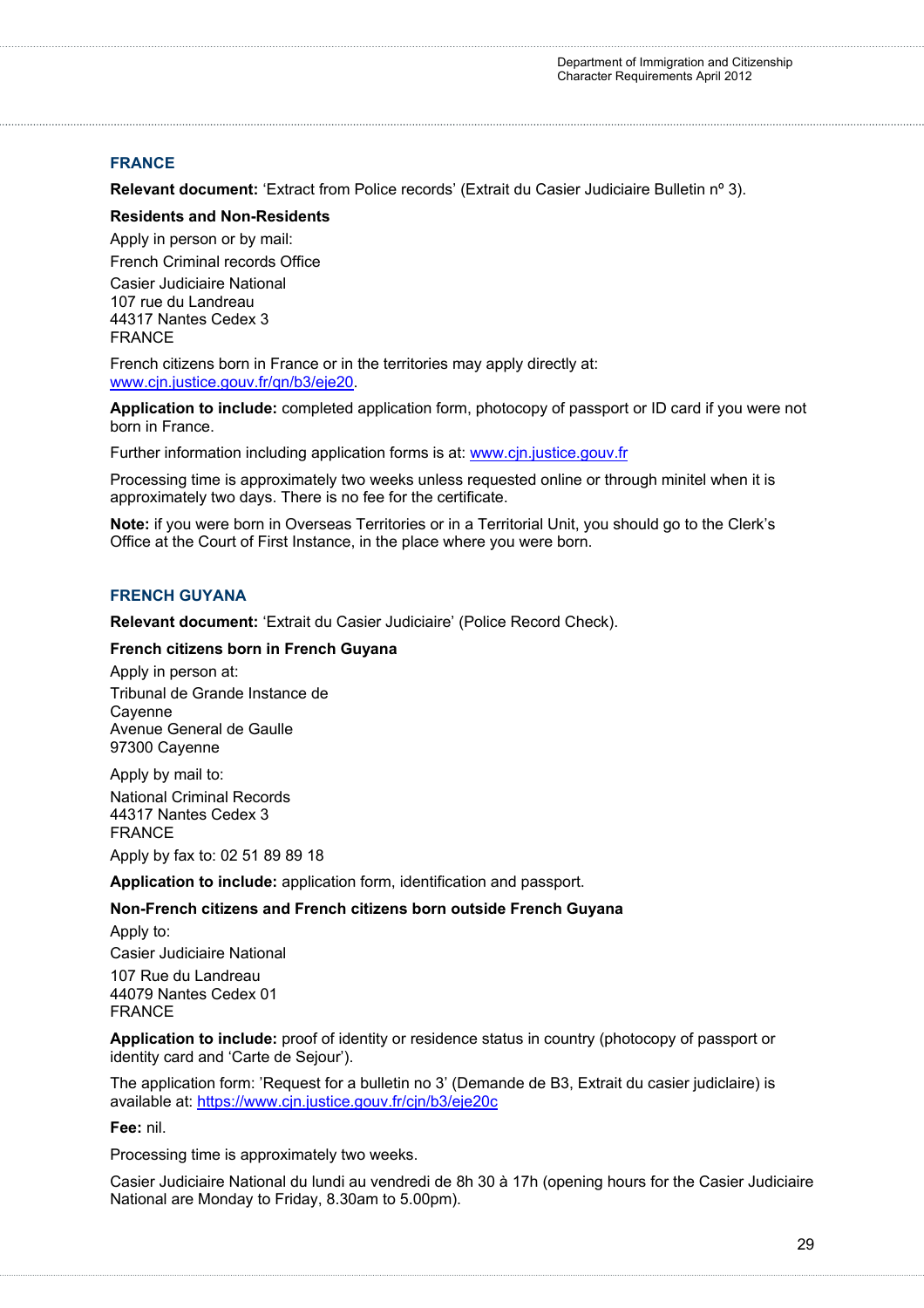## FRANCE

**Relevant document:** 'Extract from Police records' (Extrait du Casier Judiciaire Bulletin nº 3).

**Residents and Non-Residents**

Apply in person or by mail:

French Criminal records Office

Casier Judiciaire National
107 rue du Landreau
44317 Nantes Cedex 3
FRANCE

French citizens born in France or in the territories may apply directly at: www.cjn.justice.gouv.fr/qn/b3/eje20.

**Application to include:** completed application form, photocopy of passport or ID card if you were not born in France.

Further information including application forms is at: www.cjn.justice.gouv.fr

Processing time is approximately two weeks unless requested online or through minitel when it is approximately two days. There is no fee for the certificate.

**Note:** if you were born in Overseas Territories or in a Territorial Unit, you should go to the Clerk's Office at the Court of First Instance, in the place where you were born.

## FRENCH GUYANA

**Relevant document:** 'Extrait du Casier Judiciaire' (Police Record Check).

**French citizens born in French Guyana**

Apply in person at:

Tribunal de Grande Instance de
Cayenne
Avenue General de Gaulle
97300 Cayenne

Apply by mail to:

National Criminal Records
44317 Nantes Cedex 3
FRANCE

Apply by fax to: 02 51 89 89 18

**Application to include:** application form, identification and passport.

**Non-French citizens and French citizens born outside French Guyana**

Apply to:

Casier Judiciaire National

107 Rue du Landreau
44079 Nantes Cedex 01
FRANCE

**Application to include:** proof of identity or residence status in country (photocopy of passport or identity card and 'Carte de Sejour').

The application form: 'Request for a bulletin no 3' (Demande de B3, Extrait du casier judiclaire) is available at: https://www.cjn.justice.gouv.fr/cjn/b3/eje20c

**Fee:** nil.

Processing time is approximately two weeks.

Casier Judiciaire National du lundi au vendredi de 8h 30 à 17h (opening hours for the Casier Judiciaire National are Monday to Friday, 8.30am to 5.00pm).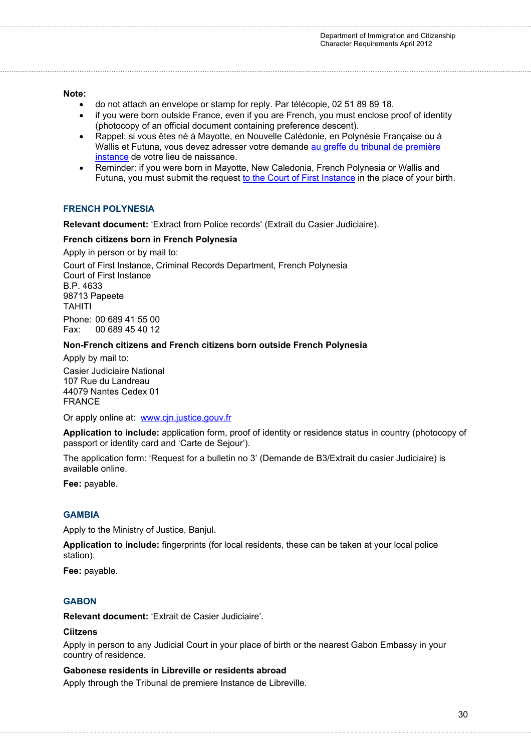**Note:**

- do not attach an envelope or stamp for reply. Par télécopie, 02 51 89 89 18.
- if you were born outside France, even if you are French, you must enclose proof of identity (photocopy of an official document containing preference descent).
- Rappel: si vous êtes né à Mayotte, en Nouvelle Calédonie, en Polynésie Française ou à Wallis et Futuna, vous devez adresser votre demande au greffe du tribunal de première instance de votre lieu de naissance.
- Reminder: if you were born in Mayotte, New Caledonia, French Polynesia or Wallis and Futuna, you must submit the request to the Court of First Instance in the place of your birth.

## FRENCH POLYNESIA

**Relevant document:** 'Extract from Police records' (Extrait du Casier Judiciaire).

**French citizens born in French Polynesia**

Apply in person or by mail to:

Court of First Instance, Criminal Records Department, French Polynesia
Court of First Instance
B.P. 4633
98713 Papeete
TAHITI

Phone: 00 689 41 55 00
Fax: 00 689 45 40 12

**Non-French citizens and French citizens born outside French Polynesia**

Apply by mail to:

Casier Judiciaire National
107 Rue du Landreau
44079 Nantes Cedex 01
FRANCE

Or apply online at: www.cjn.justice.gouv.fr

**Application to include:** application form, proof of identity or residence status in country (photocopy of passport or identity card and 'Carte de Sejour').

The application form: 'Request for a bulletin no 3' (Demande de B3/Extrait du casier Judiciaire) is available online.

**Fee:** payable.

## GAMBIA

Apply to the Ministry of Justice, Banjul.

**Application to include:** fingerprints (for local residents, these can be taken at your local police station).

**Fee:** payable.

## GABON

**Relevant document:** 'Extrait de Casier Judiciaire'.

**Ciitzens**

Apply in person to any Judicial Court in your place of birth or the nearest Gabon Embassy in your country of residence.

**Gabonese residents in Libreville or residents abroad**

Apply through the Tribunal de premiere Instance de Libreville.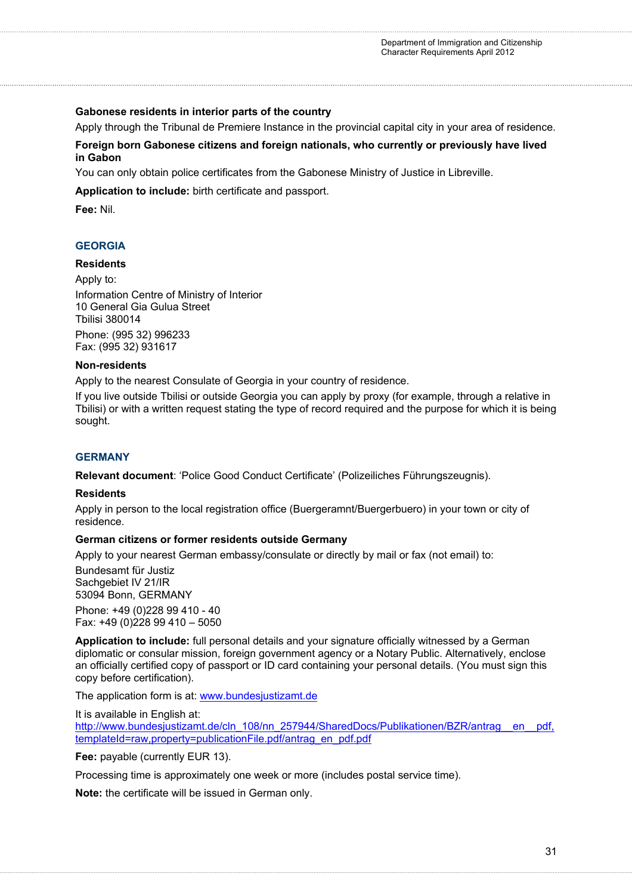**Gabonese residents in interior parts of the country**

Apply through the Tribunal de Premiere Instance in the provincial capital city in your area of residence.

**Foreign born Gabonese citizens and foreign nationals, who currently or previously have lived in Gabon**

You can only obtain police certificates from the Gabonese Ministry of Justice in Libreville.

**Application to include:** birth certificate and passport.

**Fee:** Nil.

## GEORGIA

**Residents**

Apply to:

Information Centre of Ministry of Interior
10 General Gia Gulua Street
Tbilisi 380014

Phone: (995 32) 996233
Fax: (995 32) 931617

**Non-residents**

Apply to the nearest Consulate of Georgia in your country of residence.

If you live outside Tbilisi or outside Georgia you can apply by proxy (for example, through a relative in Tbilisi) or with a written request stating the type of record required and the purpose for which it is being sought.

## GERMANY

**Relevant document**: 'Police Good Conduct Certificate' (Polizeiliches Führungszeugnis).

**Residents**

Apply in person to the local registration office (Buergeramnt/Buergerbuero) in your town or city of residence.

**German citizens or former residents outside Germany**

Apply to your nearest German embassy/consulate or directly by mail or fax (not email) to:

Bundesamt für Justiz
Sachgebiet IV 21/IR
53094 Bonn, GERMANY

Phone: +49 (0)228 99 410 - 40
Fax: +49 (0)228 99 410 – 5050

**Application to include:** full personal details and your signature officially witnessed by a German diplomatic or consular mission, foreign government agency or a Notary Public. Alternatively, enclose an officially certified copy of passport or ID card containing your personal details. (You must sign this copy before certification).

The application form is at: www.bundesjustizamt.de

It is available in English at:
http://www.bundesjustizamt.de/cln_108/nn_257944/SharedDocs/Publikationen/BZR/antrag__en__pdf,templateId=raw,property=publicationFile.pdf/antrag_en_pdf.pdf

**Fee:** payable (currently EUR 13).

Processing time is approximately one week or more (includes postal service time).

**Note:** the certificate will be issued in German only.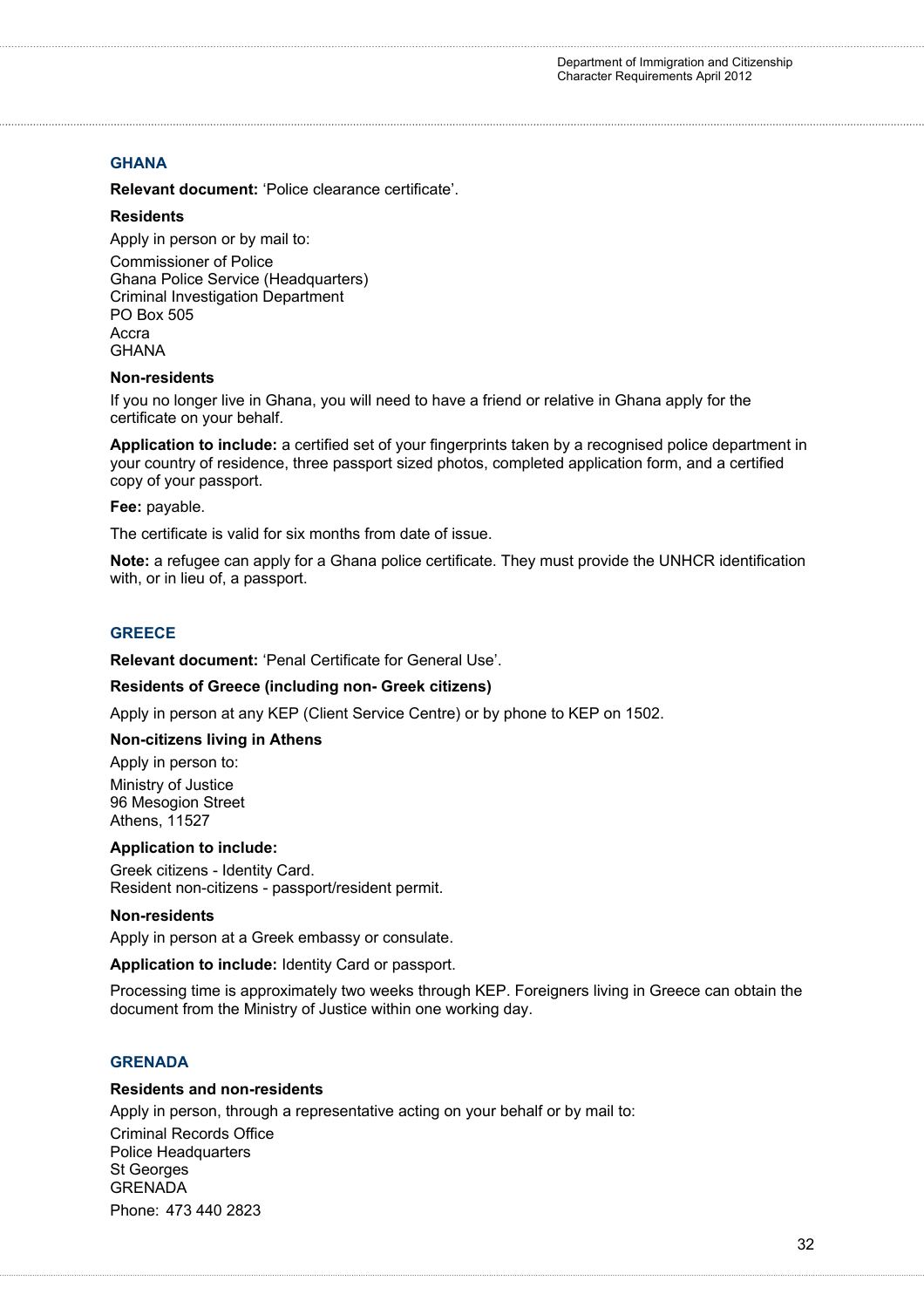## GHANA

**Relevant document:** 'Police clearance certificate'.

**Residents**

Apply in person or by mail to:

Commissioner of Police
Ghana Police Service (Headquarters)
Criminal Investigation Department
PO Box 505
Accra
GHANA

**Non-residents**

If you no longer live in Ghana, you will need to have a friend or relative in Ghana apply for the certificate on your behalf.

**Application to include:** a certified set of your fingerprints taken by a recognised police department in your country of residence, three passport sized photos, completed application form, and a certified copy of your passport.

**Fee:** payable.

The certificate is valid for six months from date of issue.

**Note:** a refugee can apply for a Ghana police certificate. They must provide the UNHCR identification with, or in lieu of, a passport.

## GREECE

**Relevant document:** 'Penal Certificate for General Use'.

**Residents of Greece (including non- Greek citizens)**

Apply in person at any KEP (Client Service Centre) or by phone to KEP on 1502.

**Non-citizens living in Athens**

Apply in person to:

Ministry of Justice
96 Mesogion Street
Athens, 11527

**Application to include:**

Greek citizens - Identity Card.
Resident non-citizens - passport/resident permit.

**Non-residents**

Apply in person at a Greek embassy or consulate.

**Application to include:** Identity Card or passport.

Processing time is approximately two weeks through KEP. Foreigners living in Greece can obtain the document from the Ministry of Justice within one working day.

## GRENADA

**Residents and non-residents**

Apply in person, through a representative acting on your behalf or by mail to:

Criminal Records Office
Police Headquarters
St Georges
GRENADA

Phone: 473 440 2823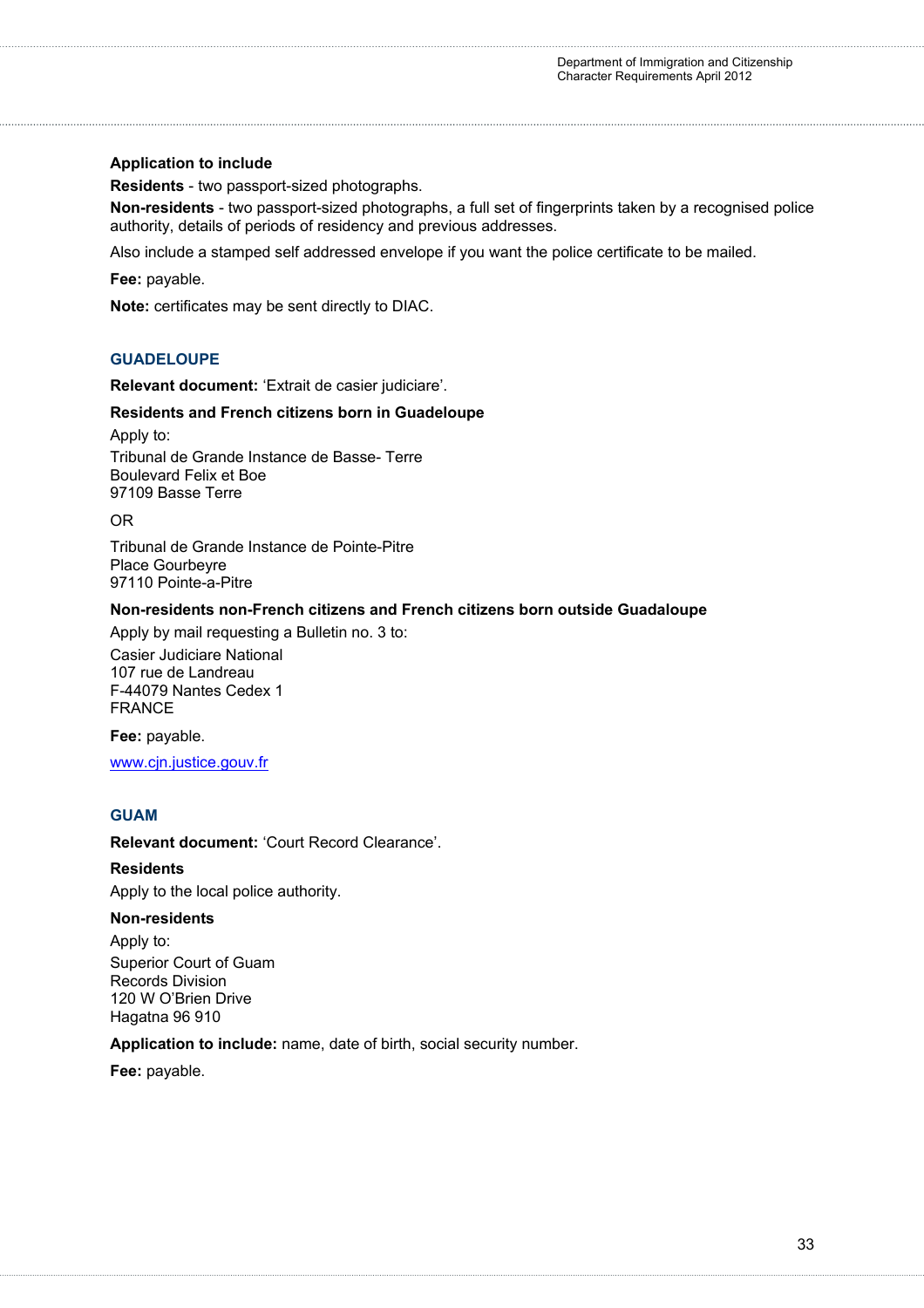**Application to include**

**Residents** - two passport-sized photographs.

**Non-residents** - two passport-sized photographs, a full set of fingerprints taken by a recognised police authority, details of periods of residency and previous addresses.

Also include a stamped self addressed envelope if you want the police certificate to be mailed.

**Fee:** payable.

**Note:** certificates may be sent directly to DIAC.

## GUADELOUPE

**Relevant document:** 'Extrait de casier judiciare'.

**Residents and French citizens born in Guadeloupe**

Apply to:

Tribunal de Grande Instance de Basse- Terre
Boulevard Felix et Boe
97109 Basse Terre

OR

Tribunal de Grande Instance de Pointe-Pitre
Place Gourbeyre
97110 Pointe-a-Pitre

**Non-residents non-French citizens and French citizens born outside Guadaloupe**

Apply by mail requesting a Bulletin no. 3 to:

Casier Judiciare National
107 rue de Landreau
F-44079 Nantes Cedex 1
FRANCE

**Fee:** payable.

www.cjn.justice.gouv.fr

## GUAM

**Relevant document:** 'Court Record Clearance'.

**Residents**

Apply to the local police authority.

**Non-residents**

Apply to:

Superior Court of Guam
Records Division
120 W O'Brien Drive
Hagatna 96 910

**Application to include:** name, date of birth, social security number.

**Fee:** payable.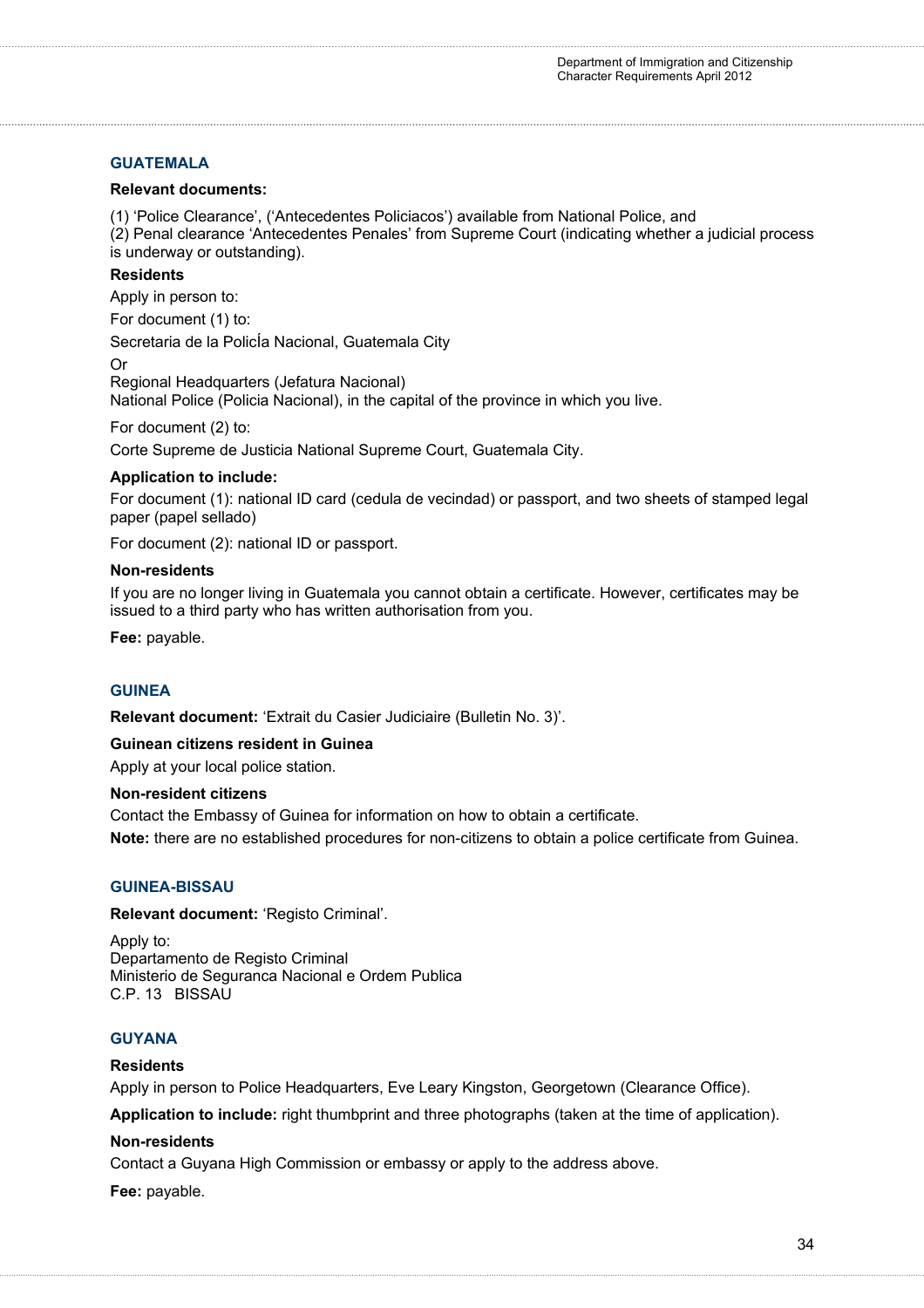## GUATEMALA

**Relevant documents:**

(1) 'Police Clearance', ('Antecedentes Policiacos') available from National Police, and
(2) Penal clearance 'Antecedentes Penales' from Supreme Court (indicating whether a judicial process is underway or outstanding).

**Residents**

Apply in person to:

For document (1) to:

Secretaria de la PolicÍa Nacional, Guatemala City

Or

Regional Headquarters (Jefatura Nacional)
National Police (Policia Nacional), in the capital of the province in which you live.

For document (2) to:

Corte Supreme de Justicia National Supreme Court, Guatemala City.

**Application to include:**

For document (1): national ID card (cedula de vecindad) or passport, and two sheets of stamped legal paper (papel sellado)

For document (2): national ID or passport.

**Non-residents**

If you are no longer living in Guatemala you cannot obtain a certificate. However, certificates may be issued to a third party who has written authorisation from you.

**Fee:** payable.

## GUINEA

**Relevant document:** 'Extrait du Casier Judiciaire (Bulletin No. 3)'.

**Guinean citizens resident in Guinea**

Apply at your local police station.

**Non-resident citizens**

Contact the Embassy of Guinea for information on how to obtain a certificate.

**Note:** there are no established procedures for non-citizens to obtain a police certificate from Guinea.

## GUINEA-BISSAU

**Relevant document:** 'Registo Criminal'.

Apply to:
Departamento de Registo Criminal
Ministerio de Seguranca Nacional e Ordem Publica
C.P. 13 BISSAU

## GUYANA

**Residents**

Apply in person to Police Headquarters, Eve Leary Kingston, Georgetown (Clearance Office).

**Application to include:** right thumbprint and three photographs (taken at the time of application).

**Non-residents**

Contact a Guyana High Commission or embassy or apply to the address above.

**Fee:** payable.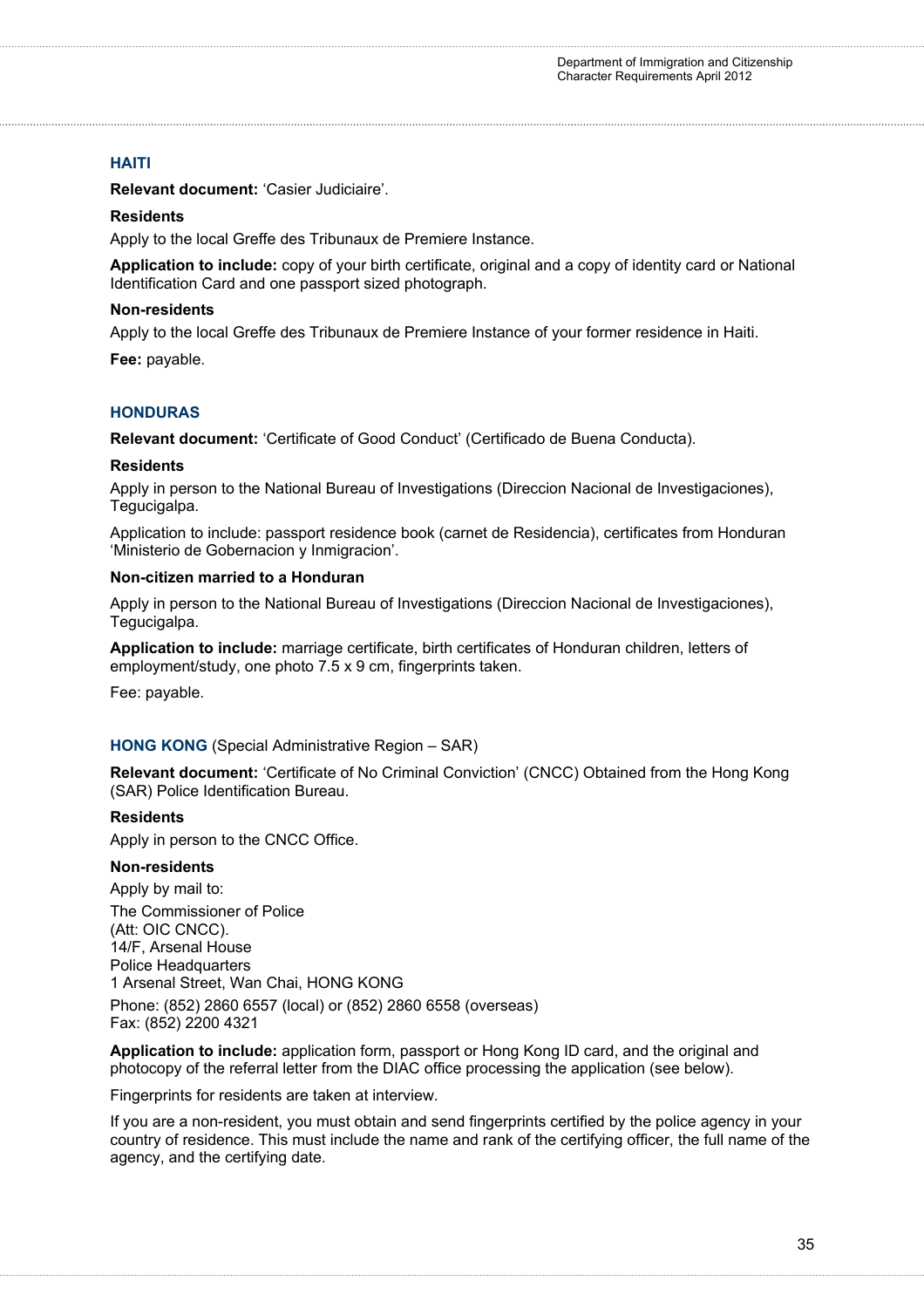## HAITI

**Relevant document:** 'Casier Judiciaire'.

**Residents**

Apply to the local Greffe des Tribunaux de Premiere Instance.

**Application to include:** copy of your birth certificate, original and a copy of identity card or National Identification Card and one passport sized photograph.

**Non-residents**

Apply to the local Greffe des Tribunaux de Premiere Instance of your former residence in Haiti.

**Fee:** payable.

## HONDURAS

**Relevant document:** 'Certificate of Good Conduct' (Certificado de Buena Conducta).

**Residents**

Apply in person to the National Bureau of Investigations (Direccion Nacional de Investigaciones), Tegucigalpa.

Application to include: passport residence book (carnet de Residencia), certificates from Honduran 'Ministerio de Gobernacion y Inmigracion'.

**Non-citizen married to a Honduran**

Apply in person to the National Bureau of Investigations (Direccion Nacional de Investigaciones), Tegucigalpa.

**Application to include:** marriage certificate, birth certificates of Honduran children, letters of employment/study, one photo 7.5 x 9 cm, fingerprints taken.

Fee: payable.

## HONG KONG (Special Administrative Region – SAR)

**Relevant document:** 'Certificate of No Criminal Conviction' (CNCC) Obtained from the Hong Kong (SAR) Police Identification Bureau.

**Residents**

Apply in person to the CNCC Office.

**Non-residents**

Apply by mail to:

The Commissioner of Police
(Att: OIC CNCC).
14/F, Arsenal House
Police Headquarters
1 Arsenal Street, Wan Chai, HONG KONG

Phone: (852) 2860 6557 (local) or (852) 2860 6558 (overseas)
Fax: (852) 2200 4321

**Application to include:** application form, passport or Hong Kong ID card, and the original and photocopy of the referral letter from the DIAC office processing the application (see below).

Fingerprints for residents are taken at interview.

If you are a non-resident, you must obtain and send fingerprints certified by the police agency in your country of residence. This must include the name and rank of the certifying officer, the full name of the agency, and the certifying date.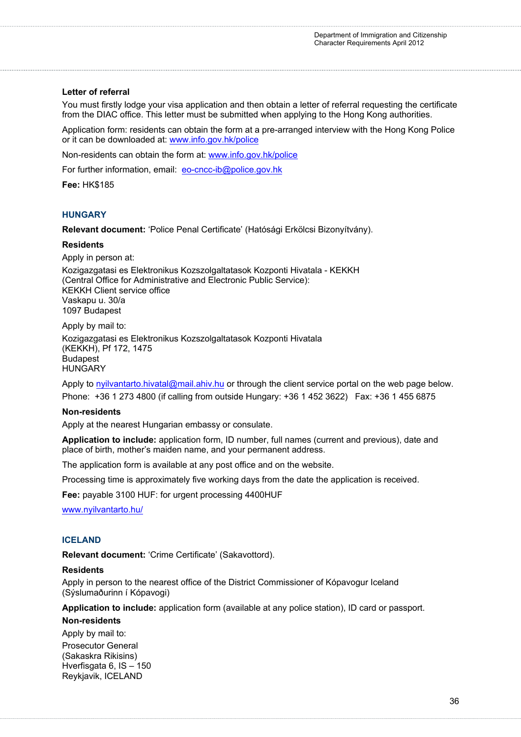**Letter of referral**

You must firstly lodge your visa application and then obtain a letter of referral requesting the certificate from the DIAC office. This letter must be submitted when applying to the Hong Kong authorities.

Application form: residents can obtain the form at a pre-arranged interview with the Hong Kong Police or it can be downloaded at: www.info.gov.hk/police

Non-residents can obtain the form at: www.info.gov.hk/police

For further information, email: eo-cncc-ib@police.gov.hk

**Fee:** HK$185

## HUNGARY

**Relevant document:** 'Police Penal Certificate' (Hatósági Erkölcsi Bizonyítvány).

**Residents**

Apply in person at:

Kozigazgatasi es Elektronikus Kozszolgaltatasok Kozponti Hivatala - KEKKH
(Central Office for Administrative and Electronic Public Service):
KEKKH Client service office
Vaskapu u. 30/a
1097 Budapest

Apply by mail to:

Kozigazgatasi es Elektronikus Kozszolgaltatasok Kozponti Hivatala
(KEKKH), Pf 172, 1475
Budapest
HUNGARY

Apply to nyilvantarto.hivatal@mail.ahiv.hu or through the client service portal on the web page below.

Phone: +36 1 273 4800 (if calling from outside Hungary: +36 1 452 3622) Fax: +36 1 455 6875

**Non-residents**

Apply at the nearest Hungarian embassy or consulate.

**Application to include:** application form, ID number, full names (current and previous), date and place of birth, mother's maiden name, and your permanent address.

The application form is available at any post office and on the website.

Processing time is approximately five working days from the date the application is received.

**Fee:** payable 3100 HUF: for urgent processing 4400HUF

www.nyilvantarto.hu/

## ICELAND

**Relevant document:** 'Crime Certificate' (Sakavottord).

**Residents**

Apply in person to the nearest office of the District Commissioner of Kópavogur Iceland (Sýslumaðurinn í Kópavogi)

**Application to include:** application form (available at any police station), ID card or passport.

**Non-residents**

Apply by mail to:

Prosecutor General
(Sakaskra Rikisins)
Hverfisgata 6, IS – 150
Reykjavik, ICELAND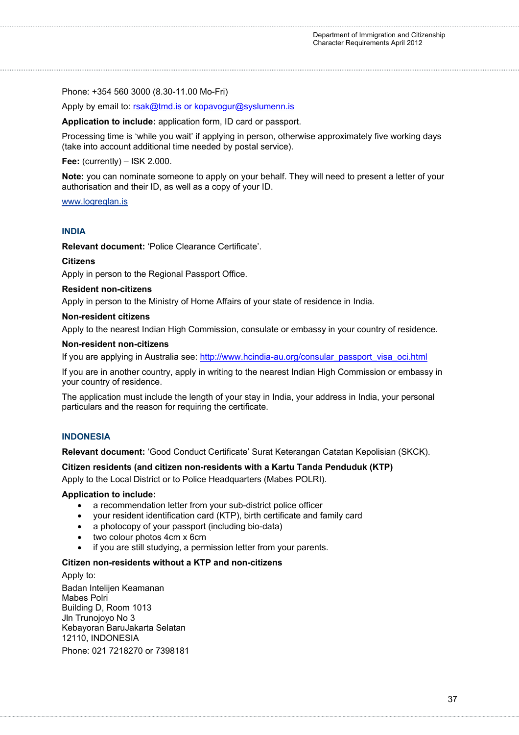Phone: +354 560 3000 (8.30-11.00 Mo-Fri)

Apply by email to: rsak@tmd.is or kopavogur@syslumenn.is

**Application to include:** application form, ID card or passport.

Processing time is 'while you wait' if applying in person, otherwise approximately five working days (take into account additional time needed by postal service).

**Fee:** (currently) – ISK 2.000.

**Note:** you can nominate someone to apply on your behalf. They will need to present a letter of your authorisation and their ID, as well as a copy of your ID.

www.logreglan.is

## INDIA

**Relevant document:** 'Police Clearance Certificate'.

**Citizens**

Apply in person to the Regional Passport Office.

**Resident non-citizens**

Apply in person to the Ministry of Home Affairs of your state of residence in India.

**Non-resident citizens**

Apply to the nearest Indian High Commission, consulate or embassy in your country of residence.

**Non-resident non-citizens**

If you are applying in Australia see: http://www.hcindia-au.org/consular_passport_visa_oci.html

If you are in another country, apply in writing to the nearest Indian High Commission or embassy in your country of residence.

The application must include the length of your stay in India, your address in India, your personal particulars and the reason for requiring the certificate.

## INDONESIA

**Relevant document:** 'Good Conduct Certificate' Surat Keterangan Catatan Kepolisian (SKCK).

**Citizen residents (and citizen non-residents with a Kartu Tanda Penduduk (KTP)**

Apply to the Local District or to Police Headquarters (Mabes POLRI).

**Application to include:**

- a recommendation letter from your sub-district police officer
- your resident identification card (KTP), birth certificate and family card
- a photocopy of your passport (including bio-data)
- two colour photos 4cm x 6cm
- if you are still studying, a permission letter from your parents.

**Citizen non-residents without a KTP and non-citizens**

Apply to:

Badan Intelijen Keamanan
Mabes Polri
Building D, Room 1013
Jln Trunojoyo No 3
Kebayoran BaruJakarta Selatan
12110, INDONESIA

Phone: 021 7218270 or 7398181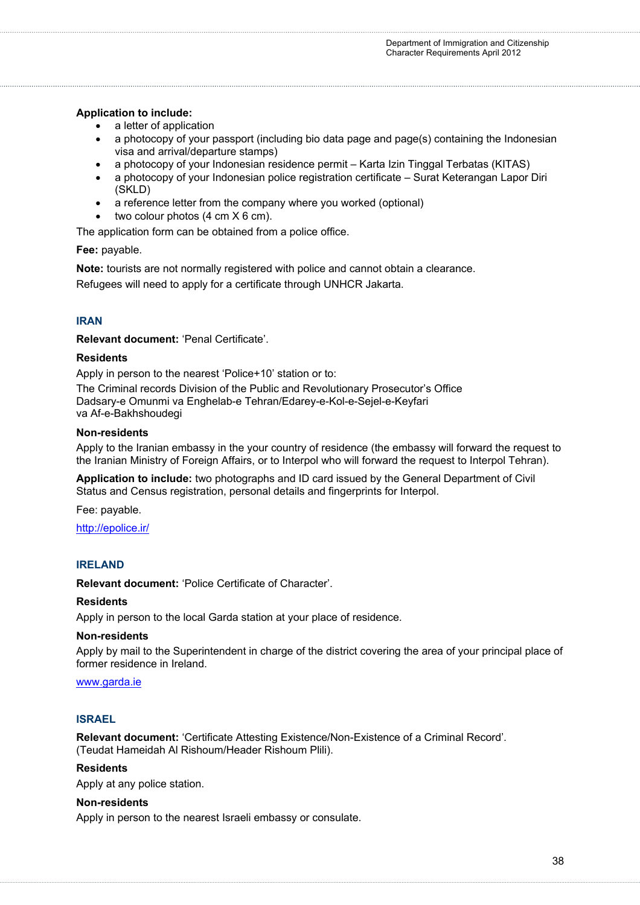**Application to include:**

- a letter of application
- a photocopy of your passport (including bio data page and page(s) containing the Indonesian visa and arrival/departure stamps)
- a photocopy of your Indonesian residence permit – Karta Izin Tinggal Terbatas (KITAS)
- a photocopy of your Indonesian police registration certificate – Surat Keterangan Lapor Diri (SKLD)
- a reference letter from the company where you worked (optional)
- two colour photos (4 cm X 6 cm).

The application form can be obtained from a police office.

**Fee:** payable.

**Note:** tourists are not normally registered with police and cannot obtain a clearance.

Refugees will need to apply for a certificate through UNHCR Jakarta.

## IRAN

**Relevant document:** 'Penal Certificate'.

**Residents**

Apply in person to the nearest 'Police+10' station or to:

The Criminal records Division of the Public and Revolutionary Prosecutor's Office
Dadsary-e Omunmi va Enghelab-e Tehran/Edarey-e-Kol-e-Sejel-e-Keyfari
va Af-e-Bakhshoudegi

**Non-residents**

Apply to the Iranian embassy in the your country of residence (the embassy will forward the request to the Iranian Ministry of Foreign Affairs, or to Interpol who will forward the request to Interpol Tehran).

**Application to include:** two photographs and ID card issued by the General Department of Civil Status and Census registration, personal details and fingerprints for Interpol.

Fee: payable.

http://epolice.ir/

## IRELAND

**Relevant document:** 'Police Certificate of Character'.

**Residents**

Apply in person to the local Garda station at your place of residence.

**Non-residents**

Apply by mail to the Superintendent in charge of the district covering the area of your principal place of former residence in Ireland.

www.garda.ie

## ISRAEL

**Relevant document:** 'Certificate Attesting Existence/Non-Existence of a Criminal Record'. (Teudat Hameidah Al Rishoum/Header Rishoum Plili).

**Residents**

Apply at any police station.

**Non-residents**

Apply in person to the nearest Israeli embassy or consulate.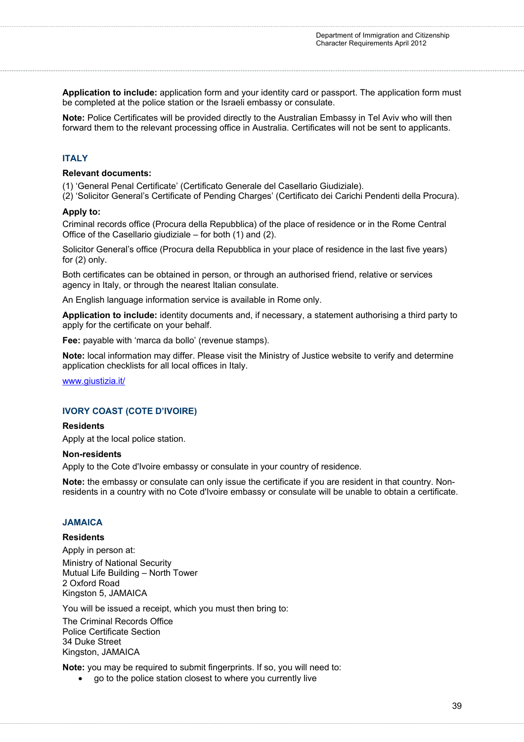**Application to include:** application form and your identity card or passport. The application form must be completed at the police station or the Israeli embassy or consulate.

**Note:** Police Certificates will be provided directly to the Australian Embassy in Tel Aviv who will then forward them to the relevant processing office in Australia. Certificates will not be sent to applicants.

## ITALY

**Relevant documents:**

(1) 'General Penal Certificate' (Certificato Generale del Casellario Giudiziale).
(2) 'Solicitor General's Certificate of Pending Charges' (Certificato dei Carichi Pendenti della Procura).

**Apply to:**

Criminal records office (Procura della Repubblica) of the place of residence or in the Rome Central Office of the Casellario giudiziale – for both (1) and (2).

Solicitor General's office (Procura della Repubblica in your place of residence in the last five years) for (2) only.

Both certificates can be obtained in person, or through an authorised friend, relative or services agency in Italy, or through the nearest Italian consulate.

An English language information service is available in Rome only.

**Application to include:** identity documents and, if necessary, a statement authorising a third party to apply for the certificate on your behalf.

**Fee:** payable with 'marca da bollo' (revenue stamps).

**Note:** local information may differ. Please visit the Ministry of Justice website to verify and determine application checklists for all local offices in Italy.

www.giustizia.it/

## IVORY COAST (COTE D'IVOIRE)

**Residents**

Apply at the local police station.

**Non-residents**

Apply to the Cote d'Ivoire embassy or consulate in your country of residence.

**Note:** the embassy or consulate can only issue the certificate if you are resident in that country. Non-residents in a country with no Cote d'Ivoire embassy or consulate will be unable to obtain a certificate.

## JAMAICA

**Residents**

Apply in person at:

Ministry of National Security
Mutual Life Building – North Tower
2 Oxford Road
Kingston 5, JAMAICA

You will be issued a receipt, which you must then bring to:

The Criminal Records Office
Police Certificate Section
34 Duke Street
Kingston, JAMAICA

**Note:** you may be required to submit fingerprints. If so, you will need to:

- go to the police station closest to where you currently live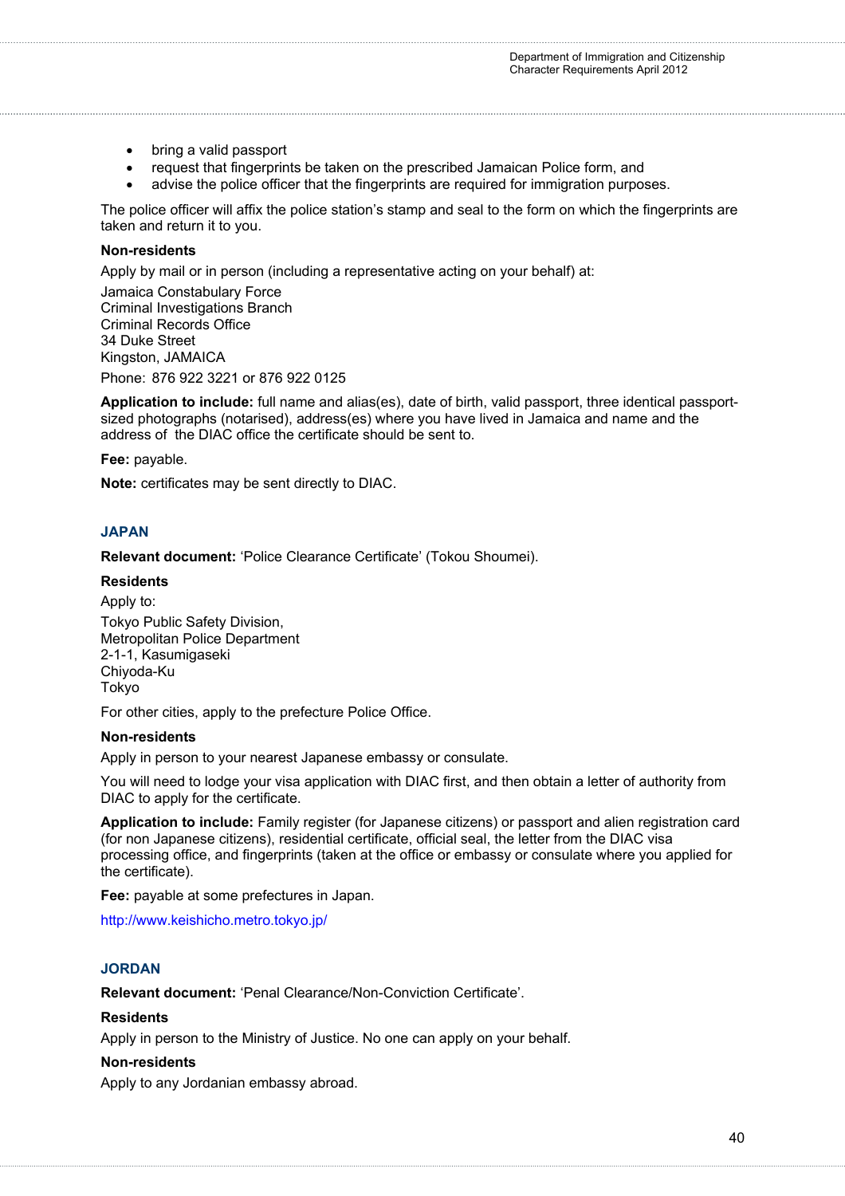- bring a valid passport
- request that fingerprints be taken on the prescribed Jamaican Police form, and
- advise the police officer that the fingerprints are required for immigration purposes.

The police officer will affix the police station's stamp and seal to the form on which the fingerprints are taken and return it to you.

**Non-residents**

Apply by mail or in person (including a representative acting on your behalf) at:

Jamaica Constabulary Force
Criminal Investigations Branch
Criminal Records Office
34 Duke Street
Kingston, JAMAICA

Phone: 876 922 3221 or 876 922 0125

**Application to include:** full name and alias(es), date of birth, valid passport, three identical passport-sized photographs (notarised), address(es) where you have lived in Jamaica and name and the address of the DIAC office the certificate should be sent to.

**Fee:** payable.

**Note:** certificates may be sent directly to DIAC.

## JAPAN

**Relevant document:** 'Police Clearance Certificate' (Tokou Shoumei).

**Residents**

Apply to:

Tokyo Public Safety Division,
Metropolitan Police Department
2-1-1, Kasumigaseki
Chiyoda-Ku
Tokyo

For other cities, apply to the prefecture Police Office.

**Non-residents**

Apply in person to your nearest Japanese embassy or consulate.

You will need to lodge your visa application with DIAC first, and then obtain a letter of authority from DIAC to apply for the certificate.

**Application to include:** Family register (for Japanese citizens) or passport and alien registration card (for non Japanese citizens), residential certificate, official seal, the letter from the DIAC visa processing office, and fingerprints (taken at the office or embassy or consulate where you applied for the certificate).

**Fee:** payable at some prefectures in Japan.

http://www.keishicho.metro.tokyo.jp/

## JORDAN

**Relevant document:** 'Penal Clearance/Non-Conviction Certificate'.

**Residents**

Apply in person to the Ministry of Justice. No one can apply on your behalf.

**Non-residents**

Apply to any Jordanian embassy abroad.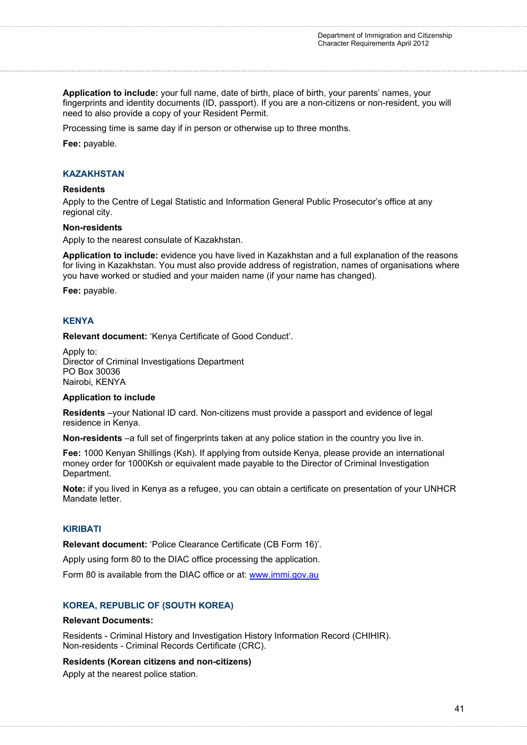**Application to include:** your full name, date of birth, place of birth, your parents' names, your fingerprints and identity documents (ID, passport). If you are a non-citizens or non-resident, you will need to also provide a copy of your Resident Permit.

Processing time is same day if in person or otherwise up to three months.

**Fee:** payable.

### KAZAKHSTAN

**Residents**

Apply to the Centre of Legal Statistic and Information General Public Prosecutor's office at any regional city.

**Non-residents**

Apply to the nearest consulate of Kazakhstan.

**Application to include:** evidence you have lived in Kazakhstan and a full explanation of the reasons for living in Kazakhstan. You must also provide address of registration, names of organisations where you have worked or studied and your maiden name (if your name has changed).

**Fee:** payable.

### KENYA

**Relevant document:** 'Kenya Certificate of Good Conduct'.

Apply to:
Director of Criminal Investigations Department
PO Box 30036
Nairobi, KENYA

**Application to include**

**Residents** –your National ID card. Non-citizens must provide a passport and evidence of legal residence in Kenya.

**Non-residents** –a full set of fingerprints taken at any police station in the country you live in.

**Fee:** 1000 Kenyan Shillings (Ksh). If applying from outside Kenya, please provide an international money order for 1000Ksh or equivalent made payable to the Director of Criminal Investigation Department.

**Note:** if you lived in Kenya as a refugee, you can obtain a certificate on presentation of your UNHCR Mandate letter.

### KIRIBATI

**Relevant document:** 'Police Clearance Certificate (CB Form 16)'.

Apply using form 80 to the DIAC office processing the application.

Form 80 is available from the DIAC office or at: www.immi.gov.au

### KOREA, REPUBLIC OF (SOUTH KOREA)

**Relevant Documents:**

Residents - Criminal History and Investigation History Information Record (CHIHIR).
Non-residents - Criminal Records Certificate (CRC).

**Residents (Korean citizens and non-citizens)**

Apply at the nearest police station.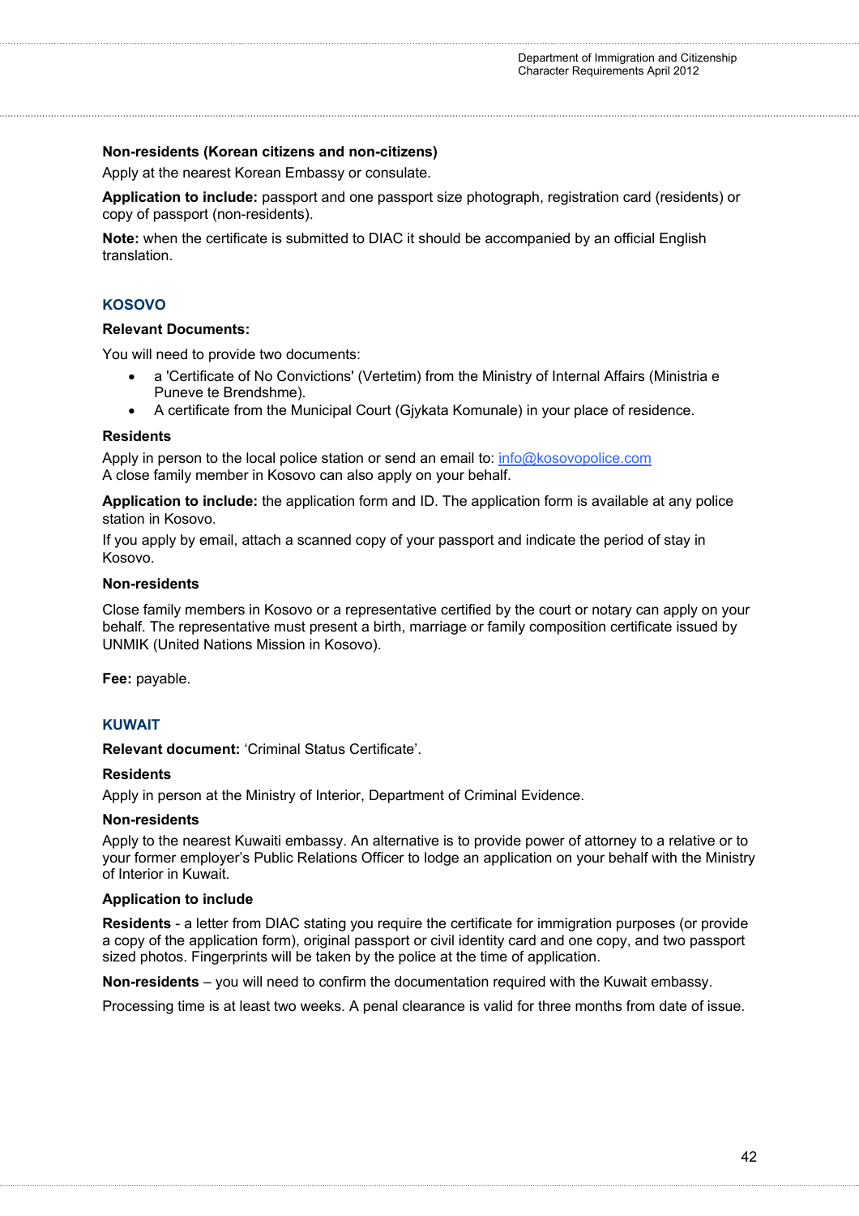**Non-residents (Korean citizens and non-citizens)**

Apply at the nearest Korean Embassy or consulate.

**Application to include:** passport and one passport size photograph, registration card (residents) or copy of passport (non-residents).

**Note:** when the certificate is submitted to DIAC it should be accompanied by an official English translation.

## KOSOVO

**Relevant Documents:**

You will need to provide two documents:

- a 'Certificate of No Convictions' (Vertetim) from the Ministry of Internal Affairs (Ministria e Puneve te Brendshme).
- A certificate from the Municipal Court (Gjykata Komunale) in your place of residence.

**Residents**

Apply in person to the local police station or send an email to: info@kosovopolice.com
A close family member in Kosovo can also apply on your behalf.

**Application to include:** the application form and ID. The application form is available at any police station in Kosovo.

If you apply by email, attach a scanned copy of your passport and indicate the period of stay in Kosovo.

**Non-residents**

Close family members in Kosovo or a representative certified by the court or notary can apply on your behalf. The representative must present a birth, marriage or family composition certificate issued by UNMIK (United Nations Mission in Kosovo).

**Fee:** payable.

## KUWAIT

**Relevant document:** 'Criminal Status Certificate'.

**Residents**

Apply in person at the Ministry of Interior, Department of Criminal Evidence.

**Non-residents**

Apply to the nearest Kuwaiti embassy. An alternative is to provide power of attorney to a relative or to your former employer's Public Relations Officer to lodge an application on your behalf with the Ministry of Interior in Kuwait.

**Application to include**

**Residents** - a letter from DIAC stating you require the certificate for immigration purposes (or provide a copy of the application form), original passport or civil identity card and one copy, and two passport sized photos. Fingerprints will be taken by the police at the time of application.

**Non-residents** – you will need to confirm the documentation required with the Kuwait embassy.

Processing time is at least two weeks. A penal clearance is valid for three months from date of issue.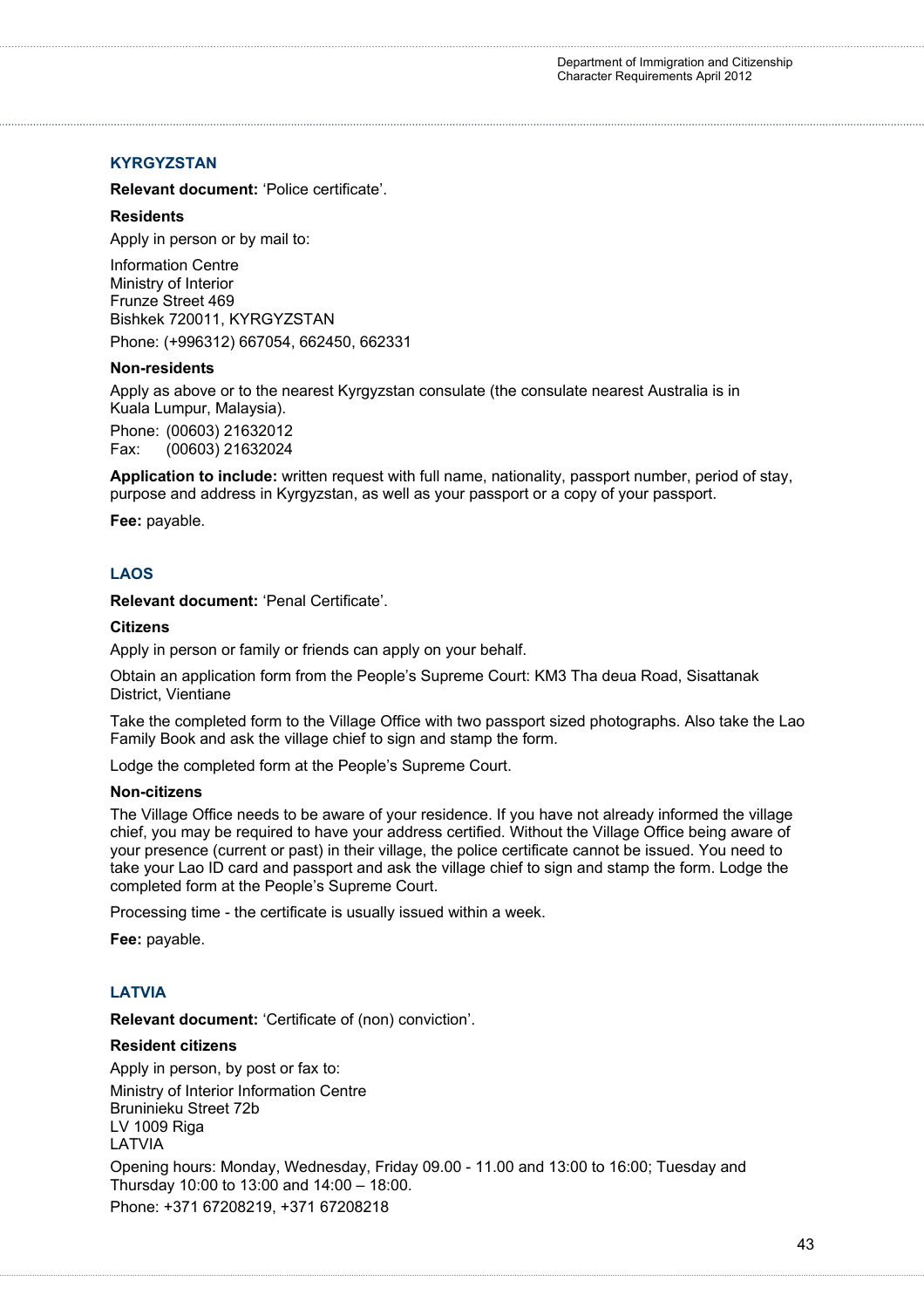## KYRGYZSTAN

**Relevant document:** 'Police certificate'.

**Residents**

Apply in person or by mail to:

Information Centre
Ministry of Interior
Frunze Street 469
Bishkek 720011, KYRGYZSTAN

Phone: (+996312) 667054, 662450, 662331

**Non-residents**

Apply as above or to the nearest Kyrgyzstan consulate (the consulate nearest Australia is in Kuala Lumpur, Malaysia).

Phone: (00603) 21632012
Fax: (00603) 21632024

**Application to include:** written request with full name, nationality, passport number, period of stay, purpose and address in Kyrgyzstan, as well as your passport or a copy of your passport.

**Fee:** payable.

## LAOS

**Relevant document:** 'Penal Certificate'.

**Citizens**

Apply in person or family or friends can apply on your behalf.

Obtain an application form from the People's Supreme Court: KM3 Tha deua Road, Sisattanak District, Vientiane

Take the completed form to the Village Office with two passport sized photographs. Also take the Lao Family Book and ask the village chief to sign and stamp the form.

Lodge the completed form at the People's Supreme Court.

**Non-citizens**

The Village Office needs to be aware of your residence. If you have not already informed the village chief, you may be required to have your address certified. Without the Village Office being aware of your presence (current or past) in their village, the police certificate cannot be issued. You need to take your Lao ID card and passport and ask the village chief to sign and stamp the form. Lodge the completed form at the People's Supreme Court.

Processing time - the certificate is usually issued within a week.

**Fee:** payable.

## LATVIA

**Relevant document:** 'Certificate of (non) conviction'.

**Resident citizens**

Apply in person, by post or fax to:

Ministry of Interior Information Centre
Bruninieku Street 72b
LV 1009 Riga
LATVIA

Opening hours: Monday, Wednesday, Friday 09.00 - 11.00 and 13:00 to 16:00; Tuesday and Thursday 10:00 to 13:00 and 14:00 – 18:00.

Phone: +371 67208219, +371 67208218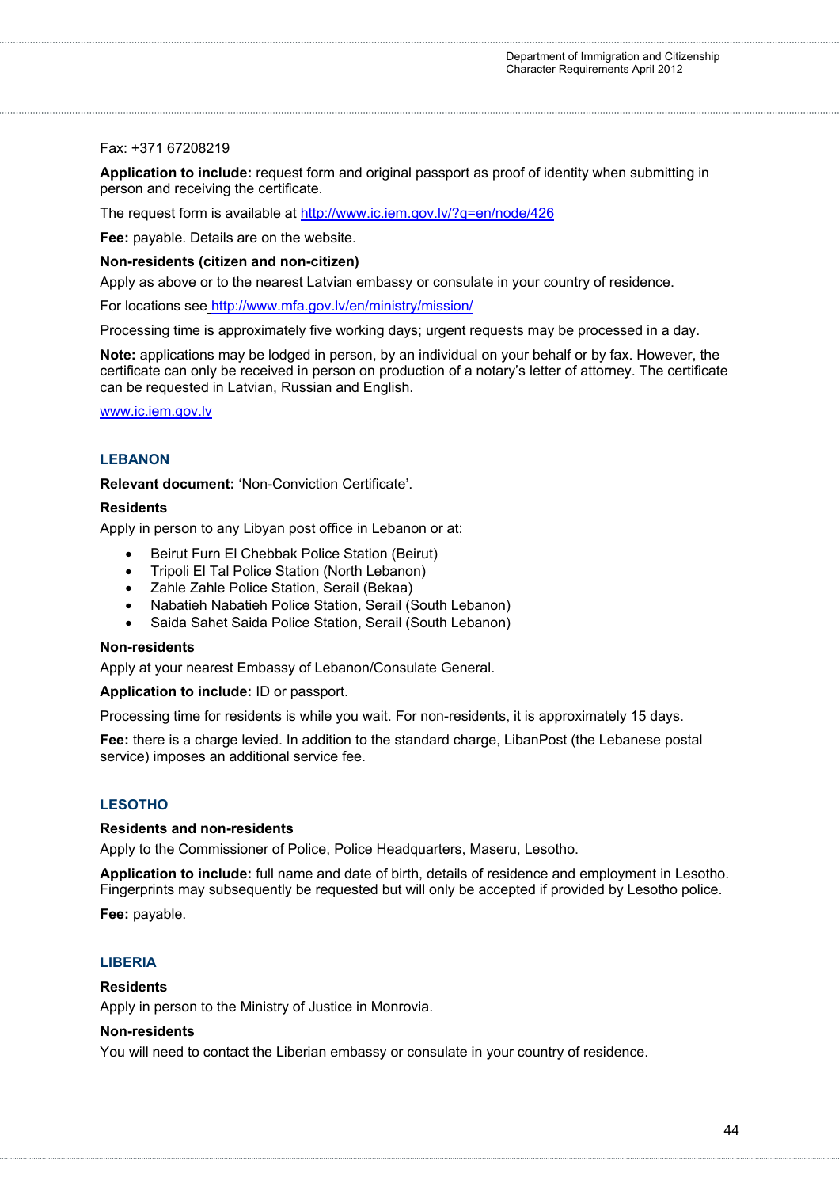Fax: +371 67208219

**Application to include:** request form and original passport as proof of identity when submitting in person and receiving the certificate.

The request form is available at http://www.ic.iem.gov.lv/?q=en/node/426

**Fee:** payable. Details are on the website.

**Non-residents (citizen and non-citizen)**

Apply as above or to the nearest Latvian embassy or consulate in your country of residence.

For locations see http://www.mfa.gov.lv/en/ministry/mission/

Processing time is approximately five working days; urgent requests may be processed in a day.

**Note:** applications may be lodged in person, by an individual on your behalf or by fax. However, the certificate can only be received in person on production of a notary's letter of attorney. The certificate can be requested in Latvian, Russian and English.

www.ic.iem.gov.lv

## LEBANON

**Relevant document:** 'Non-Conviction Certificate'.

**Residents**

Apply in person to any Libyan post office in Lebanon or at:

- Beirut Furn El Chebbak Police Station (Beirut)
- Tripoli El Tal Police Station (North Lebanon)
- Zahle Zahle Police Station, Serail (Bekaa)
- Nabatieh Nabatieh Police Station, Serail (South Lebanon)
- Saida Sahet Saida Police Station, Serail (South Lebanon)

**Non-residents**

Apply at your nearest Embassy of Lebanon/Consulate General.

**Application to include:** ID or passport.

Processing time for residents is while you wait. For non-residents, it is approximately 15 days.

**Fee:** there is a charge levied. In addition to the standard charge, LibanPost (the Lebanese postal service) imposes an additional service fee.

## LESOTHO

**Residents and non-residents**

Apply to the Commissioner of Police, Police Headquarters, Maseru, Lesotho.

**Application to include:** full name and date of birth, details of residence and employment in Lesotho. Fingerprints may subsequently be requested but will only be accepted if provided by Lesotho police.

**Fee:** payable.

## LIBERIA

**Residents**

Apply in person to the Ministry of Justice in Monrovia.

**Non-residents**

You will need to contact the Liberian embassy or consulate in your country of residence.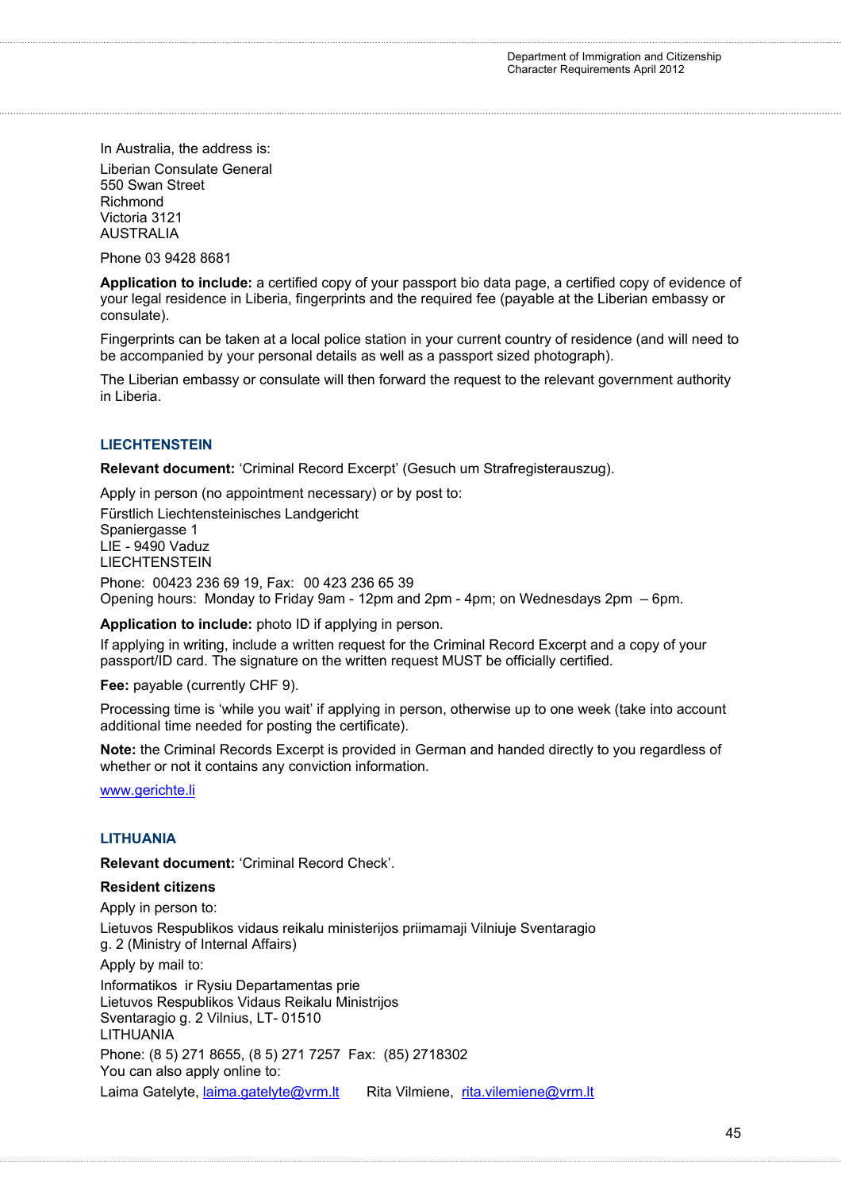In Australia, the address is:

Liberian Consulate General
550 Swan Street
Richmond
Victoria 3121
AUSTRALIA

Phone 03 9428 8681

**Application to include:** a certified copy of your passport bio data page, a certified copy of evidence of your legal residence in Liberia, fingerprints and the required fee (payable at the Liberian embassy or consulate).

Fingerprints can be taken at a local police station in your current country of residence (and will need to be accompanied by your personal details as well as a passport sized photograph).

The Liberian embassy or consulate will then forward the request to the relevant government authority in Liberia.

### LIECHTENSTEIN

**Relevant document:** 'Criminal Record Excerpt' (Gesuch um Strafregisterauszug).

Apply in person (no appointment necessary) or by post to:

Fürstlich Liechtensteinisches Landgericht
Spaniergasse 1
LIE - 9490 Vaduz
LIECHTENSTEIN

Phone: 00423 236 69 19, Fax: 00 423 236 65 39
Opening hours: Monday to Friday 9am - 12pm and 2pm - 4pm; on Wednesdays 2pm – 6pm.

**Application to include:** photo ID if applying in person.

If applying in writing, include a written request for the Criminal Record Excerpt and a copy of your passport/ID card. The signature on the written request MUST be officially certified.

**Fee:** payable (currently CHF 9).

Processing time is 'while you wait' if applying in person, otherwise up to one week (take into account additional time needed for posting the certificate).

**Note:** the Criminal Records Excerpt is provided in German and handed directly to you regardless of whether or not it contains any conviction information.

www.gerichte.li

### LITHUANIA

**Relevant document:** 'Criminal Record Check'.

**Resident citizens**

Apply in person to:

Lietuvos Respublikos vidaus reikalu ministerijos priimamaji Vilniuje Sventaragio g. 2 (Ministry of Internal Affairs)

Apply by mail to:

Informatikos ir Rysiu Departamentas prie
Lietuvos Respublikos Vidaus Reikalu Ministrijos
Sventaragio g. 2 Vilnius, LT- 01510
LITHUANIA

Phone: (8 5) 271 8655, (8 5) 271 7257 Fax: (85) 2718302
You can also apply online to:

Laima Gatelyte, laima.gatelyte@vrm.lt Rita Vilmiene, rita.vilemiene@vrm.lt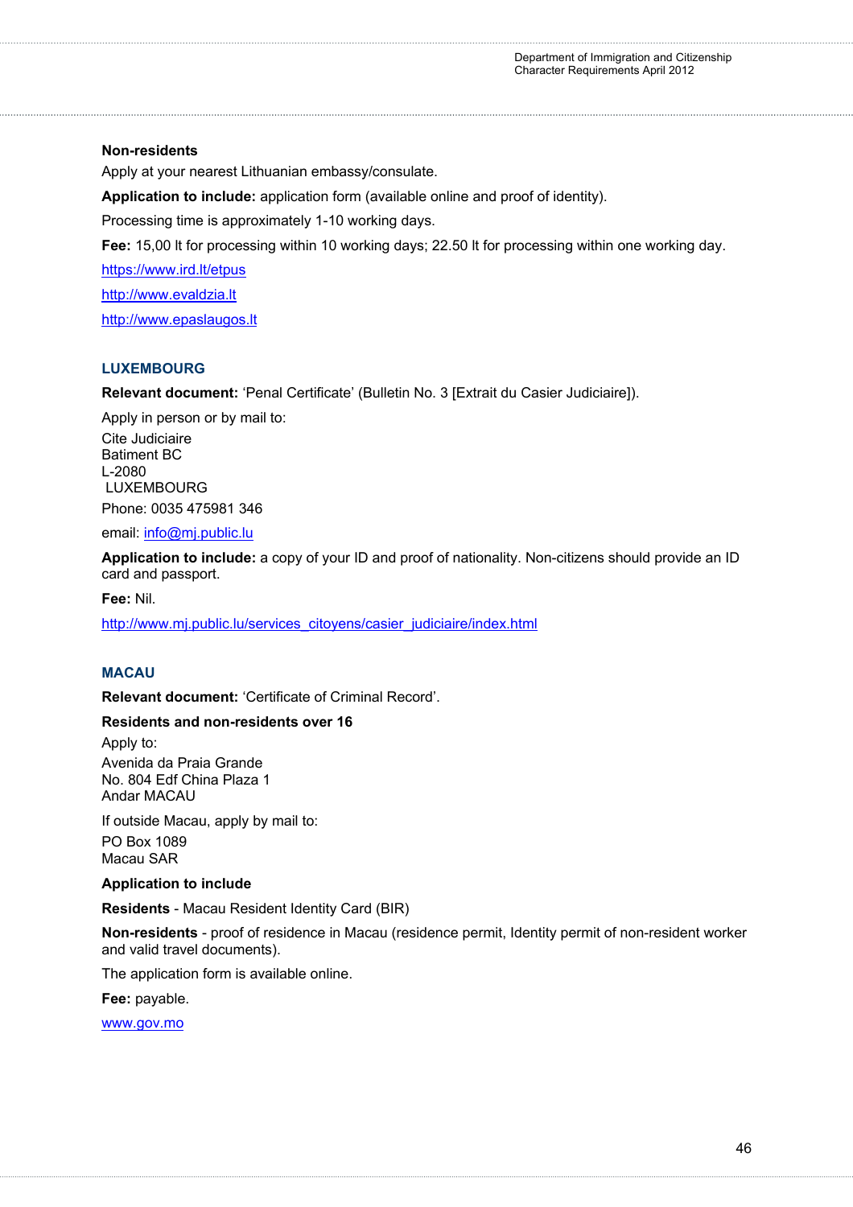**Non-residents**

Apply at your nearest Lithuanian embassy/consulate.

**Application to include:** application form (available online and proof of identity).

Processing time is approximately 1-10 working days.

**Fee:** 15,00 lt for processing within 10 working days; 22.50 lt for processing within one working day.

https://www.ird.lt/etpus

http://www.evaldzia.lt

http://www.epaslaugos.lt

## LUXEMBOURG

**Relevant document:** 'Penal Certificate' (Bulletin No. 3 [Extrait du Casier Judiciaire]).

Apply in person or by mail to:

Cite Judiciaire
Batiment BC
L-2080
LUXEMBOURG

Phone: 0035 475981 346

email: info@mj.public.lu

**Application to include:** a copy of your ID and proof of nationality. Non-citizens should provide an ID card and passport.

**Fee:** Nil.

http://www.mj.public.lu/services_citoyens/casier_judiciaire/index.html

## MACAU

**Relevant document:** 'Certificate of Criminal Record'.

**Residents and non-residents over 16**

Apply to:

Avenida da Praia Grande
No. 804 Edf China Plaza 1
Andar MACAU

If outside Macau, apply by mail to:

PO Box 1089
Macau SAR

**Application to include**

**Residents** - Macau Resident Identity Card (BIR)

**Non-residents** - proof of residence in Macau (residence permit, Identity permit of non-resident worker and valid travel documents).

The application form is available online.

**Fee:** payable.

www.gov.mo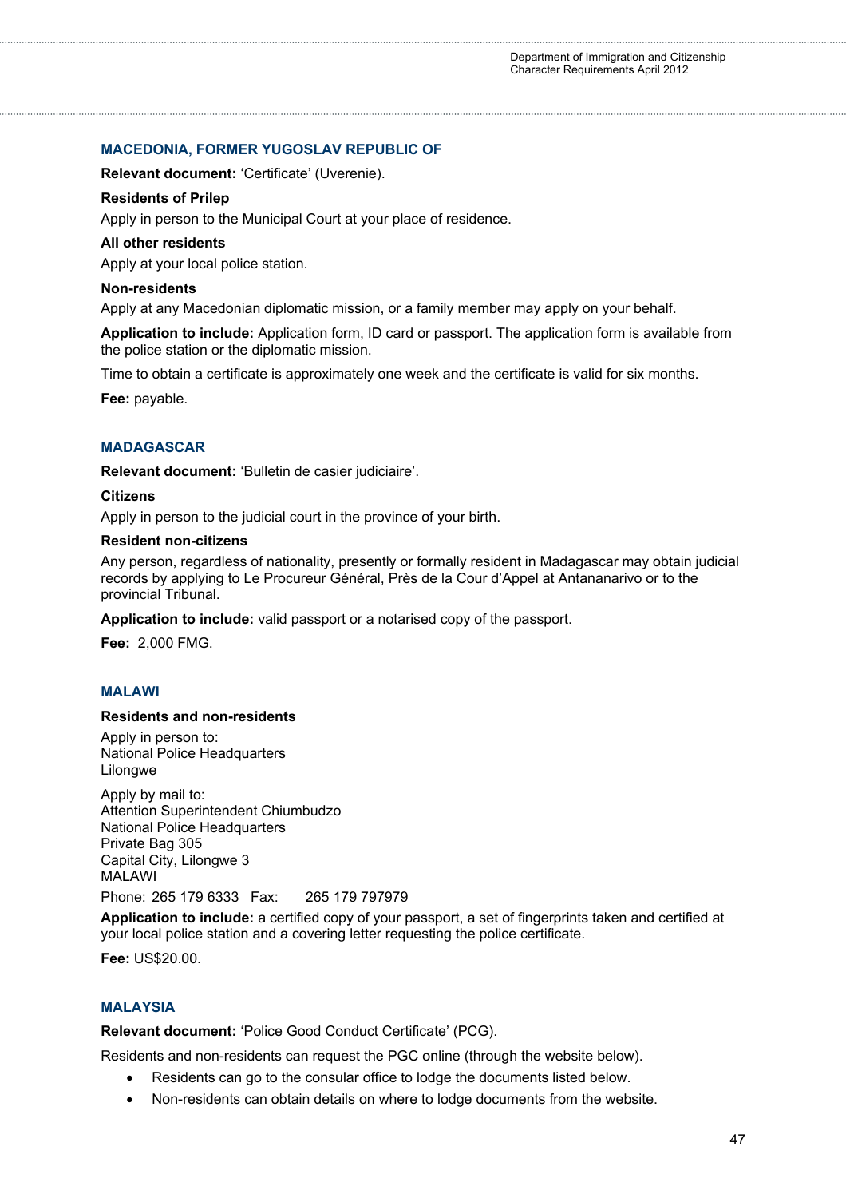## MACEDONIA, FORMER YUGOSLAV REPUBLIC OF

**Relevant document:** 'Certificate' (Uverenie).

**Residents of Prilep**

Apply in person to the Municipal Court at your place of residence.

**All other residents**

Apply at your local police station.

**Non-residents**

Apply at any Macedonian diplomatic mission, or a family member may apply on your behalf.

**Application to include:** Application form, ID card or passport. The application form is available from the police station or the diplomatic mission.

Time to obtain a certificate is approximately one week and the certificate is valid for six months.

**Fee:** payable.

## MADAGASCAR

**Relevant document:** 'Bulletin de casier judiciaire'.

**Citizens**

Apply in person to the judicial court in the province of your birth.

**Resident non-citizens**

Any person, regardless of nationality, presently or formally resident in Madagascar may obtain judicial records by applying to Le Procureur Général, Près de la Cour d'Appel at Antananarivo or to the provincial Tribunal.

**Application to include:** valid passport or a notarised copy of the passport.

**Fee:** 2,000 FMG.

## MALAWI

**Residents and non-residents**

Apply in person to:
National Police Headquarters
Lilongwe

Apply by mail to:
Attention Superintendent Chiumbudzo
National Police Headquarters
Private Bag 305
Capital City, Lilongwe 3
MALAWI

Phone: 265 179 6333 Fax: 265 179 797979

**Application to include:** a certified copy of your passport, a set of fingerprints taken and certified at your local police station and a covering letter requesting the police certificate.

**Fee:** US$20.00.

## MALAYSIA

**Relevant document:** 'Police Good Conduct Certificate' (PCG).

Residents and non-residents can request the PGC online (through the website below).

- Residents can go to the consular office to lodge the documents listed below.
- Non-residents can obtain details on where to lodge documents from the website.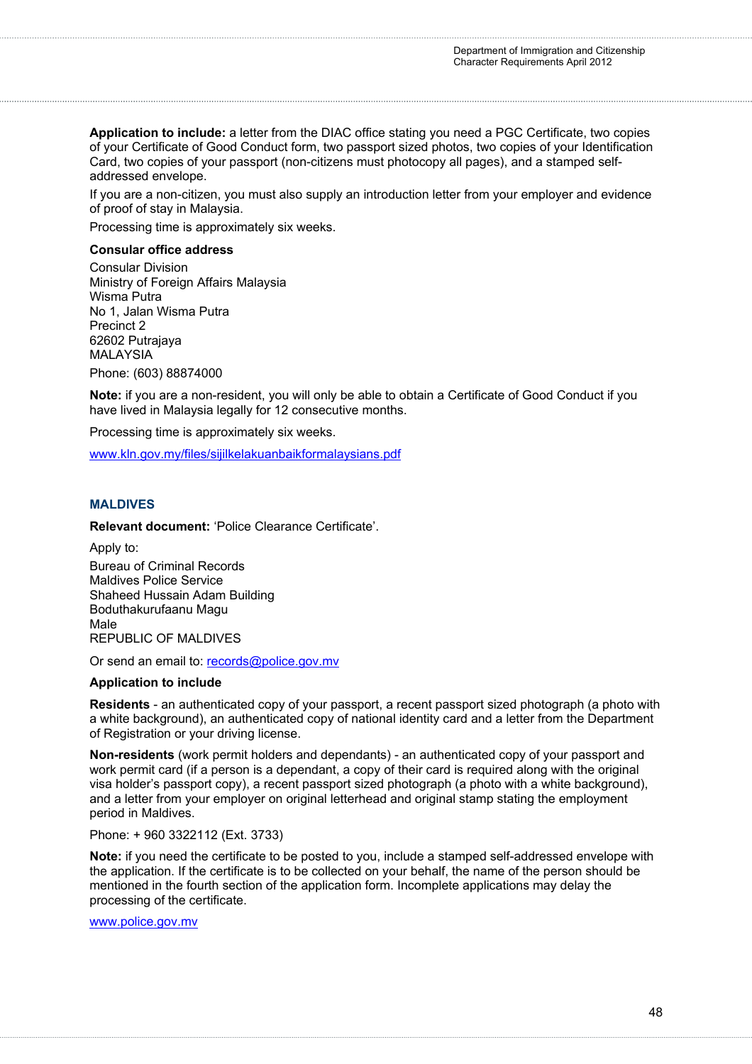**Application to include:** a letter from the DIAC office stating you need a PGC Certificate, two copies of your Certificate of Good Conduct form, two passport sized photos, two copies of your Identification Card, two copies of your passport (non-citizens must photocopy all pages), and a stamped self-addressed envelope.

If you are a non-citizen, you must also supply an introduction letter from your employer and evidence of proof of stay in Malaysia.

Processing time is approximately six weeks.

**Consular office address**

Consular Division
Ministry of Foreign Affairs Malaysia
Wisma Putra
No 1, Jalan Wisma Putra
Precinct 2
62602 Putrajaya
MALAYSIA

Phone: (603) 88874000

**Note:** if you are a non-resident, you will only be able to obtain a Certificate of Good Conduct if you have lived in Malaysia legally for 12 consecutive months.

Processing time is approximately six weeks.

www.kln.gov.my/files/sijilkelakuanbaikformalaysians.pdf

### MALDIVES

**Relevant document:** 'Police Clearance Certificate'.

Apply to:

Bureau of Criminal Records
Maldives Police Service
Shaheed Hussain Adam Building
Boduthakurufaanu Magu
Male
REPUBLIC OF MALDIVES

Or send an email to: records@police.gov.mv

**Application to include**

**Residents** - an authenticated copy of your passport, a recent passport sized photograph (a photo with a white background), an authenticated copy of national identity card and a letter from the Department of Registration or your driving license.

**Non-residents** (work permit holders and dependants) - an authenticated copy of your passport and work permit card (if a person is a dependant, a copy of their card is required along with the original visa holder's passport copy), a recent passport sized photograph (a photo with a white background), and a letter from your employer on original letterhead and original stamp stating the employment period in Maldives.

Phone: + 960 3322112 (Ext. 3733)

**Note:** if you need the certificate to be posted to you, include a stamped self-addressed envelope with the application. If the certificate is to be collected on your behalf, the name of the person should be mentioned in the fourth section of the application form. Incomplete applications may delay the processing of the certificate.

www.police.gov.mv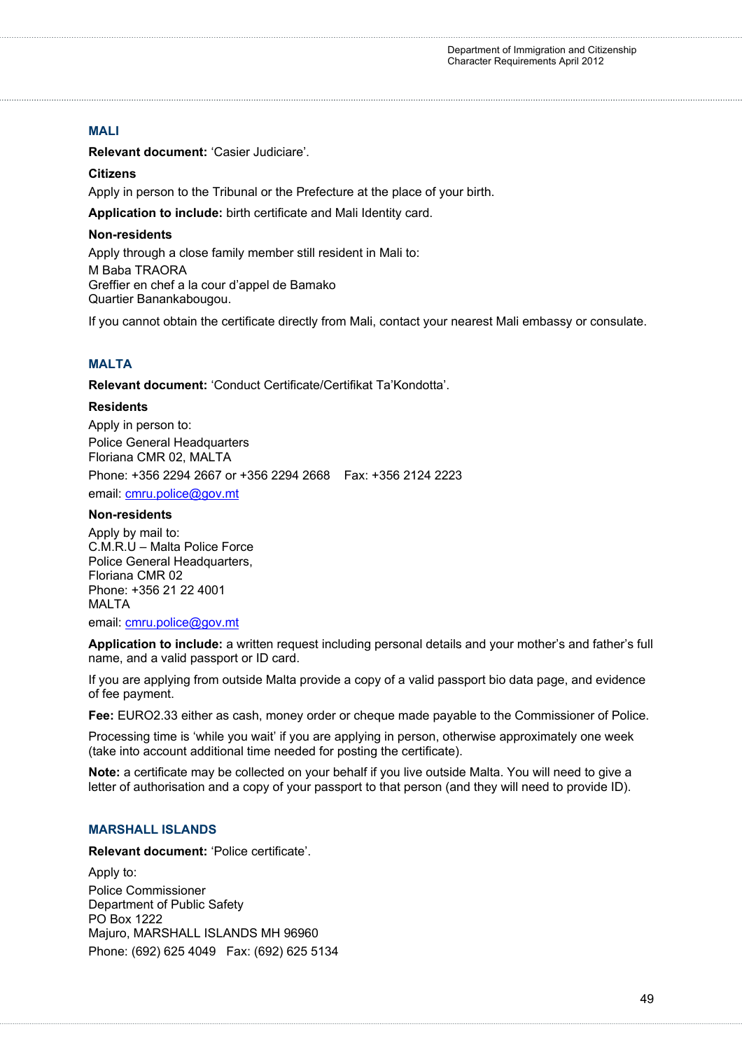## MALI

**Relevant document:** 'Casier Judiciare'.

**Citizens**

Apply in person to the Tribunal or the Prefecture at the place of your birth.

**Application to include:** birth certificate and Mali Identity card.

**Non-residents**

Apply through a close family member still resident in Mali to:
M Baba TRAORA
Greffier en chef a la cour d'appel de Bamako
Quartier Banankabougou.

If you cannot obtain the certificate directly from Mali, contact your nearest Mali embassy or consulate.

## MALTA

**Relevant document:** 'Conduct Certificate/Certifikat Ta'Kondotta'.

**Residents**

Apply in person to:

Police General Headquarters
Floriana CMR 02, MALTA

Phone: +356 2294 2667 or +356 2294 2668    Fax: +356 2124 2223

email: cmru.police@gov.mt

**Non-residents**

Apply by mail to:
C.M.R.U – Malta Police Force
Police General Headquarters,
Floriana CMR 02
Phone: +356 21 22 4001
MALTA

email: cmru.police@gov.mt

**Application to include:** a written request including personal details and your mother's and father's full name, and a valid passport or ID card.

If you are applying from outside Malta provide a copy of a valid passport bio data page, and evidence of fee payment.

**Fee:** EURO2.33 either as cash, money order or cheque made payable to the Commissioner of Police.

Processing time is 'while you wait' if you are applying in person, otherwise approximately one week (take into account additional time needed for posting the certificate).

**Note:** a certificate may be collected on your behalf if you live outside Malta. You will need to give a letter of authorisation and a copy of your passport to that person (and they will need to provide ID).

## MARSHALL ISLANDS

**Relevant document:** 'Police certificate'.

Apply to:

Police Commissioner
Department of Public Safety
PO Box 1222
Majuro, MARSHALL ISLANDS MH 96960

Phone: (692) 625 4049   Fax: (692) 625 5134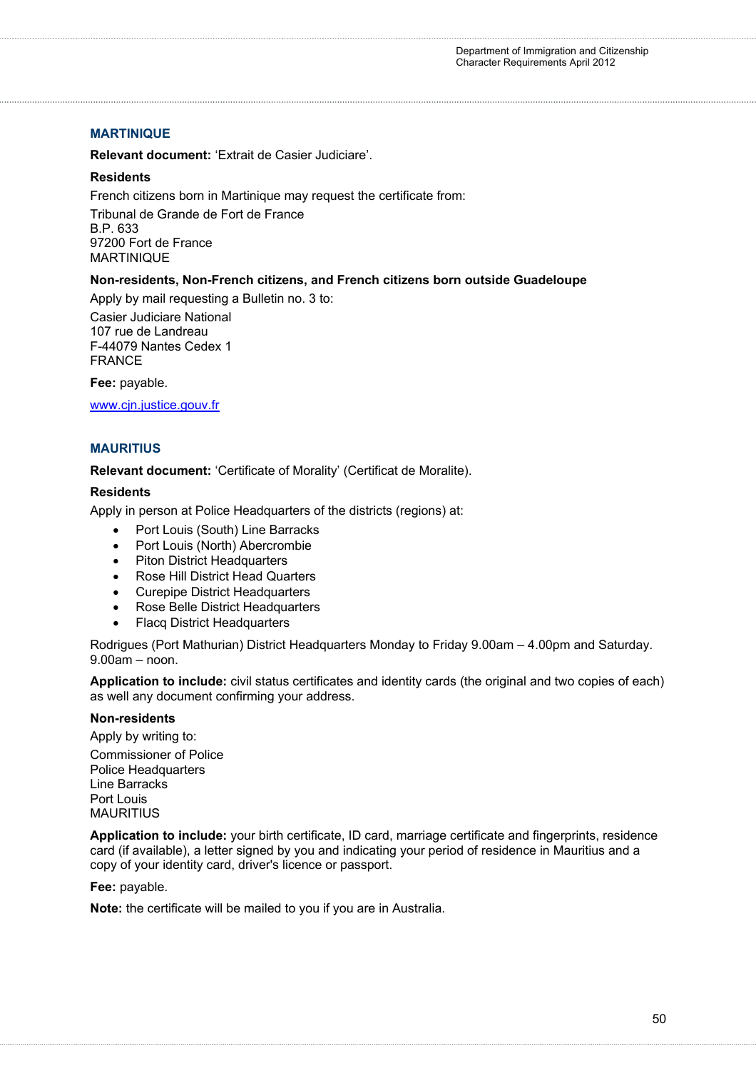## MARTINIQUE

**Relevant document:** 'Extrait de Casier Judiciare'.

**Residents**

French citizens born in Martinique may request the certificate from:

Tribunal de Grande de Fort de France
B.P. 633
97200 Fort de France
MARTINIQUE

**Non-residents, Non-French citizens, and French citizens born outside Guadeloupe**

Apply by mail requesting a Bulletin no. 3 to:

Casier Judiciare National
107 rue de Landreau
F-44079 Nantes Cedex 1
FRANCE

**Fee:** payable.

www.cjn.justice.gouv.fr

## MAURITIUS

**Relevant document:** 'Certificate of Morality' (Certificat de Moralite).

**Residents**

Apply in person at Police Headquarters of the districts (regions) at:

- Port Louis (South) Line Barracks
- Port Louis (North) Abercrombie
- Piton District Headquarters
- Rose Hill District Head Quarters
- Curepipe District Headquarters
- Rose Belle District Headquarters
- Flacq District Headquarters

Rodrigues (Port Mathurian) District Headquarters Monday to Friday 9.00am – 4.00pm and Saturday. 9.00am – noon.

**Application to include:** civil status certificates and identity cards (the original and two copies of each) as well any document confirming your address.

**Non-residents**

Apply by writing to:

Commissioner of Police
Police Headquarters
Line Barracks
Port Louis
MAURITIUS

**Application to include:** your birth certificate, ID card, marriage certificate and fingerprints, residence card (if available), a letter signed by you and indicating your period of residence in Mauritius and a copy of your identity card, driver's licence or passport.

**Fee:** payable.

**Note:** the certificate will be mailed to you if you are in Australia.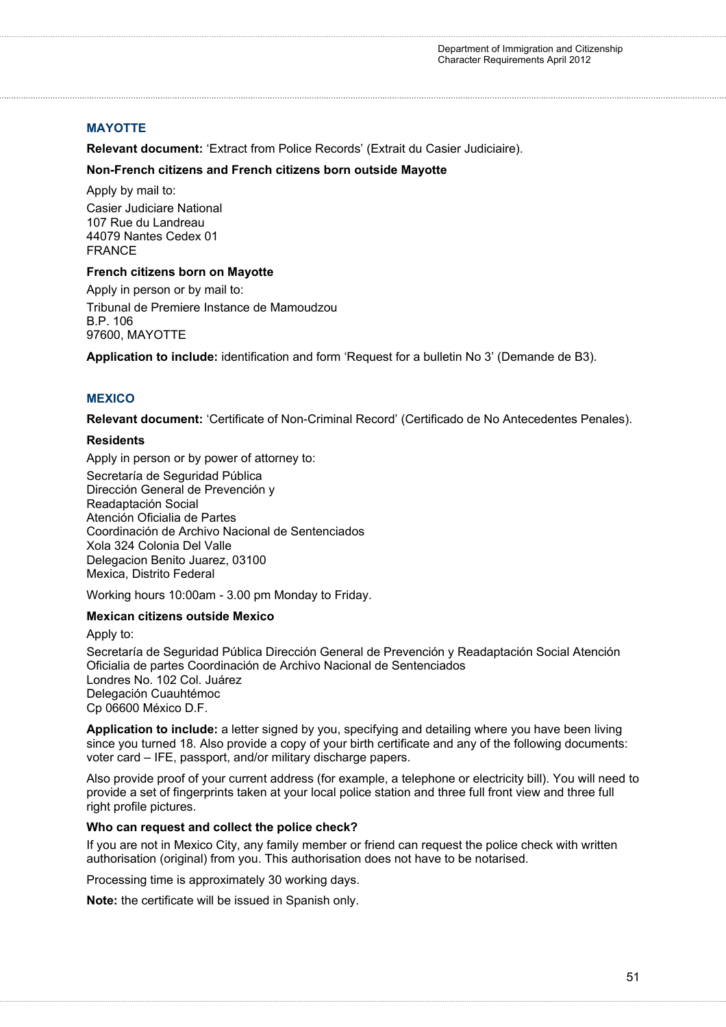## MAYOTTE

**Relevant document:** 'Extract from Police Records' (Extrait du Casier Judiciaire).

**Non-French citizens and French citizens born outside Mayotte**

Apply by mail to:

Casier Judiciare National
107 Rue du Landreau
44079 Nantes Cedex 01
FRANCE

**French citizens born on Mayotte**

Apply in person or by mail to:

Tribunal de Premiere Instance de Mamoudzou
B.P. 106
97600, MAYOTTE

**Application to include:** identification and form 'Request for a bulletin No 3' (Demande de B3).

## MEXICO

**Relevant document:** 'Certificate of Non-Criminal Record' (Certificado de No Antecedentes Penales).

**Residents**

Apply in person or by power of attorney to:

Secretaría de Seguridad Pública
Dirección General de Prevención y
Readaptación Social
Atención Oficialia de Partes
Coordinación de Archivo Nacional de Sentenciados
Xola 324 Colonia Del Valle
Delegacion Benito Juarez, 03100
Mexica, Distrito Federal

Working hours 10:00am - 3.00 pm Monday to Friday.

**Mexican citizens outside Mexico**

Apply to:

Secretaría de Seguridad Pública Dirección General de Prevención y Readaptación Social Atención Oficialia de partes Coordinación de Archivo Nacional de Sentenciados
Londres No. 102 Col. Juárez
Delegación Cuauhtémoc
Cp 06600 México D.F.

**Application to include:** a letter signed by you, specifying and detailing where you have been living since you turned 18. Also provide a copy of your birth certificate and any of the following documents: voter card – IFE, passport, and/or military discharge papers.

Also provide proof of your current address (for example, a telephone or electricity bill). You will need to provide a set of fingerprints taken at your local police station and three full front view and three full right profile pictures.

**Who can request and collect the police check?**

If you are not in Mexico City, any family member or friend can request the police check with written authorisation (original) from you. This authorisation does not have to be notarised.

Processing time is approximately 30 working days.

**Note:** the certificate will be issued in Spanish only.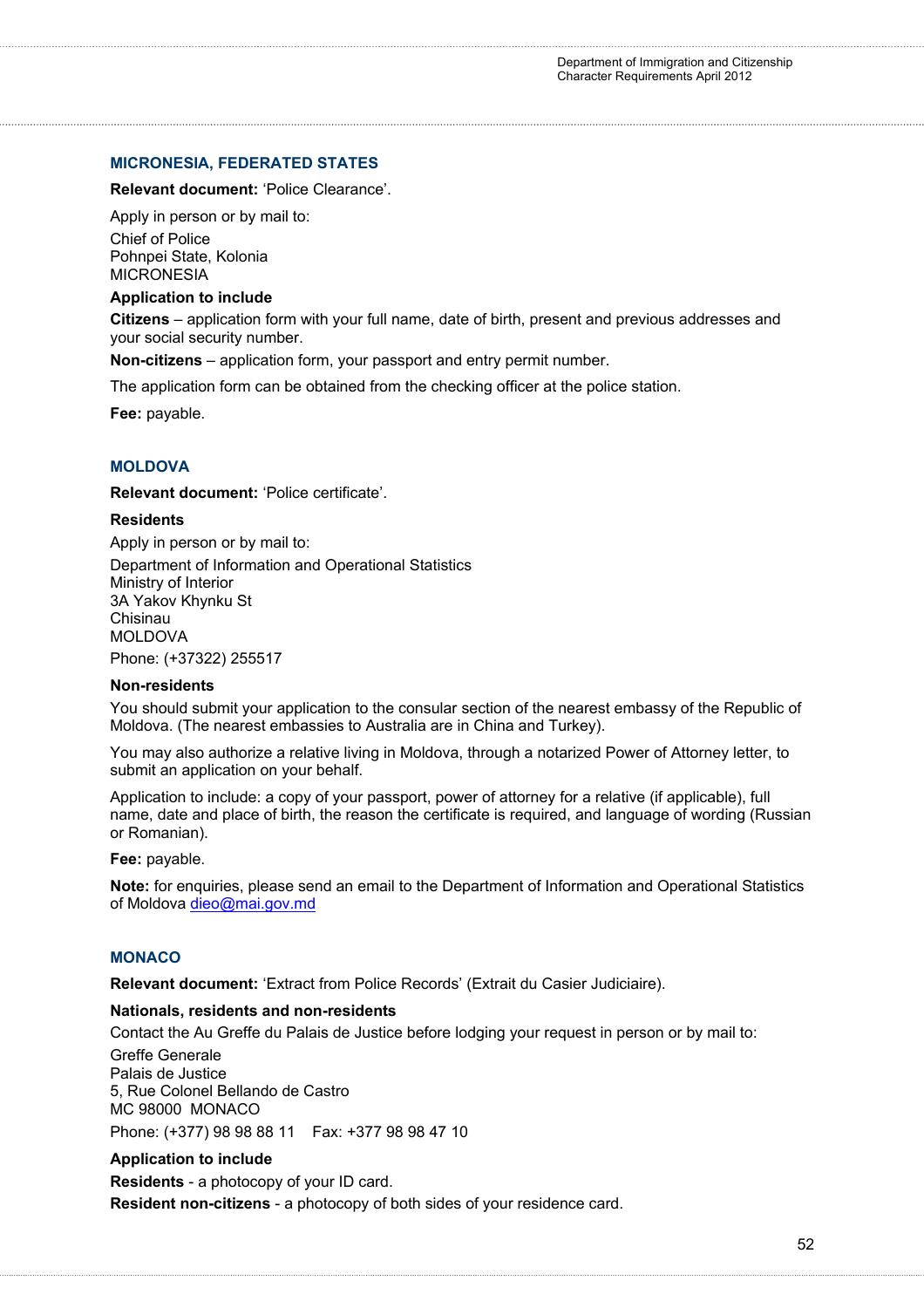## MICRONESIA, FEDERATED STATES

**Relevant document:** 'Police Clearance'.

Apply in person or by mail to:

Chief of Police  
Pohnpei State, Kolonia  
MICRONESIA

**Application to include**

**Citizens** – application form with your full name, date of birth, present and previous addresses and your social security number.

**Non-citizens** – application form, your passport and entry permit number.

The application form can be obtained from the checking officer at the police station.

**Fee:** payable.

## MOLDOVA

**Relevant document:** 'Police certificate'.

**Residents**

Apply in person or by mail to:

Department of Information and Operational Statistics  
Ministry of Interior  
3A Yakov Khynku St  
Chisinau  
MOLDOVA

Phone: (+37322) 255517

**Non-residents**

You should submit your application to the consular section of the nearest embassy of the Republic of Moldova. (The nearest embassies to Australia are in China and Turkey).

You may also authorize a relative living in Moldova, through a notarized Power of Attorney letter, to submit an application on your behalf.

Application to include: a copy of your passport, power of attorney for a relative (if applicable), full name, date and place of birth, the reason the certificate is required, and language of wording (Russian or Romanian).

**Fee:** payable.

**Note:** for enquiries, please send an email to the Department of Information and Operational Statistics of Moldova dieo@mai.gov.md

## MONACO

**Relevant document:** 'Extract from Police Records' (Extrait du Casier Judiciaire).

**Nationals, residents and non-residents**

Contact the Au Greffe du Palais de Justice before lodging your request in person or by mail to:

Greffe Generale  
Palais de Justice  
5, Rue Colonel Bellando de Castro  
MC 98000 MONACO

Phone: (+377) 98 98 88 11 Fax: +377 98 98 47 10

**Application to include**

**Residents** - a photocopy of your ID card.

**Resident non-citizens** - a photocopy of both sides of your residence card.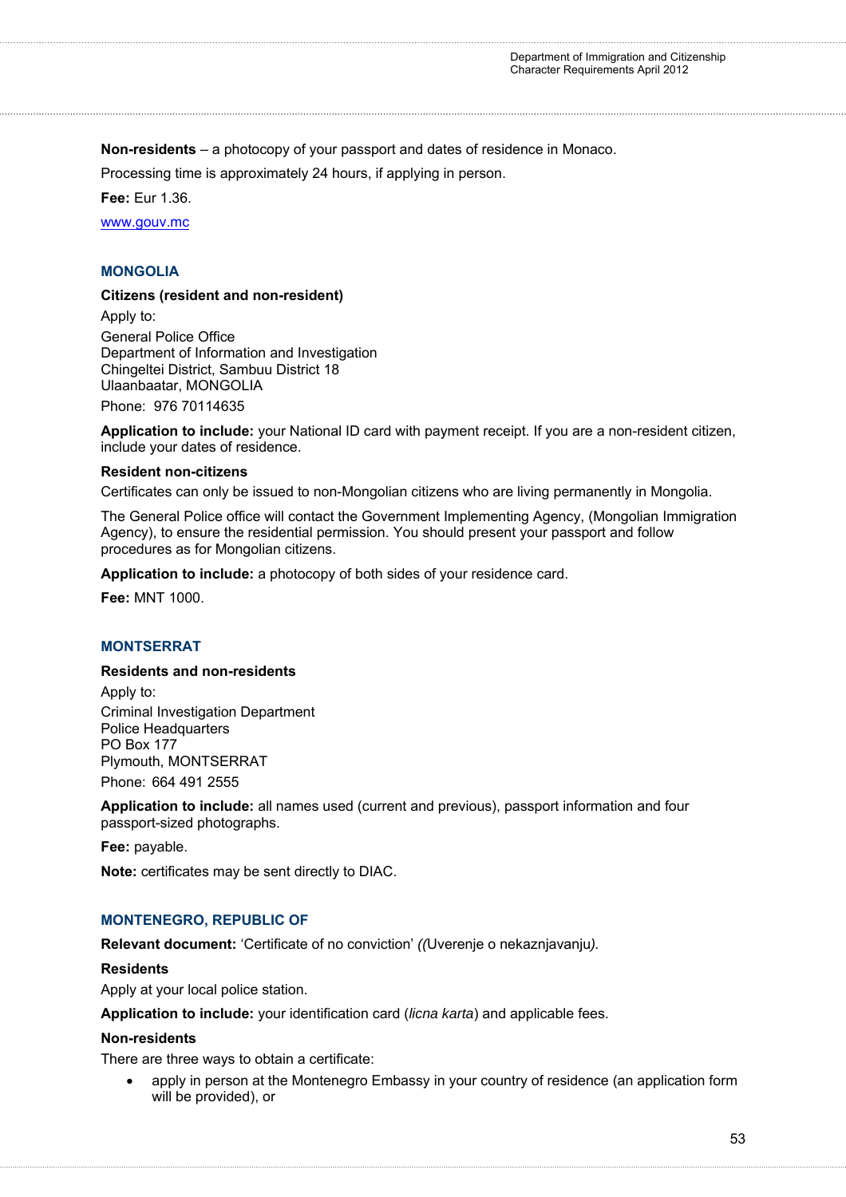**Non-residents** – a photocopy of your passport and dates of residence in Monaco.

Processing time is approximately 24 hours, if applying in person.

**Fee:** Eur 1.36.

www.gouv.mc

## MONGOLIA

**Citizens (resident and non-resident)**

Apply to:

General Police Office
Department of Information and Investigation
Chingeltei District, Sambuu District 18
Ulaanbaatar, MONGOLIA

Phone: 976 70114635

**Application to include:** your National ID card with payment receipt. If you are a non-resident citizen, include your dates of residence.

**Resident non-citizens**

Certificates can only be issued to non-Mongolian citizens who are living permanently in Mongolia.

The General Police office will contact the Government Implementing Agency, (Mongolian Immigration Agency), to ensure the residential permission. You should present your passport and follow procedures as for Mongolian citizens.

**Application to include:** a photocopy of both sides of your residence card.

**Fee:** MNT 1000.

## MONTSERRAT

**Residents and non-residents**

Apply to:

Criminal Investigation Department
Police Headquarters
PO Box 177
Plymouth, MONTSERRAT

Phone: 664 491 2555

**Application to include:** all names used (current and previous), passport information and four passport-sized photographs.

**Fee:** payable.

**Note:** certificates may be sent directly to DIAC.

## MONTENEGRO, REPUBLIC OF

**Relevant document:** 'Certificate of no conviction' *((*Uverenje o nekaznjavanju*).*

**Residents**

Apply at your local police station.

**Application to include:** your identification card (*licna karta*) and applicable fees.

**Non-residents**

There are three ways to obtain a certificate:

- apply in person at the Montenegro Embassy in your country of residence (an application form will be provided), or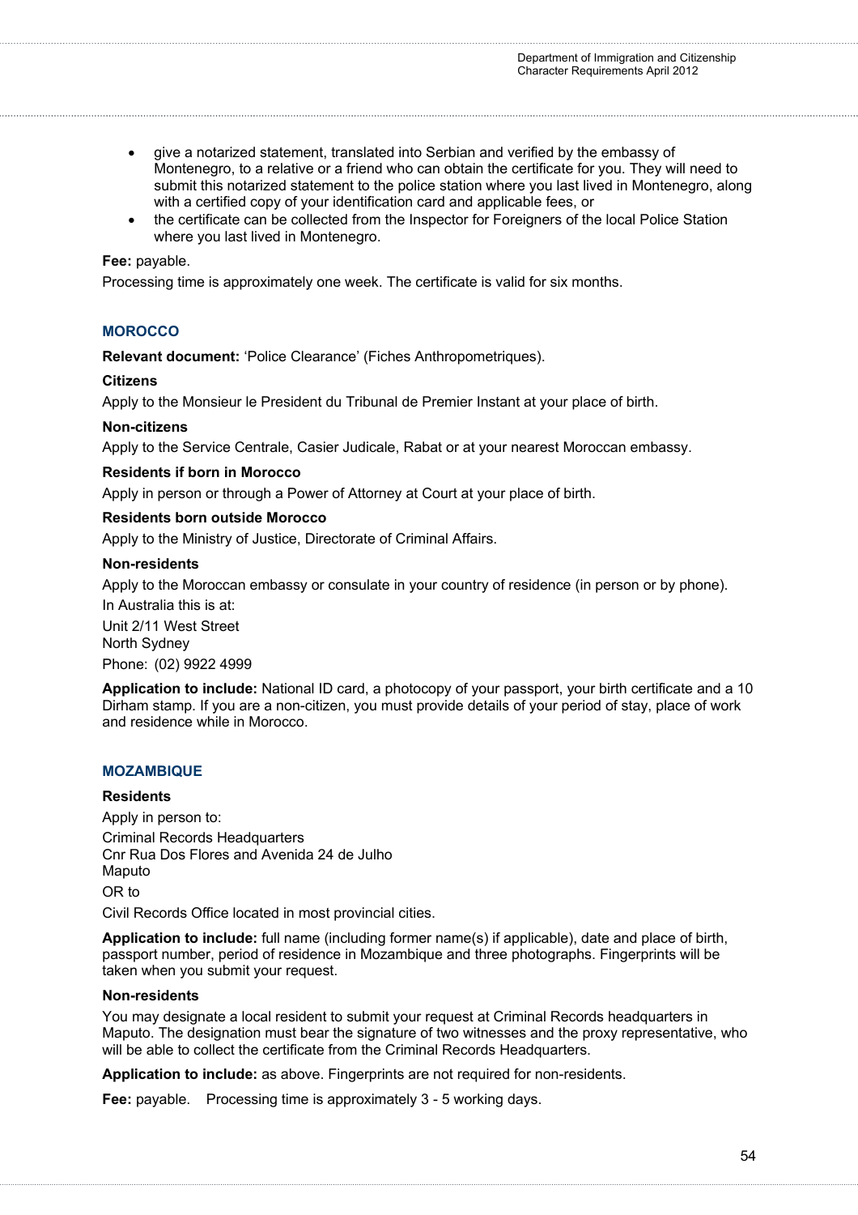- give a notarized statement, translated into Serbian and verified by the embassy of Montenegro, to a relative or a friend who can obtain the certificate for you. They will need to submit this notarized statement to the police station where you last lived in Montenegro, along with a certified copy of your identification card and applicable fees, or
- the certificate can be collected from the Inspector for Foreigners of the local Police Station where you last lived in Montenegro.

**Fee:** payable.

Processing time is approximately one week. The certificate is valid for six months.

## MOROCCO

**Relevant document:** 'Police Clearance' (Fiches Anthropometriques).

**Citizens**

Apply to the Monsieur le President du Tribunal de Premier Instant at your place of birth.

**Non-citizens**

Apply to the Service Centrale, Casier Judicale, Rabat or at your nearest Moroccan embassy.

**Residents if born in Morocco**

Apply in person or through a Power of Attorney at Court at your place of birth.

**Residents born outside Morocco**

Apply to the Ministry of Justice, Directorate of Criminal Affairs.

**Non-residents**

Apply to the Moroccan embassy or consulate in your country of residence (in person or by phone).

In Australia this is at:

Unit 2/11 West Street
North Sydney

Phone: (02) 9922 4999

**Application to include:** National ID card, a photocopy of your passport, your birth certificate and a 10 Dirham stamp. If you are a non-citizen, you must provide details of your period of stay, place of work and residence while in Morocco.

## MOZAMBIQUE

**Residents**

Apply in person to:

Criminal Records Headquarters
Cnr Rua Dos Flores and Avenida 24 de Julho
Maputo

OR to

Civil Records Office located in most provincial cities.

**Application to include:** full name (including former name(s) if applicable), date and place of birth, passport number, period of residence in Mozambique and three photographs. Fingerprints will be taken when you submit your request.

**Non-residents**

You may designate a local resident to submit your request at Criminal Records headquarters in Maputo. The designation must bear the signature of two witnesses and the proxy representative, who will be able to collect the certificate from the Criminal Records Headquarters.

**Application to include:** as above. Fingerprints are not required for non-residents.

**Fee:** payable. Processing time is approximately 3 - 5 working days.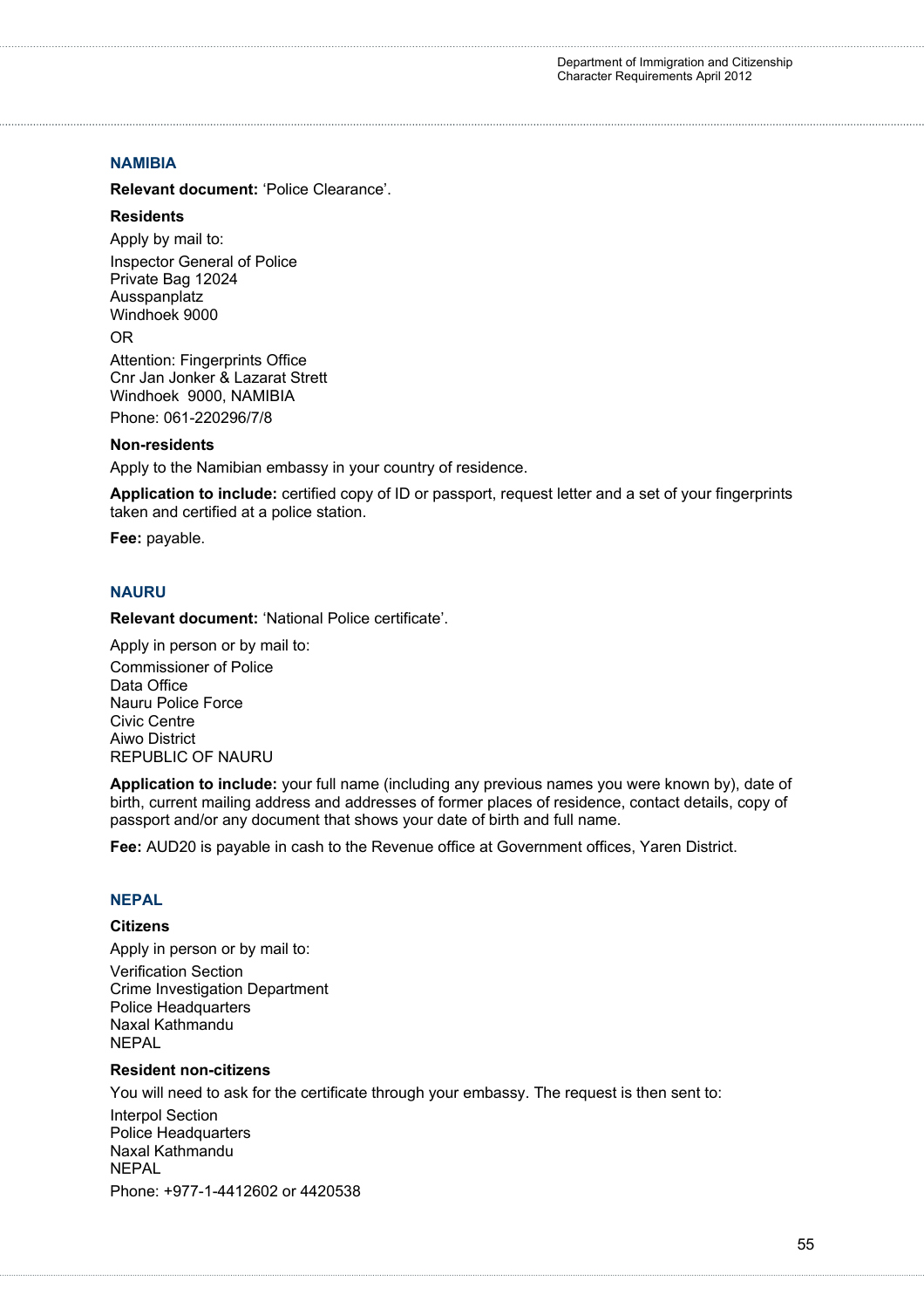## NAMIBIA

**Relevant document:** 'Police Clearance'.

**Residents**

Apply by mail to:

Inspector General of Police
Private Bag 12024
Ausspanplatz
Windhoek 9000

OR

Attention: Fingerprints Office
Cnr Jan Jonker & Lazarat Strett
Windhoek 9000, NAMIBIA

Phone: 061-220296/7/8

**Non-residents**

Apply to the Namibian embassy in your country of residence.

**Application to include:** certified copy of ID or passport, request letter and a set of your fingerprints taken and certified at a police station.

**Fee:** payable.

## NAURU

**Relevant document:** 'National Police certificate'.

Apply in person or by mail to:

Commissioner of Police
Data Office
Nauru Police Force
Civic Centre
Aiwo District
REPUBLIC OF NAURU

**Application to include:** your full name (including any previous names you were known by), date of birth, current mailing address and addresses of former places of residence, contact details, copy of passport and/or any document that shows your date of birth and full name.

**Fee:** AUD20 is payable in cash to the Revenue office at Government offices, Yaren District.

## NEPAL

**Citizens**

Apply in person or by mail to:

Verification Section
Crime Investigation Department
Police Headquarters
Naxal Kathmandu
NEPAL

**Resident non-citizens**

You will need to ask for the certificate through your embassy. The request is then sent to:

Interpol Section
Police Headquarters
Naxal Kathmandu
NEPAL

Phone: +977-1-4412602 or 4420538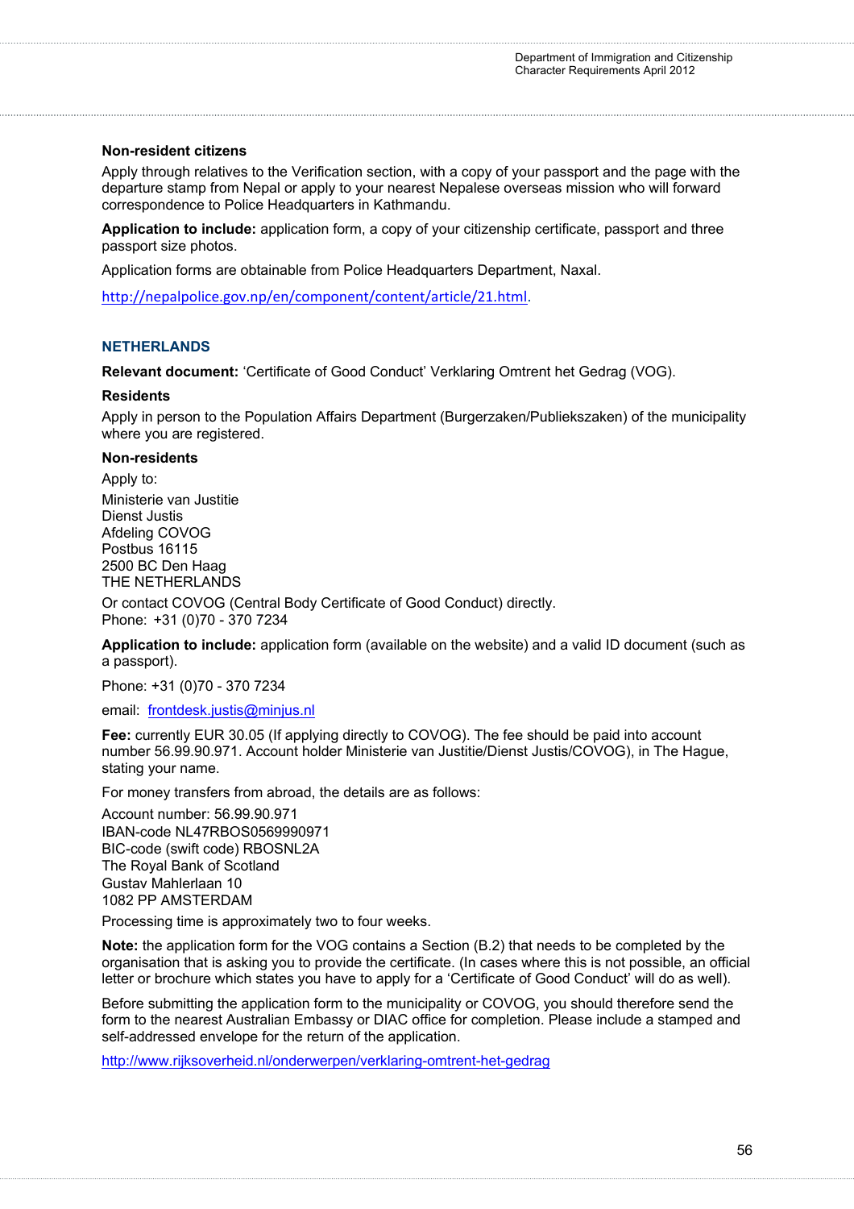**Non-resident citizens**

Apply through relatives to the Verification section, with a copy of your passport and the page with the departure stamp from Nepal or apply to your nearest Nepalese overseas mission who will forward correspondence to Police Headquarters in Kathmandu.

**Application to include:** application form, a copy of your citizenship certificate, passport and three passport size photos.

Application forms are obtainable from Police Headquarters Department, Naxal.

http://nepalpolice.gov.np/en/component/content/article/21.html.

## NETHERLANDS

**Relevant document:** 'Certificate of Good Conduct' Verklaring Omtrent het Gedrag (VOG).

**Residents**

Apply in person to the Population Affairs Department (Burgerzaken/Publiekszaken) of the municipality where you are registered.

**Non-residents**

Apply to:

Ministerie van Justitie
Dienst Justis
Afdeling COVOG
Postbus 16115
2500 BC Den Haag
THE NETHERLANDS

Or contact COVOG (Central Body Certificate of Good Conduct) directly.
Phone: +31 (0)70 - 370 7234

**Application to include:** application form (available on the website) and a valid ID document (such as a passport).

Phone: +31 (0)70 - 370 7234

email: frontdesk.justis@minjus.nl

**Fee:** currently EUR 30.05 (If applying directly to COVOG). The fee should be paid into account number 56.99.90.971. Account holder Ministerie van Justitie/Dienst Justis/COVOG), in The Hague, stating your name.

For money transfers from abroad, the details are as follows:

Account number: 56.99.90.971
IBAN-code NL47RBOS0569990971
BIC-code (swift code) RBOSNL2A
The Royal Bank of Scotland
Gustav Mahlerlaan 10
1082 PP AMSTERDAM

Processing time is approximately two to four weeks.

**Note:** the application form for the VOG contains a Section (B.2) that needs to be completed by the organisation that is asking you to provide the certificate. (In cases where this is not possible, an official letter or brochure which states you have to apply for a 'Certificate of Good Conduct' will do as well).

Before submitting the application form to the municipality or COVOG, you should therefore send the form to the nearest Australian Embassy or DIAC office for completion. Please include a stamped and self-addressed envelope for the return of the application.

http://www.rijksoverheid.nl/onderwerpen/verklaring-omtrent-het-gedrag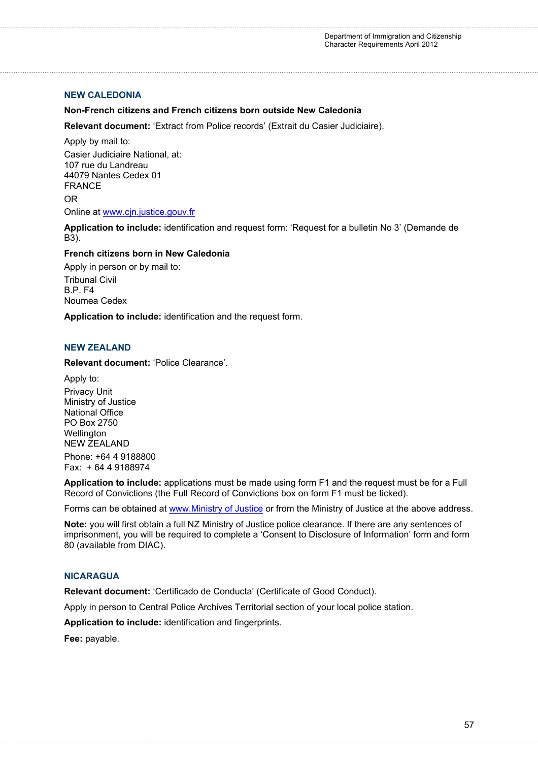## NEW CALEDONIA

**Non-French citizens and French citizens born outside New Caledonia**

**Relevant document:** 'Extract from Police records' (Extrait du Casier Judiciaire).

Apply by mail to:

Casier Judiciaire National, at:
107 rue du Landreau
44079 Nantes Cedex 01
FRANCE

OR

Online at [www.cjn.justice.gouv.fr](http://www.cjn.justice.gouv.fr)

**Application to include:** identification and request form: 'Request for a bulletin No 3' (Demande de B3).

**French citizens born in New Caledonia**

Apply in person or by mail to:

Tribunal Civil
B.P. F4
Noumea Cedex

**Application to include:** identification and the request form.

## NEW ZEALAND

**Relevant document:** 'Police Clearance'.

Apply to:

Privacy Unit
Ministry of Justice
National Office
PO Box 2750
Wellington
NEW ZEALAND

Phone: +64 4 9188800
Fax: + 64 4 9188974

**Application to include:** applications must be made using form F1 and the request must be for a Full Record of Convictions (the Full Record of Convictions box on form F1 must be ticked).

Forms can be obtained at www.Ministry of Justice or from the Ministry of Justice at the above address.

**Note:** you will first obtain a full NZ Ministry of Justice police clearance. If there are any sentences of imprisonment, you will be required to complete a 'Consent to Disclosure of Information' form and form 80 (available from DIAC).

## NICARAGUA

**Relevant document:** 'Certificado de Conducta' (Certificate of Good Conduct).

Apply in person to Central Police Archives Territorial section of your local police station.

**Application to include:** identification and fingerprints.

**Fee:** payable.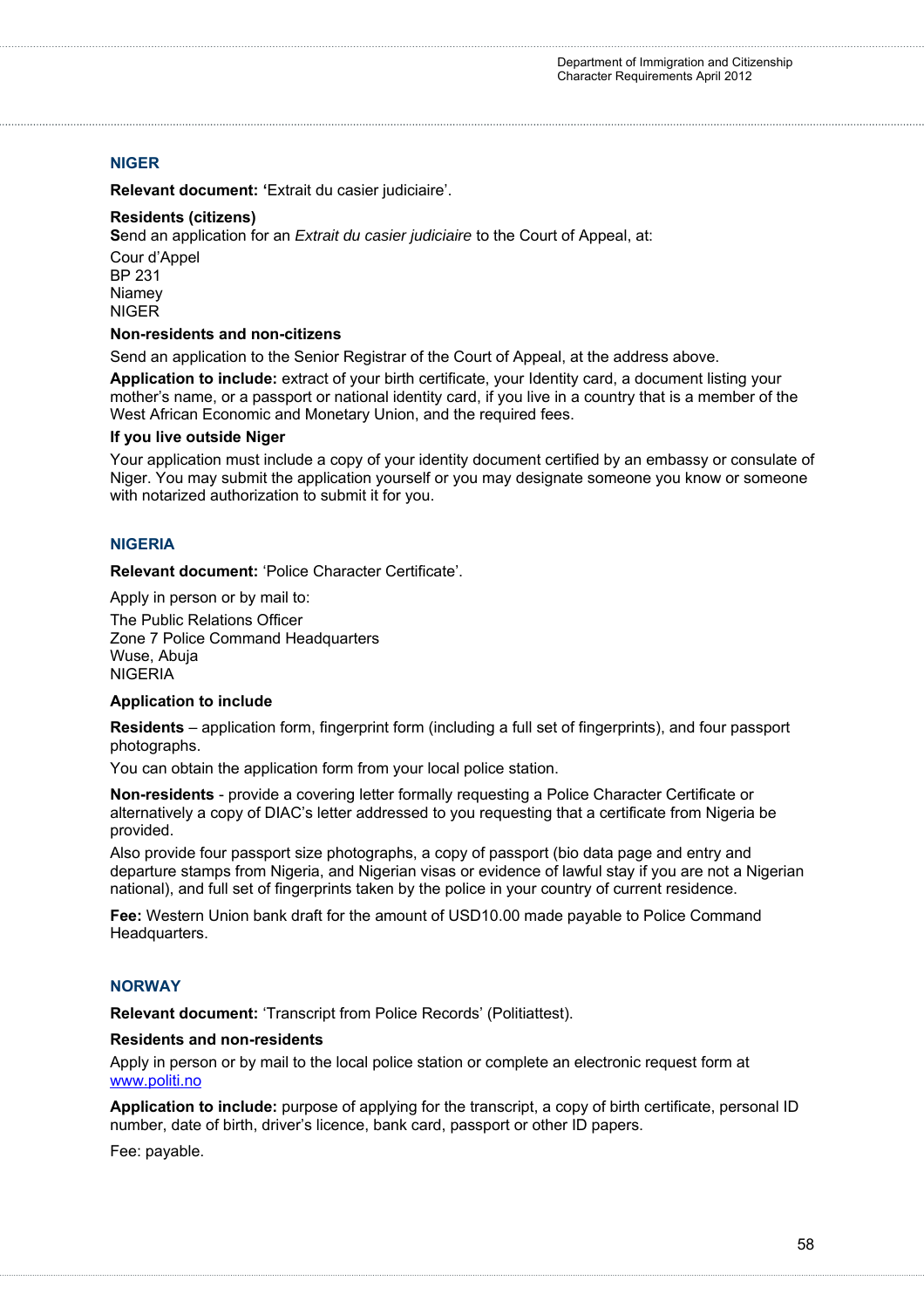## NIGER

**Relevant document: '**Extrait du casier judiciaire'.

**Residents (citizens)**
**S**end an application for an *Extrait du casier judiciaire* to the Court of Appeal, at:

Cour d'Appel
BP 231
Niamey
NIGER

**Non-residents and non-citizens**

Send an application to the Senior Registrar of the Court of Appeal, at the address above.

**Application to include:** extract of your birth certificate, your Identity card, a document listing your mother's name, or a passport or national identity card, if you live in a country that is a member of the West African Economic and Monetary Union, and the required fees.

**If you live outside Niger**

Your application must include a copy of your identity document certified by an embassy or consulate of Niger. You may submit the application yourself or you may designate someone you know or someone with notarized authorization to submit it for you.

## NIGERIA

**Relevant document:** 'Police Character Certificate'.

Apply in person or by mail to:

The Public Relations Officer
Zone 7 Police Command Headquarters
Wuse, Abuja
NIGERIA

**Application to include**

**Residents** – application form, fingerprint form (including a full set of fingerprints), and four passport photographs.

You can obtain the application form from your local police station.

**Non-residents** - provide a covering letter formally requesting a Police Character Certificate or alternatively a copy of DIAC's letter addressed to you requesting that a certificate from Nigeria be provided.

Also provide four passport size photographs, a copy of passport (bio data page and entry and departure stamps from Nigeria, and Nigerian visas or evidence of lawful stay if you are not a Nigerian national), and full set of fingerprints taken by the police in your country of current residence.

**Fee:** Western Union bank draft for the amount of USD10.00 made payable to Police Command Headquarters.

## NORWAY

**Relevant document:** 'Transcript from Police Records' (Politiattest).

**Residents and non-residents**

Apply in person or by mail to the local police station or complete an electronic request form at www.politi.no

**Application to include:** purpose of applying for the transcript, a copy of birth certificate, personal ID number, date of birth, driver's licence, bank card, passport or other ID papers.

Fee: payable.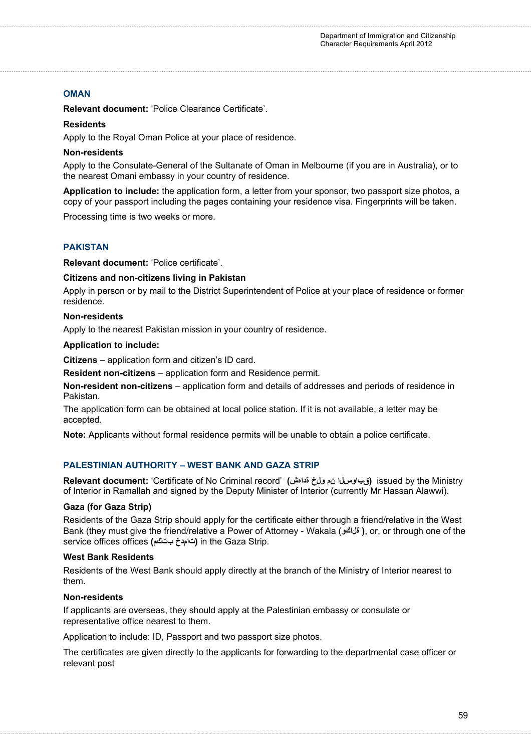## OMAN

**Relevant document:** 'Police Clearance Certificate'.

**Residents**

Apply to the Royal Oman Police at your place of residence.

**Non-residents**

Apply to the Consulate-General of the Sultanate of Oman in Melbourne (if you are in Australia), or to the nearest Omani embassy in your country of residence.

**Application to include:** the application form, a letter from your sponsor, two passport size photos, a copy of your passport including the pages containing your residence visa. Fingerprints will be taken.

Processing time is two weeks or more.

## PAKISTAN

**Relevant document:** 'Police certificate'.

**Citizens and non-citizens living in Pakistan**

Apply in person or by mail to the District Superintendent of Police at your place of residence or former residence.

**Non-residents**

Apply to the nearest Pakistan mission in your country of residence.

**Application to include:**

**Citizens** – application form and citizen's ID card.

**Resident non-citizens** – application form and Residence permit.

**Non-resident non-citizens** – application form and details of addresses and periods of residence in Pakistan.

The application form can be obtained at local police station. If it is not available, a letter may be accepted.

**Note:** Applicants without formal residence permits will be unable to obtain a police certificate.

## PALESTINIAN AUTHORITY – WEST BANK AND GAZA STRIP

**Relevant document:** 'Certificate of No Criminal record' **(شهادة خلو من السوابق)** issued by the Ministry of Interior in Ramallah and signed by the Deputy Minister of Interior (currently Mr Hassan Alawwi).

**Gaza (for Gaza Strip)**

Residents of the Gaza Strip should apply for the certificate either through a friend/relative in the West Bank (they must give the friend/relative a Power of Attorney - Wakala (**وكالة**), or, or through one of the service offices offices **(مكتب خدمات)** in the Gaza Strip.

**West Bank Residents**

Residents of the West Bank should apply directly at the branch of the Ministry of Interior nearest to them.

**Non-residents**

If applicants are overseas, they should apply at the Palestinian embassy or consulate or representative office nearest to them.

Application to include: ID, Passport and two passport size photos.

The certificates are given directly to the applicants for forwarding to the departmental case officer or relevant post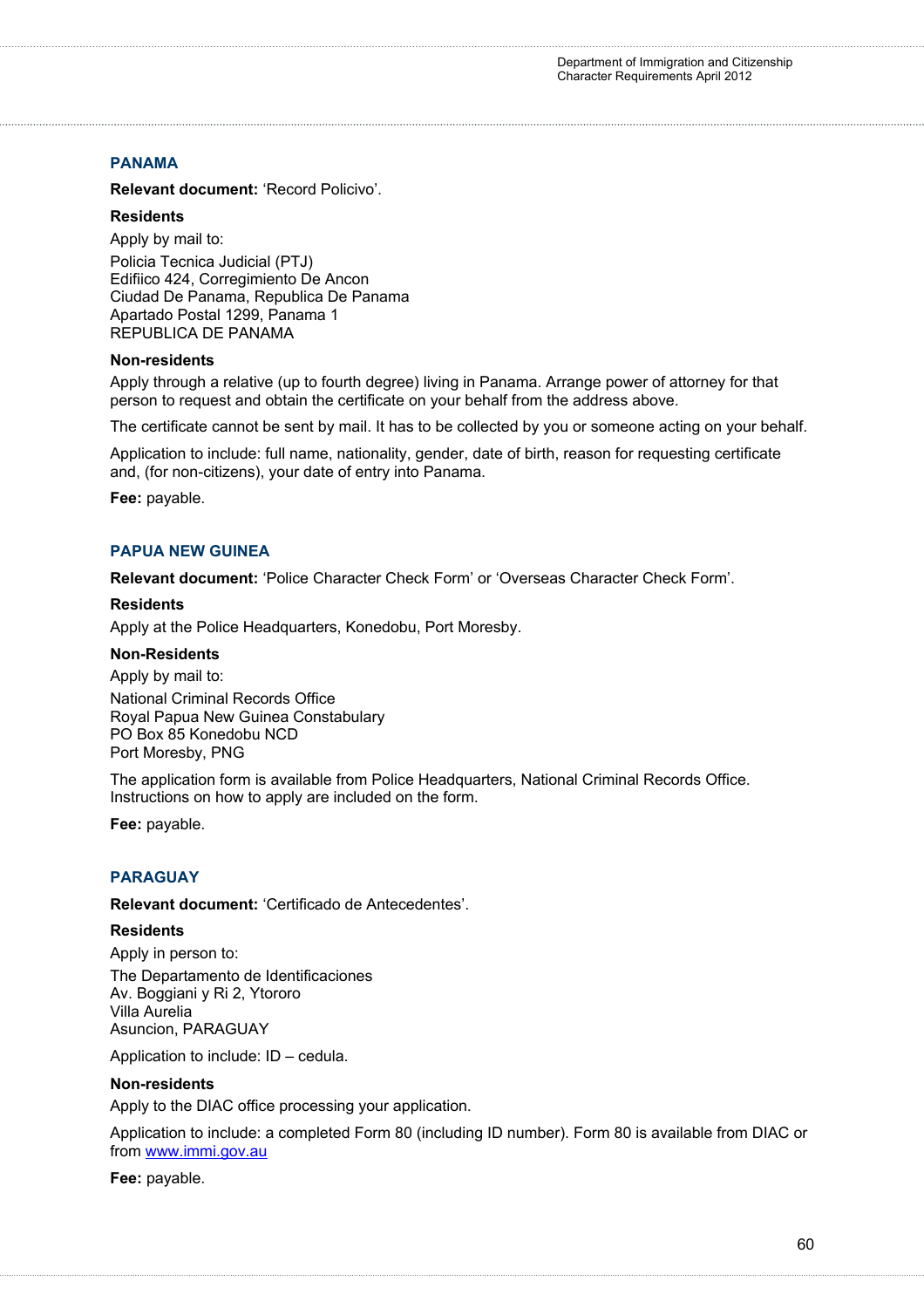## PANAMA

**Relevant document:** 'Record Policivo'.

**Residents**

Apply by mail to:

Policia Tecnica Judicial (PTJ)
Edifiico 424, Corregimiento De Ancon
Ciudad De Panama, Republica De Panama
Apartado Postal 1299, Panama 1
REPUBLICA DE PANAMA

**Non-residents**

Apply through a relative (up to fourth degree) living in Panama. Arrange power of attorney for that person to request and obtain the certificate on your behalf from the address above.

The certificate cannot be sent by mail. It has to be collected by you or someone acting on your behalf.

Application to include: full name, nationality, gender, date of birth, reason for requesting certificate and, (for non-citizens), your date of entry into Panama.

**Fee:** payable.

## PAPUA NEW GUINEA

**Relevant document:** 'Police Character Check Form' or 'Overseas Character Check Form'.

**Residents**

Apply at the Police Headquarters, Konedobu, Port Moresby.

**Non-Residents**

Apply by mail to:

National Criminal Records Office
Royal Papua New Guinea Constabulary
PO Box 85 Konedobu NCD
Port Moresby, PNG

The application form is available from Police Headquarters, National Criminal Records Office. Instructions on how to apply are included on the form.

**Fee:** payable.

## PARAGUAY

**Relevant document:** 'Certificado de Antecedentes'.

**Residents**

Apply in person to:

The Departamento de Identificaciones
Av. Boggiani y Ri 2, Ytororo
Villa Aurelia
Asuncion, PARAGUAY

Application to include: ID – cedula.

**Non-residents**

Apply to the DIAC office processing your application.

Application to include: a completed Form 80 (including ID number). Form 80 is available from DIAC or from www.immi.gov.au

**Fee:** payable.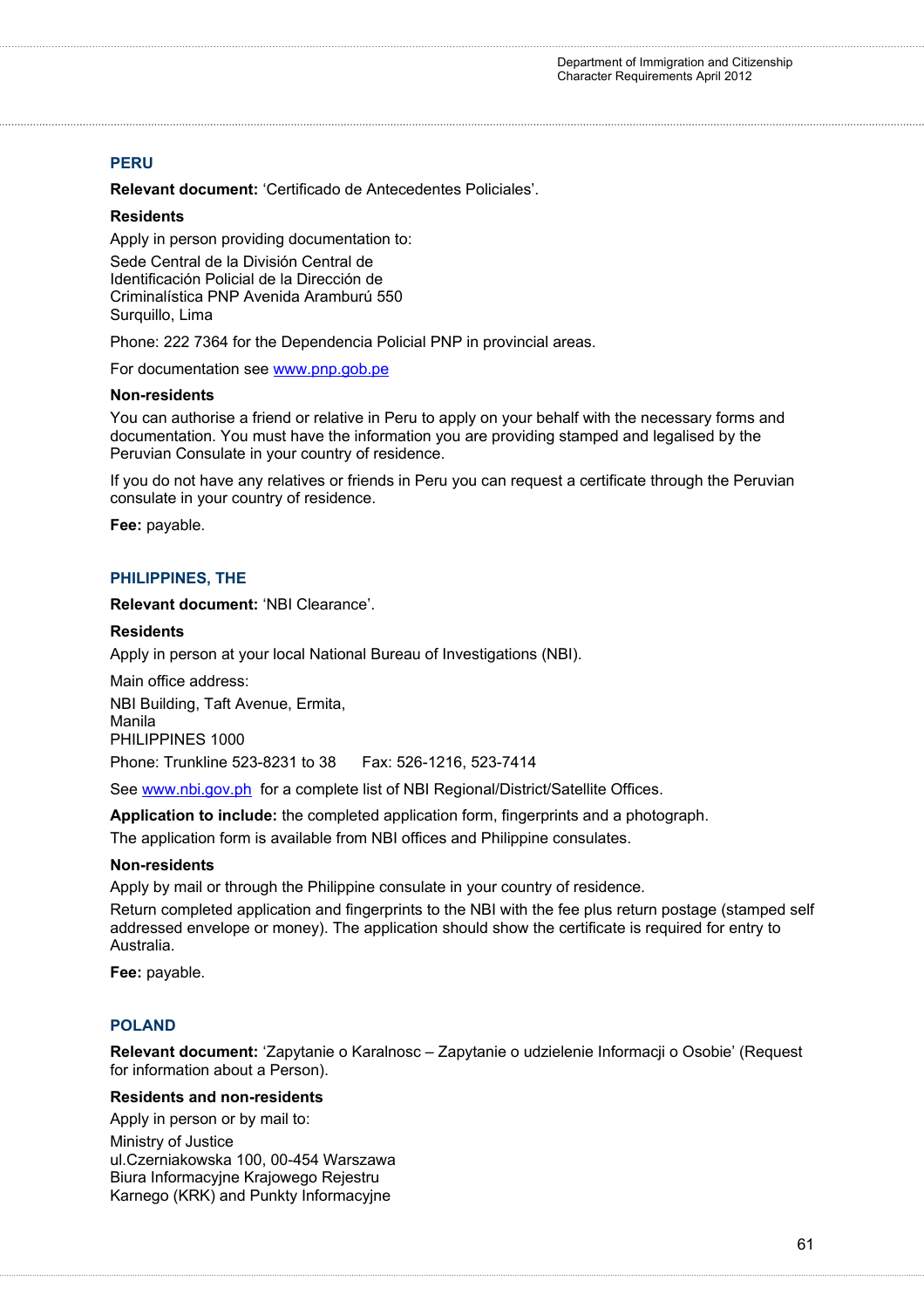## PERU

**Relevant document:** 'Certificado de Antecedentes Policiales'.

**Residents**

Apply in person providing documentation to:

Sede Central de la División Central de
Identificación Policial de la Dirección de
Criminalística PNP Avenida Aramburú 550
Surquillo, Lima

Phone: 222 7364 for the Dependencia Policial PNP in provincial areas.

For documentation see www.pnp.gob.pe

**Non-residents**

You can authorise a friend or relative in Peru to apply on your behalf with the necessary forms and documentation. You must have the information you are providing stamped and legalised by the Peruvian Consulate in your country of residence.

If you do not have any relatives or friends in Peru you can request a certificate through the Peruvian consulate in your country of residence.

**Fee:** payable.

## PHILIPPINES, THE

**Relevant document:** 'NBI Clearance'.

**Residents**

Apply in person at your local National Bureau of Investigations (NBI).

Main office address:

NBI Building, Taft Avenue, Ermita,
Manila
PHILIPPINES 1000

Phone: Trunkline 523-8231 to 38 Fax: 526-1216, 523-7414

See www.nbi.gov.ph for a complete list of NBI Regional/District/Satellite Offices.

**Application to include:** the completed application form, fingerprints and a photograph.

The application form is available from NBI offices and Philippine consulates.

**Non-residents**

Apply by mail or through the Philippine consulate in your country of residence.

Return completed application and fingerprints to the NBI with the fee plus return postage (stamped self addressed envelope or money). The application should show the certificate is required for entry to Australia.

**Fee:** payable.

## POLAND

**Relevant document:** 'Zapytanie o Karalnosc – Zapytanie o udzielenie Informacji o Osobie' (Request for information about a Person).

**Residents and non-residents**

Apply in person or by mail to:

Ministry of Justice
ul.Czerniakowska 100, 00-454 Warszawa
Biura Informacyjne Krajowego Rejestru
Karnego (KRK) and Punkty Informacyjne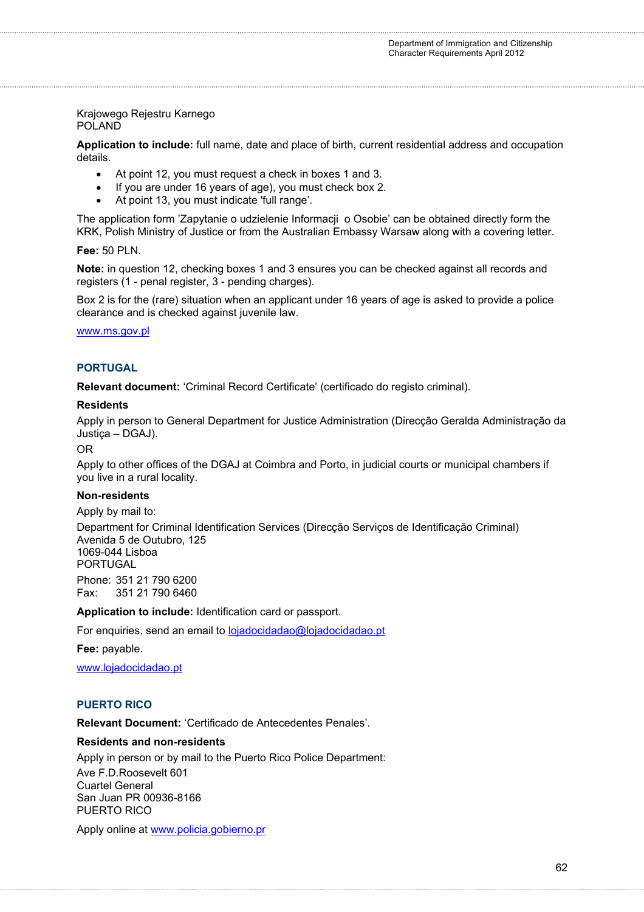Krajowego Rejestru Karnego
POLAND

**Application to include:** full name, date and place of birth, current residential address and occupation details.

- At point 12, you must request a check in boxes 1 and 3.
- If you are under 16 years of age), you must check box 2.
- At point 13, you must indicate 'full range'.

The application form 'Zapytanie o udzielenie Informacji o Osobie' can be obtained directly form the KRK, Polish Ministry of Justice or from the Australian Embassy Warsaw along with a covering letter.

**Fee:** 50 PLN.

**Note:** in question 12, checking boxes 1 and 3 ensures you can be checked against all records and registers (1 - penal register, 3 - pending charges).

Box 2 is for the (rare) situation when an applicant under 16 years of age is asked to provide a police clearance and is checked against juvenile law.

www.ms.gov.pl

## PORTUGAL

**Relevant document:** 'Criminal Record Certificate' (certificado do registo criminal).

**Residents**

Apply in person to General Department for Justice Administration (Direcção Geralda Administração da Justiça – DGAJ).

OR

Apply to other offices of the DGAJ at Coimbra and Porto, in judicial courts or municipal chambers if you live in a rural locality.

**Non-residents**

Apply by mail to:

Department for Criminal Identification Services (Direcção Serviços de Identificação Criminal)
Avenida 5 de Outubro, 125
1069-044 Lisboa
PORTUGAL

Phone: 351 21 790 6200
Fax: 351 21 790 6460

**Application to include:** Identification card or passport.

For enquiries, send an email to lojadocidadao@lojadocidadao.pt

**Fee:** payable.

www.lojadocidadao.pt

## PUERTO RICO

**Relevant Document:** 'Certificado de Antecedentes Penales'.

**Residents and non-residents**

Apply in person or by mail to the Puerto Rico Police Department:
Ave F.D.Roosevelt 601
Cuartel General
San Juan PR 00936-8166
PUERTO RICO

Apply online at www.policia.gobierno.pr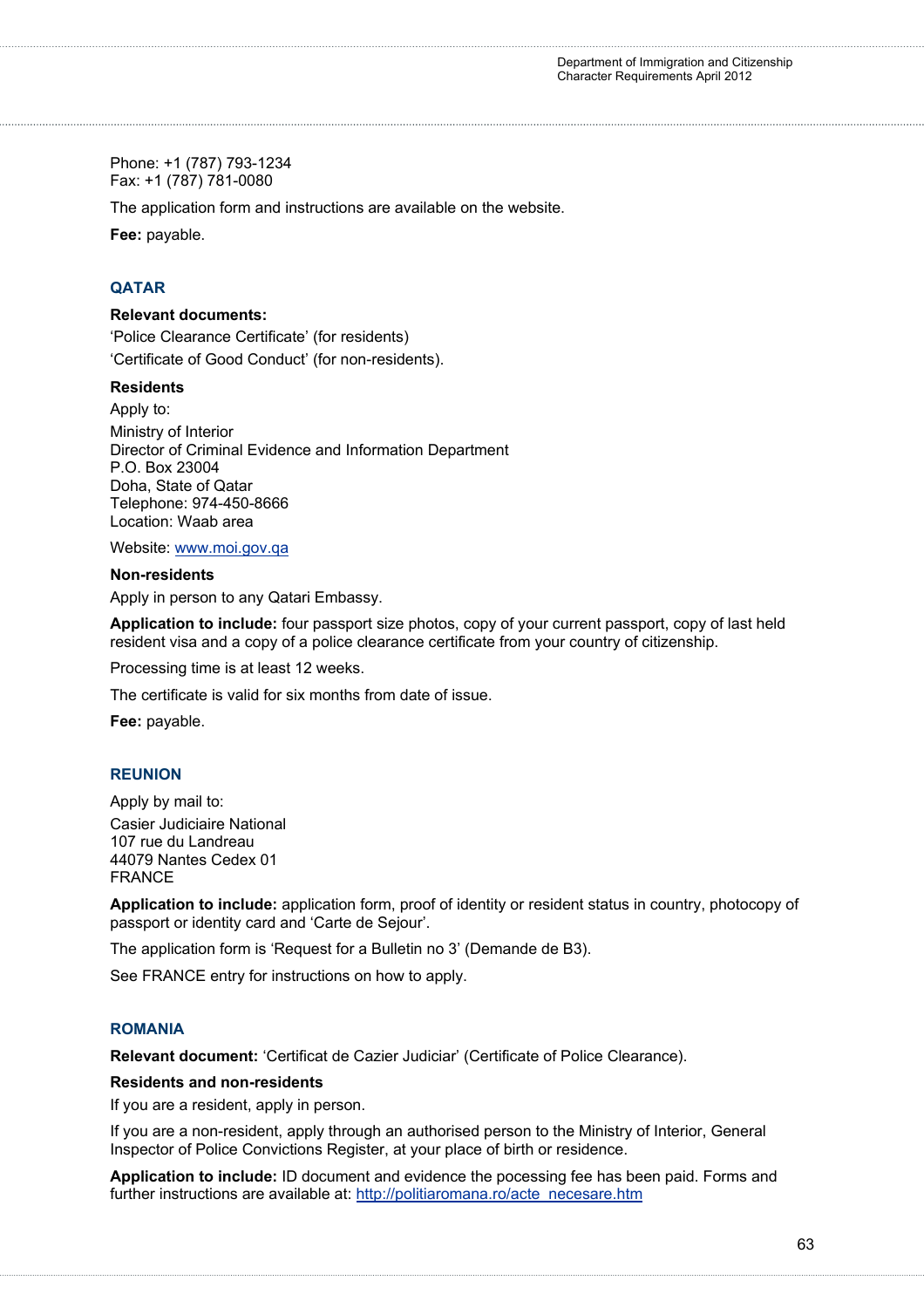Phone: +1 (787) 793-1234
Fax: +1 (787) 781-0080

The application form and instructions are available on the website.

**Fee:** payable.

## QATAR

**Relevant documents:**

'Police Clearance Certificate' (for residents)

'Certificate of Good Conduct' (for non-residents).

**Residents**

Apply to:

Ministry of Interior
Director of Criminal Evidence and Information Department
P.O. Box 23004
Doha, State of Qatar
Telephone: 974-450-8666
Location: Waab area

Website: [www.moi.gov.qa](http://www.moi.gov.qa)

**Non-residents**

Apply in person to any Qatari Embassy.

**Application to include:** four passport size photos, copy of your current passport, copy of last held resident visa and a copy of a police clearance certificate from your country of citizenship.

Processing time is at least 12 weeks.

The certificate is valid for six months from date of issue.

**Fee:** payable.

## REUNION

Apply by mail to:

Casier Judiciaire National
107 rue du Landreau
44079 Nantes Cedex 01
FRANCE

**Application to include:** application form, proof of identity or resident status in country, photocopy of passport or identity card and 'Carte de Sejour'.

The application form is 'Request for a Bulletin no 3' (Demande de B3).

See FRANCE entry for instructions on how to apply.

## ROMANIA

**Relevant document:** 'Certificat de Cazier Judiciar' (Certificate of Police Clearance).

**Residents and non-residents**

If you are a resident, apply in person.

If you are a non-resident, apply through an authorised person to the Ministry of Interior, General Inspector of Police Convictions Register, at your place of birth or residence.

**Application to include:** ID document and evidence the pocessing fee has been paid. Forms and further instructions are available at: [http://politiaromana.ro/acte_necesare.htm](http://politiaromana.ro/acte_necesare.htm)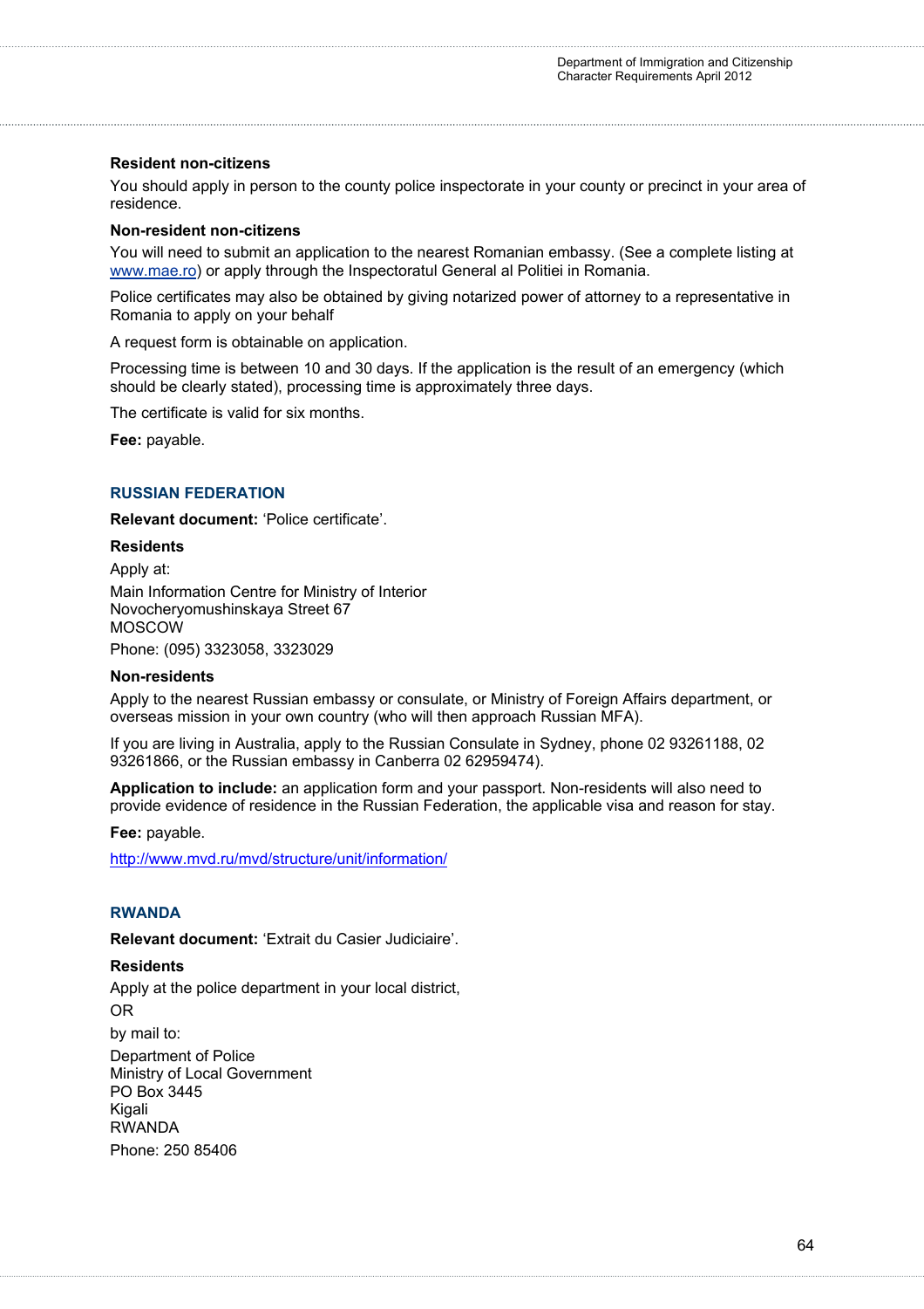**Resident non-citizens**

You should apply in person to the county police inspectorate in your county or precinct in your area of residence.

**Non-resident non-citizens**

You will need to submit an application to the nearest Romanian embassy. (See a complete listing at www.mae.ro) or apply through the Inspectoratul General al Politiei in Romania.

Police certificates may also be obtained by giving notarized power of attorney to a representative in Romania to apply on your behalf

A request form is obtainable on application.

Processing time is between 10 and 30 days. If the application is the result of an emergency (which should be clearly stated), processing time is approximately three days.

The certificate is valid for six months.

**Fee:** payable.

## RUSSIAN FEDERATION

**Relevant document:** 'Police certificate'.

**Residents**

Apply at:

Main Information Centre for Ministry of Interior
Novocheryomushinskaya Street 67
MOSCOW

Phone: (095) 3323058, 3323029

**Non-residents**

Apply to the nearest Russian embassy or consulate, or Ministry of Foreign Affairs department, or overseas mission in your own country (who will then approach Russian MFA).

If you are living in Australia, apply to the Russian Consulate in Sydney, phone 02 93261188, 02 93261866, or the Russian embassy in Canberra 02 62959474).

**Application to include:** an application form and your passport. Non-residents will also need to provide evidence of residence in the Russian Federation, the applicable visa and reason for stay.

**Fee:** payable.

http://www.mvd.ru/mvd/structure/unit/information/

## RWANDA

**Relevant document:** 'Extrait du Casier Judiciaire'.

**Residents**

Apply at the police department in your local district,

OR

by mail to:

Department of Police
Ministry of Local Government
PO Box 3445
Kigali
RWANDA

Phone: 250 85406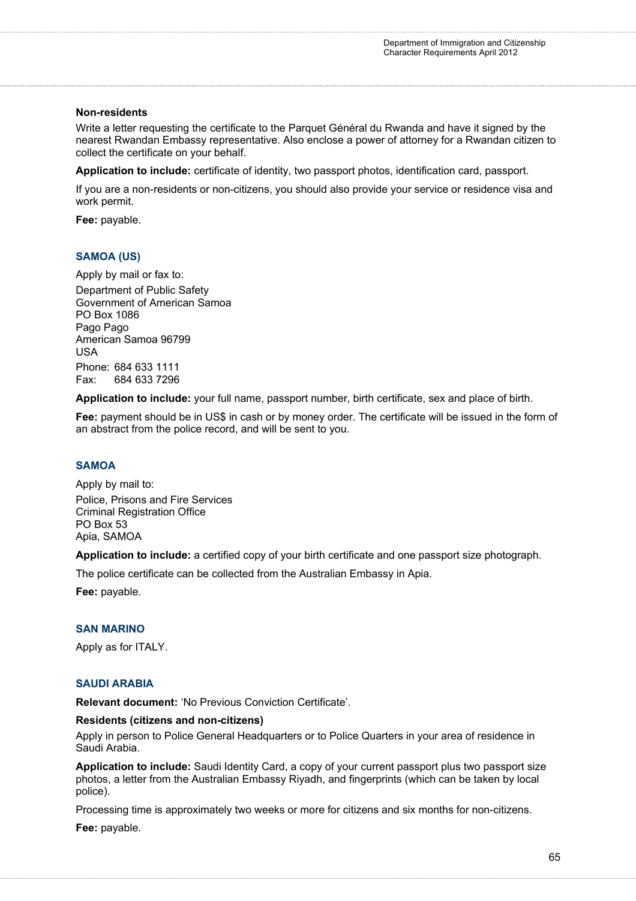#### Non-residents

Write a letter requesting the certificate to the Parquet Général du Rwanda and have it signed by the nearest Rwandan Embassy representative. Also enclose a power of attorney for a Rwandan citizen to collect the certificate on your behalf.

**Application to include:** certificate of identity, two passport photos, identification card, passport.

If you are a non-residents or non-citizens, you should also provide your service or residence visa and work permit.

**Fee:** payable.

### SAMOA (US)

Apply by mail or fax to:

Department of Public Safety
Government of American Samoa
PO Box 1086
Pago Pago
American Samoa 96799
USA

Phone: 684 633 1111
Fax: 684 633 7296

**Application to include:** your full name, passport number, birth certificate, sex and place of birth.

**Fee:** payment should be in US$ in cash or by money order. The certificate will be issued in the form of an abstract from the police record, and will be sent to you.

### SAMOA

Apply by mail to:

Police, Prisons and Fire Services
Criminal Registration Office
PO Box 53
Apia, SAMOA

**Application to include:** a certified copy of your birth certificate and one passport size photograph.

The police certificate can be collected from the Australian Embassy in Apia.

**Fee:** payable.

### SAN MARINO

Apply as for ITALY.

### SAUDI ARABIA

**Relevant document:** 'No Previous Conviction Certificate'.

#### Residents (citizens and non-citizens)

Apply in person to Police General Headquarters or to Police Quarters in your area of residence in Saudi Arabia.

**Application to include:** Saudi Identity Card, a copy of your current passport plus two passport size photos, a letter from the Australian Embassy Riyadh, and fingerprints (which can be taken by local police).

Processing time is approximately two weeks or more for citizens and six months for non-citizens.

**Fee:** payable.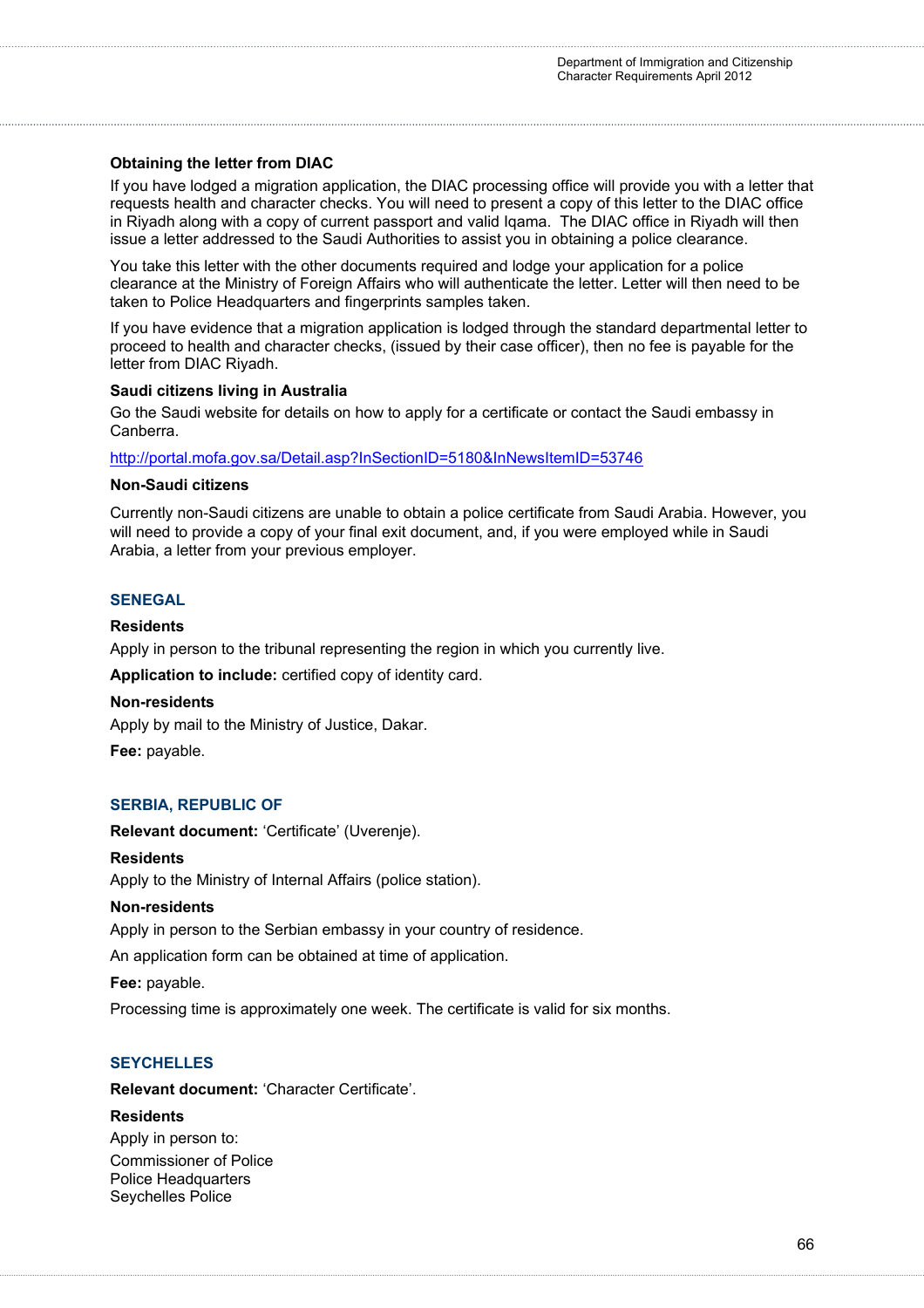**Obtaining the letter from DIAC**

If you have lodged a migration application, the DIAC processing office will provide you with a letter that requests health and character checks. You will need to present a copy of this letter to the DIAC office in Riyadh along with a copy of current passport and valid Iqama. The DIAC office in Riyadh will then issue a letter addressed to the Saudi Authorities to assist you in obtaining a police clearance.

You take this letter with the other documents required and lodge your application for a police clearance at the Ministry of Foreign Affairs who will authenticate the letter. Letter will then need to be taken to Police Headquarters and fingerprints samples taken.

If you have evidence that a migration application is lodged through the standard departmental letter to proceed to health and character checks, (issued by their case officer), then no fee is payable for the letter from DIAC Riyadh.

**Saudi citizens living in Australia**

Go the Saudi website for details on how to apply for a certificate or contact the Saudi embassy in Canberra.

http://portal.mofa.gov.sa/Detail.asp?InSectionID=5180&InNewsItemID=53746

**Non-Saudi citizens**

Currently non-Saudi citizens are unable to obtain a police certificate from Saudi Arabia. However, you will need to provide a copy of your final exit document, and, if you were employed while in Saudi Arabia, a letter from your previous employer.

## SENEGAL

**Residents**

Apply in person to the tribunal representing the region in which you currently live.

**Application to include:** certified copy of identity card.

**Non-residents**

Apply by mail to the Ministry of Justice, Dakar.

**Fee:** payable.

## SERBIA, REPUBLIC OF

**Relevant document:** 'Certificate' (Uverenje).

**Residents**

Apply to the Ministry of Internal Affairs (police station).

**Non-residents**

Apply in person to the Serbian embassy in your country of residence.

An application form can be obtained at time of application.

**Fee:** payable.

Processing time is approximately one week. The certificate is valid for six months.

## SEYCHELLES

**Relevant document:** 'Character Certificate'.

**Residents**

Apply in person to:

Commissioner of Police
Police Headquarters
Seychelles Police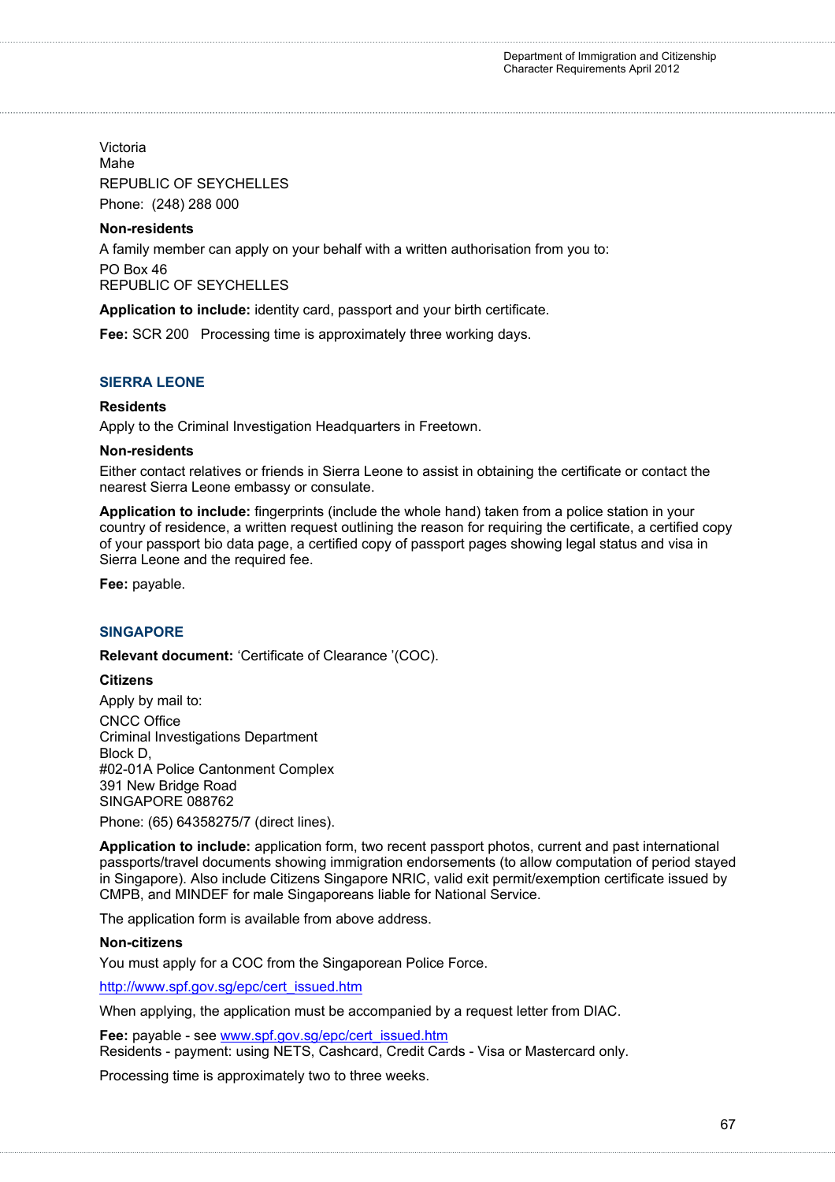Victoria
Mahe
REPUBLIC OF SEYCHELLES

Phone: (248) 288 000

**Non-residents**

A family member can apply on your behalf with a written authorisation from you to:

PO Box 46
REPUBLIC OF SEYCHELLES

**Application to include:** identity card, passport and your birth certificate.

**Fee:** SCR 200 Processing time is approximately three working days.

## SIERRA LEONE

**Residents**

Apply to the Criminal Investigation Headquarters in Freetown.

**Non-residents**

Either contact relatives or friends in Sierra Leone to assist in obtaining the certificate or contact the nearest Sierra Leone embassy or consulate.

**Application to include:** fingerprints (include the whole hand) taken from a police station in your country of residence, a written request outlining the reason for requiring the certificate, a certified copy of your passport bio data page, a certified copy of passport pages showing legal status and visa in Sierra Leone and the required fee.

**Fee:** payable.

## SINGAPORE

**Relevant document:** 'Certificate of Clearance '(COC).

**Citizens**

Apply by mail to:

CNCC Office
Criminal Investigations Department
Block D,
#02-01A Police Cantonment Complex
391 New Bridge Road
SINGAPORE 088762

Phone: (65) 64358275/7 (direct lines).

**Application to include:** application form, two recent passport photos, current and past international passports/travel documents showing immigration endorsements (to allow computation of period stayed in Singapore). Also include Citizens Singapore NRIC, valid exit permit/exemption certificate issued by CMPB, and MINDEF for male Singaporeans liable for National Service.

The application form is available from above address.

**Non-citizens**

You must apply for a COC from the Singaporean Police Force.

http://www.spf.gov.sg/epc/cert_issued.htm

When applying, the application must be accompanied by a request letter from DIAC.

**Fee:** payable - see www.spf.gov.sg/epc/cert_issued.htm
Residents - payment: using NETS, Cashcard, Credit Cards - Visa or Mastercard only.

Processing time is approximately two to three weeks.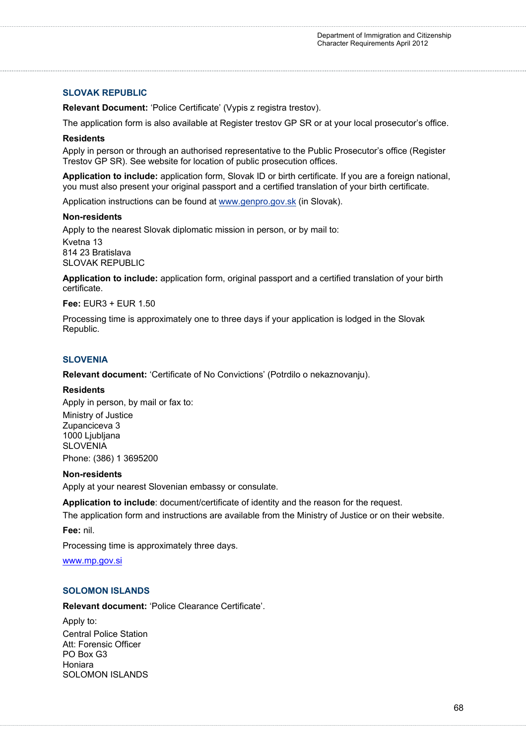## SLOVAK REPUBLIC

**Relevant Document:** 'Police Certificate' (Vypis z registra trestov).

The application form is also available at Register trestov GP SR or at your local prosecutor's office.

**Residents**

Apply in person or through an authorised representative to the Public Prosecutor's office (Register Trestov GP SR). See website for location of public prosecution offices.

**Application to include:** application form, Slovak ID or birth certificate. If you are a foreign national, you must also present your original passport and a certified translation of your birth certificate.

Application instructions can be found at www.genpro.gov.sk (in Slovak).

**Non-residents**

Apply to the nearest Slovak diplomatic mission in person, or by mail to:

Kvetna 13
814 23 Bratislava
SLOVAK REPUBLIC

**Application to include:** application form, original passport and a certified translation of your birth certificate.

**Fee:** EUR3 + EUR 1.50

Processing time is approximately one to three days if your application is lodged in the Slovak Republic.

## SLOVENIA

**Relevant document:** 'Certificate of No Convictions' (Potrdilo o nekaznovanju).

**Residents**

Apply in person, by mail or fax to:

Ministry of Justice
Zupanciceva 3
1000 Ljubljana
SLOVENIA
Phone: (386) 1 3695200

**Non-residents**

Apply at your nearest Slovenian embassy or consulate.

**Application to include**: document/certificate of identity and the reason for the request.

The application form and instructions are available from the Ministry of Justice or on their website.

**Fee:** nil.

Processing time is approximately three days.

www.mp.gov.si

## SOLOMON ISLANDS

**Relevant document:** 'Police Clearance Certificate'.

Apply to:

Central Police Station
Att: Forensic Officer
PO Box G3
Honiara
SOLOMON ISLANDS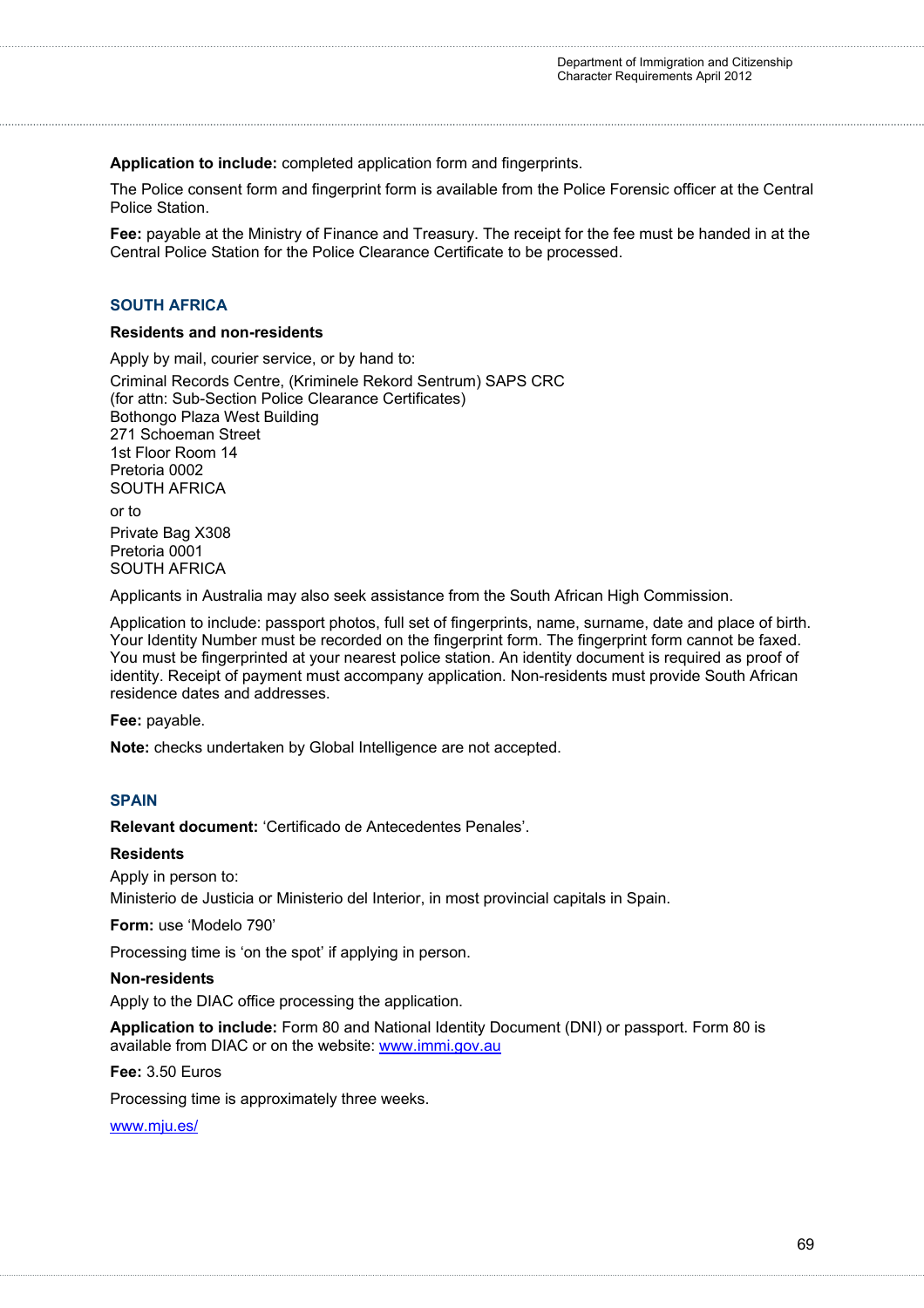**Application to include:** completed application form and fingerprints.

The Police consent form and fingerprint form is available from the Police Forensic officer at the Central Police Station.

**Fee:** payable at the Ministry of Finance and Treasury. The receipt for the fee must be handed in at the Central Police Station for the Police Clearance Certificate to be processed.

## SOUTH AFRICA

**Residents and non-residents**

Apply by mail, courier service, or by hand to:

Criminal Records Centre, (Kriminele Rekord Sentrum) SAPS CRC
(for attn: Sub-Section Police Clearance Certificates)
Bothongo Plaza West Building
271 Schoeman Street
1st Floor Room 14
Pretoria 0002
SOUTH AFRICA

or to

Private Bag X308
Pretoria 0001
SOUTH AFRICA

Applicants in Australia may also seek assistance from the South African High Commission.

Application to include: passport photos, full set of fingerprints, name, surname, date and place of birth. Your Identity Number must be recorded on the fingerprint form. The fingerprint form cannot be faxed. You must be fingerprinted at your nearest police station. An identity document is required as proof of identity. Receipt of payment must accompany application. Non-residents must provide South African residence dates and addresses.

**Fee:** payable.

**Note:** checks undertaken by Global Intelligence are not accepted.

## SPAIN

**Relevant document:** 'Certificado de Antecedentes Penales'.

**Residents**

Apply in person to:

Ministerio de Justicia or Ministerio del Interior, in most provincial capitals in Spain.

**Form:** use 'Modelo 790'

Processing time is 'on the spot' if applying in person.

**Non-residents**

Apply to the DIAC office processing the application.

**Application to include:** Form 80 and National Identity Document (DNI) or passport. Form 80 is available from DIAC or on the website: www.immi.gov.au

**Fee:** 3.50 Euros

Processing time is approximately three weeks.

www.mju.es/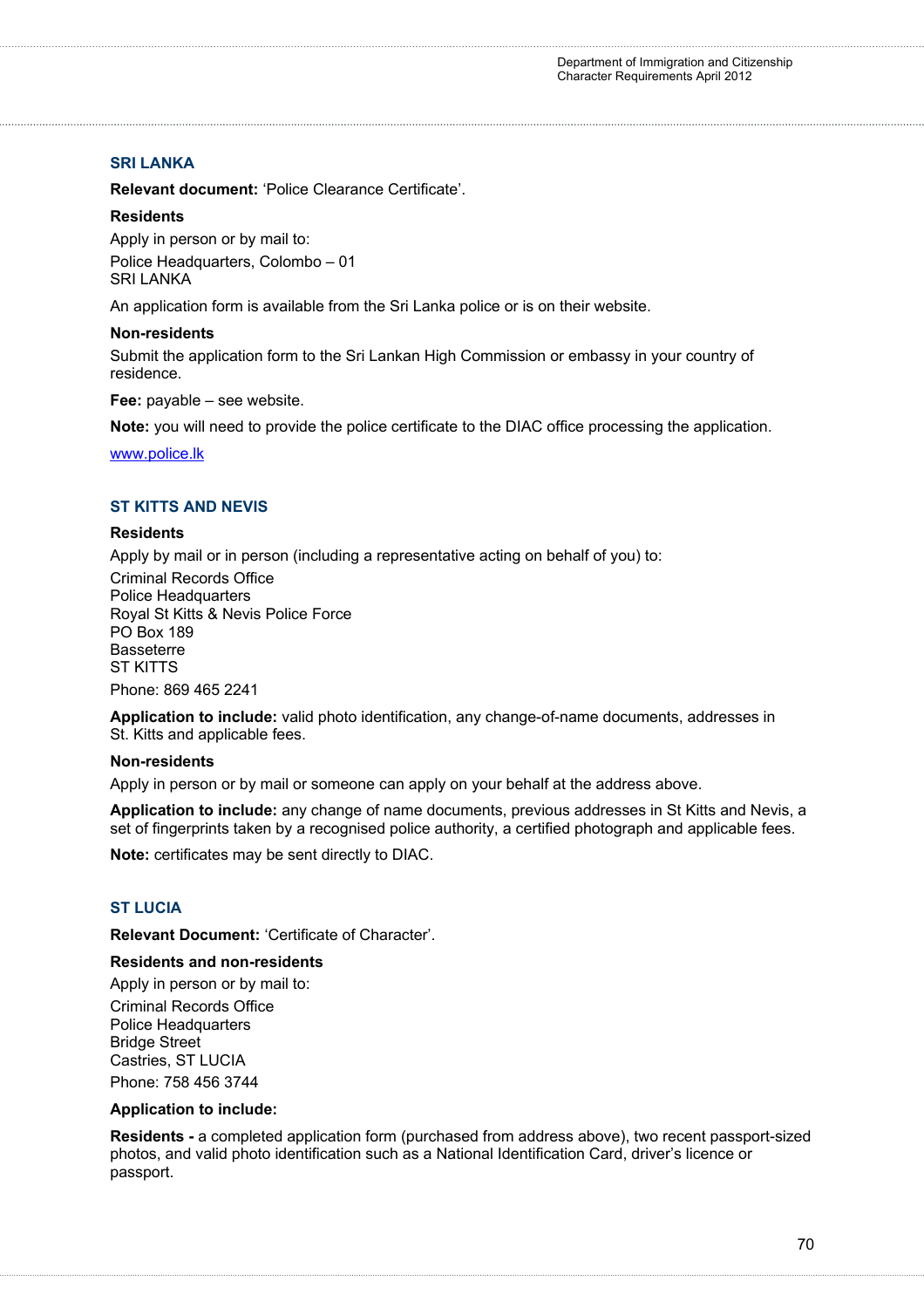## SRI LANKA

**Relevant document:** 'Police Clearance Certificate'.

**Residents**

Apply in person or by mail to:

Police Headquarters, Colombo – 01
SRI LANKA

An application form is available from the Sri Lanka police or is on their website.

**Non-residents**

Submit the application form to the Sri Lankan High Commission or embassy in your country of residence.

**Fee:** payable – see website.

**Note:** you will need to provide the police certificate to the DIAC office processing the application.

[www.police.lk](http://www.police.lk)

## ST KITTS AND NEVIS

**Residents**

Apply by mail or in person (including a representative acting on behalf of you) to:

Criminal Records Office
Police Headquarters
Royal St Kitts & Nevis Police Force
PO Box 189
Basseterre
ST KITTS

Phone: 869 465 2241

**Application to include:** valid photo identification, any change-of-name documents, addresses in St. Kitts and applicable fees.

**Non-residents**

Apply in person or by mail or someone can apply on your behalf at the address above.

**Application to include:** any change of name documents, previous addresses in St Kitts and Nevis, a set of fingerprints taken by a recognised police authority, a certified photograph and applicable fees.

**Note:** certificates may be sent directly to DIAC.

## ST LUCIA

**Relevant Document:** 'Certificate of Character'.

**Residents and non-residents**

Apply in person or by mail to:

Criminal Records Office
Police Headquarters
Bridge Street
Castries, ST LUCIA

Phone: 758 456 3744

**Application to include:**

**Residents -** a completed application form (purchased from address above), two recent passport-sized photos, and valid photo identification such as a National Identification Card, driver's licence or passport.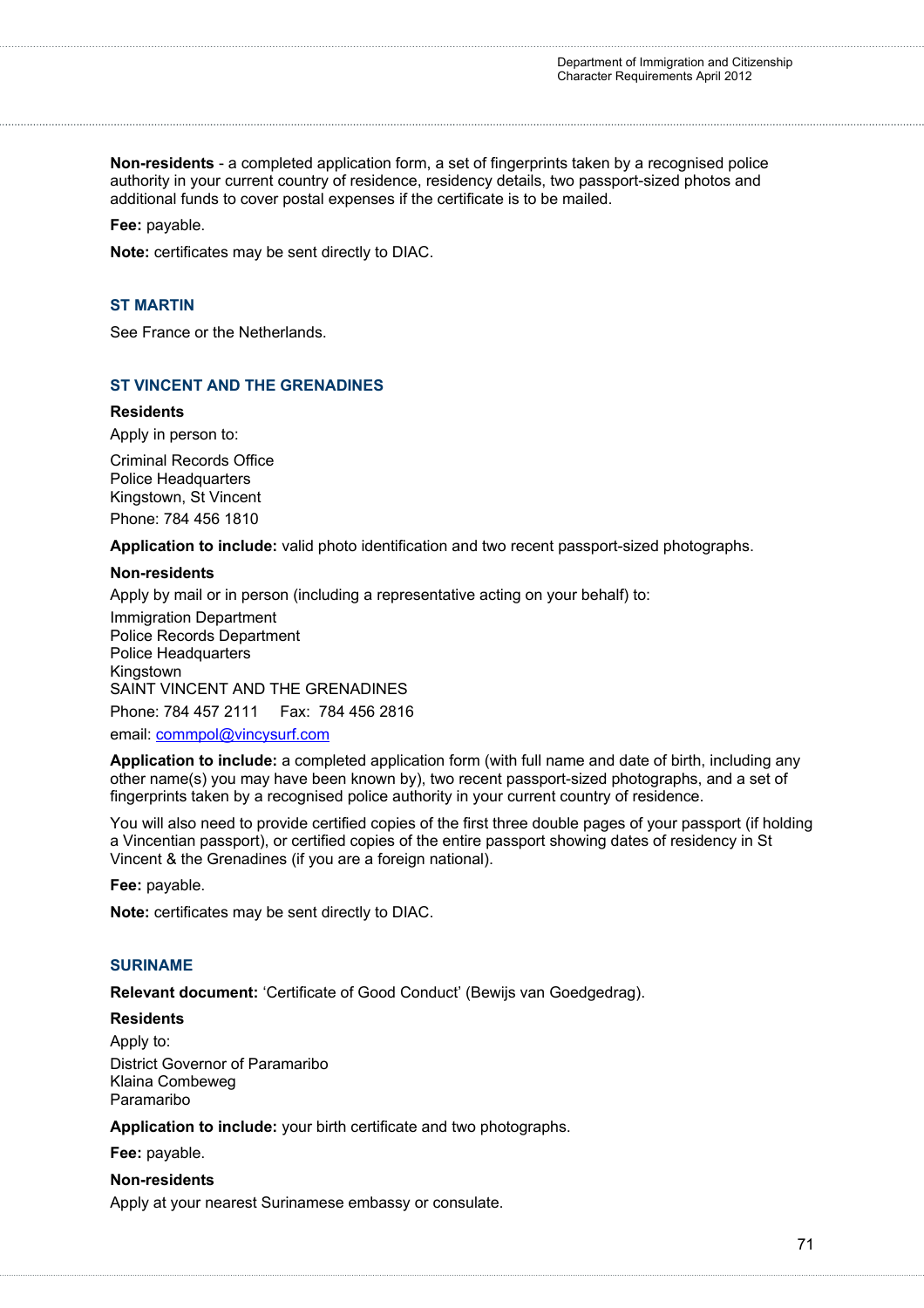**Non-residents** - a completed application form, a set of fingerprints taken by a recognised police authority in your current country of residence, residency details, two passport-sized photos and additional funds to cover postal expenses if the certificate is to be mailed.

**Fee:** payable.

**Note:** certificates may be sent directly to DIAC.

### ST MARTIN

See France or the Netherlands.

### ST VINCENT AND THE GRENADINES

**Residents**

Apply in person to:

Criminal Records Office
Police Headquarters
Kingstown, St Vincent
Phone: 784 456 1810

**Application to include:** valid photo identification and two recent passport-sized photographs.

**Non-residents**

Apply by mail or in person (including a representative acting on your behalf) to:

Immigration Department
Police Records Department
Police Headquarters
Kingstown
SAINT VINCENT AND THE GRENADINES
Phone: 784 457 2111 Fax: 784 456 2816
email: commpol@vincysurf.com

**Application to include:** a completed application form (with full name and date of birth, including any other name(s) you may have been known by), two recent passport-sized photographs, and a set of fingerprints taken by a recognised police authority in your current country of residence.

You will also need to provide certified copies of the first three double pages of your passport (if holding a Vincentian passport), or certified copies of the entire passport showing dates of residency in St Vincent & the Grenadines (if you are a foreign national).

**Fee:** payable.

**Note:** certificates may be sent directly to DIAC.

### SURINAME

**Relevant document:** 'Certificate of Good Conduct' (Bewijs van Goedgedrag).

**Residents**

Apply to:

District Governor of Paramaribo
Klaina Combeweg
Paramaribo

**Application to include:** your birth certificate and two photographs.

**Fee:** payable.

**Non-residents**

Apply at your nearest Surinamese embassy or consulate.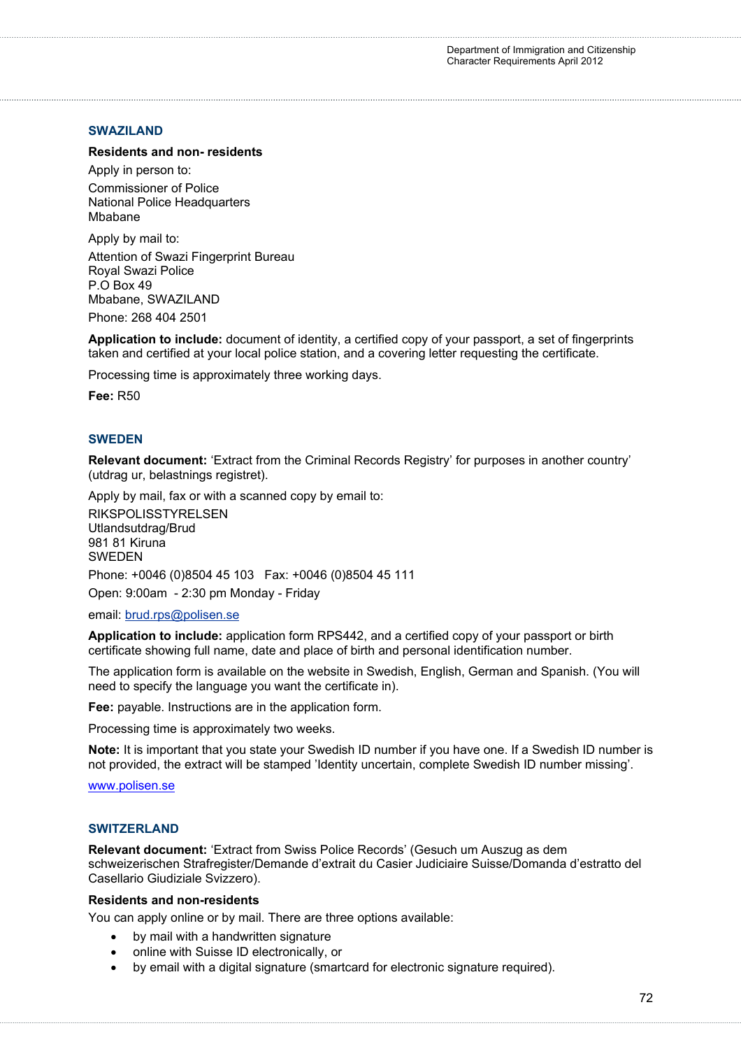## SWAZILAND

**Residents and non- residents**

Apply in person to:

Commissioner of Police
National Police Headquarters
Mbabane

Apply by mail to:

Attention of Swazi Fingerprint Bureau
Royal Swazi Police
P.O Box 49
Mbabane, SWAZILAND

Phone: 268 404 2501

**Application to include:** document of identity, a certified copy of your passport, a set of fingerprints taken and certified at your local police station, and a covering letter requesting the certificate.

Processing time is approximately three working days.

**Fee:** R50

## SWEDEN

**Relevant document:** 'Extract from the Criminal Records Registry' for purposes in another country' (utdrag ur, belastnings registret).

Apply by mail, fax or with a scanned copy by email to:

RIKSPOLISSTYRELSEN
Utlandsutdrag/Brud
981 81 Kiruna
SWEDEN

Phone: +0046 (0)8504 45 103 Fax: +0046 (0)8504 45 111

Open: 9:00am - 2:30 pm Monday - Friday

email: brud.rps@polisen.se

**Application to include:** application form RPS442, and a certified copy of your passport or birth certificate showing full name, date and place of birth and personal identification number.

The application form is available on the website in Swedish, English, German and Spanish. (You will need to specify the language you want the certificate in).

**Fee:** payable. Instructions are in the application form.

Processing time is approximately two weeks.

**Note:** It is important that you state your Swedish ID number if you have one. If a Swedish ID number is not provided, the extract will be stamped 'Identity uncertain, complete Swedish ID number missing'.

www.polisen.se

## SWITZERLAND

**Relevant document:** 'Extract from Swiss Police Records' (Gesuch um Auszug as dem schweizerischen Strafregister/Demande d'extrait du Casier Judiciaire Suisse/Domanda d'estratto del Casellario Giudiziale Svizzero).

**Residents and non-residents**

You can apply online or by mail. There are three options available:

- by mail with a handwritten signature
- online with Suisse ID electronically, or
- by email with a digital signature (smartcard for electronic signature required).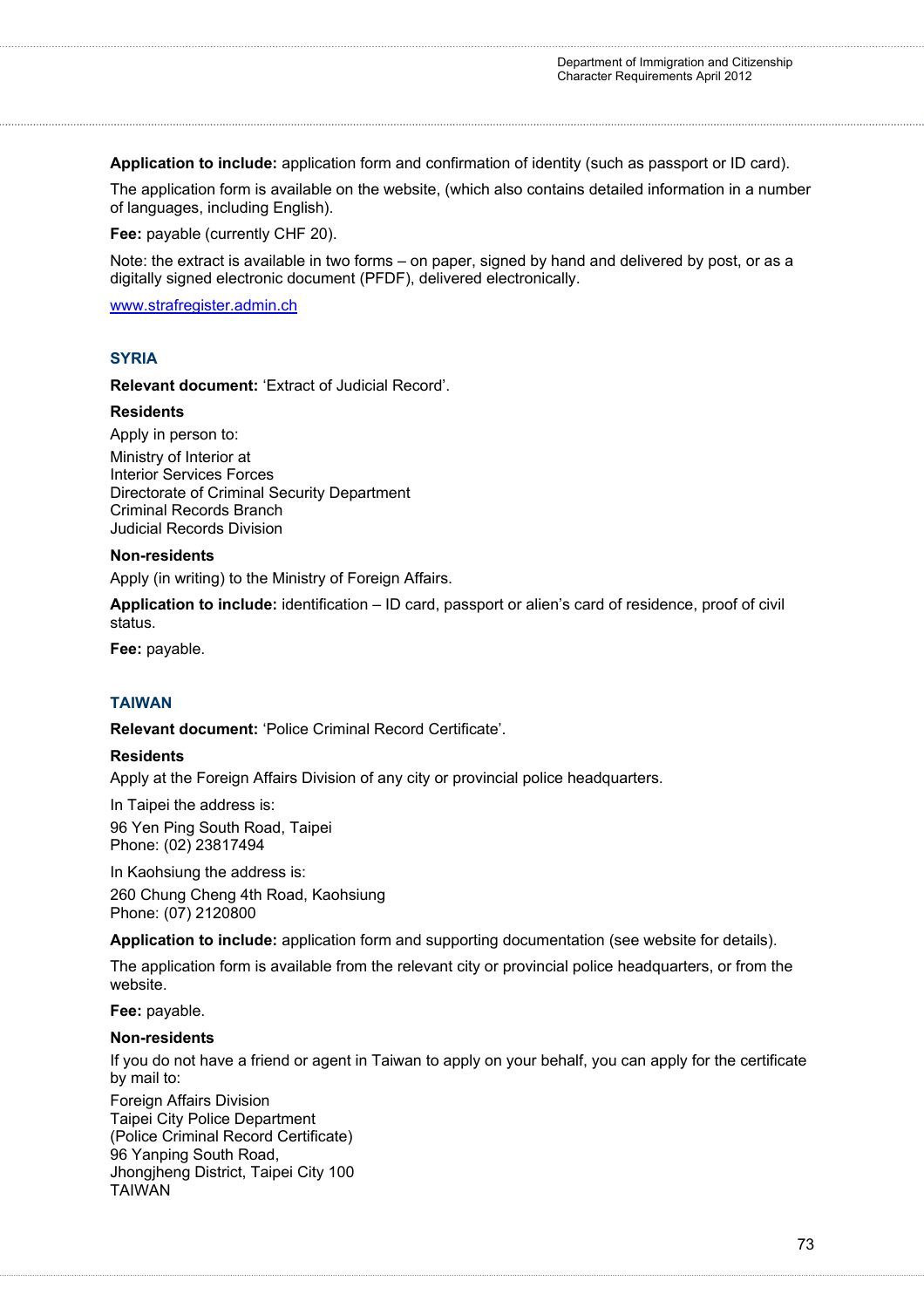**Application to include:** application form and confirmation of identity (such as passport or ID card).

The application form is available on the website, (which also contains detailed information in a number of languages, including English).

**Fee:** payable (currently CHF 20).

Note: the extract is available in two forms – on paper, signed by hand and delivered by post, or as a digitally signed electronic document (PFDF), delivered electronically.

[www.strafregister.admin.ch](http://www.strafregister.admin.ch)

## SYRIA

**Relevant document:** 'Extract of Judicial Record'.

**Residents**

Apply in person to:

Ministry of Interior at
Interior Services Forces
Directorate of Criminal Security Department
Criminal Records Branch
Judicial Records Division

**Non-residents**

Apply (in writing) to the Ministry of Foreign Affairs.

**Application to include:** identification – ID card, passport or alien's card of residence, proof of civil status.

**Fee:** payable.

## TAIWAN

**Relevant document:** 'Police Criminal Record Certificate'.

**Residents**

Apply at the Foreign Affairs Division of any city or provincial police headquarters.

In Taipei the address is:

96 Yen Ping South Road, Taipei
Phone: (02) 23817494

In Kaohsiung the address is:

260 Chung Cheng 4th Road, Kaohsiung
Phone: (07) 2120800

**Application to include:** application form and supporting documentation (see website for details).

The application form is available from the relevant city or provincial police headquarters, or from the website.

**Fee:** payable.

**Non-residents**

If you do not have a friend or agent in Taiwan to apply on your behalf, you can apply for the certificate by mail to:

Foreign Affairs Division
Taipei City Police Department
(Police Criminal Record Certificate)
96 Yanping South Road,
Jhongjheng District, Taipei City 100
TAIWAN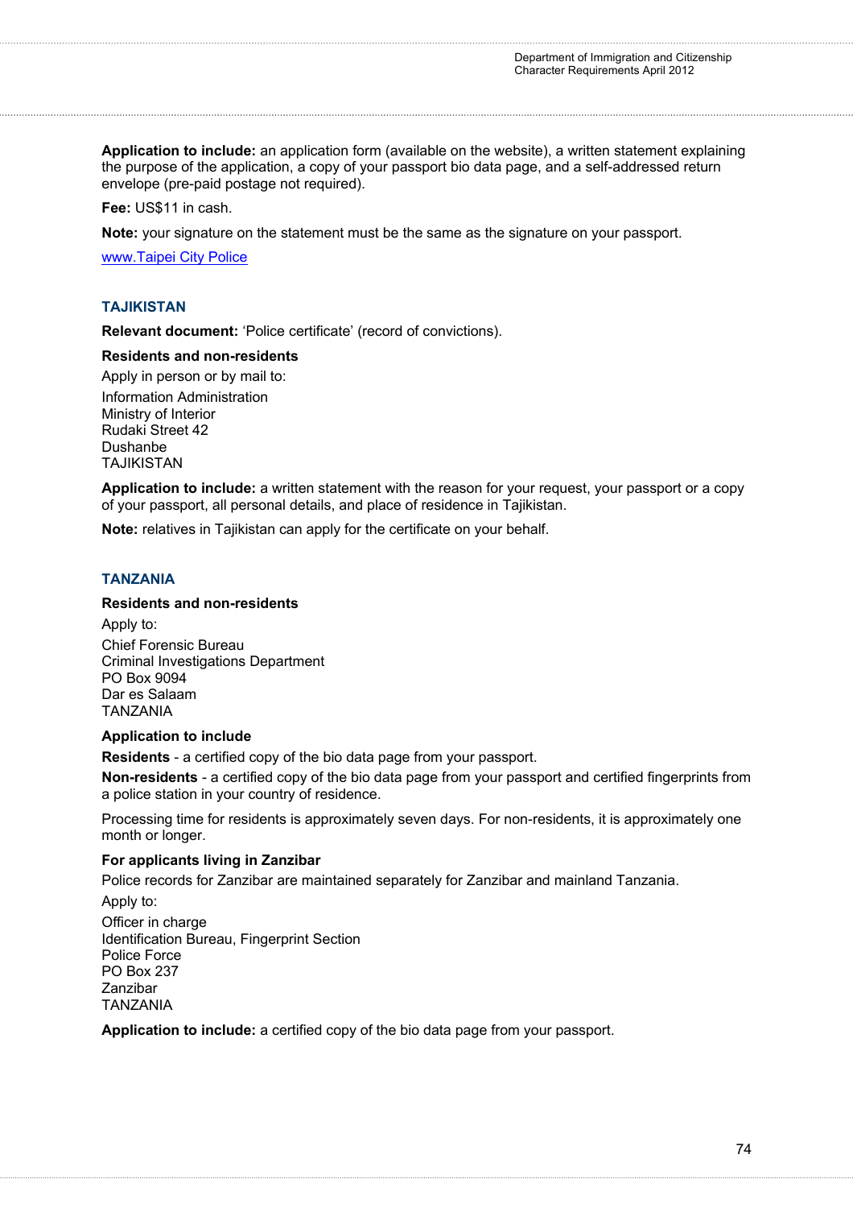**Application to include:** an application form (available on the website), a written statement explaining the purpose of the application, a copy of your passport bio data page, and a self-addressed return envelope (pre-paid postage not required).

**Fee:** US$11 in cash.

**Note:** your signature on the statement must be the same as the signature on your passport.

[www.Taipei City Police](www.Taipei City Police)

## TAJIKISTAN

**Relevant document:** 'Police certificate' (record of convictions).

**Residents and non-residents**

Apply in person or by mail to:

Information Administration
Ministry of Interior
Rudaki Street 42
Dushanbe
TAJIKISTAN

**Application to include:** a written statement with the reason for your request, your passport or a copy of your passport, all personal details, and place of residence in Tajikistan.

**Note:** relatives in Tajikistan can apply for the certificate on your behalf.

## TANZANIA

**Residents and non-residents**

Apply to:

Chief Forensic Bureau
Criminal Investigations Department
PO Box 9094
Dar es Salaam
TANZANIA

**Application to include**

**Residents** - a certified copy of the bio data page from your passport.

**Non-residents** - a certified copy of the bio data page from your passport and certified fingerprints from a police station in your country of residence.

Processing time for residents is approximately seven days. For non-residents, it is approximately one month or longer.

**For applicants living in Zanzibar**

Police records for Zanzibar are maintained separately for Zanzibar and mainland Tanzania.

Apply to:

Officer in charge
Identification Bureau, Fingerprint Section
Police Force
PO Box 237
Zanzibar
TANZANIA

**Application to include:** a certified copy of the bio data page from your passport.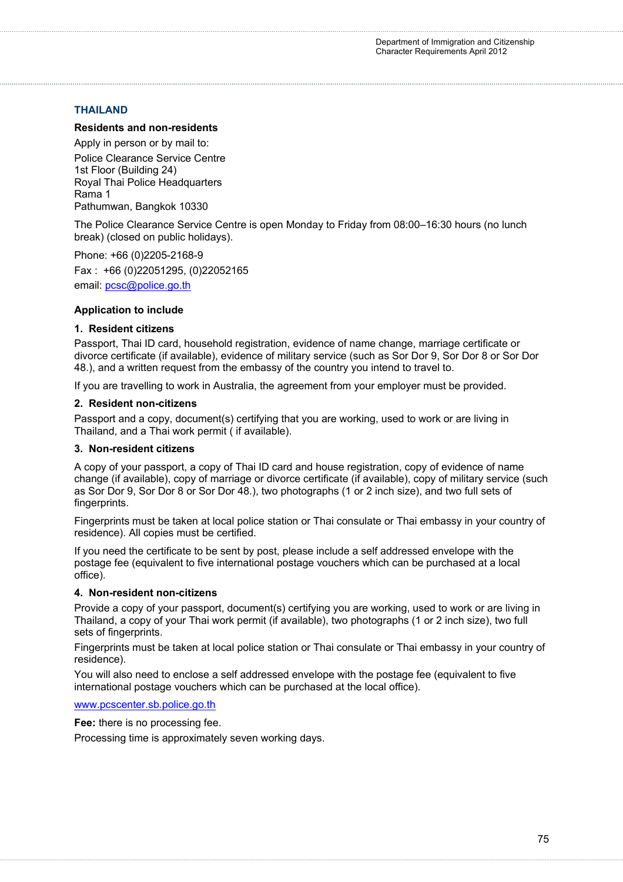## THAILAND

**Residents and non-residents**

Apply in person or by mail to:

Police Clearance Service Centre
1st Floor (Building 24)
Royal Thai Police Headquarters
Rama 1
Pathumwan, Bangkok 10330

The Police Clearance Service Centre is open Monday to Friday from 08:00–16:30 hours (no lunch break) (closed on public holidays).

Phone: +66 (0)2205-2168-9

Fax : +66 (0)22051295, (0)22052165

email: pcsc@police.go.th

**Application to include**

**1. Resident citizens**

Passport, Thai ID card, household registration, evidence of name change, marriage certificate or divorce certificate (if available), evidence of military service (such as Sor Dor 9, Sor Dor 8 or Sor Dor 48.), and a written request from the embassy of the country you intend to travel to.

If you are travelling to work in Australia, the agreement from your employer must be provided.

**2. Resident non-citizens**

Passport and a copy, document(s) certifying that you are working, used to work or are living in Thailand, and a Thai work permit ( if available).

**3. Non-resident citizens**

A copy of your passport, a copy of Thai ID card and house registration, copy of evidence of name change (if available), copy of marriage or divorce certificate (if available), copy of military service (such as Sor Dor 9, Sor Dor 8 or Sor Dor 48.), two photographs (1 or 2 inch size), and two full sets of fingerprints.

Fingerprints must be taken at local police station or Thai consulate or Thai embassy in your country of residence). All copies must be certified.

If you need the certificate to be sent by post, please include a self addressed envelope with the postage fee (equivalent to five international postage vouchers which can be purchased at a local office).

**4. Non-resident non-citizens**

Provide a copy of your passport, document(s) certifying you are working, used to work or are living in Thailand, a copy of your Thai work permit (if available), two photographs (1 or 2 inch size), two full sets of fingerprints.

Fingerprints must be taken at local police station or Thai consulate or Thai embassy in your country of residence).

You will also need to enclose a self addressed envelope with the postage fee (equivalent to five international postage vouchers which can be purchased at the local office).

www.pcscenter.sb.police.go.th

**Fee:** there is no processing fee.

Processing time is approximately seven working days.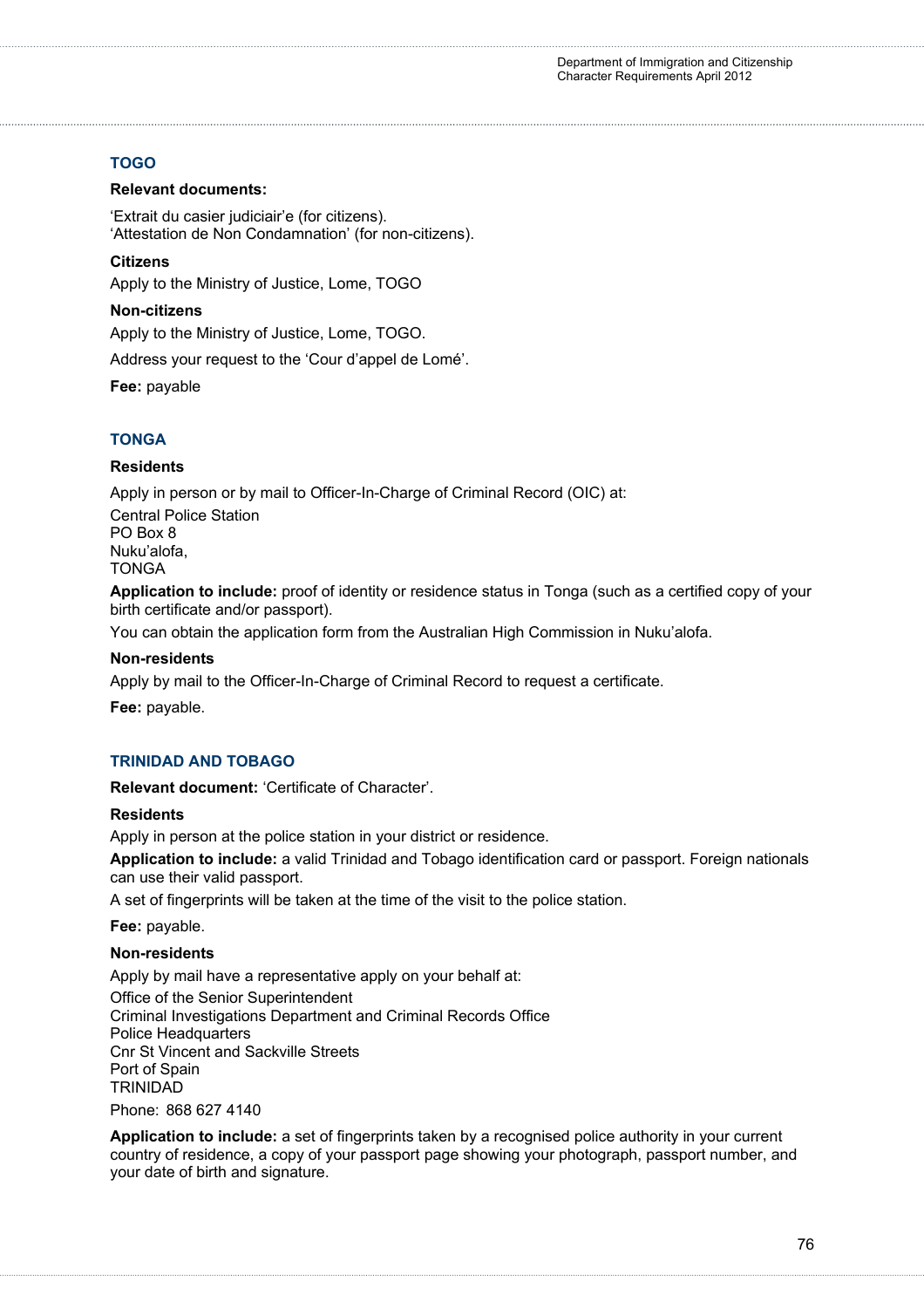## TOGO

**Relevant documents:**

'Extrait du casier judiciair'e (for citizens).
'Attestation de Non Condamnation' (for non-citizens).

**Citizens**

Apply to the Ministry of Justice, Lome, TOGO

**Non-citizens**

Apply to the Ministry of Justice, Lome, TOGO.

Address your request to the 'Cour d'appel de Lomé'.

**Fee:** payable

## TONGA

**Residents**

Apply in person or by mail to Officer-In-Charge of Criminal Record (OIC) at:

Central Police Station
PO Box 8
Nuku'alofa,
TONGA

**Application to include:** proof of identity or residence status in Tonga (such as a certified copy of your birth certificate and/or passport).

You can obtain the application form from the Australian High Commission in Nuku'alofa.

**Non-residents**

Apply by mail to the Officer-In-Charge of Criminal Record to request a certificate.

**Fee:** payable.

## TRINIDAD AND TOBAGO

**Relevant document:** 'Certificate of Character'.

**Residents**

Apply in person at the police station in your district or residence.

**Application to include:** a valid Trinidad and Tobago identification card or passport. Foreign nationals can use their valid passport.

A set of fingerprints will be taken at the time of the visit to the police station.

**Fee:** payable.

**Non-residents**

Apply by mail have a representative apply on your behalf at:

Office of the Senior Superintendent
Criminal Investigations Department and Criminal Records Office
Police Headquarters
Cnr St Vincent and Sackville Streets
Port of Spain
TRINIDAD

Phone: 868 627 4140

**Application to include:** a set of fingerprints taken by a recognised police authority in your current country of residence, a copy of your passport page showing your photograph, passport number, and your date of birth and signature.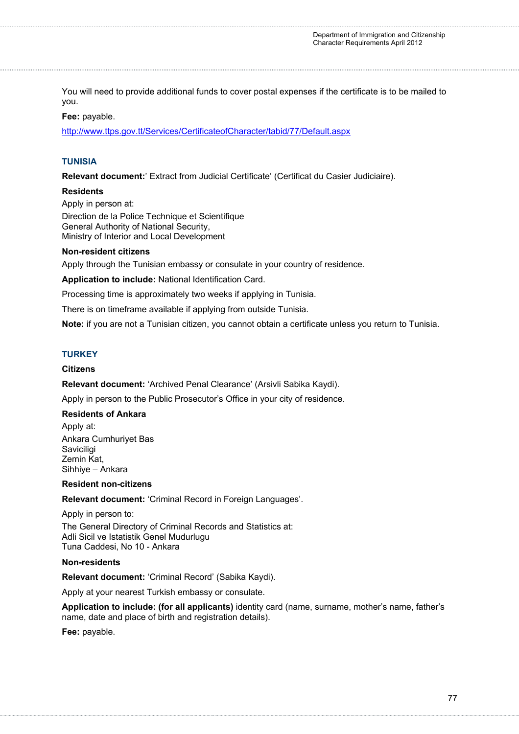You will need to provide additional funds to cover postal expenses if the certificate is to be mailed to you.

**Fee:** payable.

http://www.ttps.gov.tt/Services/CertificateofCharacter/tabid/77/Default.aspx

## TUNISIA

**Relevant document:**' Extract from Judicial Certificate' (Certificat du Casier Judiciaire).

**Residents**

Apply in person at:

Direction de la Police Technique et Scientifique
General Authority of National Security,
Ministry of Interior and Local Development

**Non-resident citizens**

Apply through the Tunisian embassy or consulate in your country of residence.

**Application to include:** National Identification Card.

Processing time is approximately two weeks if applying in Tunisia.

There is on timeframe available if applying from outside Tunisia.

**Note:** if you are not a Tunisian citizen, you cannot obtain a certificate unless you return to Tunisia.

## TURKEY

**Citizens**

**Relevant document:** 'Archived Penal Clearance' (Arsivli Sabika Kaydi).

Apply in person to the Public Prosecutor's Office in your city of residence.

**Residents of Ankara**

Apply at:

Ankara Cumhuriyet Bas
Saviciligi
Zemin Kat,
Sihhiye – Ankara

**Resident non-citizens**

**Relevant document:** 'Criminal Record in Foreign Languages'.

Apply in person to:

The General Directory of Criminal Records and Statistics at:
Adli Sicil ve Istatistik Genel Mudurlugu
Tuna Caddesi, No 10 - Ankara

**Non-residents**

**Relevant document:** 'Criminal Record' (Sabika Kaydi).

Apply at your nearest Turkish embassy or consulate.

**Application to include: (for all applicants)** identity card (name, surname, mother's name, father's name, date and place of birth and registration details).

**Fee:** payable.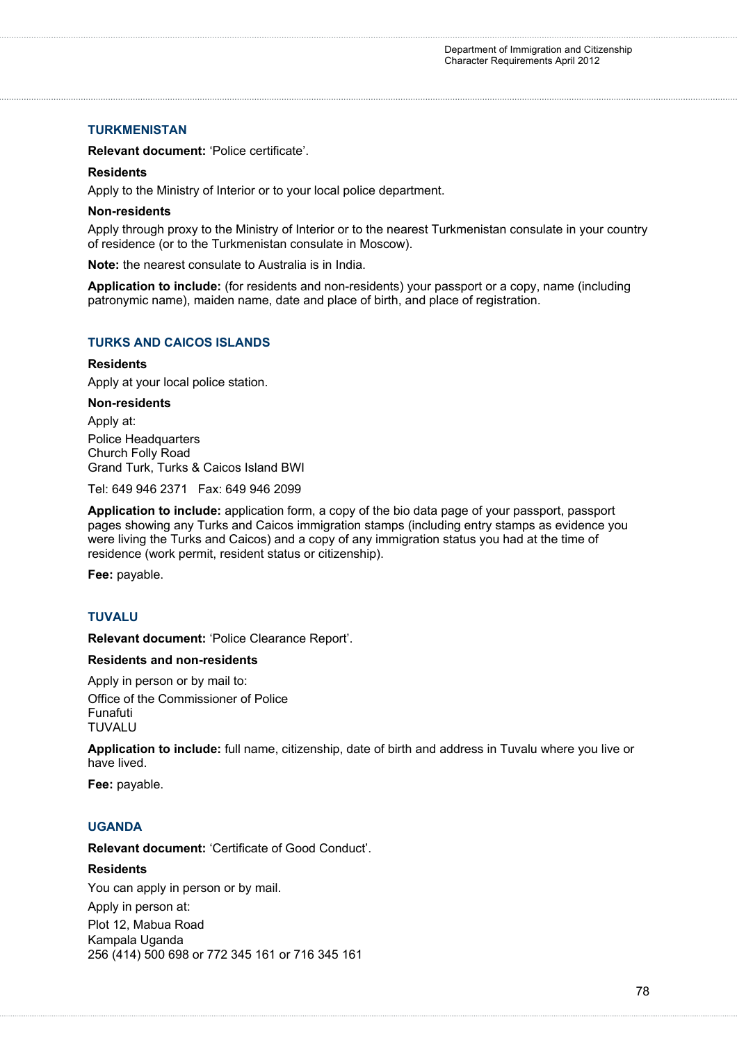## TURKMENISTAN

**Relevant document:** 'Police certificate'.

**Residents**

Apply to the Ministry of Interior or to your local police department.

**Non-residents**

Apply through proxy to the Ministry of Interior or to the nearest Turkmenistan consulate in your country of residence (or to the Turkmenistan consulate in Moscow).

**Note:** the nearest consulate to Australia is in India.

**Application to include:** (for residents and non-residents) your passport or a copy, name (including patronymic name), maiden name, date and place of birth, and place of registration.

## TURKS AND CAICOS ISLANDS

**Residents**

Apply at your local police station.

**Non-residents**

Apply at:

Police Headquarters
Church Folly Road
Grand Turk, Turks & Caicos Island BWI

Tel: 649 946 2371 Fax: 649 946 2099

**Application to include:** application form, a copy of the bio data page of your passport, passport pages showing any Turks and Caicos immigration stamps (including entry stamps as evidence you were living the Turks and Caicos) and a copy of any immigration status you had at the time of residence (work permit, resident status or citizenship).

**Fee:** payable.

## TUVALU

**Relevant document:** 'Police Clearance Report'.

**Residents and non-residents**

Apply in person or by mail to:

Office of the Commissioner of Police
Funafuti
TUVALU

**Application to include:** full name, citizenship, date of birth and address in Tuvalu where you live or have lived.

**Fee:** payable.

## UGANDA

**Relevant document:** 'Certificate of Good Conduct'.

**Residents**

You can apply in person or by mail.

Apply in person at:

Plot 12, Mabua Road
Kampala Uganda
256 (414) 500 698 or 772 345 161 or 716 345 161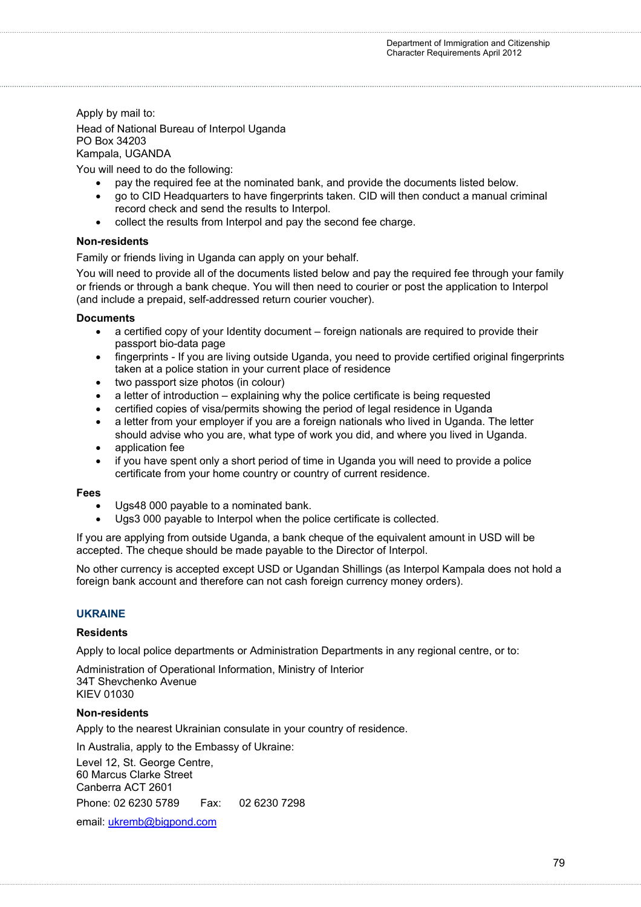Apply by mail to:

Head of National Bureau of Interpol Uganda
PO Box 34203
Kampala, UGANDA

You will need to do the following:

- pay the required fee at the nominated bank, and provide the documents listed below.
- go to CID Headquarters to have fingerprints taken. CID will then conduct a manual criminal record check and send the results to Interpol.
- collect the results from Interpol and pay the second fee charge.

**Non-residents**

Family or friends living in Uganda can apply on your behalf.

You will need to provide all of the documents listed below and pay the required fee through your family or friends or through a bank cheque. You will then need to courier or post the application to Interpol (and include a prepaid, self-addressed return courier voucher).

**Documents**

- a certified copy of your Identity document – foreign nationals are required to provide their passport bio-data page
- fingerprints - If you are living outside Uganda, you need to provide certified original fingerprints taken at a police station in your current place of residence
- two passport size photos (in colour)
- a letter of introduction – explaining why the police certificate is being requested
- certified copies of visa/permits showing the period of legal residence in Uganda
- a letter from your employer if you are a foreign nationals who lived in Uganda. The letter should advise who you are, what type of work you did, and where you lived in Uganda.
- application fee
- if you have spent only a short period of time in Uganda you will need to provide a police certificate from your home country or country of current residence.

**Fees**

- Ugs48 000 payable to a nominated bank.
- Ugs3 000 payable to Interpol when the police certificate is collected.

If you are applying from outside Uganda, a bank cheque of the equivalent amount in USD will be accepted. The cheque should be made payable to the Director of Interpol.

No other currency is accepted except USD or Ugandan Shillings (as Interpol Kampala does not hold a foreign bank account and therefore can not cash foreign currency money orders).

## UKRAINE

**Residents**

Apply to local police departments or Administration Departments in any regional centre, or to:

Administration of Operational Information, Ministry of Interior
34T Shevchenko Avenue
KIEV 01030

**Non-residents**

Apply to the nearest Ukrainian consulate in your country of residence.

In Australia, apply to the Embassy of Ukraine:

Level 12, St. George Centre,
60 Marcus Clarke Street
Canberra ACT 2601

Phone: 02 6230 5789    Fax:    02 6230 7298

email: ukremb@bigpond.com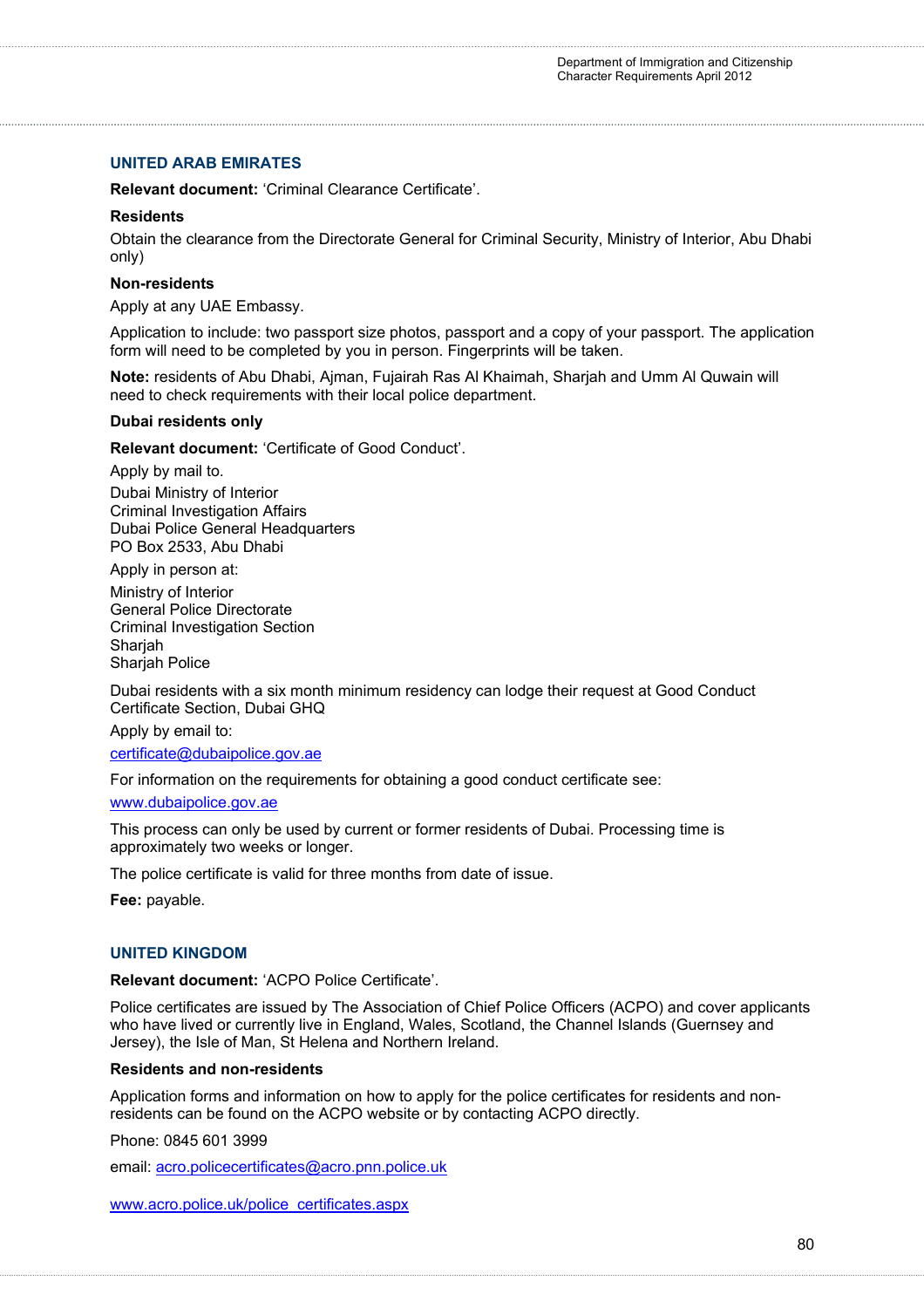## UNITED ARAB EMIRATES

**Relevant document:** 'Criminal Clearance Certificate'.

**Residents**

Obtain the clearance from the Directorate General for Criminal Security, Ministry of Interior, Abu Dhabi only)

**Non-residents**

Apply at any UAE Embassy.

Application to include: two passport size photos, passport and a copy of your passport. The application form will need to be completed by you in person. Fingerprints will be taken.

**Note:** residents of Abu Dhabi, Ajman, Fujairah Ras Al Khaimah, Sharjah and Umm Al Quwain will need to check requirements with their local police department.

**Dubai residents only**

**Relevant document:** 'Certificate of Good Conduct'.

Apply by mail to.

Dubai Ministry of Interior
Criminal Investigation Affairs
Dubai Police General Headquarters
PO Box 2533, Abu Dhabi

Apply in person at:

Ministry of Interior
General Police Directorate
Criminal Investigation Section
Sharjah
Sharjah Police

Dubai residents with a six month minimum residency can lodge their request at Good Conduct Certificate Section, Dubai GHQ

Apply by email to:

certificate@dubaipolice.gov.ae

For information on the requirements for obtaining a good conduct certificate see:

www.dubaipolice.gov.ae

This process can only be used by current or former residents of Dubai. Processing time is approximately two weeks or longer.

The police certificate is valid for three months from date of issue.

**Fee:** payable.

## UNITED KINGDOM

**Relevant document:** 'ACPO Police Certificate'.

Police certificates are issued by The Association of Chief Police Officers (ACPO) and cover applicants who have lived or currently live in England, Wales, Scotland, the Channel Islands (Guernsey and Jersey), the Isle of Man, St Helena and Northern Ireland.

**Residents and non-residents**

Application forms and information on how to apply for the police certificates for residents and non-residents can be found on the ACPO website or by contacting ACPO directly.

Phone: 0845 601 3999

email: acro.policecertificates@acro.pnn.police.uk

www.acro.police.uk/police_certificates.aspx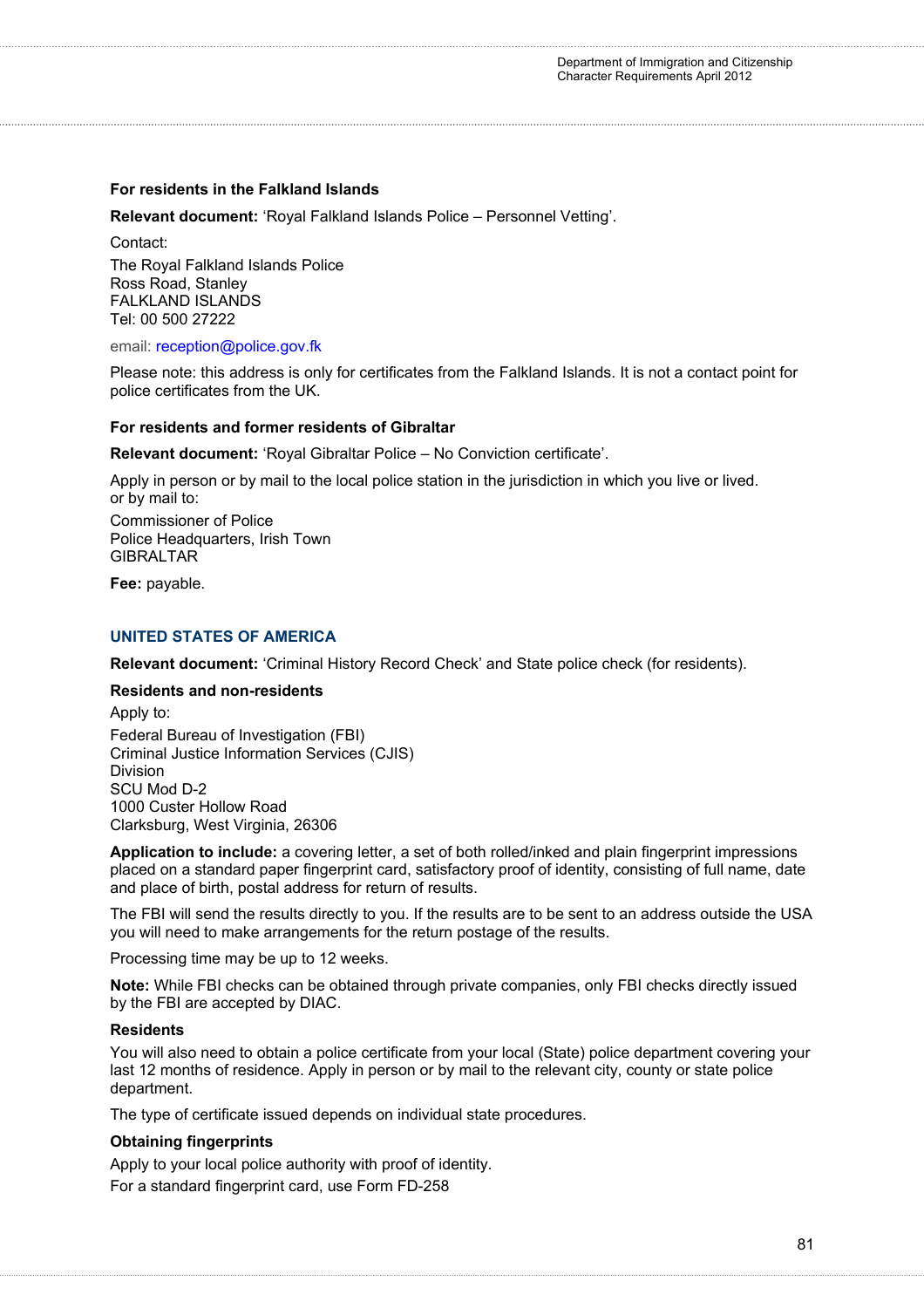**For residents in the Falkland Islands**

**Relevant document:** 'Royal Falkland Islands Police – Personnel Vetting'.

Contact:

The Royal Falkland Islands Police
Ross Road, Stanley
FALKLAND ISLANDS
Tel: 00 500 27222

email: reception@police.gov.fk

Please note: this address is only for certificates from the Falkland Islands. It is not a contact point for police certificates from the UK.

**For residents and former residents of Gibraltar**

**Relevant document:** 'Royal Gibraltar Police – No Conviction certificate'.

Apply in person or by mail to the local police station in the jurisdiction in which you live or lived.
or by mail to:

Commissioner of Police
Police Headquarters, Irish Town
GIBRALTAR

**Fee:** payable.

## UNITED STATES OF AMERICA

**Relevant document:** 'Criminal History Record Check' and State police check (for residents).

**Residents and non-residents**

Apply to:

Federal Bureau of Investigation (FBI)
Criminal Justice Information Services (CJIS)
Division
SCU Mod D-2
1000 Custer Hollow Road
Clarksburg, West Virginia, 26306

**Application to include:** a covering letter, a set of both rolled/inked and plain fingerprint impressions placed on a standard paper fingerprint card, satisfactory proof of identity, consisting of full name, date and place of birth, postal address for return of results.

The FBI will send the results directly to you. If the results are to be sent to an address outside the USA you will need to make arrangements for the return postage of the results.

Processing time may be up to 12 weeks.

**Note:** While FBI checks can be obtained through private companies, only FBI checks directly issued by the FBI are accepted by DIAC.

**Residents**

You will also need to obtain a police certificate from your local (State) police department covering your last 12 months of residence. Apply in person or by mail to the relevant city, county or state police department.

The type of certificate issued depends on individual state procedures.

**Obtaining fingerprints**

Apply to your local police authority with proof of identity.

For a standard fingerprint card, use Form FD-258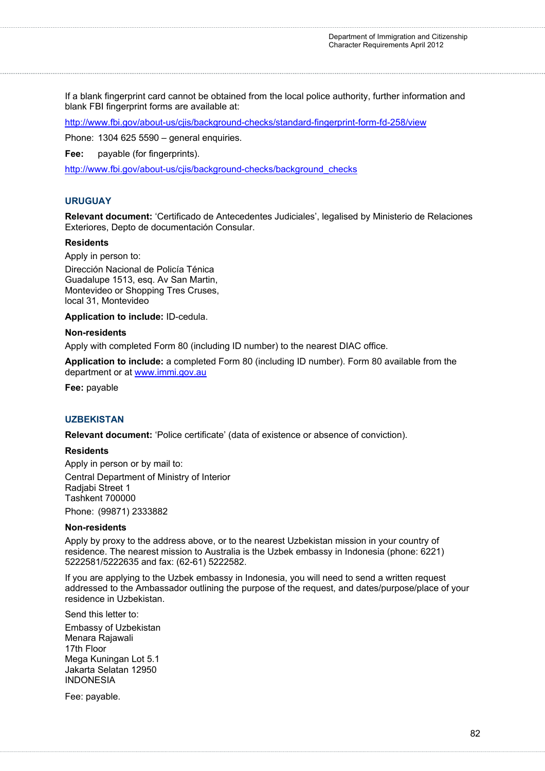If a blank fingerprint card cannot be obtained from the local police authority, further information and blank FBI fingerprint forms are available at:

http://www.fbi.gov/about-us/cjis/background-checks/standard-fingerprint-form-fd-258/view

Phone: 1304 625 5590 – general enquiries.

**Fee:** payable (for fingerprints).

http://www.fbi.gov/about-us/cjis/background-checks/background_checks

## URUGUAY

**Relevant document:** 'Certificado de Antecedentes Judiciales', legalised by Ministerio de Relaciones Exteriores, Depto de documentación Consular.

**Residents**

Apply in person to:

Dirección Nacional de Policía Ténica
Guadalupe 1513, esq. Av San Martin,
Montevideo or Shopping Tres Cruses,
local 31, Montevideo

**Application to include:** ID-cedula.

**Non-residents**

Apply with completed Form 80 (including ID number) to the nearest DIAC office.

**Application to include:** a completed Form 80 (including ID number). Form 80 available from the department or at www.immi.gov.au

**Fee:** payable

## UZBEKISTAN

**Relevant document:** 'Police certificate' (data of existence or absence of conviction).

**Residents**

Apply in person or by mail to:

Central Department of Ministry of Interior
Radjabi Street 1
Tashkent 700000

Phone: (99871) 2333882

**Non-residents**

Apply by proxy to the address above, or to the nearest Uzbekistan mission in your country of residence. The nearest mission to Australia is the Uzbek embassy in Indonesia (phone: 6221) 5222581/5222635 and fax: (62-61) 5222582.

If you are applying to the Uzbek embassy in Indonesia, you will need to send a written request addressed to the Ambassador outlining the purpose of the request, and dates/purpose/place of your residence in Uzbekistan.

Send this letter to:

Embassy of Uzbekistan
Menara Rajawali
17th Floor
Mega Kuningan Lot 5.1
Jakarta Selatan 12950
INDONESIA

Fee: payable.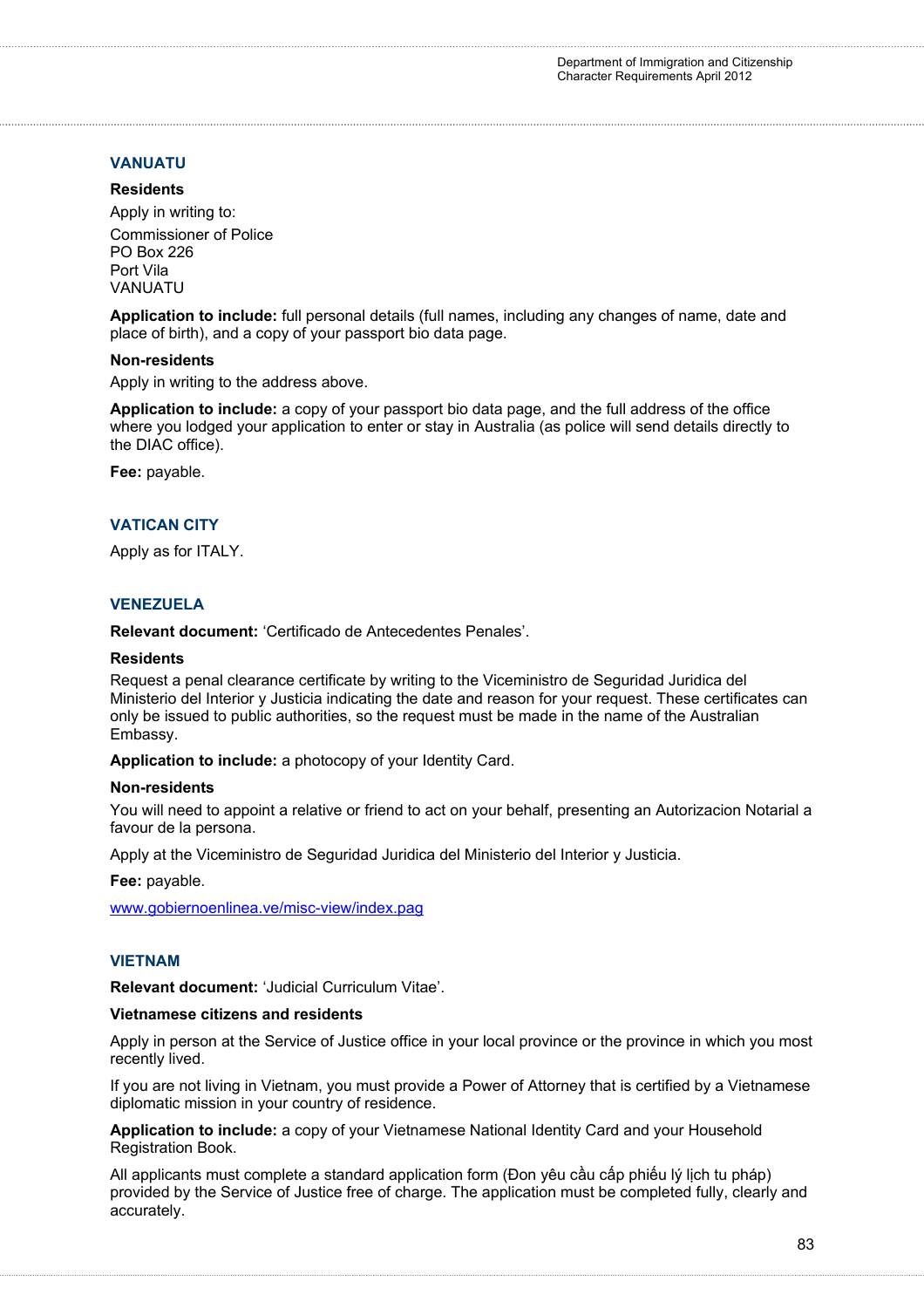## VANUATU

**Residents**

Apply in writing to:

Commissioner of Police
PO Box 226
Port Vila
VANUATU

**Application to include:** full personal details (full names, including any changes of name, date and place of birth), and a copy of your passport bio data page.

**Non-residents**

Apply in writing to the address above.

**Application to include:** a copy of your passport bio data page, and the full address of the office where you lodged your application to enter or stay in Australia (as police will send details directly to the DIAC office).

**Fee:** payable.

## VATICAN CITY

Apply as for ITALY.

## VENEZUELA

**Relevant document:** 'Certificado de Antecedentes Penales'.

**Residents**

Request a penal clearance certificate by writing to the Viceministro de Seguridad Juridica del Ministerio del Interior y Justicia indicating the date and reason for your request. These certificates can only be issued to public authorities, so the request must be made in the name of the Australian Embassy.

**Application to include:** a photocopy of your Identity Card.

**Non-residents**

You will need to appoint a relative or friend to act on your behalf, presenting an Autorizacion Notarial a favour de la persona.

Apply at the Viceministro de Seguridad Juridica del Ministerio del Interior y Justicia.

**Fee:** payable.

www.gobiernoenlinea.ve/misc-view/index.pag

## VIETNAM

**Relevant document:** 'Judicial Curriculum Vitae'.

**Vietnamese citizens and residents**

Apply in person at the Service of Justice office in your local province or the province in which you most recently lived.

If you are not living in Vietnam, you must provide a Power of Attorney that is certified by a Vietnamese diplomatic mission in your country of residence.

**Application to include:** a copy of your Vietnamese National Identity Card and your Household Registration Book.

All applicants must complete a standard application form (Đon yêu cầu cấp phiếu lý lịch tu pháp) provided by the Service of Justice free of charge. The application must be completed fully, clearly and accurately.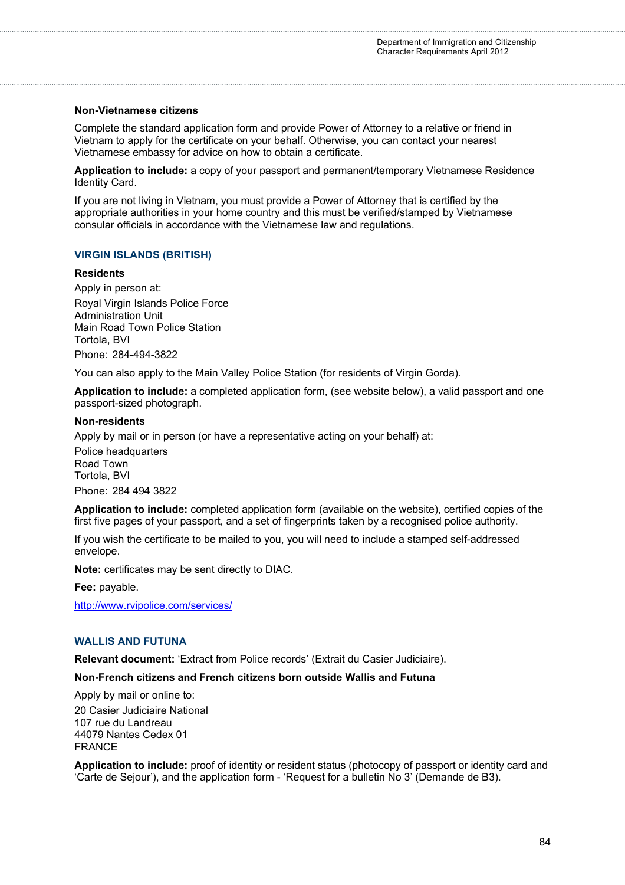#### Non-Vietnamese citizens

Complete the standard application form and provide Power of Attorney to a relative or friend in Vietnam to apply for the certificate on your behalf. Otherwise, you can contact your nearest Vietnamese embassy for advice on how to obtain a certificate.

**Application to include:** a copy of your passport and permanent/temporary Vietnamese Residence Identity Card.

If you are not living in Vietnam, you must provide a Power of Attorney that is certified by the appropriate authorities in your home country and this must be verified/stamped by Vietnamese consular officials in accordance with the Vietnamese law and regulations.

### VIRGIN ISLANDS (BRITISH)

#### Residents

Apply in person at:

Royal Virgin Islands Police Force
Administration Unit
Main Road Town Police Station
Tortola, BVI

Phone: 284-494-3822

You can also apply to the Main Valley Police Station (for residents of Virgin Gorda).

**Application to include:** a completed application form, (see website below), a valid passport and one passport-sized photograph.

#### Non-residents

Apply by mail or in person (or have a representative acting on your behalf) at:

Police headquarters
Road Town
Tortola, BVI

Phone: 284 494 3822

**Application to include:** completed application form (available on the website), certified copies of the first five pages of your passport, and a set of fingerprints taken by a recognised police authority.

If you wish the certificate to be mailed to you, you will need to include a stamped self-addressed envelope.

**Note:** certificates may be sent directly to DIAC.

**Fee:** payable.

http://www.rvipolice.com/services/

### WALLIS AND FUTUNA

**Relevant document:** 'Extract from Police records' (Extrait du Casier Judiciaire).

#### Non-French citizens and French citizens born outside Wallis and Futuna

Apply by mail or online to:

20 Casier Judiciaire National
107 rue du Landreau
44079 Nantes Cedex 01
FRANCE

**Application to include:** proof of identity or resident status (photocopy of passport or identity card and 'Carte de Sejour'), and the application form - 'Request for a bulletin No 3' (Demande de B3).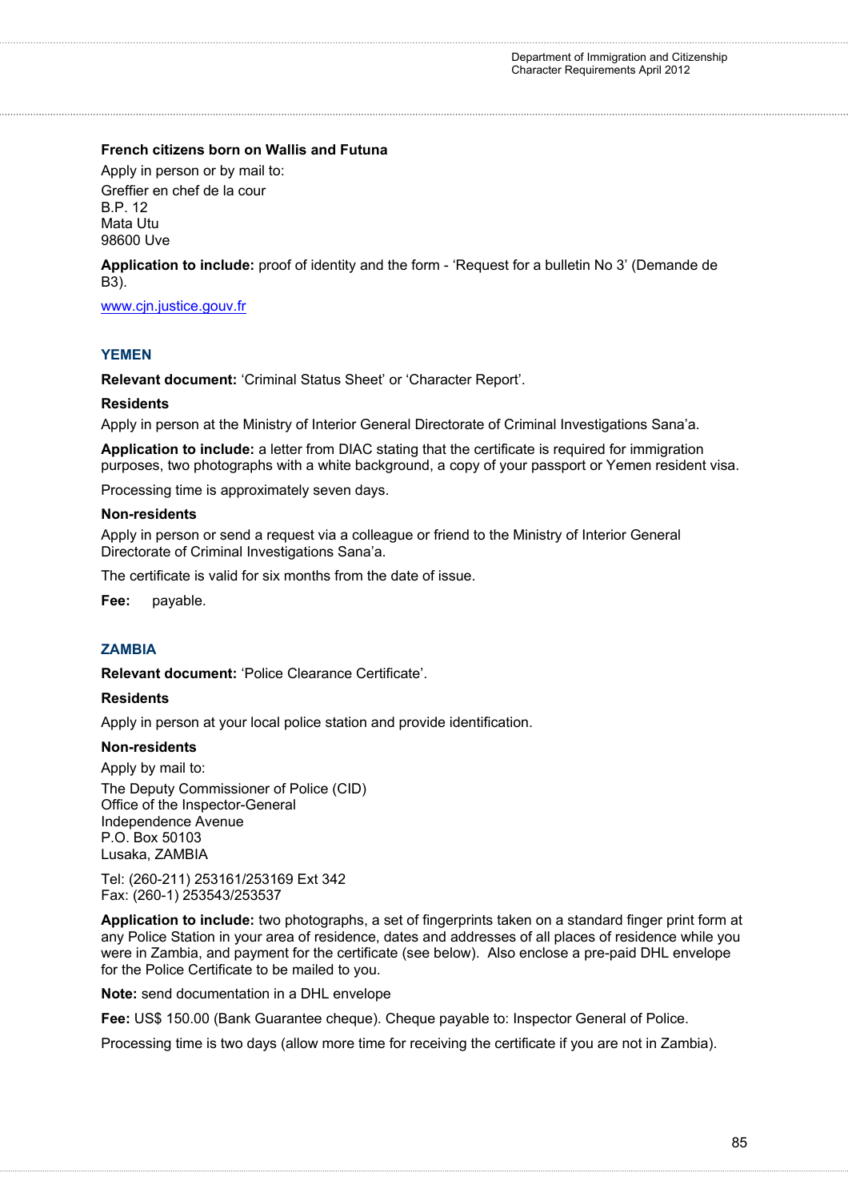**French citizens born on Wallis and Futuna**

Apply in person or by mail to:

Greffier en chef de la cour
B.P. 12
Mata Utu
98600 Uve

**Application to include:** proof of identity and the form - 'Request for a bulletin No 3' (Demande de B3).

www.cjn.justice.gouv.fr

## YEMEN

**Relevant document:** 'Criminal Status Sheet' or 'Character Report'.

**Residents**

Apply in person at the Ministry of Interior General Directorate of Criminal Investigations Sana'a.

**Application to include:** a letter from DIAC stating that the certificate is required for immigration purposes, two photographs with a white background, a copy of your passport or Yemen resident visa.

Processing time is approximately seven days.

**Non-residents**

Apply in person or send a request via a colleague or friend to the Ministry of Interior General Directorate of Criminal Investigations Sana'a.

The certificate is valid for six months from the date of issue.

**Fee:** payable.

## ZAMBIA

**Relevant document:** 'Police Clearance Certificate'.

**Residents**

Apply in person at your local police station and provide identification.

**Non-residents**

Apply by mail to:

The Deputy Commissioner of Police (CID)
Office of the Inspector-General
Independence Avenue
P.O. Box 50103
Lusaka, ZAMBIA

Tel: (260-211) 253161/253169 Ext 342
Fax: (260-1) 253543/253537

**Application to include:** two photographs, a set of fingerprints taken on a standard finger print form at any Police Station in your area of residence, dates and addresses of all places of residence while you were in Zambia, and payment for the certificate (see below). Also enclose a pre-paid DHL envelope for the Police Certificate to be mailed to you.

**Note:** send documentation in a DHL envelope

**Fee:** US$ 150.00 (Bank Guarantee cheque). Cheque payable to: Inspector General of Police.

Processing time is two days (allow more time for receiving the certificate if you are not in Zambia).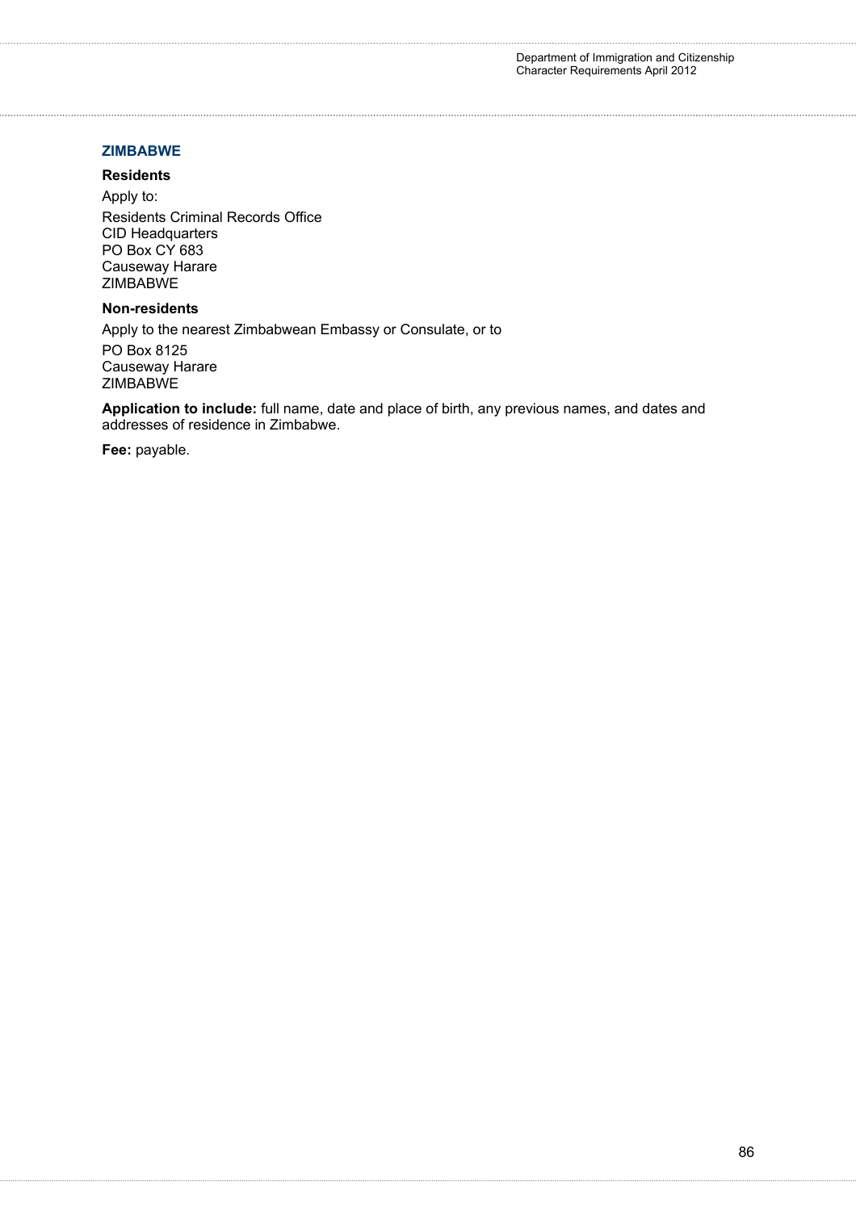## ZIMBABWE

**Residents**

Apply to:

Residents Criminal Records Office
CID Headquarters
PO Box CY 683
Causeway Harare
ZIMBABWE

**Non-residents**

Apply to the nearest Zimbabwean Embassy or Consulate, or to

PO Box 8125
Causeway Harare
ZIMBABWE

**Application to include:** full name, date and place of birth, any previous names, and dates and addresses of residence in Zimbabwe.

**Fee:** payable.